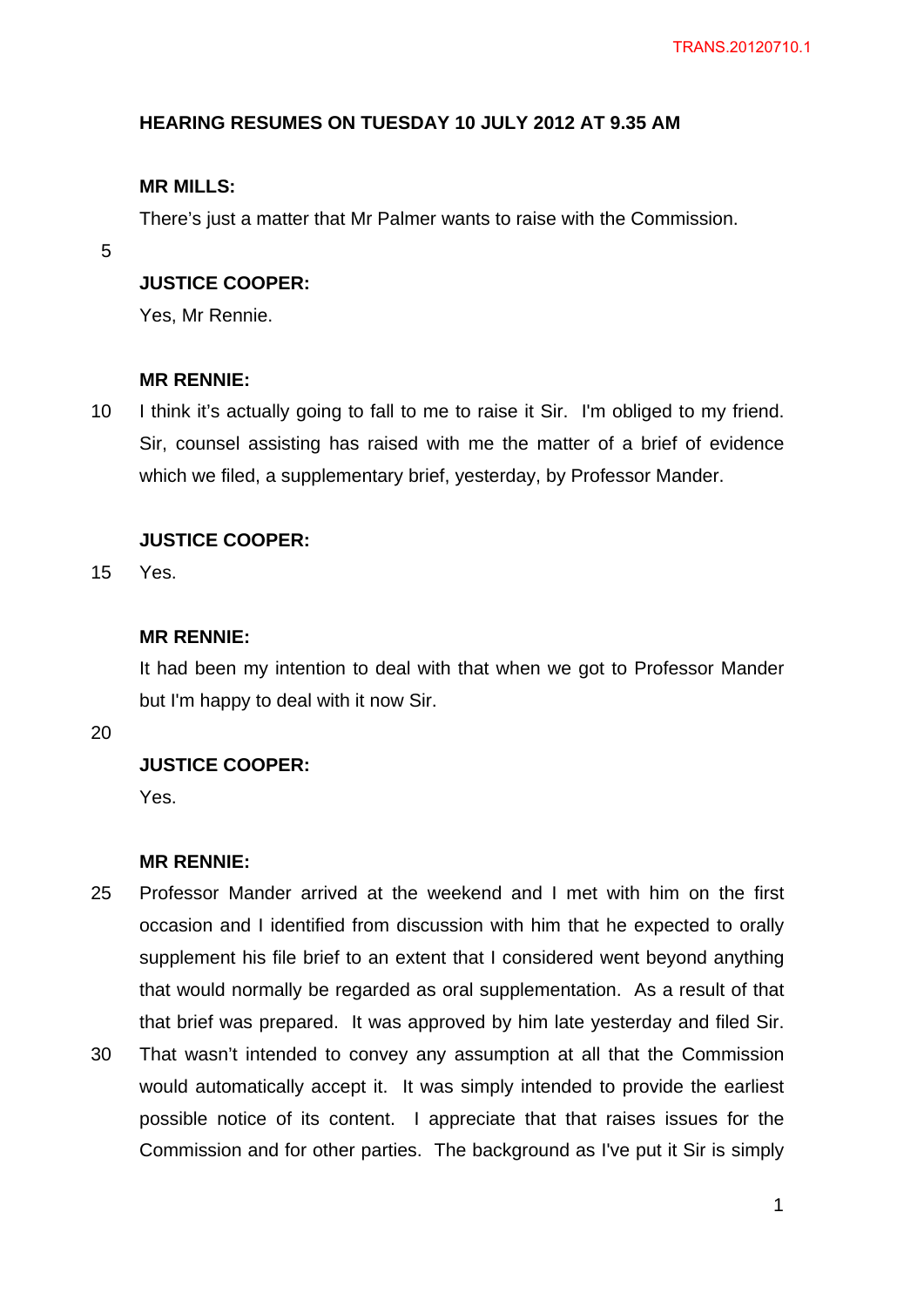**HEARING RESUMES ON TUESDAY 10 JULY 2012 AT 9.35 AM**

**MR MILLS:**

There's just a matter that Mr Palmer wants to raise with the Commission.

**JUSTICE COOPER:**

Yes, Mr Rennie.

**MR RENNIE:**

I think it's actually going to fall to me to raise it Sir. I'm obliged to my friend. Sir, counsel assisting has raised with me the matter of a brief of evidence which we filed, a supplementary brief, yesterday, by Professor Mander.

**JUSTICE COOPER:**

Yes.

**MR RENNIE:**

It had been my intention to deal with that when we got to Professor Mander but I'm happy to deal with it now Sir.

**JUSTICE COOPER:**

Yes.

**MR RENNIE:**

Professor Mander arrived at the weekend and I met with him on the first occasion and I identified from discussion with him that he expected to orally supplement his file brief to an extent that I considered went beyond anything that would normally be regarded as oral supplementation. As a result of that that brief was prepared. It was approved by him late yesterday and filed Sir. That wasn't intended to convey any assumption at all that the Commission would automatically accept it. It was simply intended to provide the earliest possible notice of its content. I appreciate that that raises issues for the Commission and for other parties. The background as I've put it Sir is simply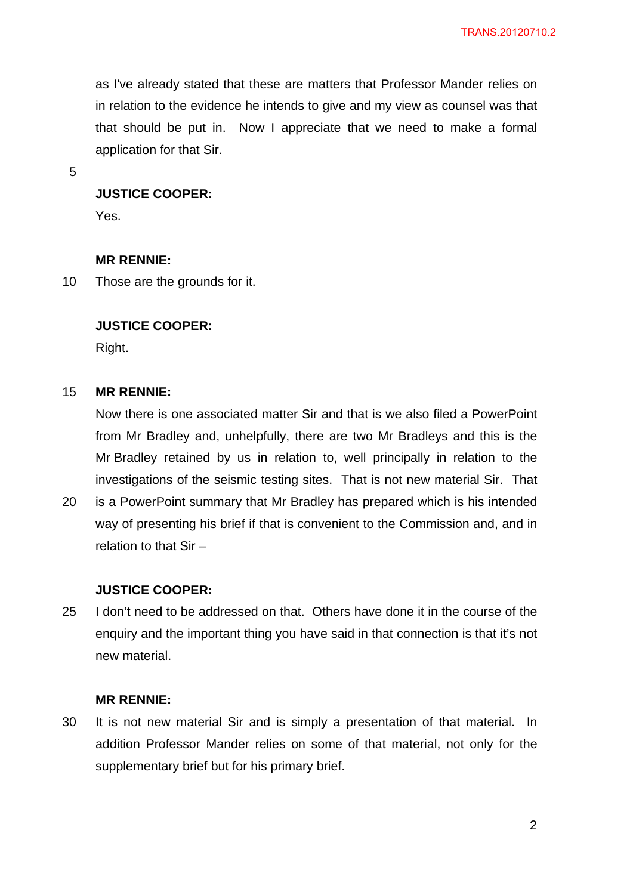as I've already stated that these are matters that Professor Mander relies on in relation to the evidence he intends to give and my view as counsel was that that should be put in. Now I appreciate that we need to make a formal application for that Sir.

**JUSTICE COOPER:**

Yes.

**MR RENNIE:**

Those are the grounds for it.

**JUSTICE COOPER:**

Right.

**MR RENNIE:**

Now there is one associated matter Sir and that is we also filed a PowerPoint from Mr Bradley and, unhelpfully, there are two Mr Bradleys and this is the Mr Bradley retained by us in relation to, well principally in relation to the investigations of the seismic testing sites. That is not new material Sir. That is a PowerPoint summary that Mr Bradley has prepared which is his intended way of presenting his brief if that is convenient to the Commission and, and in relation to that Sir –

**JUSTICE COOPER:**

I don't need to be addressed on that. Others have done it in the course of the enquiry and the important thing you have said in that connection is that it's not new material.

**MR RENNIE:**

It is not new material Sir and is simply a presentation of that material. In addition Professor Mander relies on some of that material, not only for the supplementary brief but for his primary brief.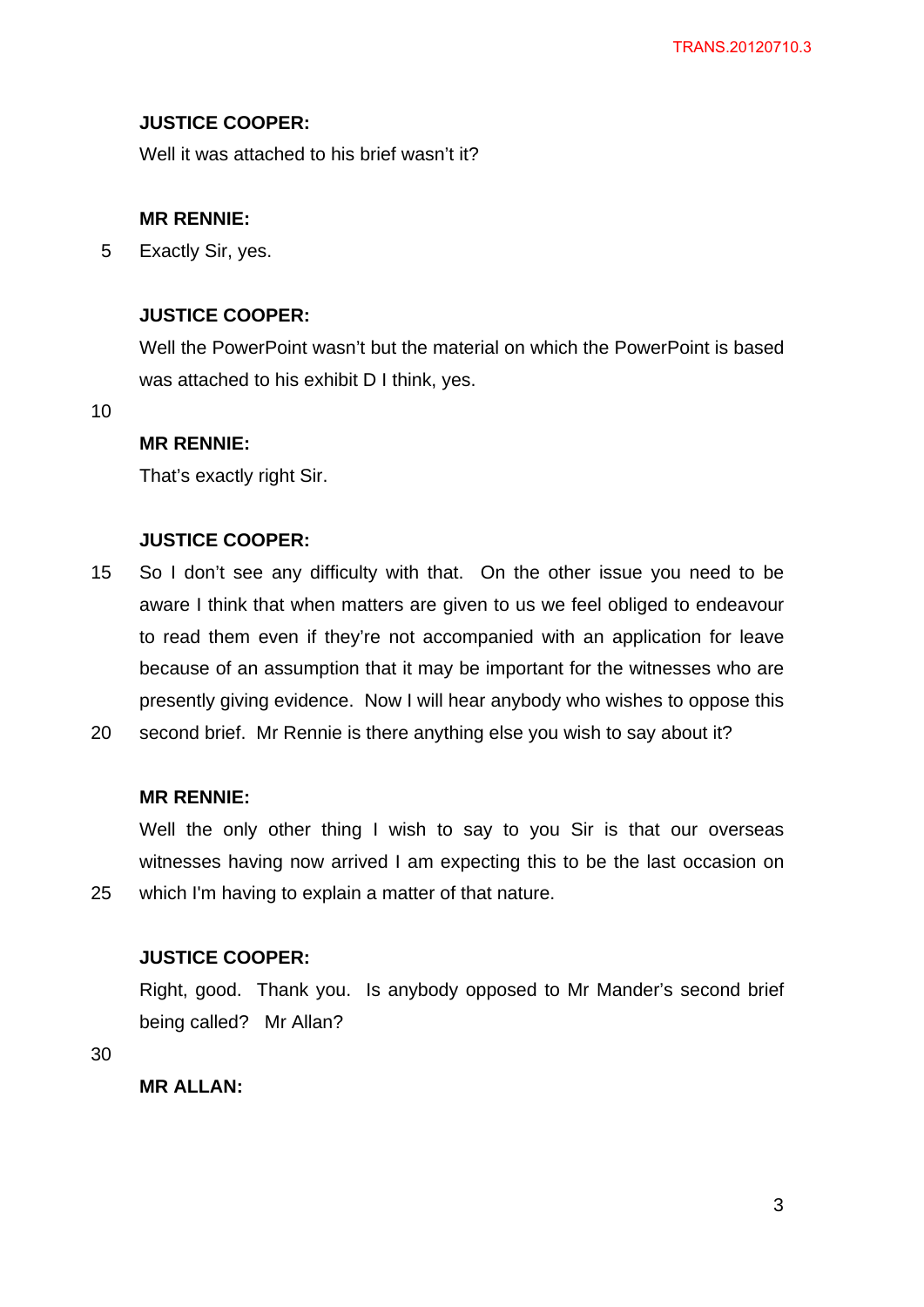**JUSTICE COOPER:**

Well it was attached to his brief wasn't it?

**MR RENNIE:**

Exactly Sir, yes.

**JUSTICE COOPER:**

Well the PowerPoint wasn't but the material on which the PowerPoint is based was attached to his exhibit D I think, yes.

**MR RENNIE:**

That's exactly right Sir.

**JUSTICE COOPER:**

So I don't see any difficulty with that. On the other issue you need to be aware I think that when matters are given to us we feel obliged to endeavour to read them even if they're not accompanied with an application for leave because of an assumption that it may be important for the witnesses who are presently giving evidence. Now I will hear anybody who wishes to oppose this second brief. Mr Rennie is there anything else you wish to say about it?

**MR RENNIE:**

Well the only other thing I wish to say to you Sir is that our overseas witnesses having now arrived I am expecting this to be the last occasion on which I'm having to explain a matter of that nature.

**JUSTICE COOPER:**

Right, good. Thank you. Is anybody opposed to Mr Mander's second brief being called? Mr Allan?

**MR ALLAN:**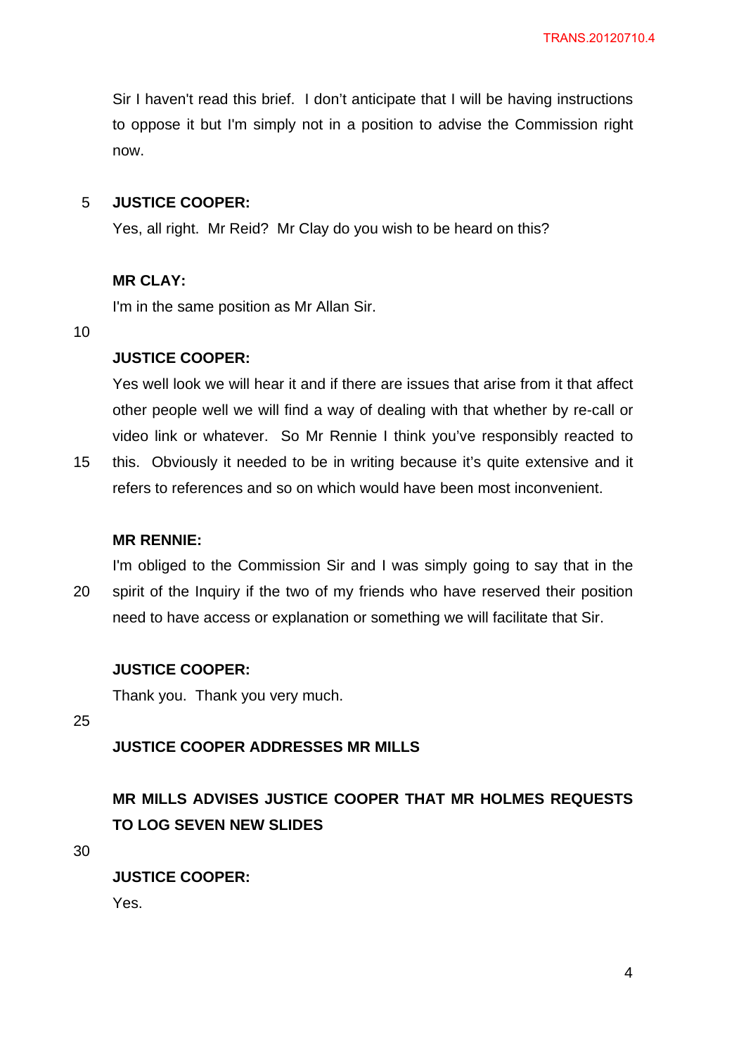Sir I haven't read this brief. I don't anticipate that I will be having instructions to oppose it but I'm simply not in a position to advise the Commission right now.

**JUSTICE COOPER:**

Yes, all right. Mr Reid? Mr Clay do you wish to be heard on this?

**MR CLAY:**

I'm in the same position as Mr Allan Sir.

**JUSTICE COOPER:**

Yes well look we will hear it and if there are issues that arise from it that affect other people well we will find a way of dealing with that whether by re-call or video link or whatever. So Mr Rennie I think you've responsibly reacted to this. Obviously it needed to be in writing because it's quite extensive and it refers to references and so on which would have been most inconvenient.

**MR RENNIE:**

I'm obliged to the Commission Sir and I was simply going to say that in the spirit of the Inquiry if the two of my friends who have reserved their position need to have access or explanation or something we will facilitate that Sir.

**JUSTICE COOPER:**

Thank you. Thank you very much.

**JUSTICE COOPER ADDRESSES MR MILLS**

**MR MILLS ADVISES JUSTICE COOPER THAT MR HOLMES REQUESTS TO LOG SEVEN NEW SLIDES**

**JUSTICE COOPER:**

Yes.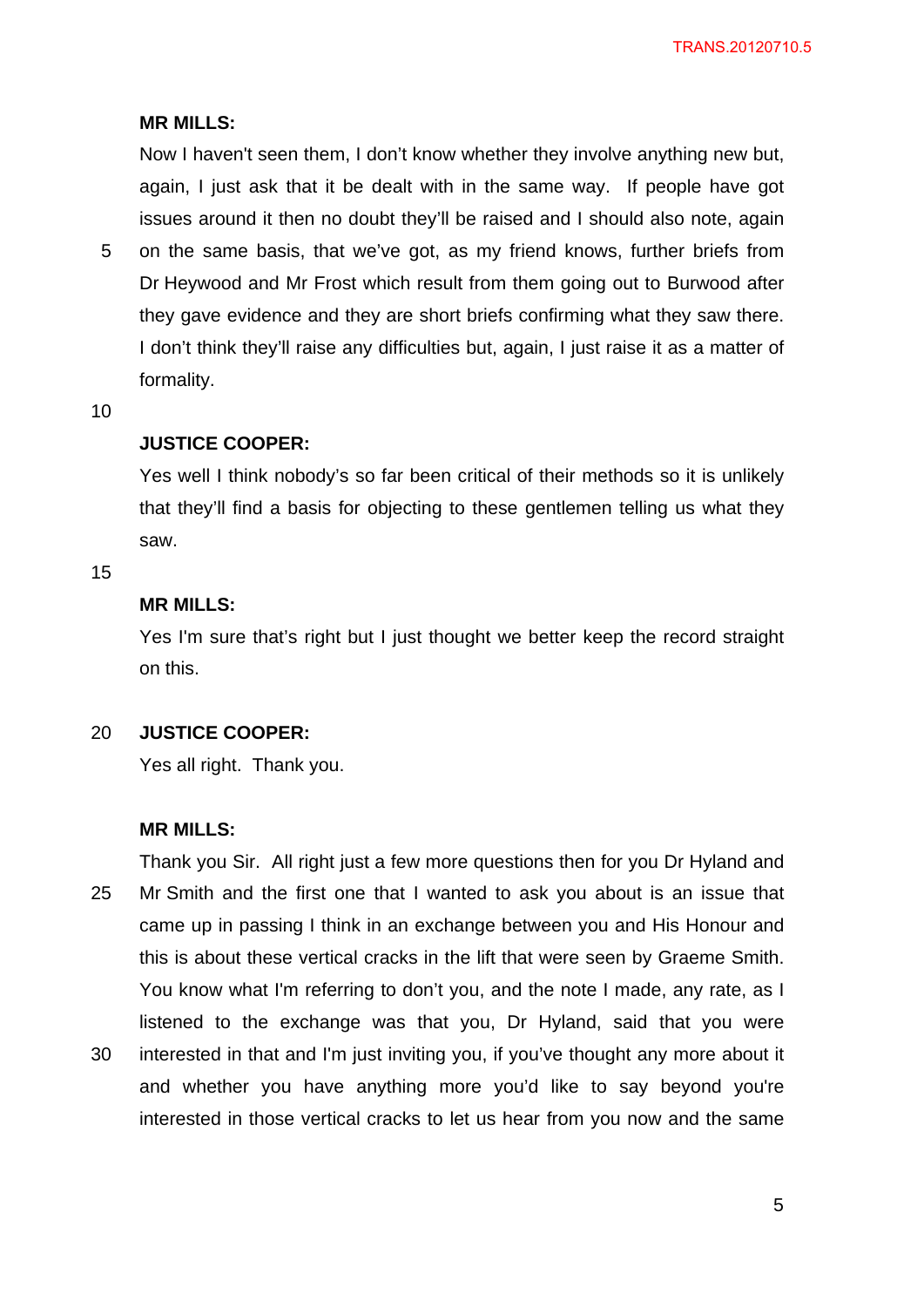**MR MILLS:**

Now I haven't seen them, I don't know whether they involve anything new but, again, I just ask that it be dealt with in the same way. If people have got issues around it then no doubt they'll be raised and I should also note, again on the same basis, that we've got, as my friend knows, further briefs from Dr Heywood and Mr Frost which result from them going out to Burwood after they gave evidence and they are short briefs confirming what they saw there. I don't think they'll raise any difficulties but, again, I just raise it as a matter of formality.

**JUSTICE COOPER:**

Yes well I think nobody's so far been critical of their methods so it is unlikely that they'll find a basis for objecting to these gentlemen telling us what they saw.

**MR MILLS:**

Yes I'm sure that's right but I just thought we better keep the record straight on this.

**JUSTICE COOPER:**

Yes all right. Thank you.

**MR MILLS:**

Thank you Sir. All right just a few more questions then for you Dr Hyland and Mr Smith and the first one that I wanted to ask you about is an issue that came up in passing I think in an exchange between you and His Honour and this is about these vertical cracks in the lift that were seen by Graeme Smith. You know what I'm referring to don't you, and the note I made, any rate, as I listened to the exchange was that you, Dr Hyland, said that you were interested in that and I'm just inviting you, if you've thought any more about it and whether you have anything more you'd like to say beyond you're interested in those vertical cracks to let us hear from you now and the same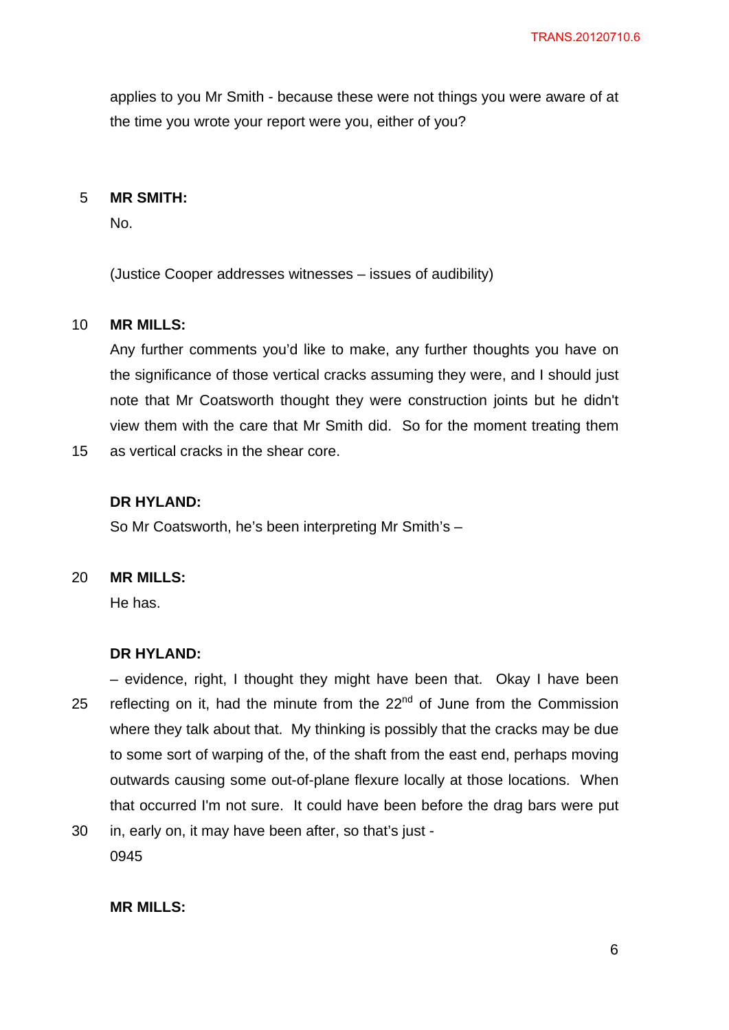applies to you Mr Smith - because these were not things you were aware of at the time you wrote your report were you, either of you?

**MR SMITH:**
No.

(Justice Cooper addresses witnesses – issues of audibility)

**MR MILLS:**
Any further comments you'd like to make, any further thoughts you have on the significance of those vertical cracks assuming they were, and I should just note that Mr Coatsworth thought they were construction joints but he didn't view them with the care that Mr Smith did. So for the moment treating them as vertical cracks in the shear core.

**DR HYLAND:**
So Mr Coatsworth, he's been interpreting Mr Smith's –

**MR MILLS:**
He has.

**DR HYLAND:**
– evidence, right, I thought they might have been that. Okay I have been reflecting on it, had the minute from the 22nd of June from the Commission where they talk about that. My thinking is possibly that the cracks may be due to some sort of warping of the, of the shaft from the east end, perhaps moving outwards causing some out-of-plane flexure locally at those locations. When that occurred I'm not sure. It could have been before the drag bars were put in, early on, it may have been after, so that's just -
0945

**MR MILLS:**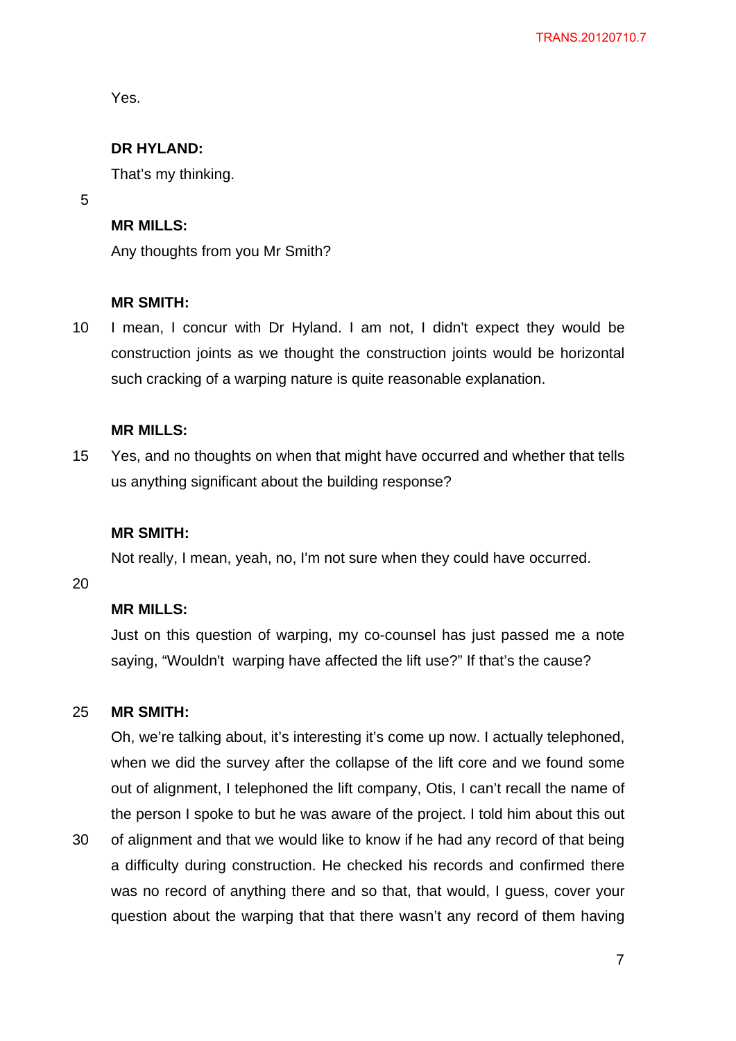Yes.

**DR HYLAND:**

That's my thinking.

**MR MILLS:**

Any thoughts from you Mr Smith?

**MR SMITH:**

I mean, I concur with Dr Hyland. I am not, I didn't expect they would be construction joints as we thought the construction joints would be horizontal such cracking of a warping nature is quite reasonable explanation.

**MR MILLS:**

Yes, and no thoughts on when that might have occurred and whether that tells us anything significant about the building response?

**MR SMITH:**

Not really, I mean, yeah, no, I'm not sure when they could have occurred.

**MR MILLS:**

Just on this question of warping, my co-counsel has just passed me a note saying, "Wouldn't warping have affected the lift use?" If that's the cause?

**MR SMITH:**

Oh, we're talking about, it's interesting it's come up now. I actually telephoned, when we did the survey after the collapse of the lift core and we found some out of alignment, I telephoned the lift company, Otis, I can't recall the name of the person I spoke to but he was aware of the project. I told him about this out of alignment and that we would like to know if he had any record of that being a difficulty during construction. He checked his records and confirmed there was no record of anything there and so that, that would, I guess, cover your question about the warping that that there wasn't any record of them having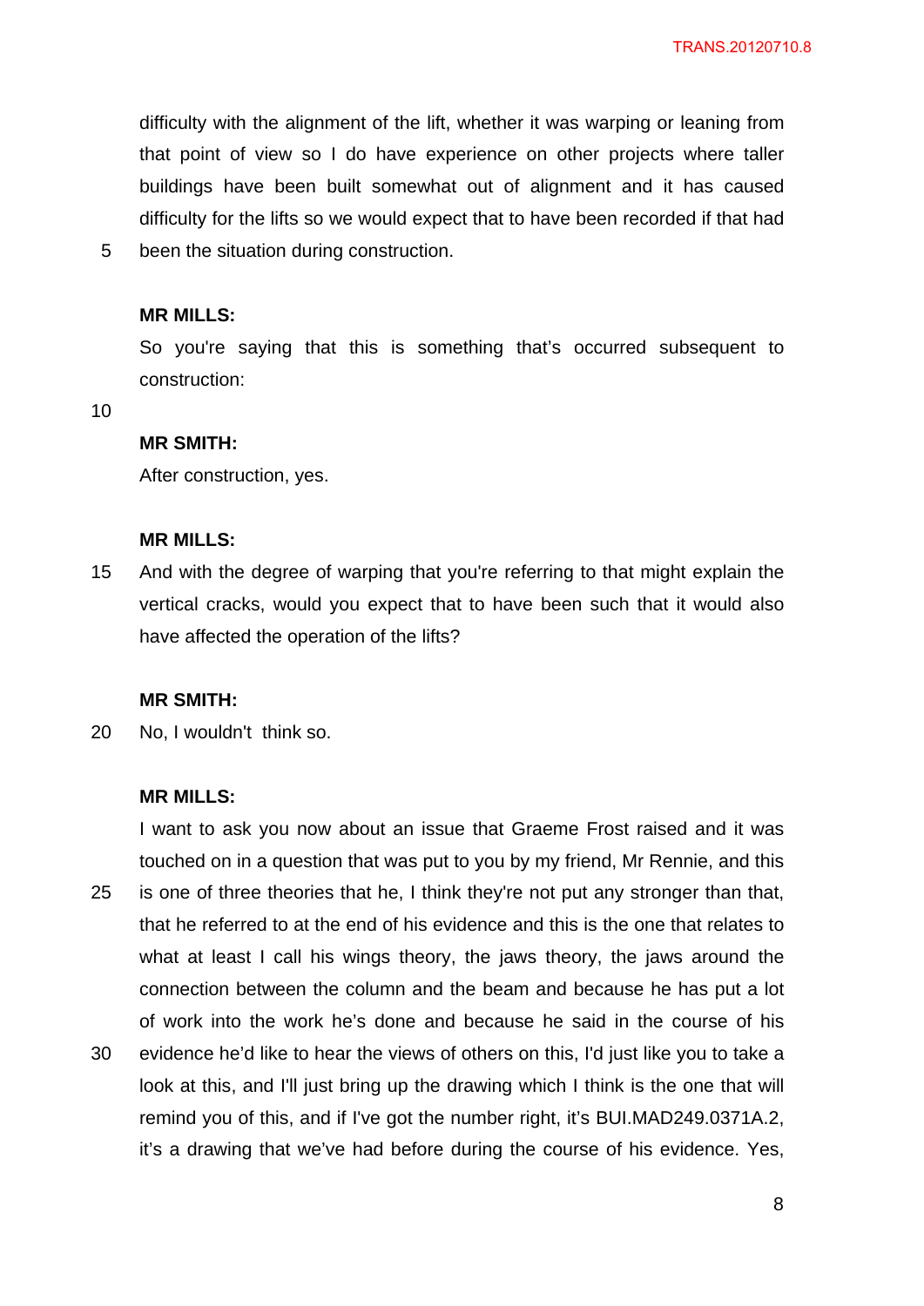difficulty with the alignment of the lift, whether it was warping or leaning from that point of view so I do have experience on other projects where taller buildings have been built somewhat out of alignment and it has caused difficulty for the lifts so we would expect that to have been recorded if that had been the situation during construction.

**MR MILLS:**

So you're saying that this is something that's occurred subsequent to construction:

**MR SMITH:**

After construction, yes.

**MR MILLS:**

And with the degree of warping that you're referring to that might explain the vertical cracks, would you expect that to have been such that it would also have affected the operation of the lifts?

**MR SMITH:**

No, I wouldn't think so.

**MR MILLS:**

I want to ask you now about an issue that Graeme Frost raised and it was touched on in a question that was put to you by my friend, Mr Rennie, and this is one of three theories that he, I think they're not put any stronger than that, that he referred to at the end of his evidence and this is the one that relates to what at least I call his wings theory, the jaws theory, the jaws around the connection between the column and the beam and because he has put a lot of work into the work he's done and because he said in the course of his evidence he'd like to hear the views of others on this, I'd just like you to take a look at this, and I'll just bring up the drawing which I think is the one that will remind you of this, and if I've got the number right, it's BUI.MAD249.0371A.2, it's a drawing that we've had before during the course of his evidence. Yes,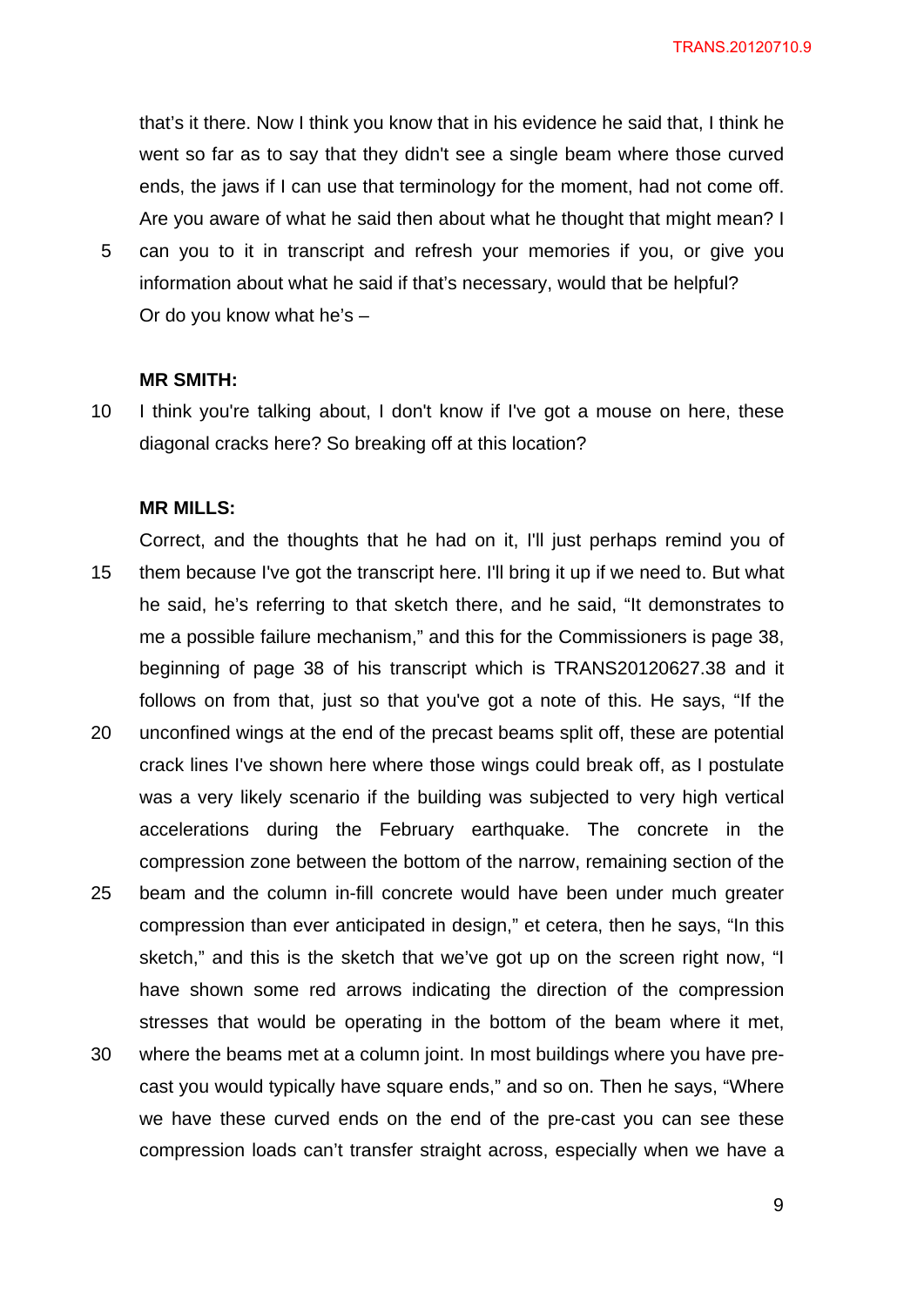that's it there. Now I think you know that in his evidence he said that, I think he went so far as to say that they didn't see a single beam where those curved ends, the jaws if I can use that terminology for the moment, had not come off. Are you aware of what he said then about what he thought that might mean? I can you to it in transcript and refresh your memories if you, or give you information about what he said if that's necessary, would that be helpful? Or do you know what he's –

**MR SMITH:**

I think you're talking about, I don't know if I've got a mouse on here, these diagonal cracks here? So breaking off at this location?

**MR MILLS:**

Correct, and the thoughts that he had on it, I'll just perhaps remind you of them because I've got the transcript here. I'll bring it up if we need to. But what he said, he's referring to that sketch there, and he said, "It demonstrates to me a possible failure mechanism," and this for the Commissioners is page 38, beginning of page 38 of his transcript which is TRANS20120627.38 and it follows on from that, just so that you've got a note of this. He says, "If the unconfined wings at the end of the precast beams split off, these are potential crack lines I've shown here where those wings could break off, as I postulate was a very likely scenario if the building was subjected to very high vertical accelerations during the February earthquake. The concrete in the compression zone between the bottom of the narrow, remaining section of the beam and the column in-fill concrete would have been under much greater compression than ever anticipated in design," et cetera, then he says, "In this sketch," and this is the sketch that we've got up on the screen right now, "I have shown some red arrows indicating the direction of the compression stresses that would be operating in the bottom of the beam where it met, where the beams met at a column joint. In most buildings where you have pre-cast you would typically have square ends," and so on. Then he says, "Where we have these curved ends on the end of the pre-cast you can see these compression loads can't transfer straight across, especially when we have a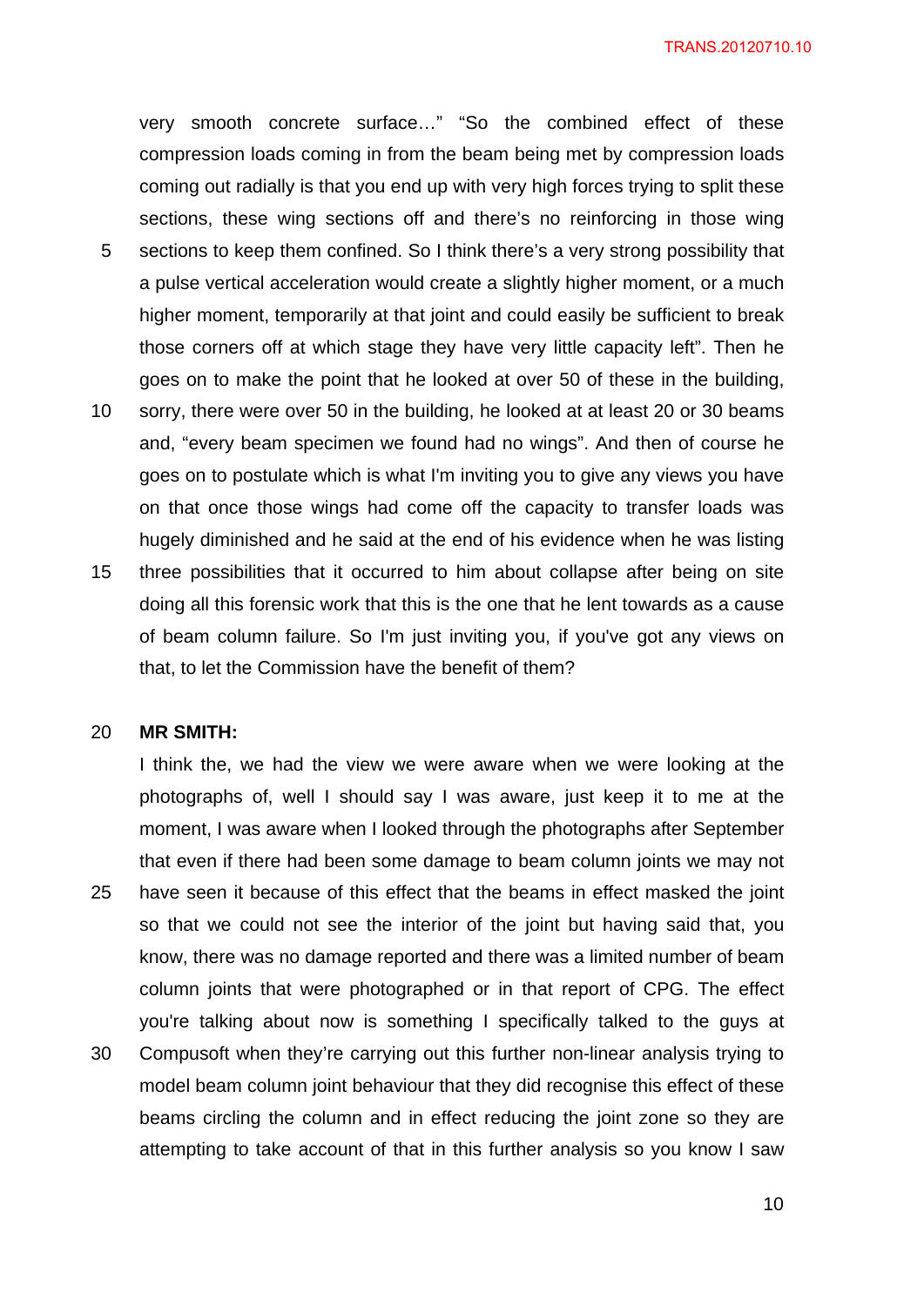very smooth concrete surface…" "So the combined effect of these compression loads coming in from the beam being met by compression loads coming out radially is that you end up with very high forces trying to split these sections, these wing sections off and there's no reinforcing in those wing sections to keep them confined. So I think there's a very strong possibility that a pulse vertical acceleration would create a slightly higher moment, or a much higher moment, temporarily at that joint and could easily be sufficient to break those corners off at which stage they have very little capacity left". Then he goes on to make the point that he looked at over 50 of these in the building, sorry, there were over 50 in the building, he looked at at least 20 or 30 beams and, "every beam specimen we found had no wings". And then of course he goes on to postulate which is what I'm inviting you to give any views you have on that once those wings had come off the capacity to transfer loads was hugely diminished and he said at the end of his evidence when he was listing three possibilities that it occurred to him about collapse after being on site doing all this forensic work that this is the one that he lent towards as a cause of beam column failure. So I'm just inviting you, if you've got any views on that, to let the Commission have the benefit of them?

**MR SMITH:**

I think the, we had the view we were aware when we were looking at the photographs of, well I should say I was aware, just keep it to me at the moment, I was aware when I looked through the photographs after September that even if there had been some damage to beam column joints we may not have seen it because of this effect that the beams in effect masked the joint so that we could not see the interior of the joint but having said that, you know, there was no damage reported and there was a limited number of beam column joints that were photographed or in that report of CPG. The effect you're talking about now is something I specifically talked to the guys at Compusoft when they're carrying out this further non-linear analysis trying to model beam column joint behaviour that they did recognise this effect of these beams circling the column and in effect reducing the joint zone so they are attempting to take account of that in this further analysis so you know I saw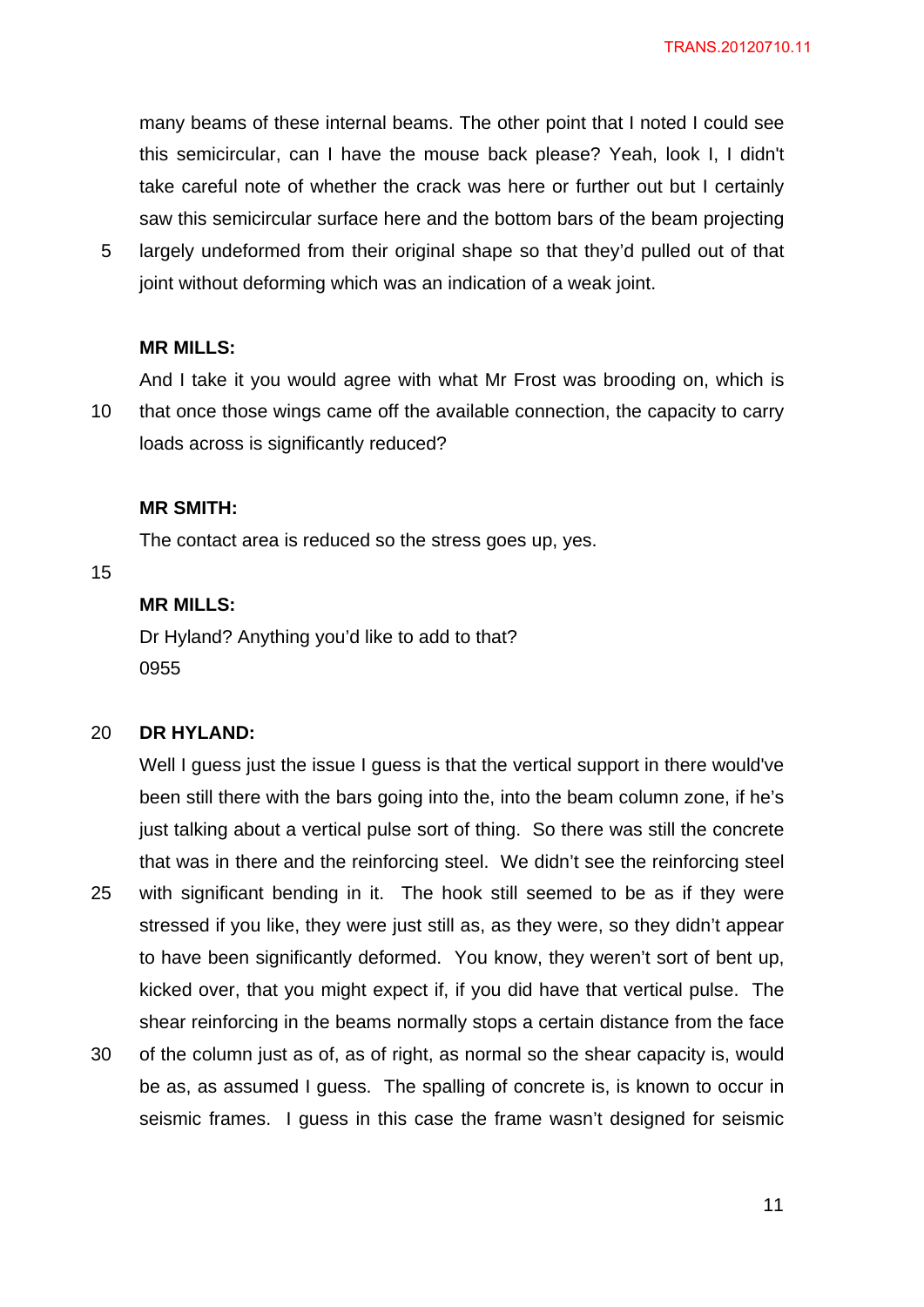many beams of these internal beams. The other point that I noted I could see this semicircular, can I have the mouse back please? Yeah, look I, I didn't take careful note of whether the crack was here or further out but I certainly saw this semicircular surface here and the bottom bars of the beam projecting largely undeformed from their original shape so that they'd pulled out of that joint without deforming which was an indication of a weak joint.

**MR MILLS:**

And I take it you would agree with what Mr Frost was brooding on, which is that once those wings came off the available connection, the capacity to carry loads across is significantly reduced?

**MR SMITH:**

The contact area is reduced so the stress goes up, yes.

**MR MILLS:**

Dr Hyland? Anything you'd like to add to that?

0955

**DR HYLAND:**

Well I guess just the issue I guess is that the vertical support in there would've been still there with the bars going into the, into the beam column zone, if he's just talking about a vertical pulse sort of thing. So there was still the concrete that was in there and the reinforcing steel. We didn't see the reinforcing steel with significant bending in it. The hook still seemed to be as if they were stressed if you like, they were just still as, as they were, so they didn't appear to have been significantly deformed. You know, they weren't sort of bent up, kicked over, that you might expect if, if you did have that vertical pulse. The shear reinforcing in the beams normally stops a certain distance from the face of the column just as of, as of right, as normal so the shear capacity is, would be as, as assumed I guess. The spalling of concrete is, is known to occur in seismic frames. I guess in this case the frame wasn't designed for seismic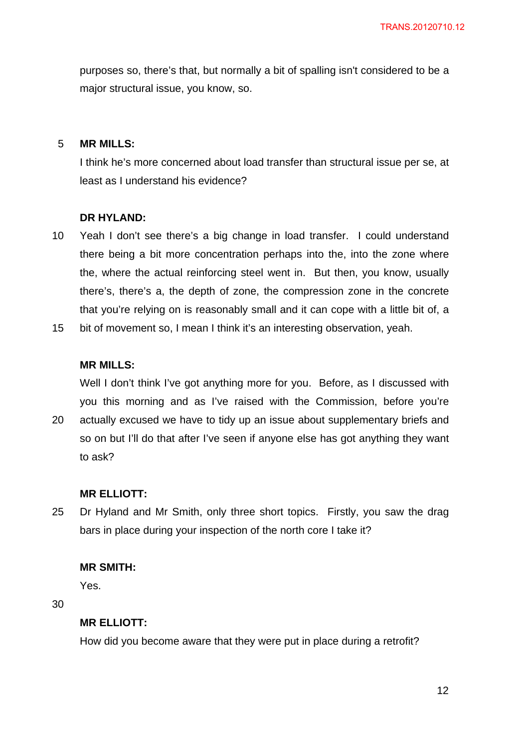purposes so, there's that, but normally a bit of spalling isn't considered to be a major structural issue, you know, so.

**MR MILLS:**

I think he's more concerned about load transfer than structural issue per se, at least as I understand his evidence?

**DR HYLAND:**

Yeah I don't see there's a big change in load transfer. I could understand there being a bit more concentration perhaps into the, into the zone where the, where the actual reinforcing steel went in. But then, you know, usually there's, there's a, the depth of zone, the compression zone in the concrete that you're relying on is reasonably small and it can cope with a little bit of, a bit of movement so, I mean I think it's an interesting observation, yeah.

**MR MILLS:**

Well I don't think I've got anything more for you. Before, as I discussed with you this morning and as I've raised with the Commission, before you're actually excused we have to tidy up an issue about supplementary briefs and so on but I'll do that after I've seen if anyone else has got anything they want to ask?

**MR ELLIOTT:**

Dr Hyland and Mr Smith, only three short topics. Firstly, you saw the drag bars in place during your inspection of the north core I take it?

**MR SMITH:**

Yes.

**MR ELLIOTT:**

How did you become aware that they were put in place during a retrofit?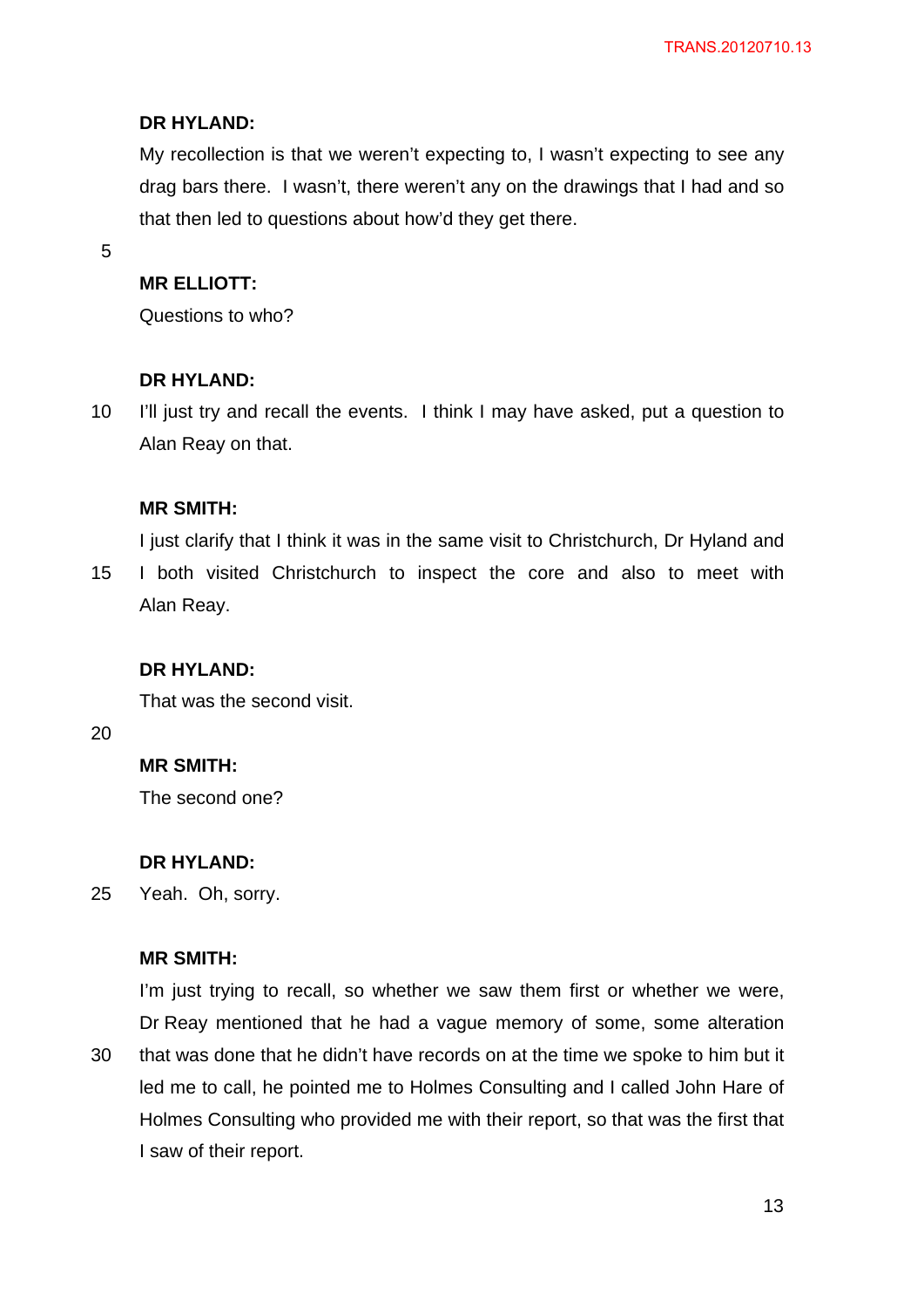**DR HYLAND:**

My recollection is that we weren't expecting to, I wasn't expecting to see any drag bars there. I wasn't, there weren't any on the drawings that I had and so that then led to questions about how'd they get there.

**MR ELLIOTT:**

Questions to who?

**DR HYLAND:**

I'll just try and recall the events. I think I may have asked, put a question to Alan Reay on that.

**MR SMITH:**

I just clarify that I think it was in the same visit to Christchurch, Dr Hyland and I both visited Christchurch to inspect the core and also to meet with Alan Reay.

**DR HYLAND:**

That was the second visit.

**MR SMITH:**

The second one?

**DR HYLAND:**

Yeah. Oh, sorry.

**MR SMITH:**

I'm just trying to recall, so whether we saw them first or whether we were, Dr Reay mentioned that he had a vague memory of some, some alteration that was done that he didn't have records on at the time we spoke to him but it led me to call, he pointed me to Holmes Consulting and I called John Hare of Holmes Consulting who provided me with their report, so that was the first that I saw of their report.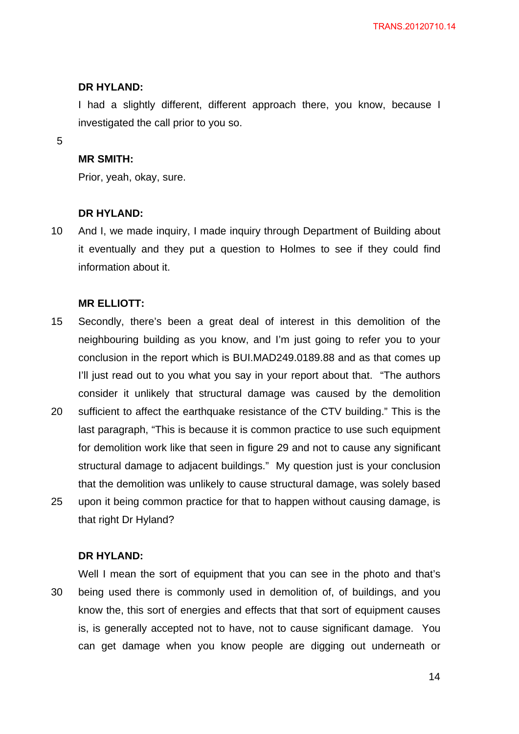**DR HYLAND:**

I had a slightly different, different approach there, you know, because I investigated the call prior to you so.

**MR SMITH:**

Prior, yeah, okay, sure.

**DR HYLAND:**

And I, we made inquiry, I made inquiry through Department of Building about it eventually and they put a question to Holmes to see if they could find information about it.

**MR ELLIOTT:**

Secondly, there's been a great deal of interest in this demolition of the neighbouring building as you know, and I'm just going to refer you to your conclusion in the report which is BUI.MAD249.0189.88 and as that comes up I'll just read out to you what you say in your report about that. "The authors consider it unlikely that structural damage was caused by the demolition sufficient to affect the earthquake resistance of the CTV building." This is the last paragraph, "This is because it is common practice to use such equipment for demolition work like that seen in figure 29 and not to cause any significant structural damage to adjacent buildings." My question just is your conclusion that the demolition was unlikely to cause structural damage, was solely based upon it being common practice for that to happen without causing damage, is that right Dr Hyland?

**DR HYLAND:**

Well I mean the sort of equipment that you can see in the photo and that's being used there is commonly used in demolition of, of buildings, and you know the, this sort of energies and effects that that sort of equipment causes is, is generally accepted not to have, not to cause significant damage. You can get damage when you know people are digging out underneath or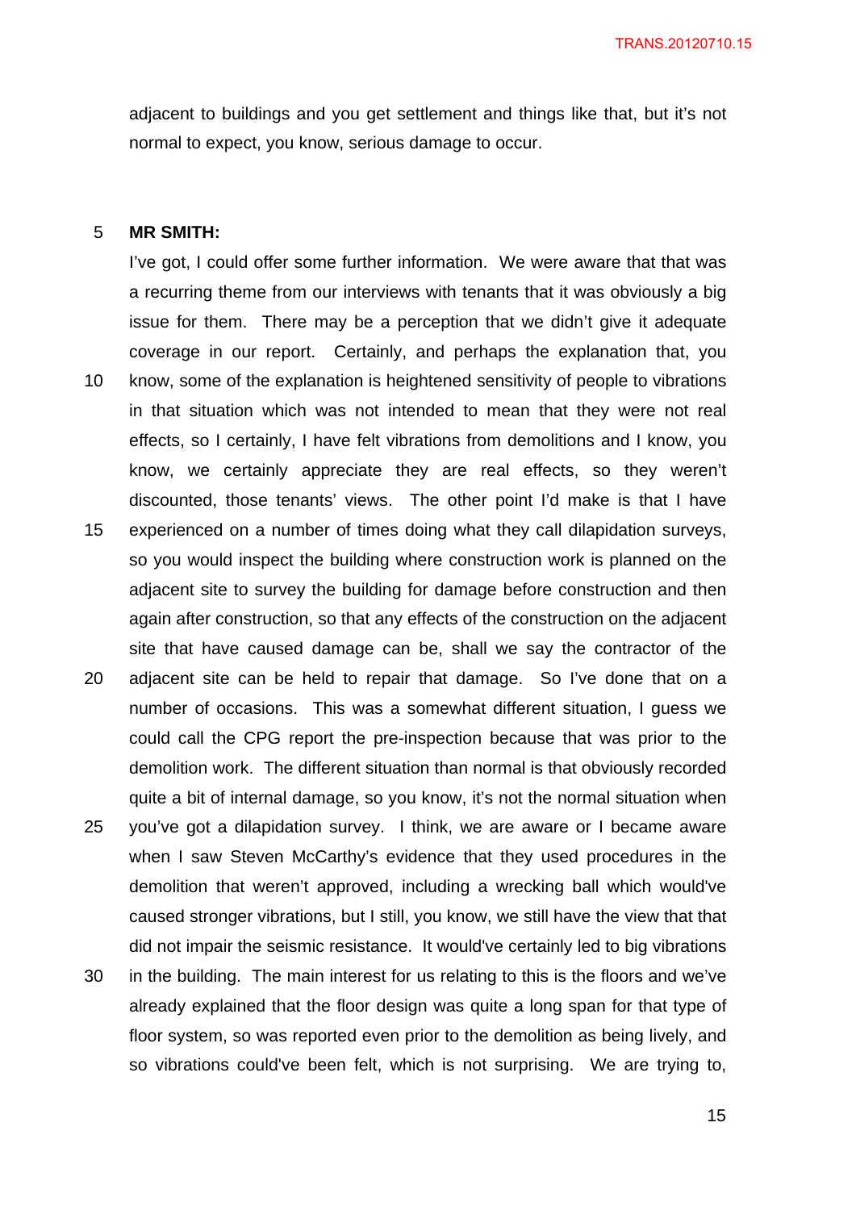adjacent to buildings and you get settlement and things like that, but it's not normal to expect, you know, serious damage to occur.

**MR SMITH:**

I've got, I could offer some further information. We were aware that that was a recurring theme from our interviews with tenants that it was obviously a big issue for them. There may be a perception that we didn't give it adequate coverage in our report. Certainly, and perhaps the explanation that, you know, some of the explanation is heightened sensitivity of people to vibrations in that situation which was not intended to mean that they were not real effects, so I certainly, I have felt vibrations from demolitions and I know, you know, we certainly appreciate they are real effects, so they weren't discounted, those tenants' views. The other point I'd make is that I have experienced on a number of times doing what they call dilapidation surveys, so you would inspect the building where construction work is planned on the adjacent site to survey the building for damage before construction and then again after construction, so that any effects of the construction on the adjacent site that have caused damage can be, shall we say the contractor of the adjacent site can be held to repair that damage. So I've done that on a number of occasions. This was a somewhat different situation, I guess we could call the CPG report the pre-inspection because that was prior to the demolition work. The different situation than normal is that obviously recorded quite a bit of internal damage, so you know, it's not the normal situation when you've got a dilapidation survey. I think, we are aware or I became aware when I saw Steven McCarthy's evidence that they used procedures in the demolition that weren't approved, including a wrecking ball which would've caused stronger vibrations, but I still, you know, we still have the view that that did not impair the seismic resistance. It would've certainly led to big vibrations in the building. The main interest for us relating to this is the floors and we've already explained that the floor design was quite a long span for that type of floor system, so was reported even prior to the demolition as being lively, and so vibrations could've been felt, which is not surprising. We are trying to,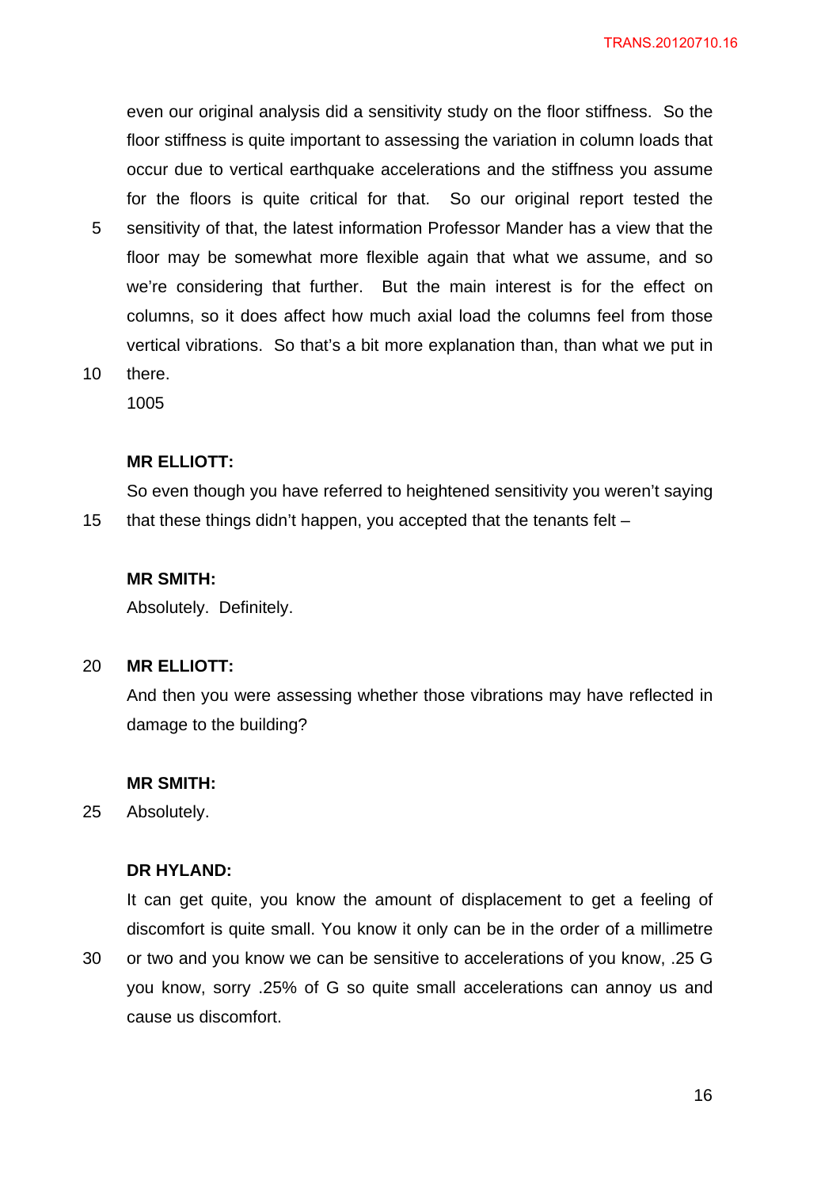even our original analysis did a sensitivity study on the floor stiffness. So the floor stiffness is quite important to assessing the variation in column loads that occur due to vertical earthquake accelerations and the stiffness you assume for the floors is quite critical for that. So our original report tested the sensitivity of that, the latest information Professor Mander has a view that the floor may be somewhat more flexible again that what we assume, and so we're considering that further. But the main interest is for the effect on columns, so it does affect how much axial load the columns feel from those vertical vibrations. So that's a bit more explanation than, than what we put in there.

1005

**MR ELLIOTT:**

So even though you have referred to heightened sensitivity you weren't saying that these things didn't happen, you accepted that the tenants felt –

**MR SMITH:**

Absolutely. Definitely.

**MR ELLIOTT:**

And then you were assessing whether those vibrations may have reflected in damage to the building?

**MR SMITH:**

Absolutely.

**DR HYLAND:**

It can get quite, you know the amount of displacement to get a feeling of discomfort is quite small. You know it only can be in the order of a millimetre or two and you know we can be sensitive to accelerations of you know, .25 G you know, sorry .25% of G so quite small accelerations can annoy us and cause us discomfort.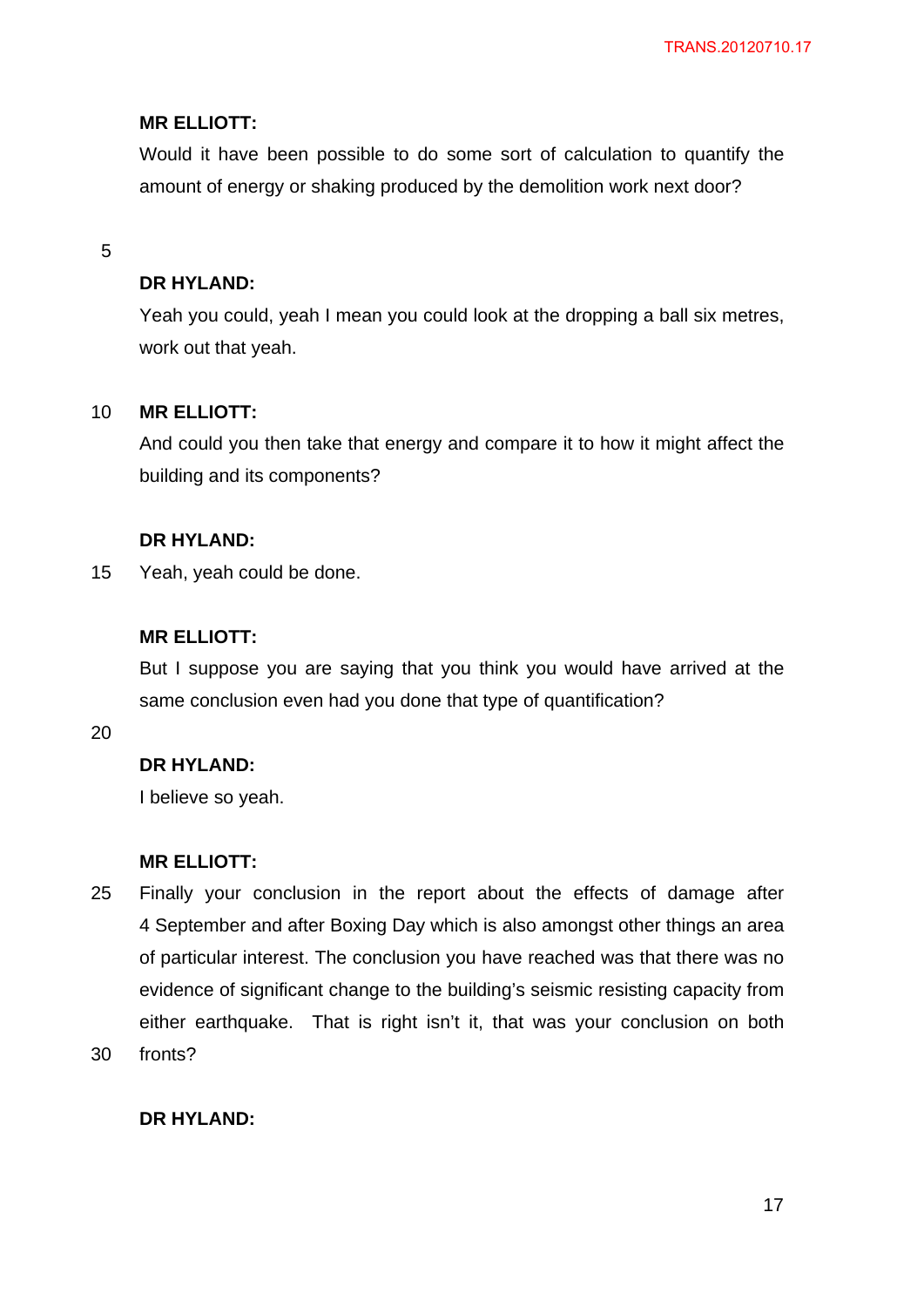**MR ELLIOTT:**

Would it have been possible to do some sort of calculation to quantify the amount of energy or shaking produced by the demolition work next door?

**DR HYLAND:**

Yeah you could, yeah I mean you could look at the dropping a ball six metres, work out that yeah.

**MR ELLIOTT:**

And could you then take that energy and compare it to how it might affect the building and its components?

**DR HYLAND:**

Yeah, yeah could be done.

**MR ELLIOTT:**

But I suppose you are saying that you think you would have arrived at the same conclusion even had you done that type of quantification?

**DR HYLAND:**

I believe so yeah.

**MR ELLIOTT:**

Finally your conclusion in the report about the effects of damage after 4 September and after Boxing Day which is also amongst other things an area of particular interest. The conclusion you have reached was that there was no evidence of significant change to the building's seismic resisting capacity from either earthquake. That is right isn't it, that was your conclusion on both fronts?

**DR HYLAND:**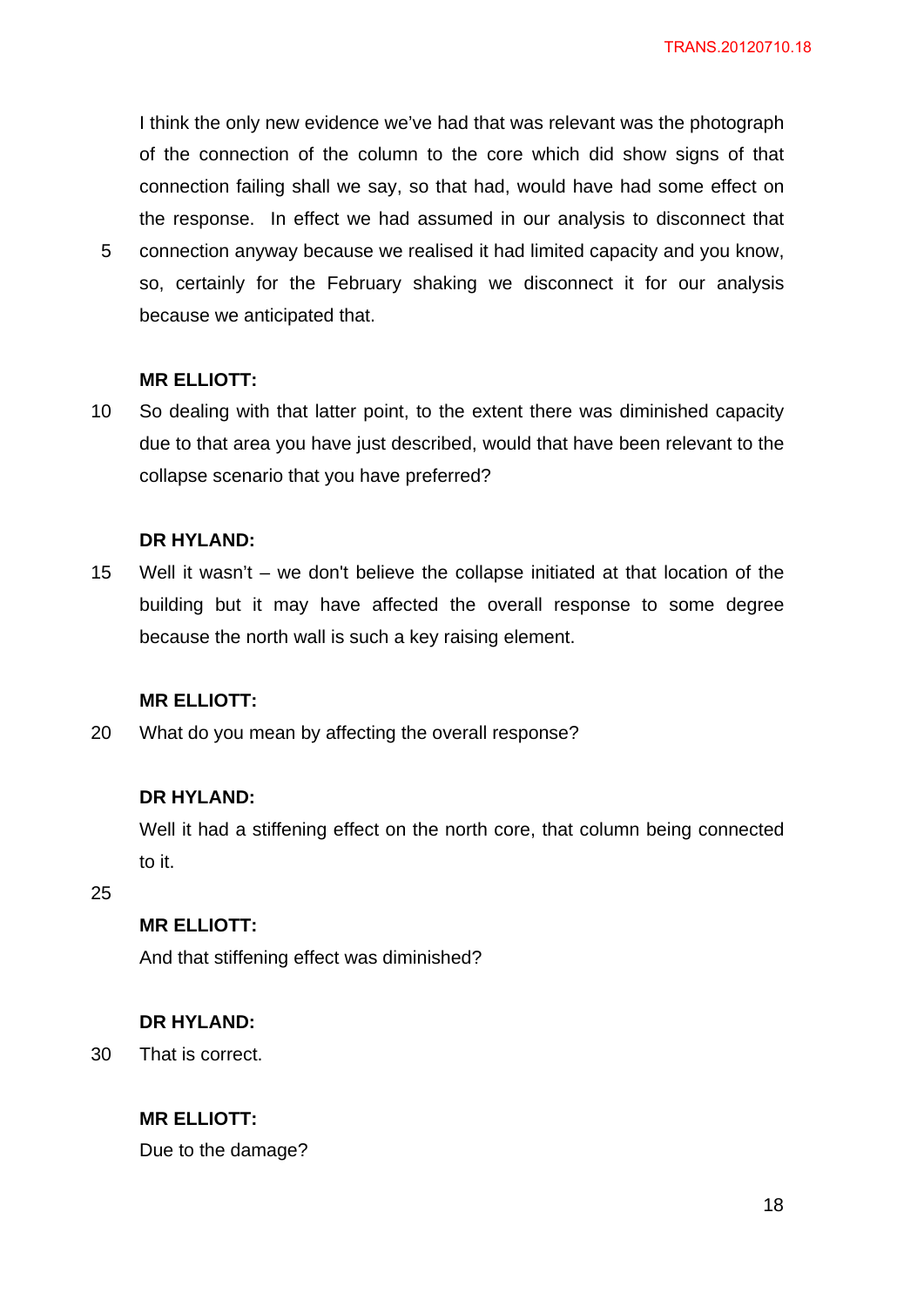I think the only new evidence we've had that was relevant was the photograph of the connection of the column to the core which did show signs of that connection failing shall we say, so that had, would have had some effect on the response. In effect we had assumed in our analysis to disconnect that connection anyway because we realised it had limited capacity and you know, so, certainly for the February shaking we disconnect it for our analysis because we anticipated that.

**MR ELLIOTT:**

So dealing with that latter point, to the extent there was diminished capacity due to that area you have just described, would that have been relevant to the collapse scenario that you have preferred?

**DR HYLAND:**

Well it wasn't – we don't believe the collapse initiated at that location of the building but it may have affected the overall response to some degree because the north wall is such a key raising element.

**MR ELLIOTT:**

What do you mean by affecting the overall response?

**DR HYLAND:**

Well it had a stiffening effect on the north core, that column being connected to it.

**MR ELLIOTT:**

And that stiffening effect was diminished?

**DR HYLAND:**

That is correct.

**MR ELLIOTT:**

Due to the damage?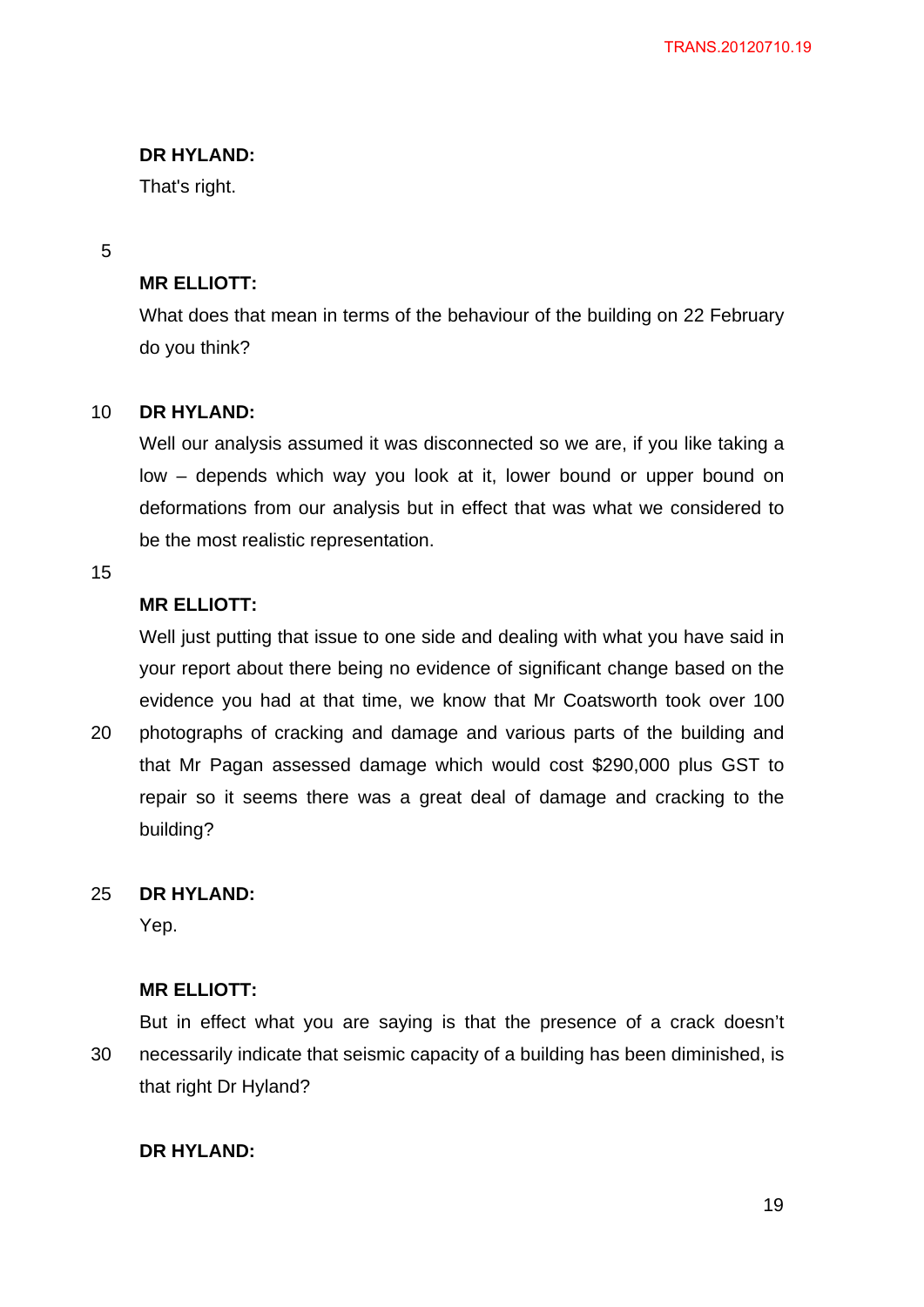**DR HYLAND:**

That's right.

**MR ELLIOTT:**

What does that mean in terms of the behaviour of the building on 22 February do you think?

**DR HYLAND:**

Well our analysis assumed it was disconnected so we are, if you like taking a low – depends which way you look at it, lower bound or upper bound on deformations from our analysis but in effect that was what we considered to be the most realistic representation.

**MR ELLIOTT:**

Well just putting that issue to one side and dealing with what you have said in your report about there being no evidence of significant change based on the evidence you had at that time, we know that Mr Coatsworth took over 100 photographs of cracking and damage and various parts of the building and that Mr Pagan assessed damage which would cost $290,000 plus GST to repair so it seems there was a great deal of damage and cracking to the building?

**DR HYLAND:**

Yep.

**MR ELLIOTT:**

But in effect what you are saying is that the presence of a crack doesn't necessarily indicate that seismic capacity of a building has been diminished, is that right Dr Hyland?

**DR HYLAND:**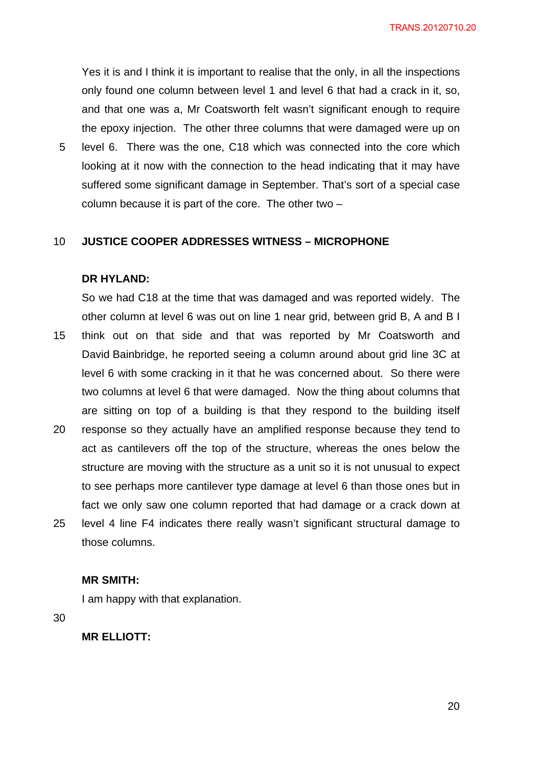Yes it is and I think it is important to realise that the only, in all the inspections only found one column between level 1 and level 6 that had a crack in it, so, and that one was a, Mr Coatsworth felt wasn't significant enough to require the epoxy injection. The other three columns that were damaged were up on level 6. There was the one, C18 which was connected into the core which looking at it now with the connection to the head indicating that it may have suffered some significant damage in September. That's sort of a special case column because it is part of the core. The other two –

**JUSTICE COOPER ADDRESSES WITNESS – MICROPHONE**

**DR HYLAND:**

So we had C18 at the time that was damaged and was reported widely. The other column at level 6 was out on line 1 near grid, between grid B, A and B I think out on that side and that was reported by Mr Coatsworth and David Bainbridge, he reported seeing a column around about grid line 3C at level 6 with some cracking in it that he was concerned about. So there were two columns at level 6 that were damaged. Now the thing about columns that are sitting on top of a building is that they respond to the building itself response so they actually have an amplified response because they tend to act as cantilevers off the top of the structure, whereas the ones below the structure are moving with the structure as a unit so it is not unusual to expect to see perhaps more cantilever type damage at level 6 than those ones but in fact we only saw one column reported that had damage or a crack down at level 4 line F4 indicates there really wasn't significant structural damage to those columns.

**MR SMITH:**

I am happy with that explanation.

**MR ELLIOTT:**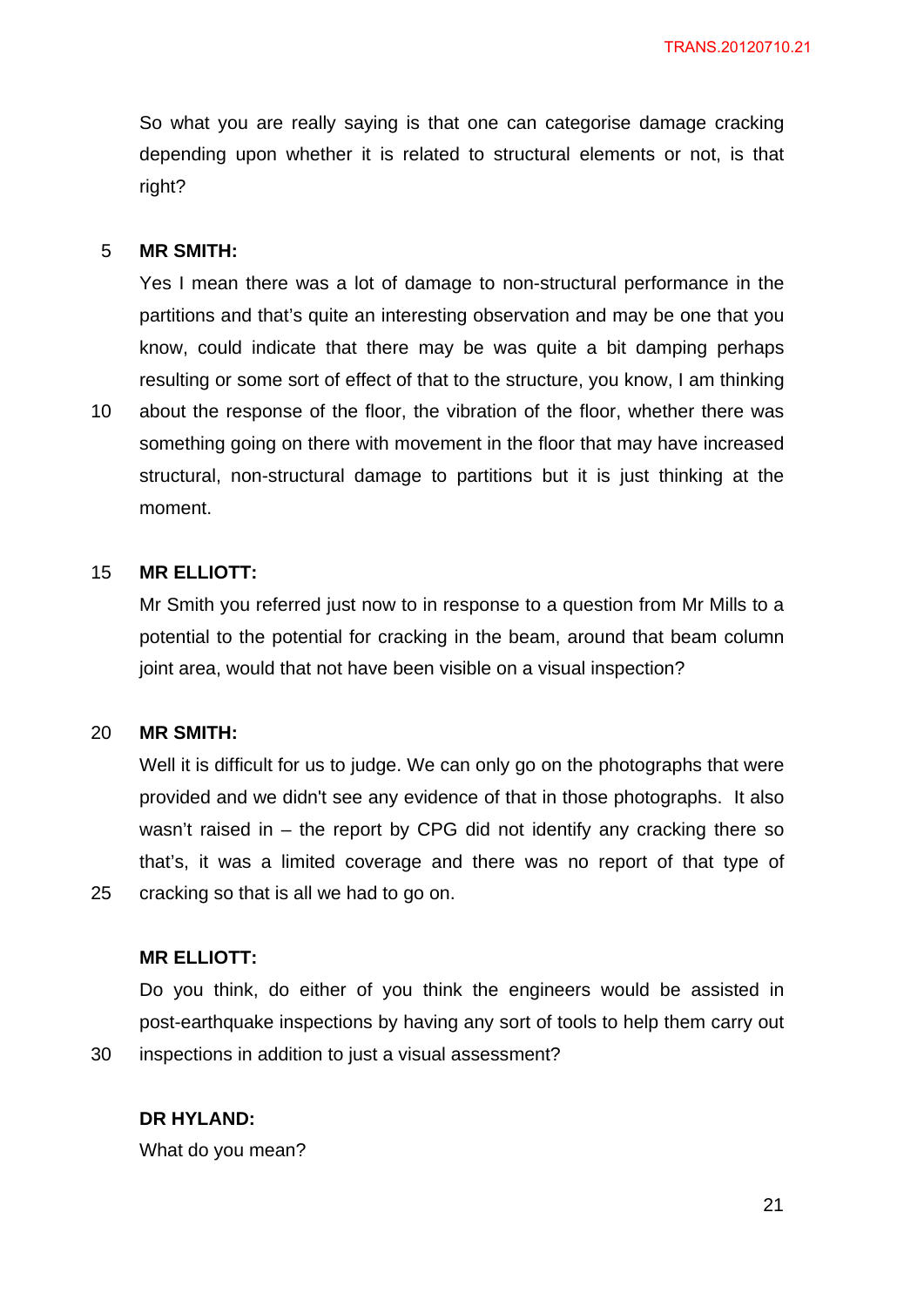So what you are really saying is that one can categorise damage cracking depending upon whether it is related to structural elements or not, is that right?

**MR SMITH:**

Yes I mean there was a lot of damage to non-structural performance in the partitions and that's quite an interesting observation and may be one that you know, could indicate that there may be was quite a bit damping perhaps resulting or some sort of effect of that to the structure, you know, I am thinking about the response of the floor, the vibration of the floor, whether there was something going on there with movement in the floor that may have increased structural, non-structural damage to partitions but it is just thinking at the moment.

**MR ELLIOTT:**

Mr Smith you referred just now to in response to a question from Mr Mills to a potential to the potential for cracking in the beam, around that beam column joint area, would that not have been visible on a visual inspection?

**MR SMITH:**

Well it is difficult for us to judge. We can only go on the photographs that were provided and we didn't see any evidence of that in those photographs. It also wasn't raised in – the report by CPG did not identify any cracking there so that's, it was a limited coverage and there was no report of that type of cracking so that is all we had to go on.

**MR ELLIOTT:**

Do you think, do either of you think the engineers would be assisted in post-earthquake inspections by having any sort of tools to help them carry out inspections in addition to just a visual assessment?

**DR HYLAND:**

What do you mean?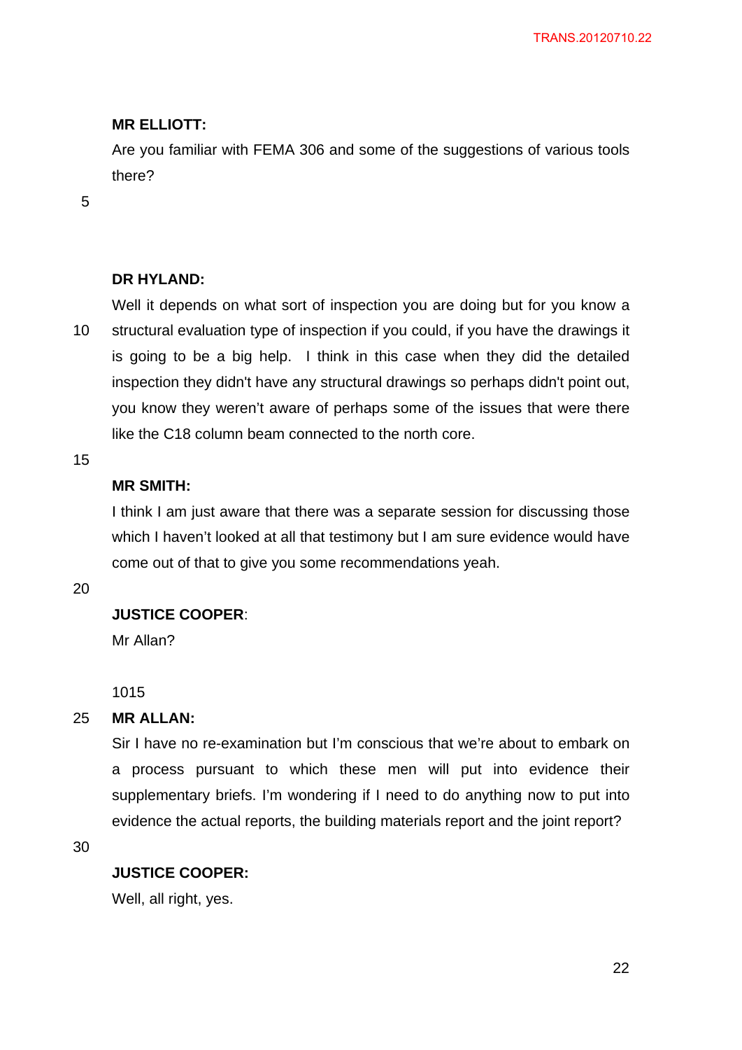**MR ELLIOTT:**

Are you familiar with FEMA 306 and some of the suggestions of various tools there?

**DR HYLAND:**

Well it depends on what sort of inspection you are doing but for you know a structural evaluation type of inspection if you could, if you have the drawings it is going to be a big help. I think in this case when they did the detailed inspection they didn't have any structural drawings so perhaps didn't point out, you know they weren't aware of perhaps some of the issues that were there like the C18 column beam connected to the north core.

**MR SMITH:**

I think I am just aware that there was a separate session for discussing those which I haven't looked at all that testimony but I am sure evidence would have come out of that to give you some recommendations yeah.

**JUSTICE COOPER**:

Mr Allan?

1015

**MR ALLAN:**

Sir I have no re-examination but I'm conscious that we're about to embark on a process pursuant to which these men will put into evidence their supplementary briefs. I'm wondering if I need to do anything now to put into evidence the actual reports, the building materials report and the joint report?

**JUSTICE COOPER:**

Well, all right, yes.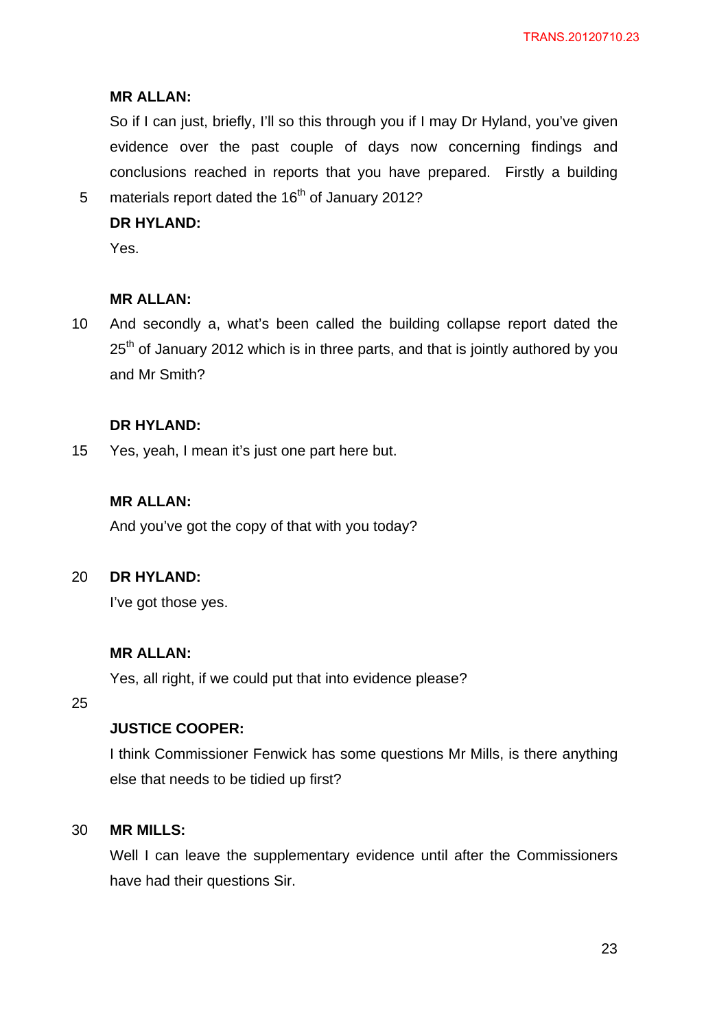**MR ALLAN:**

So if I can just, briefly, I'll so this through you if I may Dr Hyland, you've given evidence over the past couple of days now concerning findings and conclusions reached in reports that you have prepared. Firstly a building materials report dated the 16th of January 2012?

**DR HYLAND:**

Yes.

**MR ALLAN:**

And secondly a, what's been called the building collapse report dated the 25th of January 2012 which is in three parts, and that is jointly authored by you and Mr Smith?

**DR HYLAND:**

Yes, yeah, I mean it's just one part here but.

**MR ALLAN:**

And you've got the copy of that with you today?

**DR HYLAND:**

I've got those yes.

**MR ALLAN:**

Yes, all right, if we could put that into evidence please?

**JUSTICE COOPER:**

I think Commissioner Fenwick has some questions Mr Mills, is there anything else that needs to be tidied up first?

**MR MILLS:**

Well I can leave the supplementary evidence until after the Commissioners have had their questions Sir.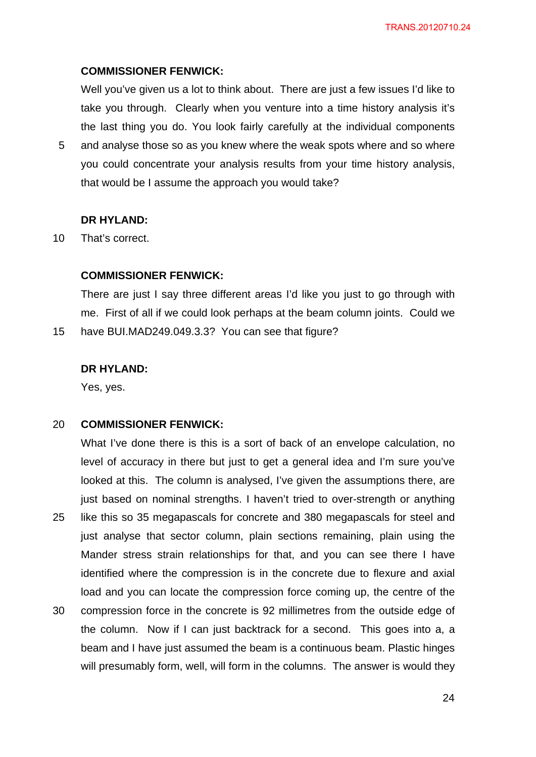**COMMISSIONER FENWICK:**

Well you've given us a lot to think about. There are just a few issues I'd like to take you through. Clearly when you venture into a time history analysis it's the last thing you do. You look fairly carefully at the individual components and analyse those so as you knew where the weak spots where and so where you could concentrate your analysis results from your time history analysis, that would be I assume the approach you would take?

**DR HYLAND:**

That's correct.

**COMMISSIONER FENWICK:**

There are just I say three different areas I'd like you just to go through with me. First of all if we could look perhaps at the beam column joints. Could we have BUI.MAD249.049.3.3? You can see that figure?

**DR HYLAND:**

Yes, yes.

**COMMISSIONER FENWICK:**

What I've done there is this is a sort of back of an envelope calculation, no level of accuracy in there but just to get a general idea and I'm sure you've looked at this. The column is analysed, I've given the assumptions there, are just based on nominal strengths. I haven't tried to over-strength or anything like this so 35 megapascals for concrete and 380 megapascals for steel and just analyse that sector column, plain sections remaining, plain using the Mander stress strain relationships for that, and you can see there I have identified where the compression is in the concrete due to flexure and axial load and you can locate the compression force coming up, the centre of the compression force in the concrete is 92 millimetres from the outside edge of the column. Now if I can just backtrack for a second. This goes into a, a beam and I have just assumed the beam is a continuous beam. Plastic hinges will presumably form, well, will form in the columns. The answer is would they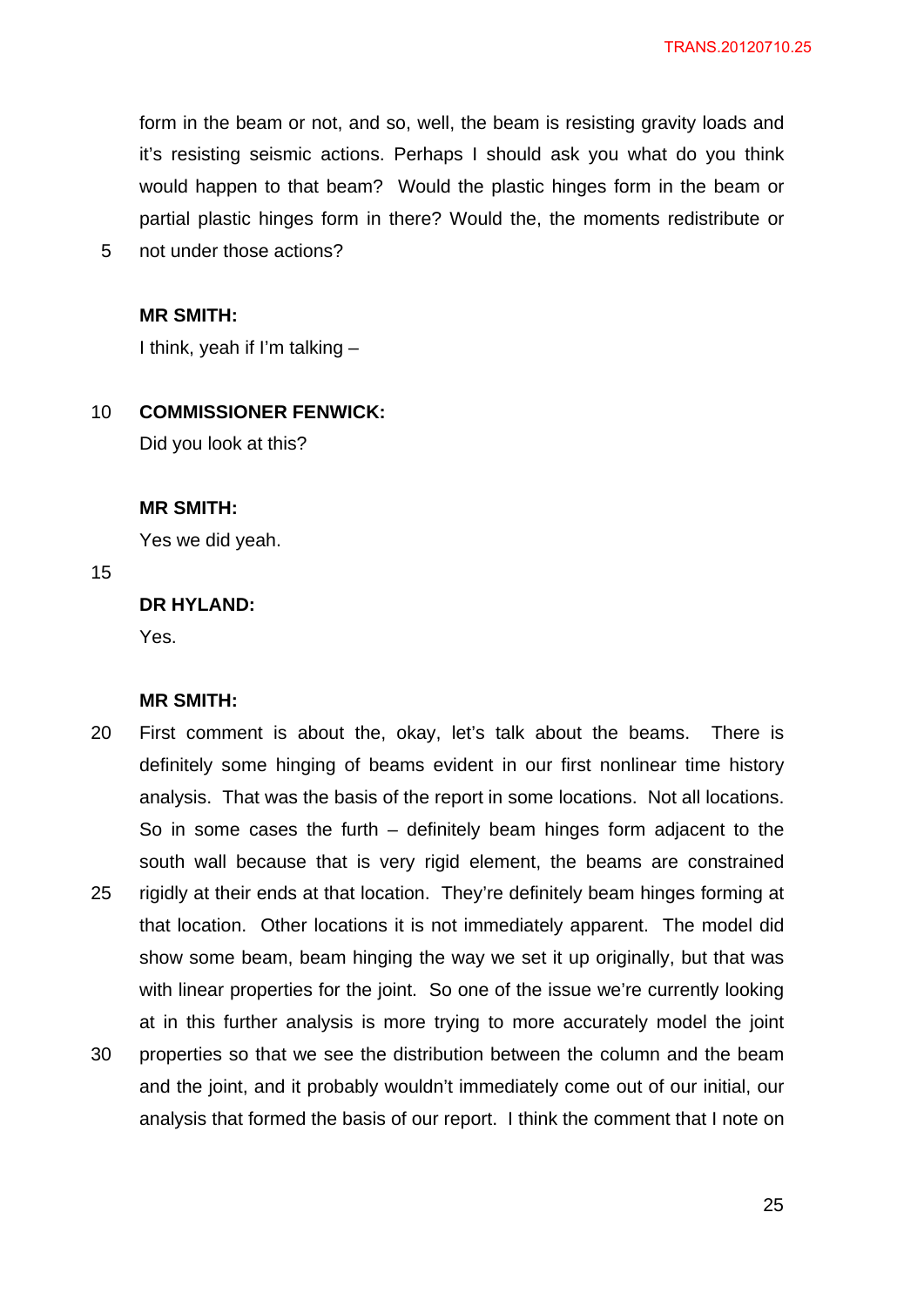form in the beam or not, and so, well, the beam is resisting gravity loads and it's resisting seismic actions. Perhaps I should ask you what do you think would happen to that beam? Would the plastic hinges form in the beam or partial plastic hinges form in there? Would the, the moments redistribute or not under those actions?

**MR SMITH:**

I think, yeah if I'm talking –

**COMMISSIONER FENWICK:**

Did you look at this?

**MR SMITH:**

Yes we did yeah.

**DR HYLAND:**

Yes.

**MR SMITH:**

First comment is about the, okay, let's talk about the beams. There is definitely some hinging of beams evident in our first nonlinear time history analysis. That was the basis of the report in some locations. Not all locations. So in some cases the furth – definitely beam hinges form adjacent to the south wall because that is very rigid element, the beams are constrained rigidly at their ends at that location. They're definitely beam hinges forming at that location. Other locations it is not immediately apparent. The model did show some beam, beam hinging the way we set it up originally, but that was with linear properties for the joint. So one of the issue we're currently looking at in this further analysis is more trying to more accurately model the joint properties so that we see the distribution between the column and the beam and the joint, and it probably wouldn't immediately come out of our initial, our analysis that formed the basis of our report. I think the comment that I note on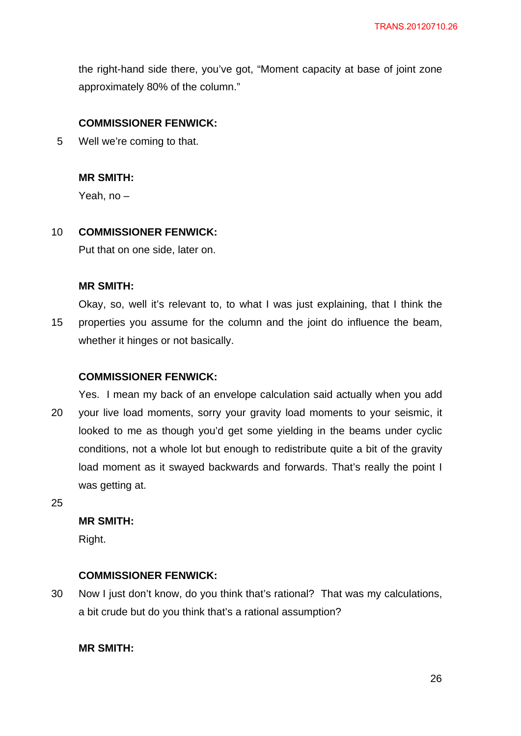the right-hand side there, you've got, "Moment capacity at base of joint zone approximately 80% of the column."

**COMMISSIONER FENWICK:**

Well we're coming to that.

**MR SMITH:**

Yeah, no –

**COMMISSIONER FENWICK:**

Put that on one side, later on.

**MR SMITH:**

Okay, so, well it's relevant to, to what I was just explaining, that I think the properties you assume for the column and the joint do influence the beam, whether it hinges or not basically.

**COMMISSIONER FENWICK:**

Yes. I mean my back of an envelope calculation said actually when you add your live load moments, sorry your gravity load moments to your seismic, it looked to me as though you'd get some yielding in the beams under cyclic conditions, not a whole lot but enough to redistribute quite a bit of the gravity load moment as it swayed backwards and forwards. That's really the point I was getting at.

**MR SMITH:**

Right.

**COMMISSIONER FENWICK:**

Now I just don't know, do you think that's rational? That was my calculations, a bit crude but do you think that's a rational assumption?

**MR SMITH:**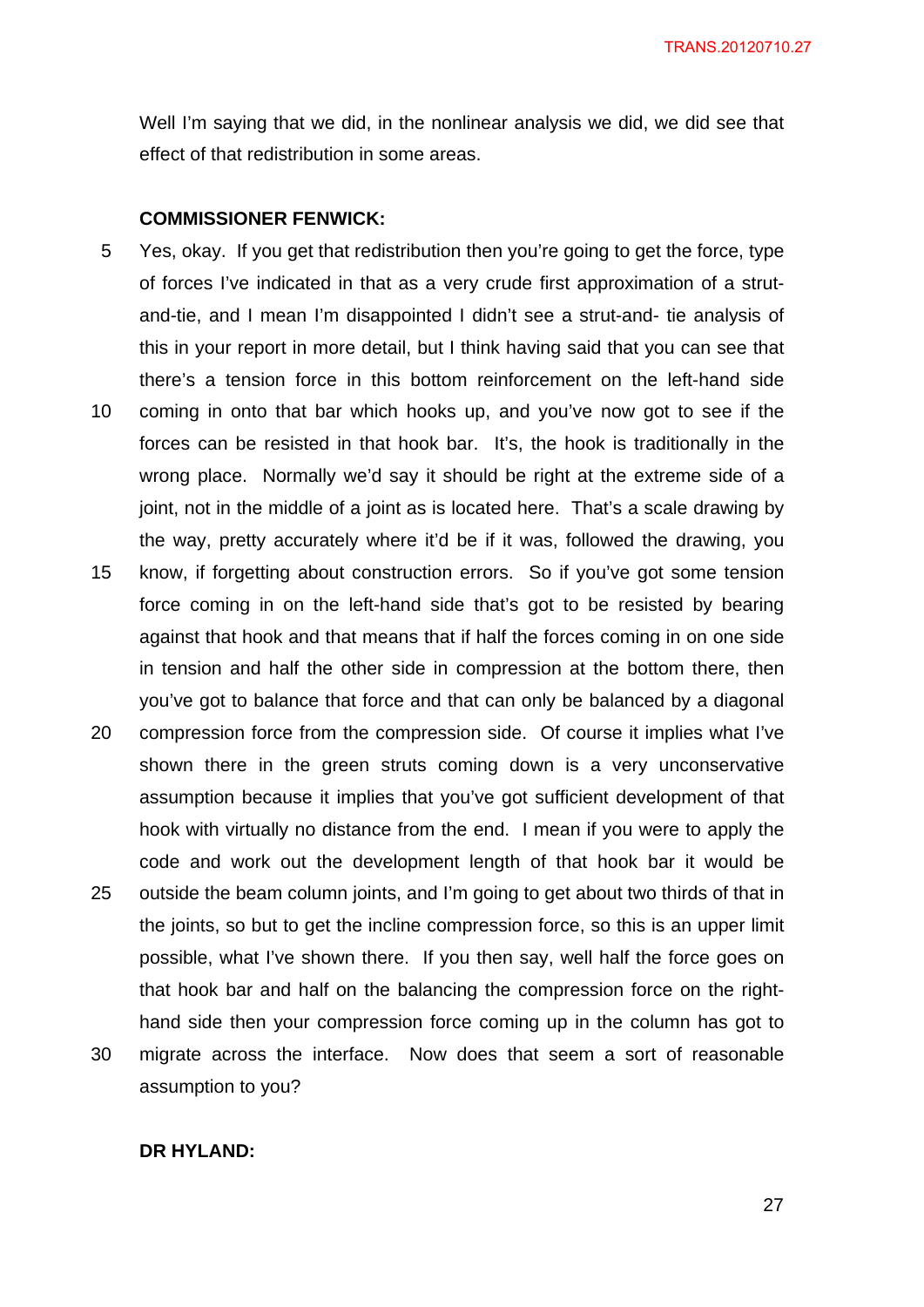Well I'm saying that we did, in the nonlinear analysis we did, we did see that effect of that redistribution in some areas.

**COMMISSIONER FENWICK:**

Yes, okay. If you get that redistribution then you're going to get the force, type of forces I've indicated in that as a very crude first approximation of a strut-and-tie, and I mean I'm disappointed I didn't see a strut-and- tie analysis of this in your report in more detail, but I think having said that you can see that there's a tension force in this bottom reinforcement on the left-hand side coming in onto that bar which hooks up, and you've now got to see if the forces can be resisted in that hook bar. It's, the hook is traditionally in the wrong place. Normally we'd say it should be right at the extreme side of a joint, not in the middle of a joint as is located here. That's a scale drawing by the way, pretty accurately where it'd be if it was, followed the drawing, you know, if forgetting about construction errors. So if you've got some tension force coming in on the left-hand side that's got to be resisted by bearing against that hook and that means that if half the forces coming in on one side in tension and half the other side in compression at the bottom there, then you've got to balance that force and that can only be balanced by a diagonal compression force from the compression side. Of course it implies what I've shown there in the green struts coming down is a very unconservative assumption because it implies that you've got sufficient development of that hook with virtually no distance from the end. I mean if you were to apply the code and work out the development length of that hook bar it would be outside the beam column joints, and I'm going to get about two thirds of that in the joints, so but to get the incline compression force, so this is an upper limit possible, what I've shown there. If you then say, well half the force goes on that hook bar and half on the balancing the compression force on the right-hand side then your compression force coming up in the column has got to migrate across the interface. Now does that seem a sort of reasonable assumption to you?

**DR HYLAND:**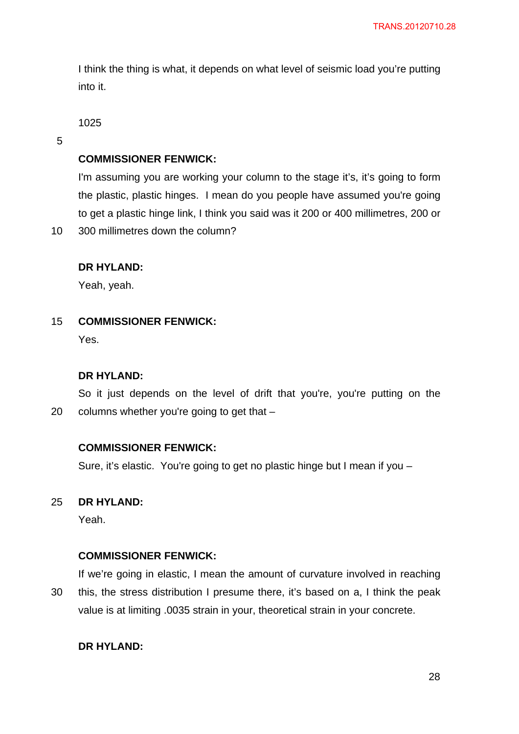I think the thing is what, it depends on what level of seismic load you're putting into it.

1025

**COMMISSIONER FENWICK:**

I'm assuming you are working your column to the stage it's, it's going to form the plastic, plastic hinges. I mean do you people have assumed you're going to get a plastic hinge link, I think you said was it 200 or 400 millimetres, 200 or 300 millimetres down the column?

**DR HYLAND:**

Yeah, yeah.

**COMMISSIONER FENWICK:**

Yes.

**DR HYLAND:**

So it just depends on the level of drift that you're, you're putting on the columns whether you're going to get that –

**COMMISSIONER FENWICK:**

Sure, it's elastic. You're going to get no plastic hinge but I mean if you –

**DR HYLAND:**

Yeah.

**COMMISSIONER FENWICK:**

If we're going in elastic, I mean the amount of curvature involved in reaching this, the stress distribution I presume there, it's based on a, I think the peak value is at limiting .0035 strain in your, theoretical strain in your concrete.

**DR HYLAND:**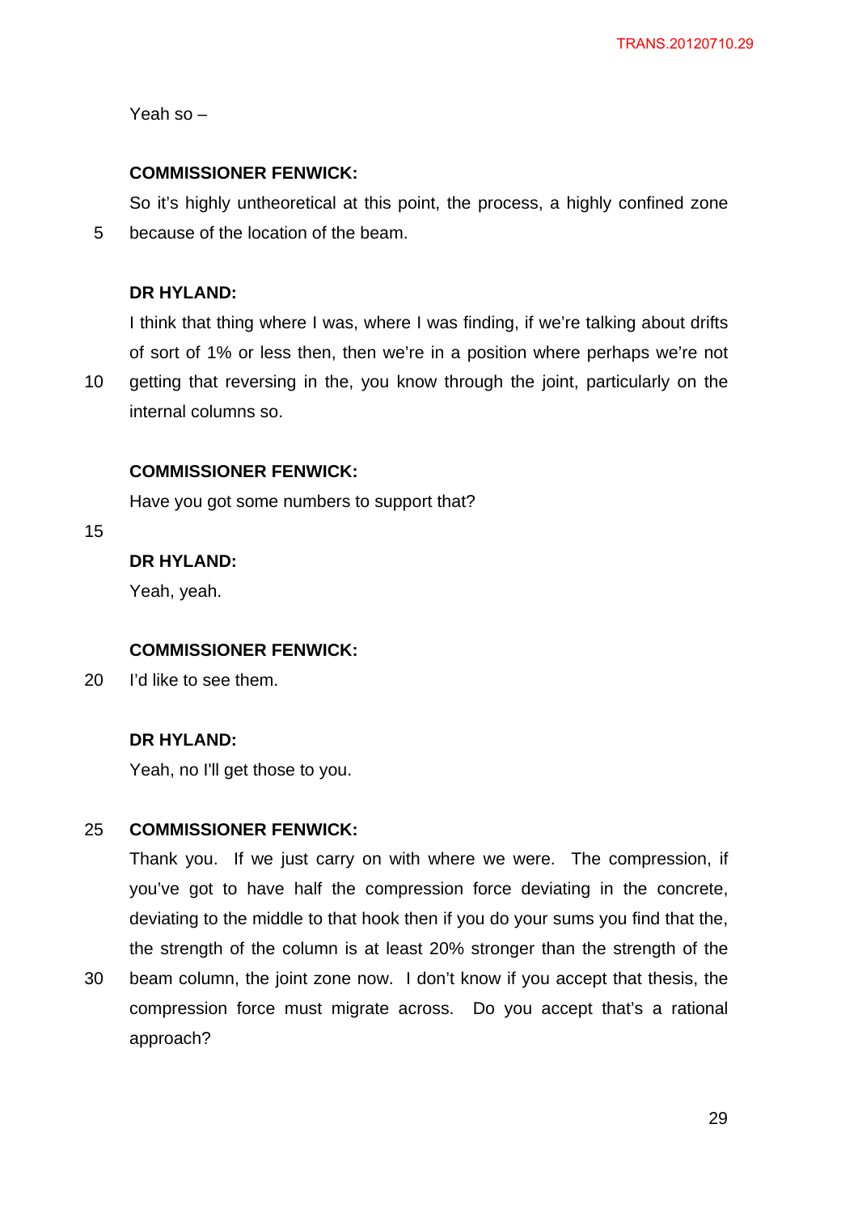Yeah so –

**COMMISSIONER FENWICK:**

So it's highly untheoretical at this point, the process, a highly confined zone because of the location of the beam.

**DR HYLAND:**

I think that thing where I was, where I was finding, if we're talking about drifts of sort of 1% or less then, then we're in a position where perhaps we're not getting that reversing in the, you know through the joint, particularly on the internal columns so.

**COMMISSIONER FENWICK:**

Have you got some numbers to support that?

**DR HYLAND:**

Yeah, yeah.

**COMMISSIONER FENWICK:**

I'd like to see them.

**DR HYLAND:**

Yeah, no I'll get those to you.

**COMMISSIONER FENWICK:**

Thank you. If we just carry on with where we were. The compression, if you've got to have half the compression force deviating in the concrete, deviating to the middle to that hook then if you do your sums you find that the, the strength of the column is at least 20% stronger than the strength of the beam column, the joint zone now. I don't know if you accept that thesis, the compression force must migrate across. Do you accept that's a rational approach?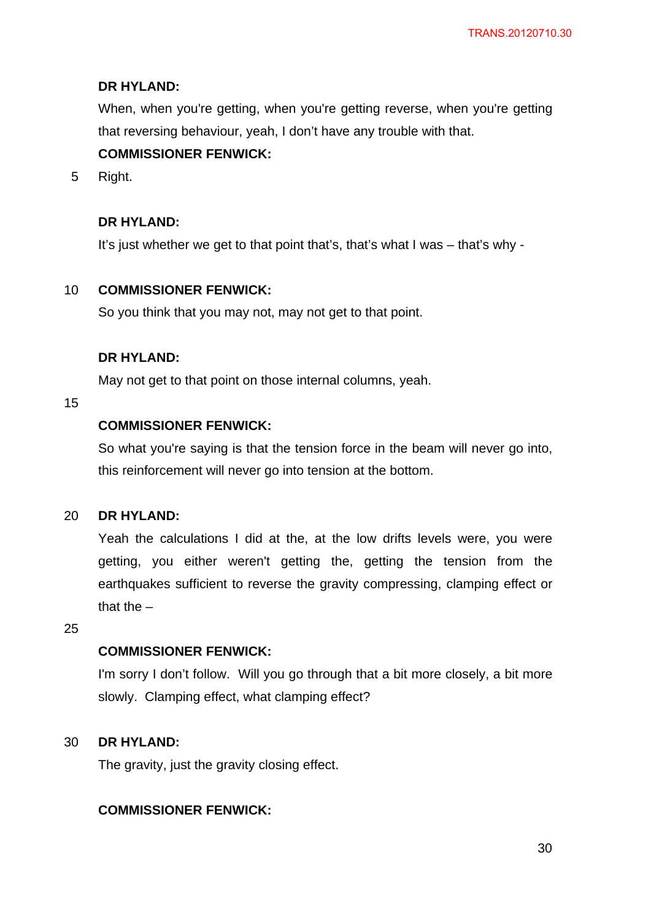**DR HYLAND:**

When, when you're getting, when you're getting reverse, when you're getting that reversing behaviour, yeah, I don't have any trouble with that.

**COMMISSIONER FENWICK:**

Right.

**DR HYLAND:**

It's just whether we get to that point that's, that's what I was – that's why -

**COMMISSIONER FENWICK:**

So you think that you may not, may not get to that point.

**DR HYLAND:**

May not get to that point on those internal columns, yeah.

**COMMISSIONER FENWICK:**

So what you're saying is that the tension force in the beam will never go into, this reinforcement will never go into tension at the bottom.

**DR HYLAND:**

Yeah the calculations I did at the, at the low drifts levels were, you were getting, you either weren't getting the, getting the tension from the earthquakes sufficient to reverse the gravity compressing, clamping effect or that the –

**COMMISSIONER FENWICK:**

I'm sorry I don't follow. Will you go through that a bit more closely, a bit more slowly. Clamping effect, what clamping effect?

**DR HYLAND:**

The gravity, just the gravity closing effect.

**COMMISSIONER FENWICK:**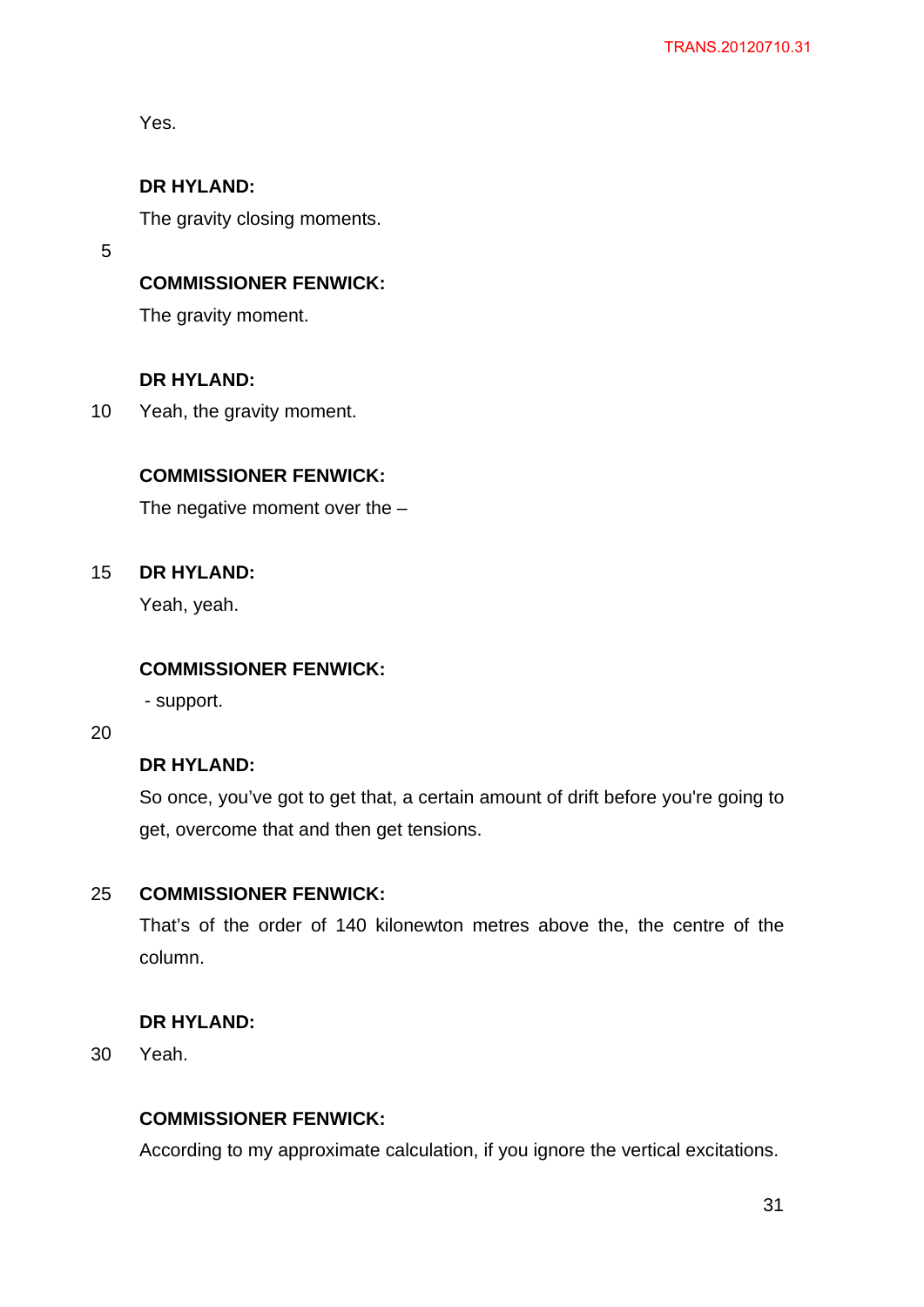Yes.

**DR HYLAND:**

The gravity closing moments.

**COMMISSIONER FENWICK:**

The gravity moment.

**DR HYLAND:**

Yeah, the gravity moment.

**COMMISSIONER FENWICK:**

The negative moment over the –

**DR HYLAND:**

Yeah, yeah.

**COMMISSIONER FENWICK:**

- support.

**DR HYLAND:**

So once, you've got to get that, a certain amount of drift before you're going to get, overcome that and then get tensions.

**COMMISSIONER FENWICK:**

That's of the order of 140 kilonewton metres above the, the centre of the column.

**DR HYLAND:**

Yeah.

**COMMISSIONER FENWICK:**

According to my approximate calculation, if you ignore the vertical excitations.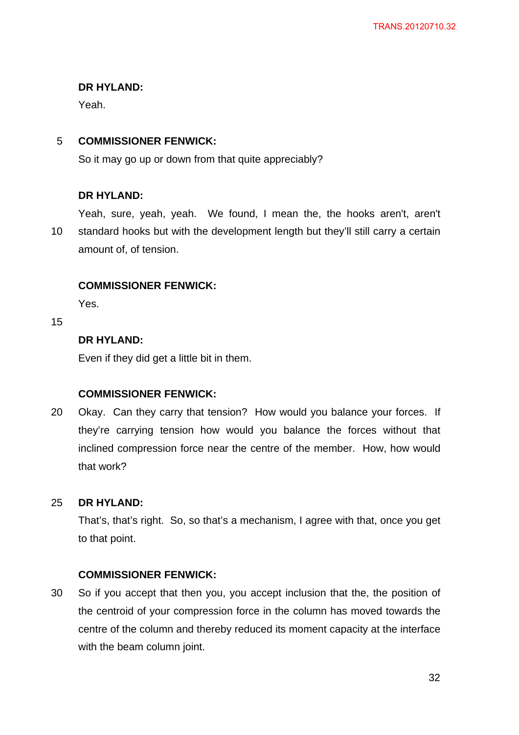**DR HYLAND:**

Yeah.

**COMMISSIONER FENWICK:**

So it may go up or down from that quite appreciably?

**DR HYLAND:**

Yeah, sure, yeah, yeah. We found, I mean the, the hooks aren't, aren't standard hooks but with the development length but they'll still carry a certain amount of, of tension.

**COMMISSIONER FENWICK:**

Yes.

**DR HYLAND:**

Even if they did get a little bit in them.

**COMMISSIONER FENWICK:**

Okay. Can they carry that tension? How would you balance your forces. If they're carrying tension how would you balance the forces without that inclined compression force near the centre of the member. How, how would that work?

**DR HYLAND:**

That's, that's right. So, so that's a mechanism, I agree with that, once you get to that point.

**COMMISSIONER FENWICK:**

So if you accept that then you, you accept inclusion that the, the position of the centroid of your compression force in the column has moved towards the centre of the column and thereby reduced its moment capacity at the interface with the beam column joint.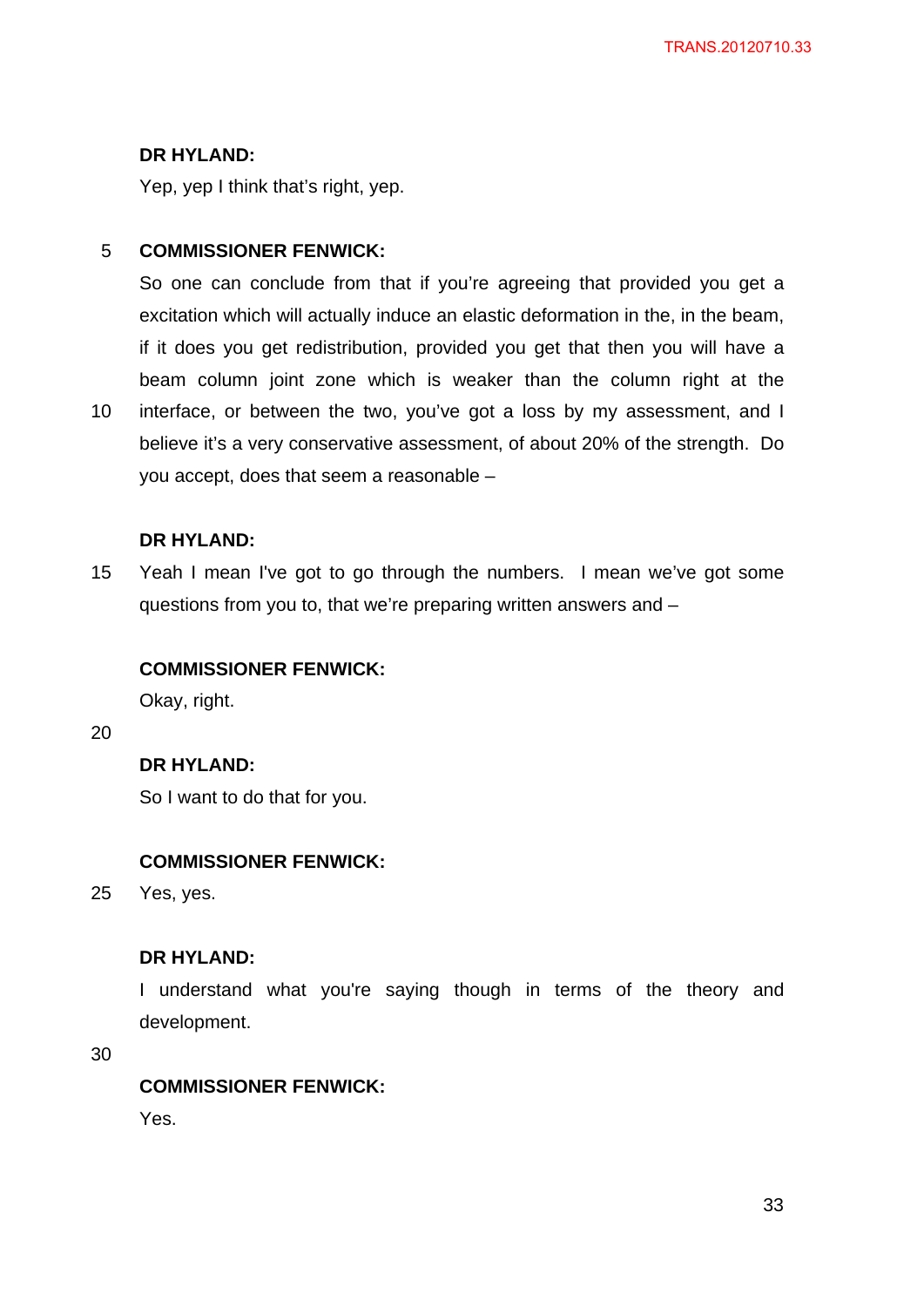**DR HYLAND:**

Yep, yep I think that's right, yep.

**COMMISSIONER FENWICK:**

So one can conclude from that if you're agreeing that provided you get a excitation which will actually induce an elastic deformation in the, in the beam, if it does you get redistribution, provided you get that then you will have a beam column joint zone which is weaker than the column right at the interface, or between the two, you've got a loss by my assessment, and I believe it's a very conservative assessment, of about 20% of the strength. Do you accept, does that seem a reasonable –

**DR HYLAND:**

Yeah I mean I've got to go through the numbers. I mean we've got some questions from you to, that we're preparing written answers and –

**COMMISSIONER FENWICK:**

Okay, right.

**DR HYLAND:**

So I want to do that for you.

**COMMISSIONER FENWICK:**

Yes, yes.

**DR HYLAND:**

I understand what you're saying though in terms of the theory and development.

**COMMISSIONER FENWICK:**

Yes.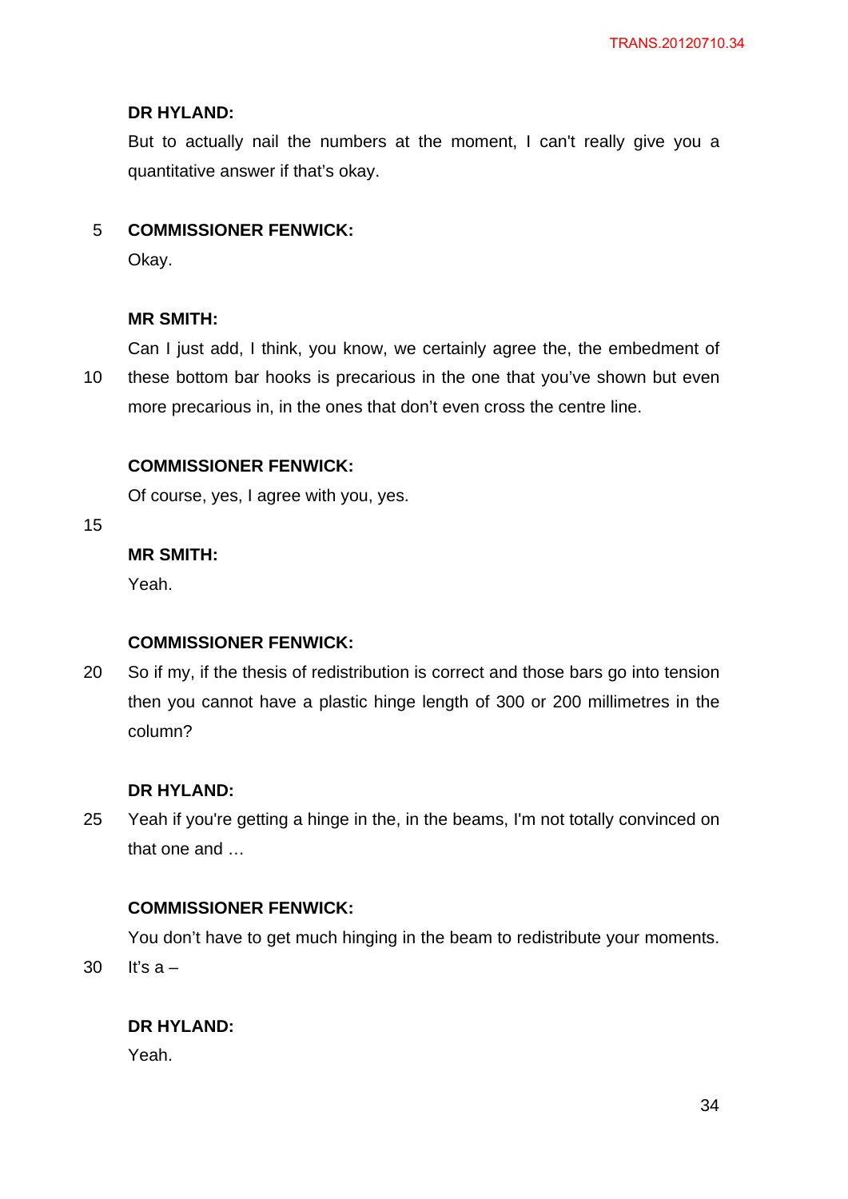**DR HYLAND:**

But to actually nail the numbers at the moment, I can't really give you a quantitative answer if that's okay.

**COMMISSIONER FENWICK:**

Okay.

**MR SMITH:**

Can I just add, I think, you know, we certainly agree the, the embedment of these bottom bar hooks is precarious in the one that you've shown but even more precarious in, in the ones that don't even cross the centre line.

**COMMISSIONER FENWICK:**

Of course, yes, I agree with you, yes.

**MR SMITH:**

Yeah.

**COMMISSIONER FENWICK:**

So if my, if the thesis of redistribution is correct and those bars go into tension then you cannot have a plastic hinge length of 300 or 200 millimetres in the column?

**DR HYLAND:**

Yeah if you're getting a hinge in the, in the beams, I'm not totally convinced on that one and …

**COMMISSIONER FENWICK:**

You don't have to get much hinging in the beam to redistribute your moments. It's a –

**DR HYLAND:**

Yeah.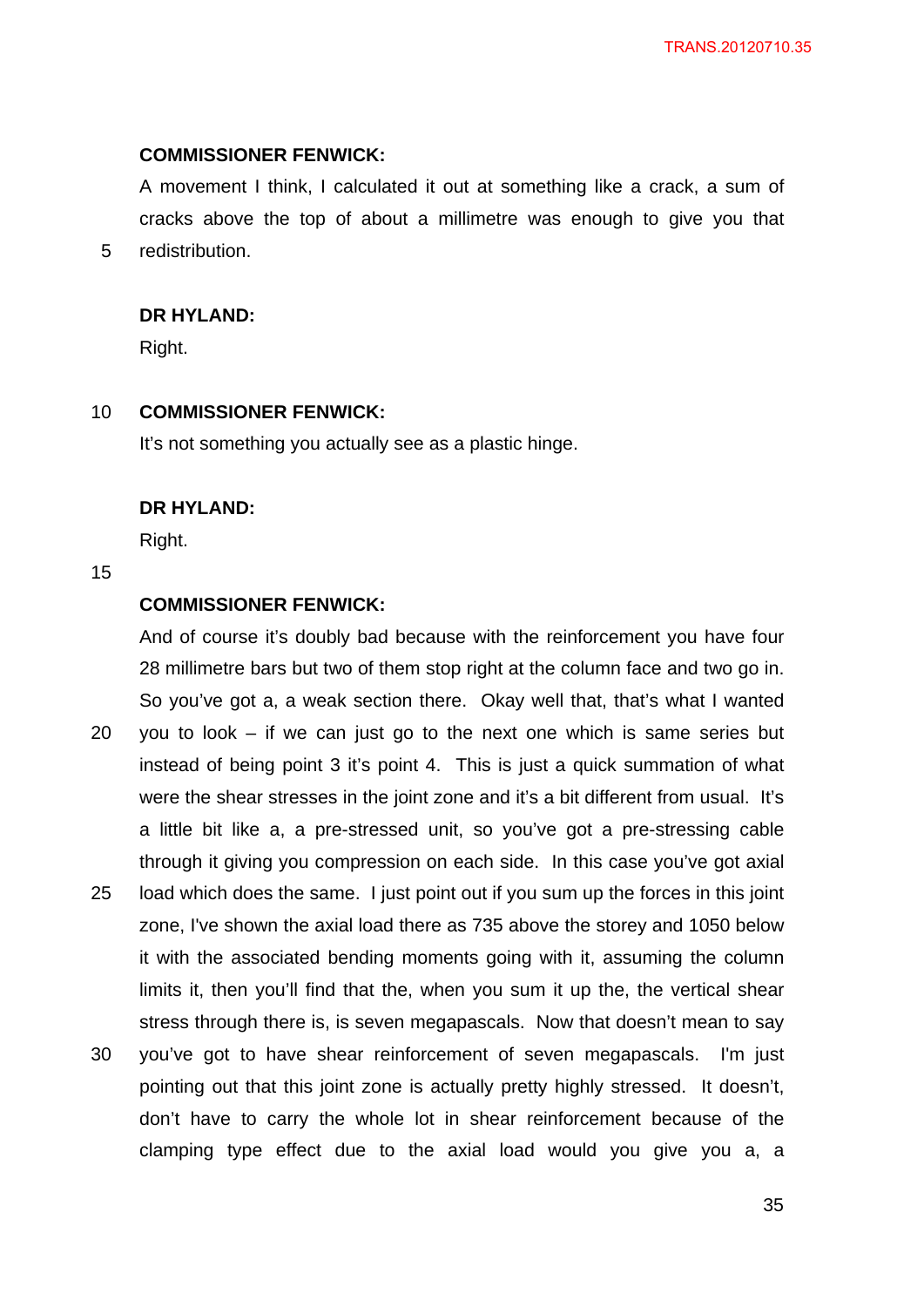**COMMISSIONER FENWICK:**

A movement I think, I calculated it out at something like a crack, a sum of cracks above the top of about a millimetre was enough to give you that redistribution.

**DR HYLAND:**

Right.

**COMMISSIONER FENWICK:**

It's not something you actually see as a plastic hinge.

**DR HYLAND:**

Right.

**COMMISSIONER FENWICK:**

And of course it's doubly bad because with the reinforcement you have four 28 millimetre bars but two of them stop right at the column face and two go in. So you've got a, a weak section there. Okay well that, that's what I wanted you to look – if we can just go to the next one which is same series but instead of being point 3 it's point 4. This is just a quick summation of what were the shear stresses in the joint zone and it's a bit different from usual. It's a little bit like a, a pre-stressed unit, so you've got a pre-stressing cable through it giving you compression on each side. In this case you've got axial load which does the same. I just point out if you sum up the forces in this joint zone, I've shown the axial load there as 735 above the storey and 1050 below it with the associated bending moments going with it, assuming the column limits it, then you'll find that the, when you sum it up the, the vertical shear stress through there is, is seven megapascals. Now that doesn't mean to say you've got to have shear reinforcement of seven megapascals. I'm just pointing out that this joint zone is actually pretty highly stressed. It doesn't, don't have to carry the whole lot in shear reinforcement because of the clamping type effect due to the axial load would you give you a, a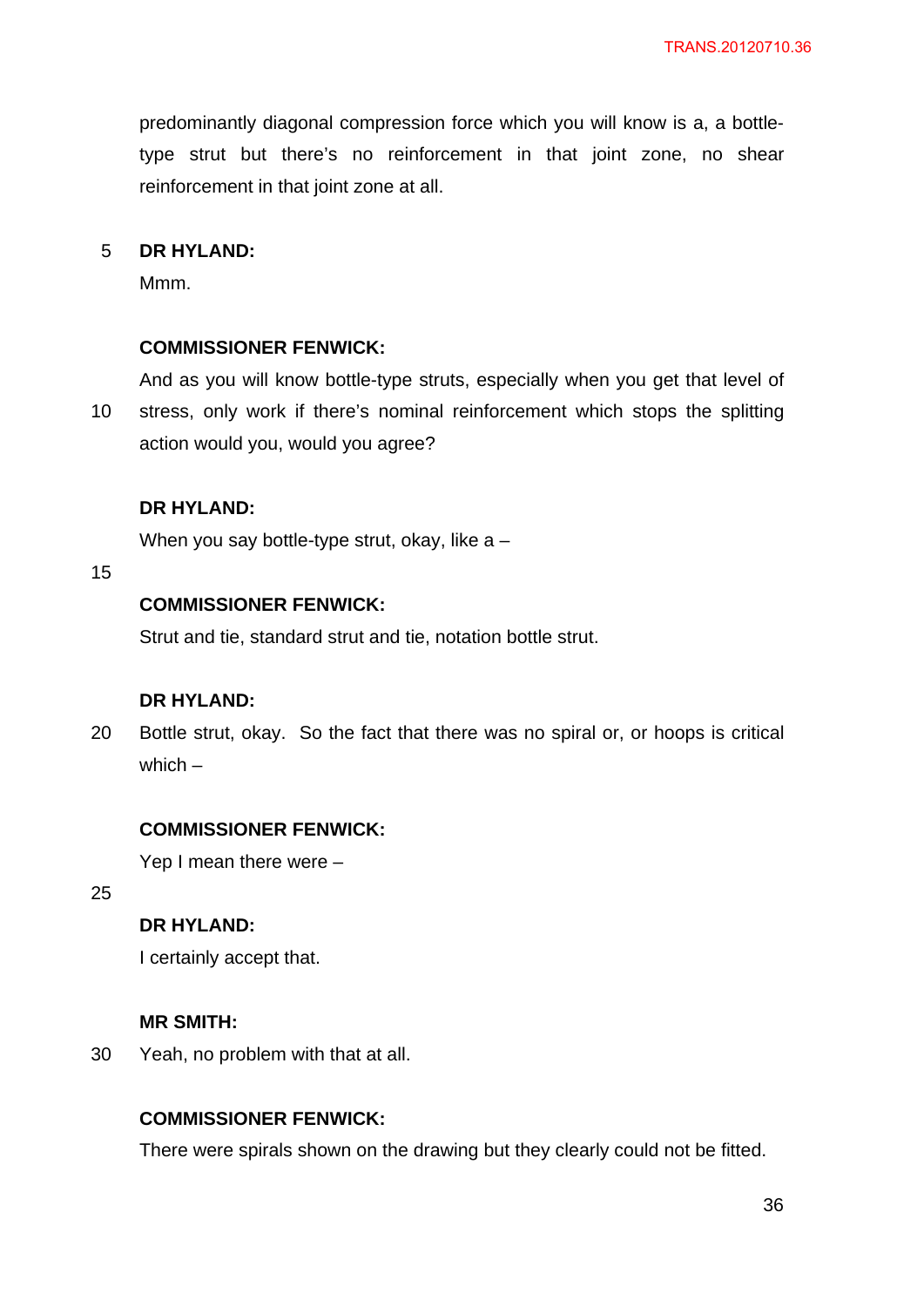predominantly diagonal compression force which you will know is a, a bottle-type strut but there's no reinforcement in that joint zone, no shear reinforcement in that joint zone at all.

**DR HYLAND:**

Mmm.

**COMMISSIONER FENWICK:**

And as you will know bottle-type struts, especially when you get that level of stress, only work if there's nominal reinforcement which stops the splitting action would you, would you agree?

**DR HYLAND:**

When you say bottle-type strut, okay, like a –

**COMMISSIONER FENWICK:**

Strut and tie, standard strut and tie, notation bottle strut.

**DR HYLAND:**

Bottle strut, okay. So the fact that there was no spiral or, or hoops is critical which –

**COMMISSIONER FENWICK:**

Yep I mean there were –

**DR HYLAND:**

I certainly accept that.

**MR SMITH:**

Yeah, no problem with that at all.

**COMMISSIONER FENWICK:**

There were spirals shown on the drawing but they clearly could not be fitted.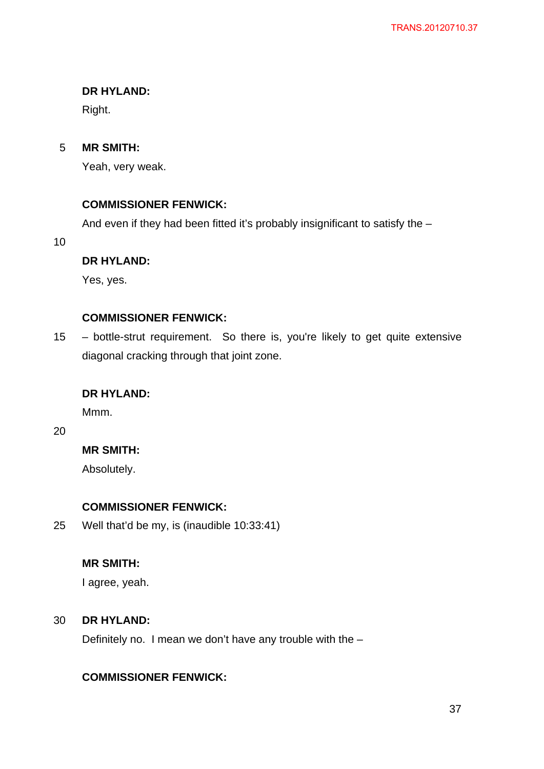**DR HYLAND:**

Right.

**MR SMITH:**

Yeah, very weak.

**COMMISSIONER FENWICK:**

And even if they had been fitted it's probably insignificant to satisfy the –

**DR HYLAND:**

Yes, yes.

**COMMISSIONER FENWICK:**

– bottle-strut requirement. So there is, you're likely to get quite extensive diagonal cracking through that joint zone.

**DR HYLAND:**

Mmm.

**MR SMITH:**

Absolutely.

**COMMISSIONER FENWICK:**

Well that'd be my, is (inaudible 10:33:41)

**MR SMITH:**

I agree, yeah.

**DR HYLAND:**

Definitely no. I mean we don't have any trouble with the –

**COMMISSIONER FENWICK:**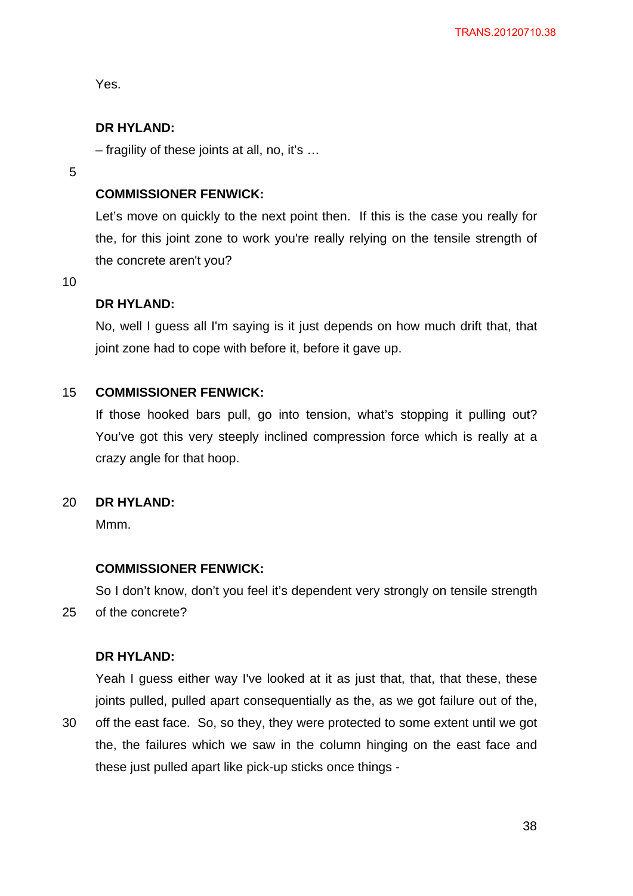Yes.

**DR HYLAND:**

– fragility of these joints at all, no, it's …

**COMMISSIONER FENWICK:**

Let's move on quickly to the next point then. If this is the case you really for the, for this joint zone to work you're really relying on the tensile strength of the concrete aren't you?

**DR HYLAND:**

No, well I guess all I'm saying is it just depends on how much drift that, that joint zone had to cope with before it, before it gave up.

**COMMISSIONER FENWICK:**

If those hooked bars pull, go into tension, what's stopping it pulling out? You've got this very steeply inclined compression force which is really at a crazy angle for that hoop.

**DR HYLAND:**

Mmm.

**COMMISSIONER FENWICK:**

So I don't know, don't you feel it's dependent very strongly on tensile strength of the concrete?

**DR HYLAND:**

Yeah I guess either way I've looked at it as just that, that, that these, these joints pulled, pulled apart consequentially as the, as we got failure out of the, off the east face. So, so they, they were protected to some extent until we got the, the failures which we saw in the column hinging on the east face and these just pulled apart like pick-up sticks once things -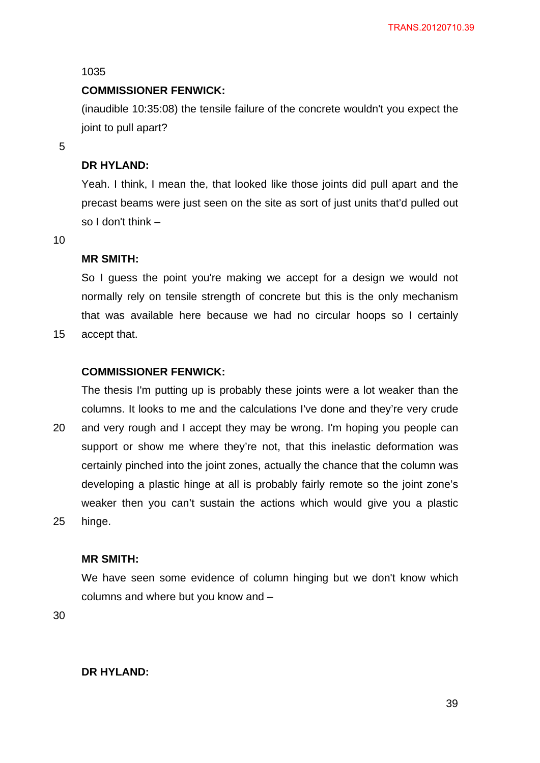1035

**COMMISSIONER FENWICK:**

(inaudible 10:35:08) the tensile failure of the concrete wouldn't you expect the joint to pull apart?

**DR HYLAND:**

Yeah. I think, I mean the, that looked like those joints did pull apart and the precast beams were just seen on the site as sort of just units that'd pulled out so I don't think –

**MR SMITH:**

So I guess the point you're making we accept for a design we would not normally rely on tensile strength of concrete but this is the only mechanism that was available here because we had no circular hoops so I certainly accept that.

**COMMISSIONER FENWICK:**

The thesis I'm putting up is probably these joints were a lot weaker than the columns. It looks to me and the calculations I've done and they're very crude and very rough and I accept they may be wrong. I'm hoping you people can support or show me where they're not, that this inelastic deformation was certainly pinched into the joint zones, actually the chance that the column was developing a plastic hinge at all is probably fairly remote so the joint zone's weaker then you can't sustain the actions which would give you a plastic hinge.

**MR SMITH:**

We have seen some evidence of column hinging but we don't know which columns and where but you know and –

**DR HYLAND:**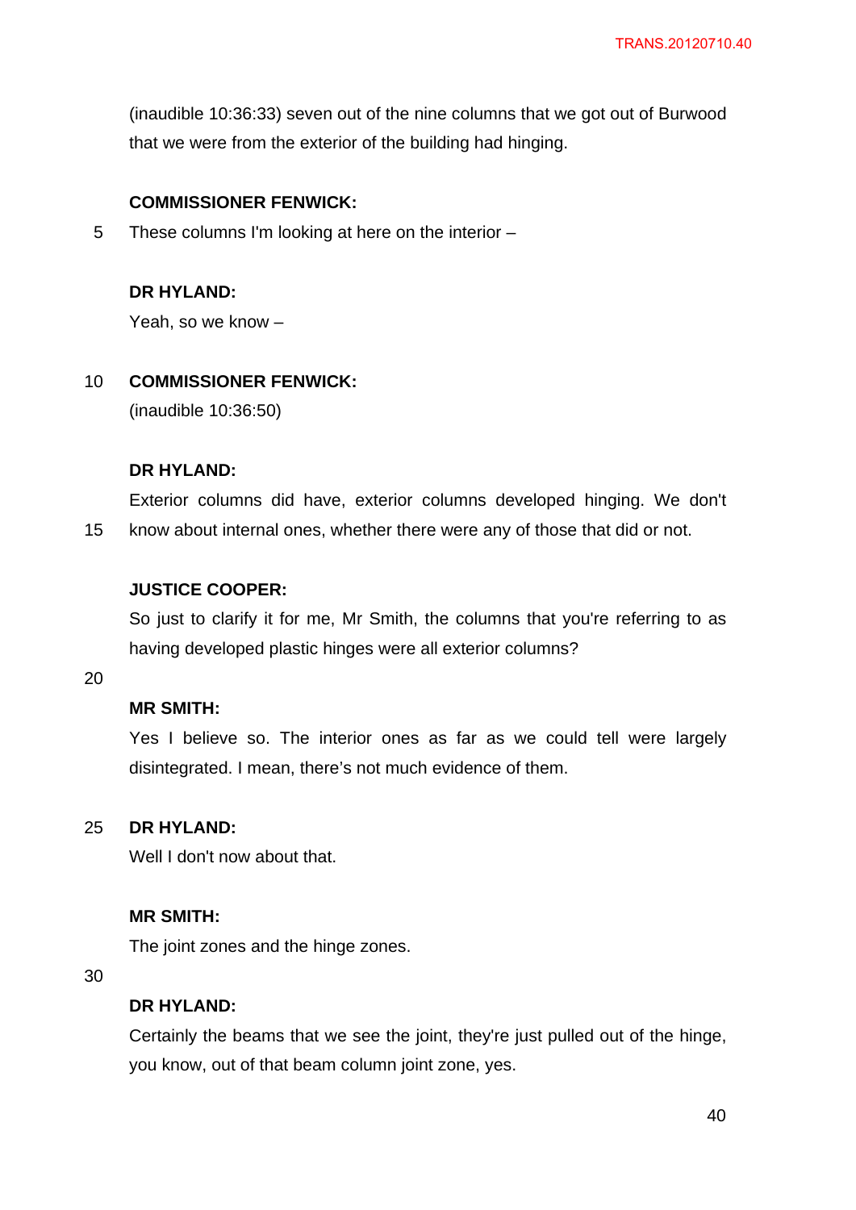(inaudible 10:36:33) seven out of the nine columns that we got out of Burwood that we were from the exterior of the building had hinging.

**COMMISSIONER FENWICK:**

These columns I'm looking at here on the interior –

**DR HYLAND:**

Yeah, so we know –

**COMMISSIONER FENWICK:**

(inaudible 10:36:50)

**DR HYLAND:**

Exterior columns did have, exterior columns developed hinging. We don't know about internal ones, whether there were any of those that did or not.

**JUSTICE COOPER:**

So just to clarify it for me, Mr Smith, the columns that you're referring to as having developed plastic hinges were all exterior columns?

**MR SMITH:**

Yes I believe so. The interior ones as far as we could tell were largely disintegrated. I mean, there's not much evidence of them.

**DR HYLAND:**

Well I don't now about that.

**MR SMITH:**

The joint zones and the hinge zones.

**DR HYLAND:**

Certainly the beams that we see the joint, they're just pulled out of the hinge, you know, out of that beam column joint zone, yes.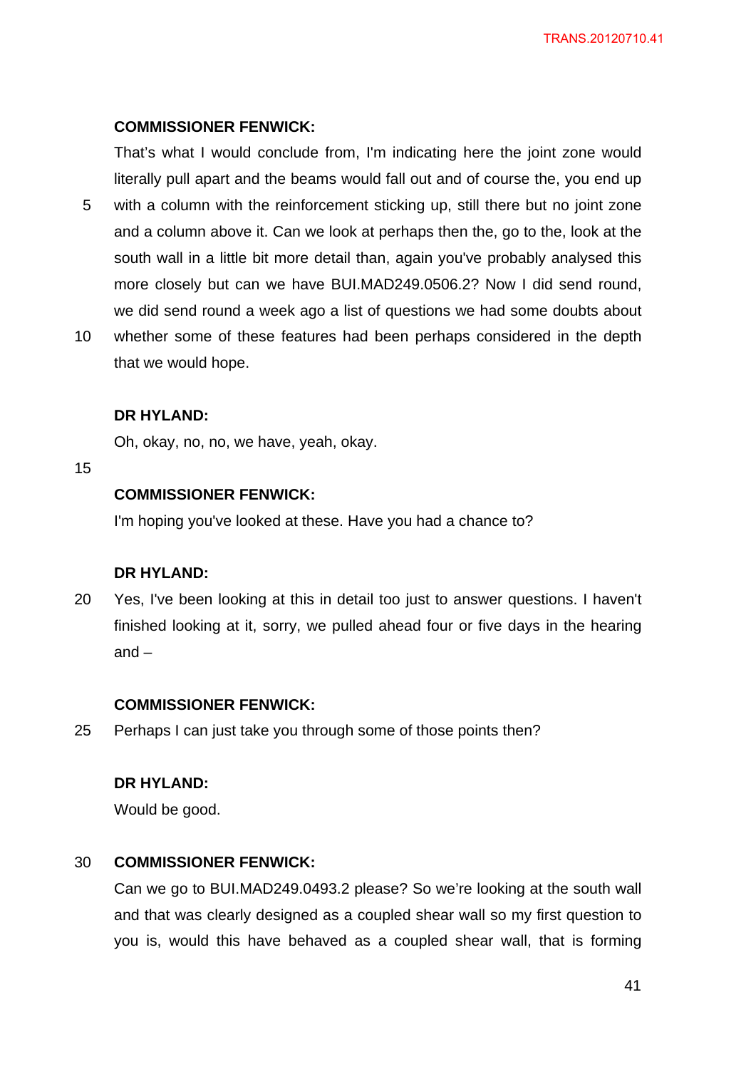**COMMISSIONER FENWICK:**

That's what I would conclude from, I'm indicating here the joint zone would literally pull apart and the beams would fall out and of course the, you end up with a column with the reinforcement sticking up, still there but no joint zone and a column above it. Can we look at perhaps then the, go to the, look at the south wall in a little bit more detail than, again you've probably analysed this more closely but can we have BUI.MAD249.0506.2? Now I did send round, we did send round a week ago a list of questions we had some doubts about whether some of these features had been perhaps considered in the depth that we would hope.

**DR HYLAND:**

Oh, okay, no, no, we have, yeah, okay.

**COMMISSIONER FENWICK:**

I'm hoping you've looked at these. Have you had a chance to?

**DR HYLAND:**

Yes, I've been looking at this in detail too just to answer questions. I haven't finished looking at it, sorry, we pulled ahead four or five days in the hearing and –

**COMMISSIONER FENWICK:**

Perhaps I can just take you through some of those points then?

**DR HYLAND:**

Would be good.

**COMMISSIONER FENWICK:**

Can we go to BUI.MAD249.0493.2 please? So we're looking at the south wall and that was clearly designed as a coupled shear wall so my first question to you is, would this have behaved as a coupled shear wall, that is forming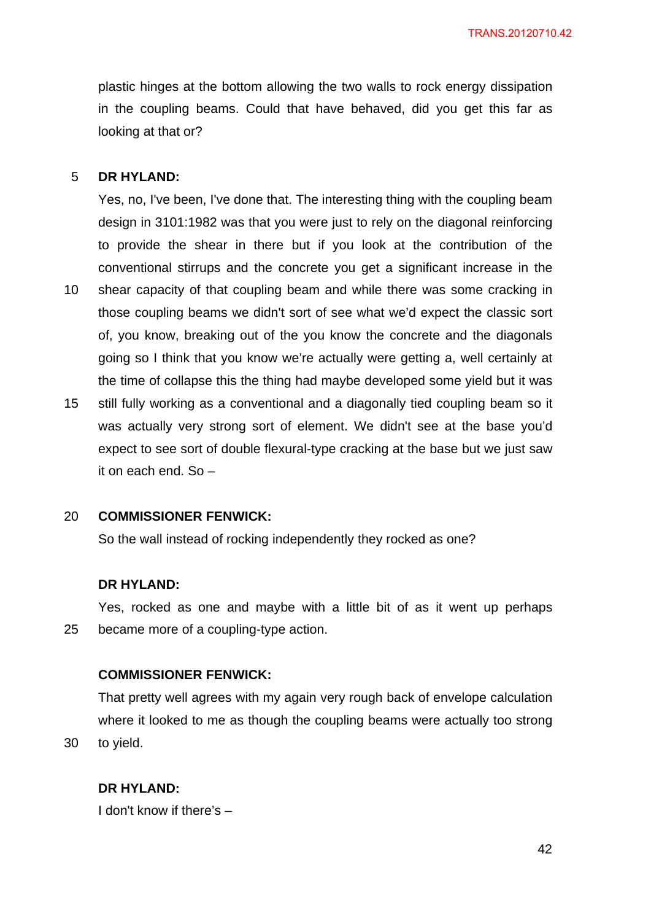plastic hinges at the bottom allowing the two walls to rock energy dissipation in the coupling beams. Could that have behaved, did you get this far as looking at that or?

**DR HYLAND:**

Yes, no, I've been, I've done that. The interesting thing with the coupling beam design in 3101:1982 was that you were just to rely on the diagonal reinforcing to provide the shear in there but if you look at the contribution of the conventional stirrups and the concrete you get a significant increase in the shear capacity of that coupling beam and while there was some cracking in those coupling beams we didn't sort of see what we'd expect the classic sort of, you know, breaking out of the you know the concrete and the diagonals going so I think that you know we're actually were getting a, well certainly at the time of collapse this the thing had maybe developed some yield but it was still fully working as a conventional and a diagonally tied coupling beam so it was actually very strong sort of element. We didn't see at the base you'd expect to see sort of double flexural-type cracking at the base but we just saw it on each end. So –

**COMMISSIONER FENWICK:**

So the wall instead of rocking independently they rocked as one?

**DR HYLAND:**

Yes, rocked as one and maybe with a little bit of as it went up perhaps became more of a coupling-type action.

**COMMISSIONER FENWICK:**

That pretty well agrees with my again very rough back of envelope calculation where it looked to me as though the coupling beams were actually too strong to yield.

**DR HYLAND:**

I don't know if there's –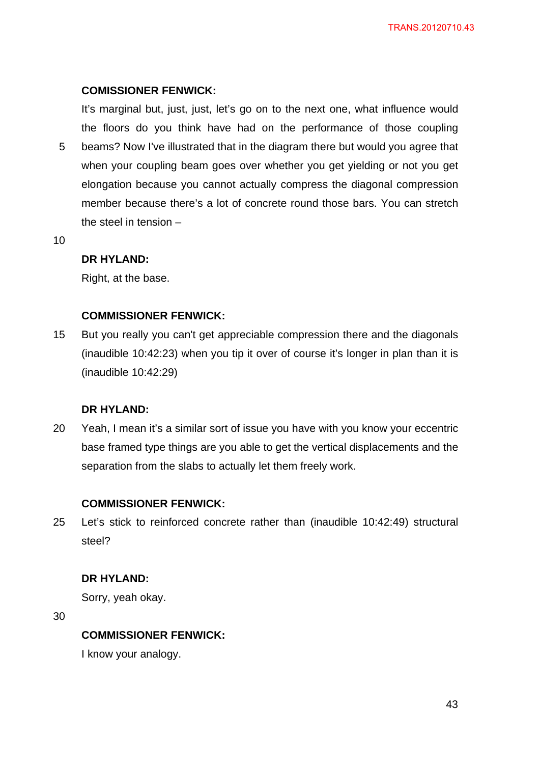**COMISSIONER FENWICK:**

It's marginal but, just, just, let's go on to the next one, what influence would the floors do you think have had on the performance of those coupling beams? Now I've illustrated that in the diagram there but would you agree that when your coupling beam goes over whether you get yielding or not you get elongation because you cannot actually compress the diagonal compression member because there's a lot of concrete round those bars. You can stretch the steel in tension –

**DR HYLAND:**

Right, at the base.

**COMMISSIONER FENWICK:**

But you really you can't get appreciable compression there and the diagonals (inaudible 10:42:23) when you tip it over of course it's longer in plan than it is (inaudible 10:42:29)

**DR HYLAND:**

Yeah, I mean it's a similar sort of issue you have with you know your eccentric base framed type things are you able to get the vertical displacements and the separation from the slabs to actually let them freely work.

**COMMISSIONER FENWICK:**

Let's stick to reinforced concrete rather than (inaudible 10:42:49) structural steel?

**DR HYLAND:**

Sorry, yeah okay.

**COMMISSIONER FENWICK:**

I know your analogy.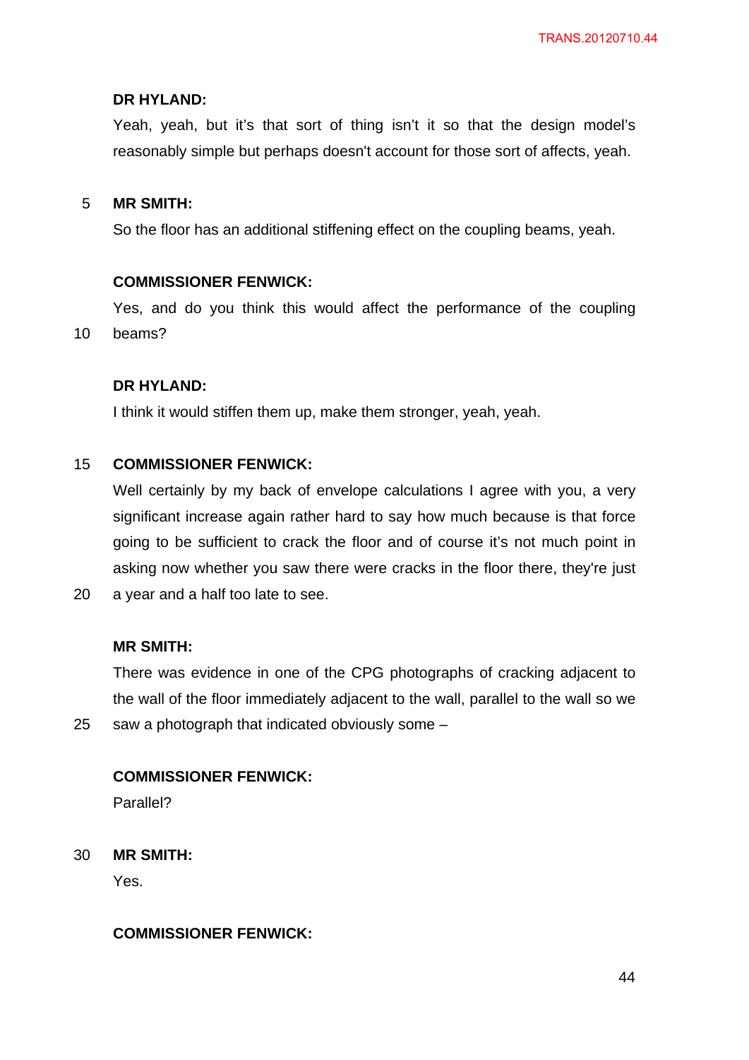**DR HYLAND:**

Yeah, yeah, but it's that sort of thing isn't it so that the design model's reasonably simple but perhaps doesn't account for those sort of affects, yeah.

**MR SMITH:**

So the floor has an additional stiffening effect on the coupling beams, yeah.

**COMMISSIONER FENWICK:**

Yes, and do you think this would affect the performance of the coupling beams?

**DR HYLAND:**

I think it would stiffen them up, make them stronger, yeah, yeah.

**COMMISSIONER FENWICK:**

Well certainly by my back of envelope calculations I agree with you, a very significant increase again rather hard to say how much because is that force going to be sufficient to crack the floor and of course it's not much point in asking now whether you saw there were cracks in the floor there, they're just a year and a half too late to see.

**MR SMITH:**

There was evidence in one of the CPG photographs of cracking adjacent to the wall of the floor immediately adjacent to the wall, parallel to the wall so we saw a photograph that indicated obviously some –

**COMMISSIONER FENWICK:**

Parallel?

**MR SMITH:**

Yes.

**COMMISSIONER FENWICK:**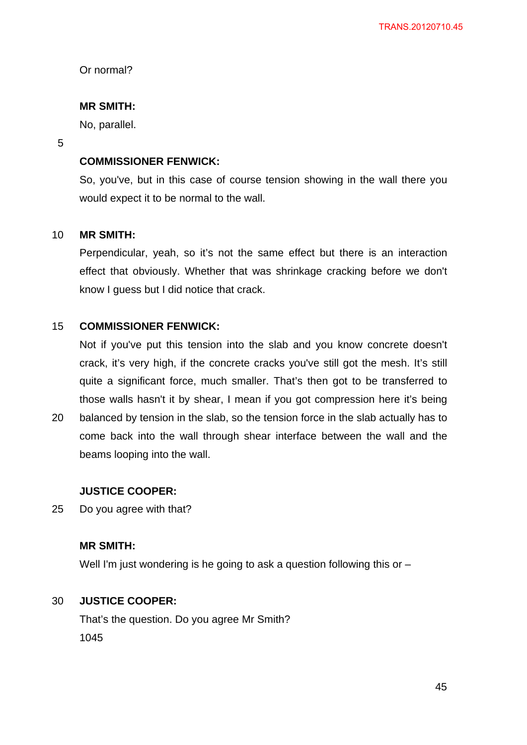Or normal?

**MR SMITH:**

No, parallel.

**COMMISSIONER FENWICK:**

So, you've, but in this case of course tension showing in the wall there you would expect it to be normal to the wall.

**MR SMITH:**

Perpendicular, yeah, so it's not the same effect but there is an interaction effect that obviously. Whether that was shrinkage cracking before we don't know I guess but I did notice that crack.

**COMMISSIONER FENWICK:**

Not if you've put this tension into the slab and you know concrete doesn't crack, it's very high, if the concrete cracks you've still got the mesh. It's still quite a significant force, much smaller. That's then got to be transferred to those walls hasn't it by shear, I mean if you got compression here it's being balanced by tension in the slab, so the tension force in the slab actually has to come back into the wall through shear interface between the wall and the beams looping into the wall.

**JUSTICE COOPER:**

Do you agree with that?

**MR SMITH:**

Well I'm just wondering is he going to ask a question following this or –

**JUSTICE COOPER:**

That's the question. Do you agree Mr Smith?

1045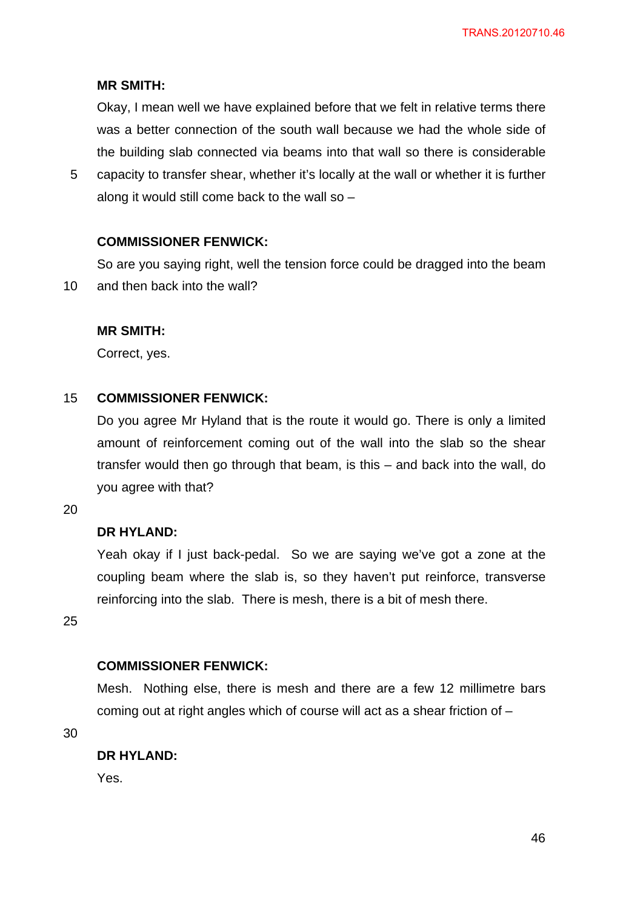**MR SMITH:**

Okay, I mean well we have explained before that we felt in relative terms there was a better connection of the south wall because we had the whole side of the building slab connected via beams into that wall so there is considerable capacity to transfer shear, whether it's locally at the wall or whether it is further along it would still come back to the wall so –

**COMMISSIONER FENWICK:**

So are you saying right, well the tension force could be dragged into the beam and then back into the wall?

**MR SMITH:**

Correct, yes.

**COMMISSIONER FENWICK:**

Do you agree Mr Hyland that is the route it would go. There is only a limited amount of reinforcement coming out of the wall into the slab so the shear transfer would then go through that beam, is this – and back into the wall, do you agree with that?

**DR HYLAND:**

Yeah okay if I just back-pedal. So we are saying we've got a zone at the coupling beam where the slab is, so they haven't put reinforce, transverse reinforcing into the slab. There is mesh, there is a bit of mesh there.

**COMMISSIONER FENWICK:**

Mesh. Nothing else, there is mesh and there are a few 12 millimetre bars coming out at right angles which of course will act as a shear friction of –

**DR HYLAND:**

Yes.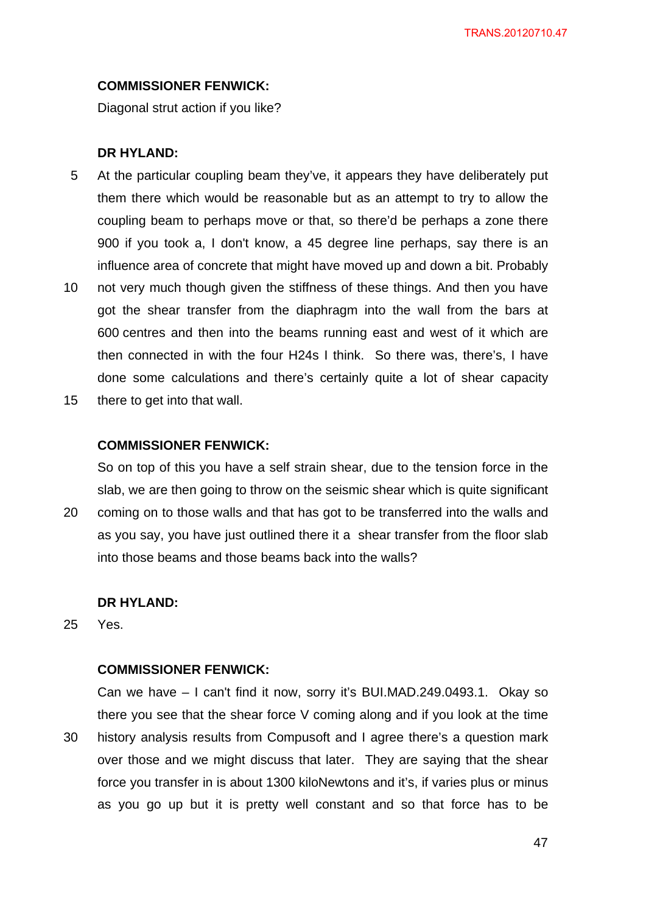**COMMISSIONER FENWICK:**

Diagonal strut action if you like?

**DR HYLAND:**

At the particular coupling beam they've, it appears they have deliberately put them there which would be reasonable but as an attempt to try to allow the coupling beam to perhaps move or that, so there'd be perhaps a zone there 900 if you took a, I don't know, a 45 degree line perhaps, say there is an influence area of concrete that might have moved up and down a bit. Probably not very much though given the stiffness of these things. And then you have got the shear transfer from the diaphragm into the wall from the bars at 600 centres and then into the beams running east and west of it which are then connected in with the four H24s I think. So there was, there's, I have done some calculations and there's certainly quite a lot of shear capacity there to get into that wall.

**COMMISSIONER FENWICK:**

So on top of this you have a self strain shear, due to the tension force in the slab, we are then going to throw on the seismic shear which is quite significant coming on to those walls and that has got to be transferred into the walls and as you say, you have just outlined there it a shear transfer from the floor slab into those beams and those beams back into the walls?

**DR HYLAND:**

Yes.

**COMMISSIONER FENWICK:**

Can we have – I can't find it now, sorry it's BUI.MAD.249.0493.1. Okay so there you see that the shear force V coming along and if you look at the time history analysis results from Compusoft and I agree there's a question mark over those and we might discuss that later. They are saying that the shear force you transfer in is about 1300 kiloNewtons and it's, if varies plus or minus as you go up but it is pretty well constant and so that force has to be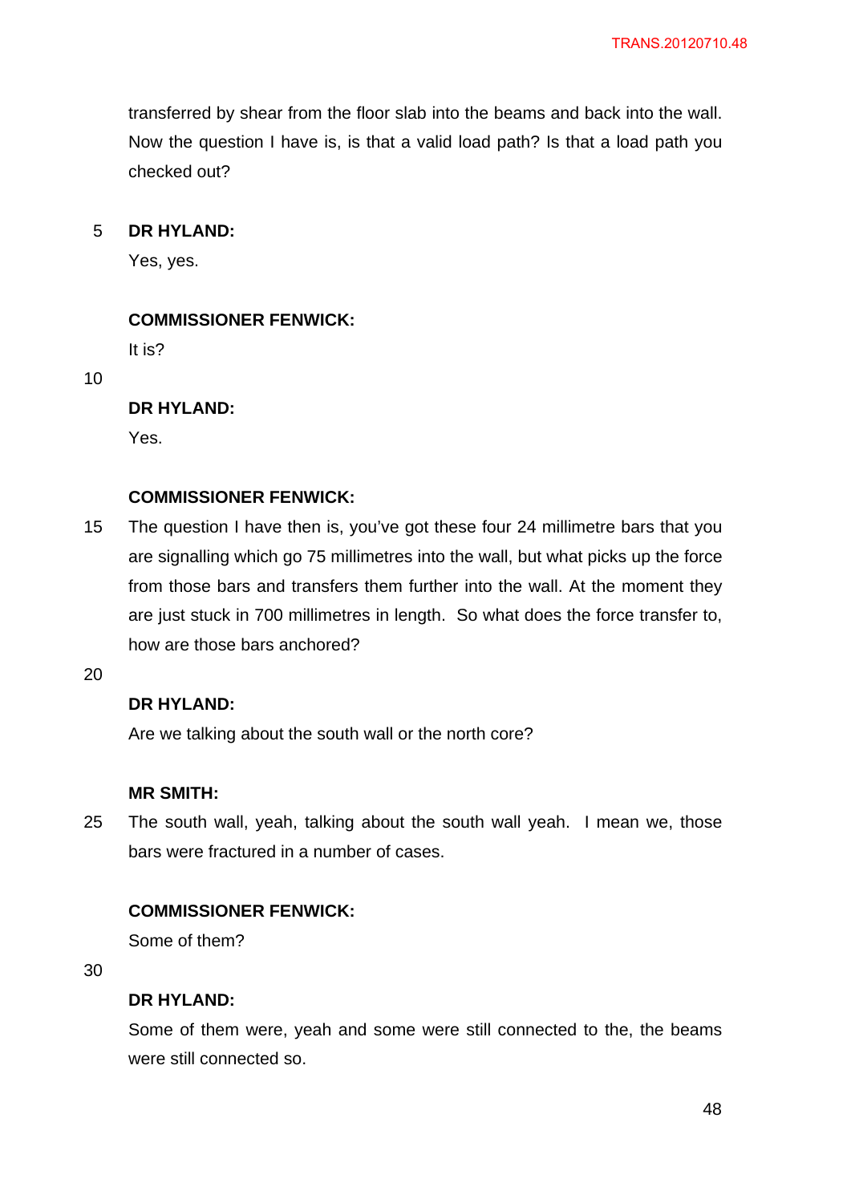transferred by shear from the floor slab into the beams and back into the wall. Now the question I have is, is that a valid load path? Is that a load path you checked out?

**DR HYLAND:**

Yes, yes.

**COMMISSIONER FENWICK:**

It is?

**DR HYLAND:**

Yes.

**COMMISSIONER FENWICK:**

The question I have then is, you've got these four 24 millimetre bars that you are signalling which go 75 millimetres into the wall, but what picks up the force from those bars and transfers them further into the wall. At the moment they are just stuck in 700 millimetres in length. So what does the force transfer to, how are those bars anchored?

**DR HYLAND:**

Are we talking about the south wall or the north core?

**MR SMITH:**

The south wall, yeah, talking about the south wall yeah. I mean we, those bars were fractured in a number of cases.

**COMMISSIONER FENWICK:**

Some of them?

**DR HYLAND:**

Some of them were, yeah and some were still connected to the, the beams were still connected so.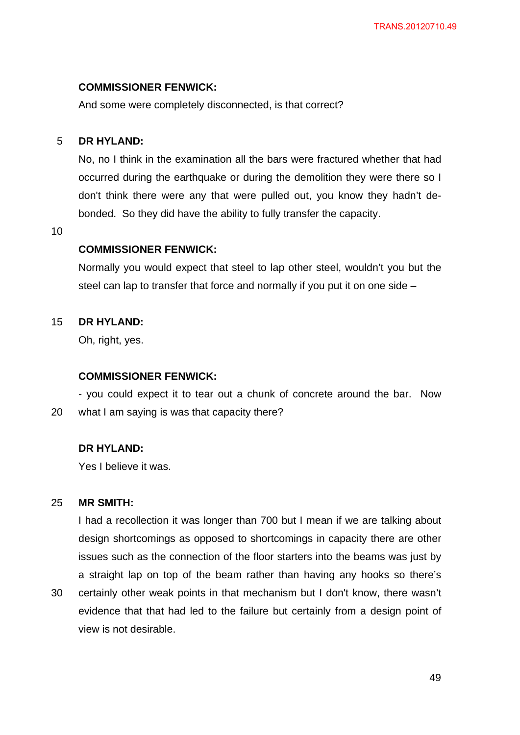**COMMISSIONER FENWICK:**

And some were completely disconnected, is that correct?

**DR HYLAND:**

No, no I think in the examination all the bars were fractured whether that had occurred during the earthquake or during the demolition they were there so I don't think there were any that were pulled out, you know they hadn't de-bonded. So they did have the ability to fully transfer the capacity.

**COMMISSIONER FENWICK:**

Normally you would expect that steel to lap other steel, wouldn't you but the steel can lap to transfer that force and normally if you put it on one side –

**DR HYLAND:**

Oh, right, yes.

**COMMISSIONER FENWICK:**

- you could expect it to tear out a chunk of concrete around the bar. Now what I am saying is was that capacity there?

**DR HYLAND:**

Yes I believe it was.

**MR SMITH:**

I had a recollection it was longer than 700 but I mean if we are talking about design shortcomings as opposed to shortcomings in capacity there are other issues such as the connection of the floor starters into the beams was just by a straight lap on top of the beam rather than having any hooks so there's certainly other weak points in that mechanism but I don't know, there wasn't evidence that that had led to the failure but certainly from a design point of view is not desirable.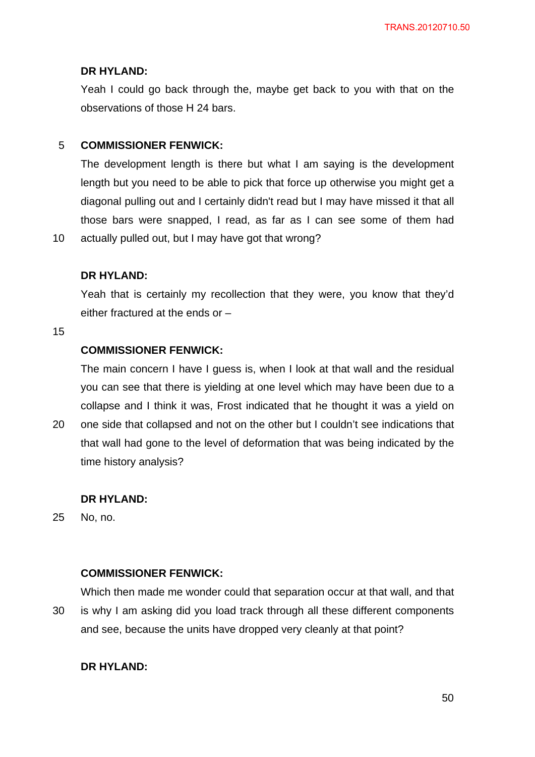**DR HYLAND:**

Yeah I could go back through the, maybe get back to you with that on the observations of those H 24 bars.

**COMMISSIONER FENWICK:**

The development length is there but what I am saying is the development length but you need to be able to pick that force up otherwise you might get a diagonal pulling out and I certainly didn't read but I may have missed it that all those bars were snapped, I read, as far as I can see some of them had actually pulled out, but I may have got that wrong?

**DR HYLAND:**

Yeah that is certainly my recollection that they were, you know that they'd either fractured at the ends or –

**COMMISSIONER FENWICK:**

The main concern I have I guess is, when I look at that wall and the residual you can see that there is yielding at one level which may have been due to a collapse and I think it was, Frost indicated that he thought it was a yield on one side that collapsed and not on the other but I couldn't see indications that that wall had gone to the level of deformation that was being indicated by the time history analysis?

**DR HYLAND:**

No, no.

**COMMISSIONER FENWICK:**

Which then made me wonder could that separation occur at that wall, and that is why I am asking did you load track through all these different components and see, because the units have dropped very cleanly at that point?

**DR HYLAND:**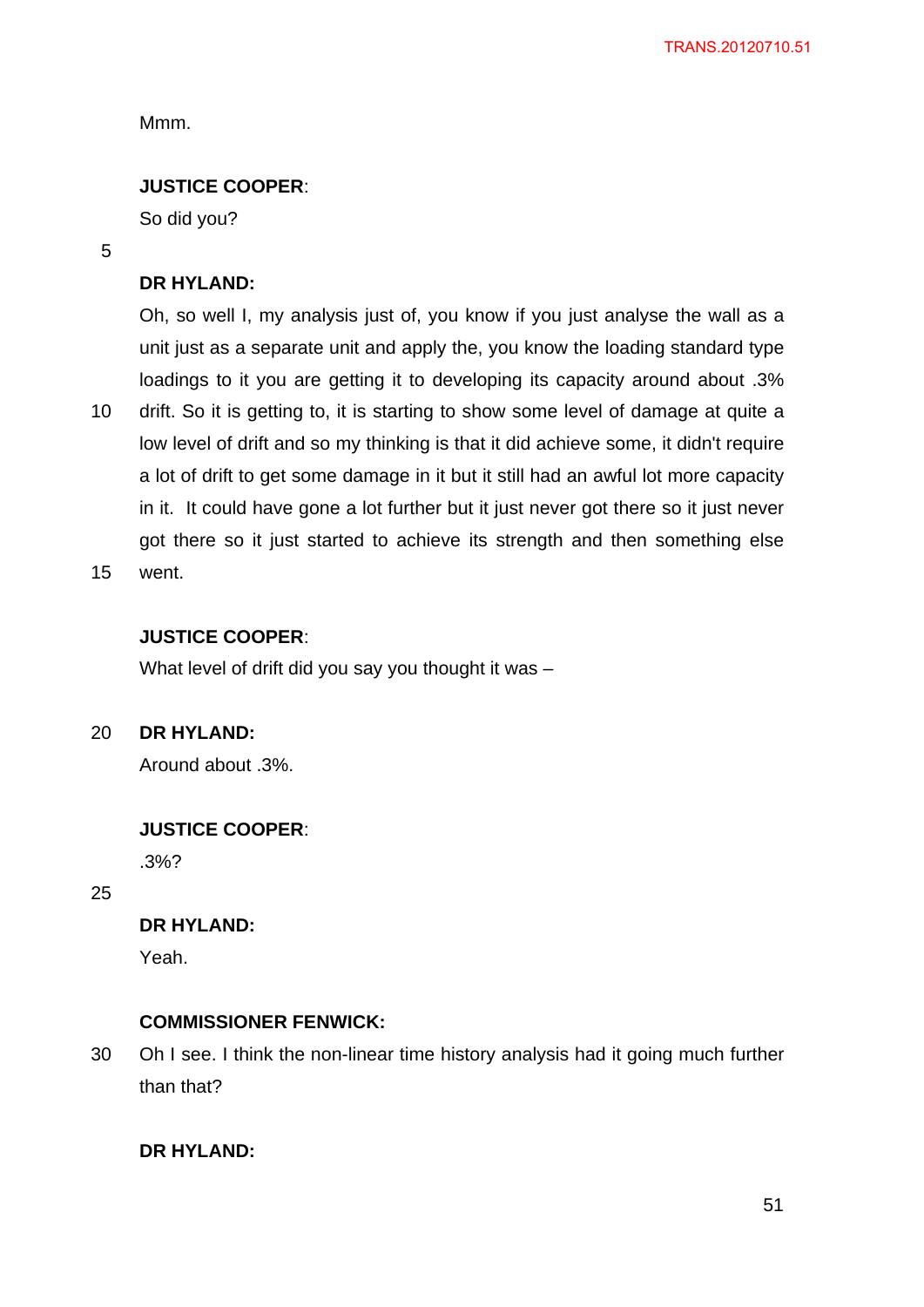Mmm.

**JUSTICE COOPER**:

So did you?

**DR HYLAND:**

Oh, so well I, my analysis just of, you know if you just analyse the wall as a unit just as a separate unit and apply the, you know the loading standard type loadings to it you are getting it to developing its capacity around about .3% drift. So it is getting to, it is starting to show some level of damage at quite a low level of drift and so my thinking is that it did achieve some, it didn't require a lot of drift to get some damage in it but it still had an awful lot more capacity in it. It could have gone a lot further but it just never got there so it just never got there so it just started to achieve its strength and then something else went.

**JUSTICE COOPER**:

What level of drift did you say you thought it was –

**DR HYLAND:**

Around about .3%.

**JUSTICE COOPER**:

.3%?

**DR HYLAND:**

Yeah.

**COMMISSIONER FENWICK:**

Oh I see. I think the non-linear time history analysis had it going much further than that?

**DR HYLAND:**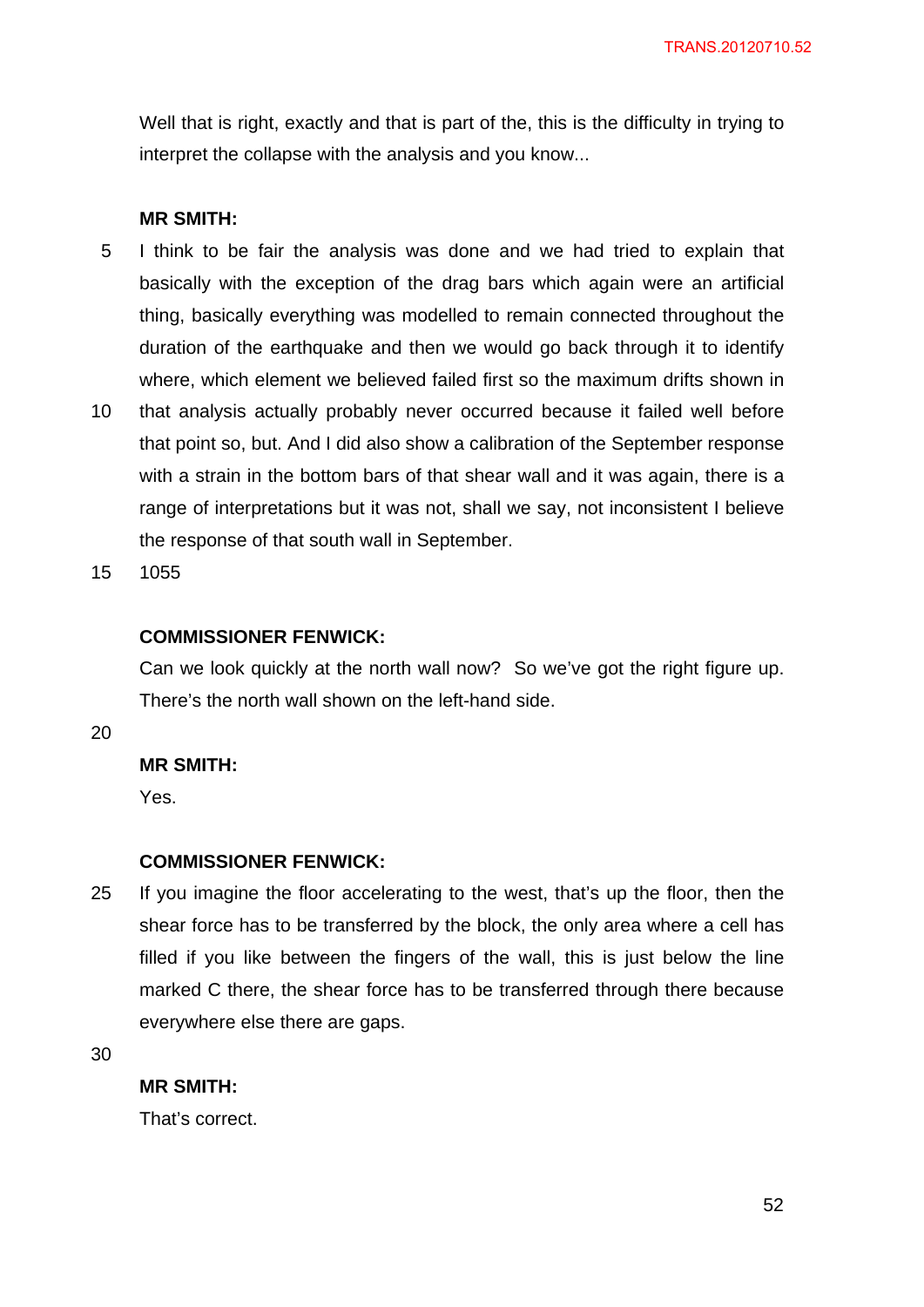Well that is right, exactly and that is part of the, this is the difficulty in trying to interpret the collapse with the analysis and you know...

**MR SMITH:**

I think to be fair the analysis was done and we had tried to explain that basically with the exception of the drag bars which again were an artificial thing, basically everything was modelled to remain connected throughout the duration of the earthquake and then we would go back through it to identify where, which element we believed failed first so the maximum drifts shown in that analysis actually probably never occurred because it failed well before that point so, but. And I did also show a calibration of the September response with a strain in the bottom bars of that shear wall and it was again, there is a range of interpretations but it was not, shall we say, not inconsistent I believe the response of that south wall in September.

1055

**COMMISSIONER FENWICK:**

Can we look quickly at the north wall now? So we've got the right figure up. There's the north wall shown on the left-hand side.

**MR SMITH:**

Yes.

**COMMISSIONER FENWICK:**

If you imagine the floor accelerating to the west, that's up the floor, then the shear force has to be transferred by the block, the only area where a cell has filled if you like between the fingers of the wall, this is just below the line marked C there, the shear force has to be transferred through there because everywhere else there are gaps.

**MR SMITH:**

That's correct.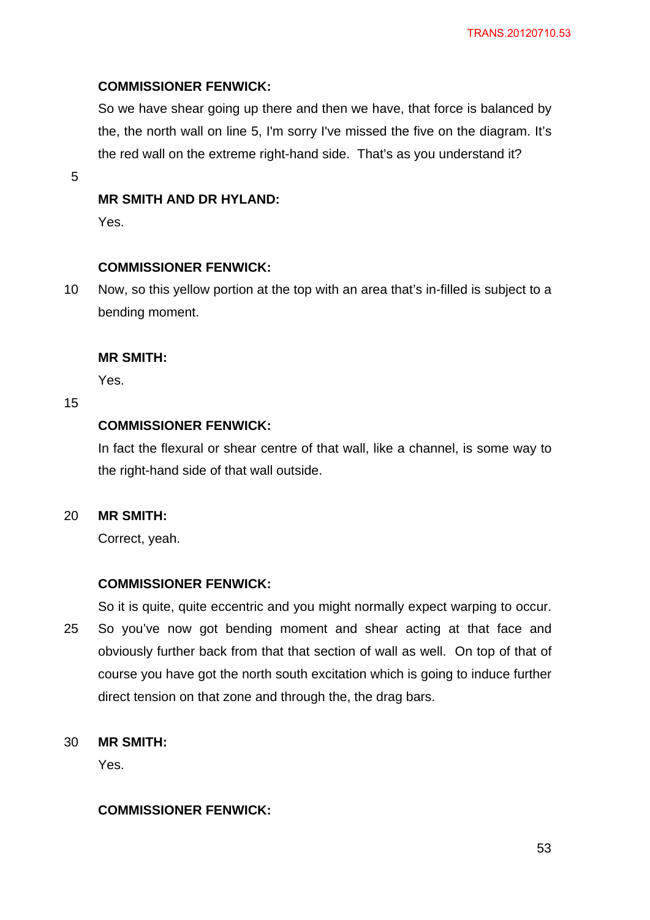**COMMISSIONER FENWICK:**

So we have shear going up there and then we have, that force is balanced by the, the north wall on line 5, I'm sorry I've missed the five on the diagram. It's the red wall on the extreme right-hand side. That's as you understand it?

**MR SMITH AND DR HYLAND:**

Yes.

**COMMISSIONER FENWICK:**

Now, so this yellow portion at the top with an area that's in-filled is subject to a bending moment.

**MR SMITH:**

Yes.

**COMMISSIONER FENWICK:**

In fact the flexural or shear centre of that wall, like a channel, is some way to the right-hand side of that wall outside.

**MR SMITH:**

Correct, yeah.

**COMMISSIONER FENWICK:**

So it is quite, quite eccentric and you might normally expect warping to occur. So you've now got bending moment and shear acting at that face and obviously further back from that that section of wall as well. On top of that of course you have got the north south excitation which is going to induce further direct tension on that zone and through the, the drag bars.

**MR SMITH:**

Yes.

**COMMISSIONER FENWICK:**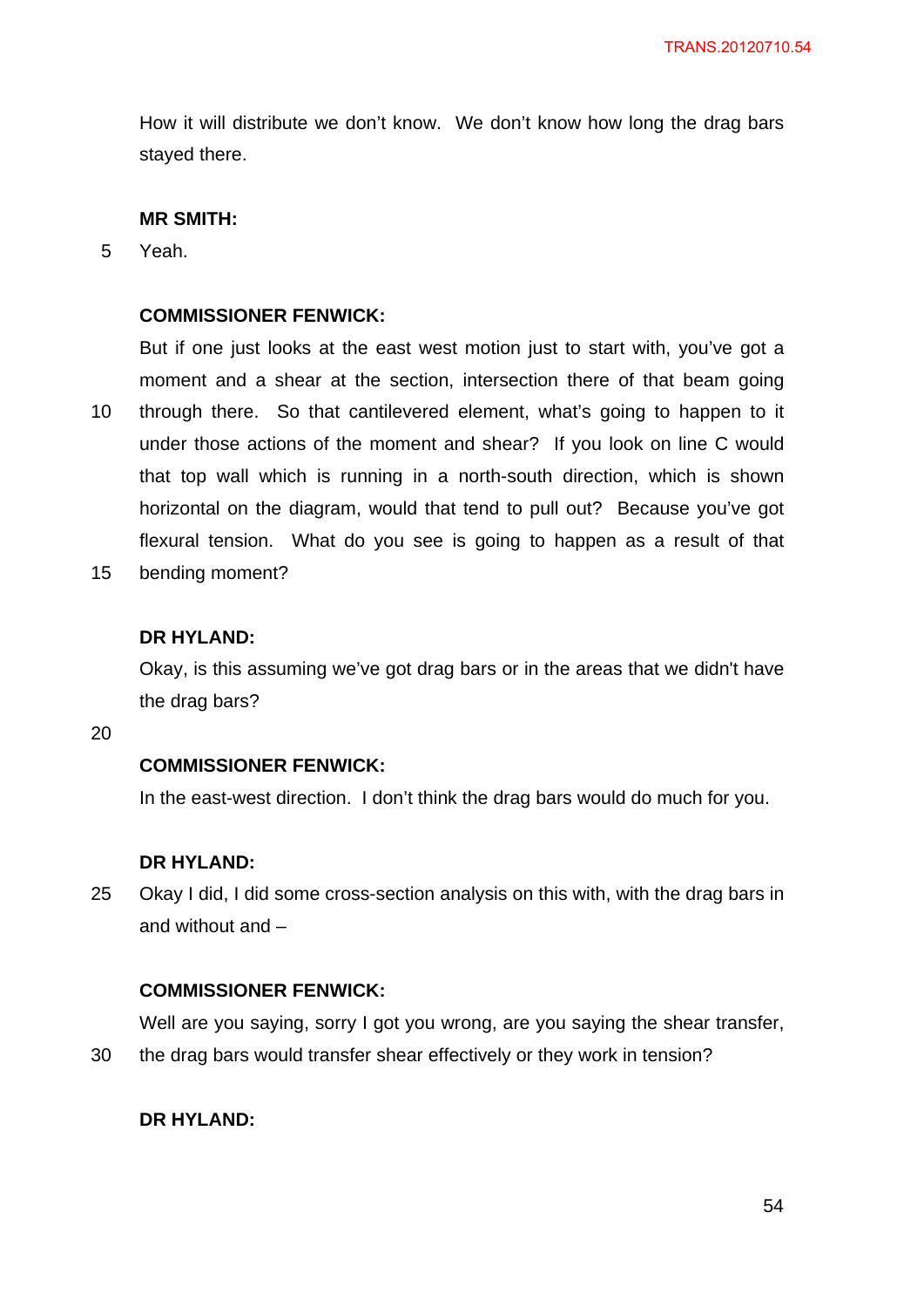How it will distribute we don't know. We don't know how long the drag bars stayed there.

**MR SMITH:**

Yeah.

**COMMISSIONER FENWICK:**

But if one just looks at the east west motion just to start with, you've got a moment and a shear at the section, intersection there of that beam going through there. So that cantilevered element, what's going to happen to it under those actions of the moment and shear? If you look on line C would that top wall which is running in a north-south direction, which is shown horizontal on the diagram, would that tend to pull out? Because you've got flexural tension. What do you see is going to happen as a result of that bending moment?

**DR HYLAND:**

Okay, is this assuming we've got drag bars or in the areas that we didn't have the drag bars?

**COMMISSIONER FENWICK:**

In the east-west direction. I don't think the drag bars would do much for you.

**DR HYLAND:**

Okay I did, I did some cross-section analysis on this with, with the drag bars in and without and –

**COMMISSIONER FENWICK:**

Well are you saying, sorry I got you wrong, are you saying the shear transfer, the drag bars would transfer shear effectively or they work in tension?

**DR HYLAND:**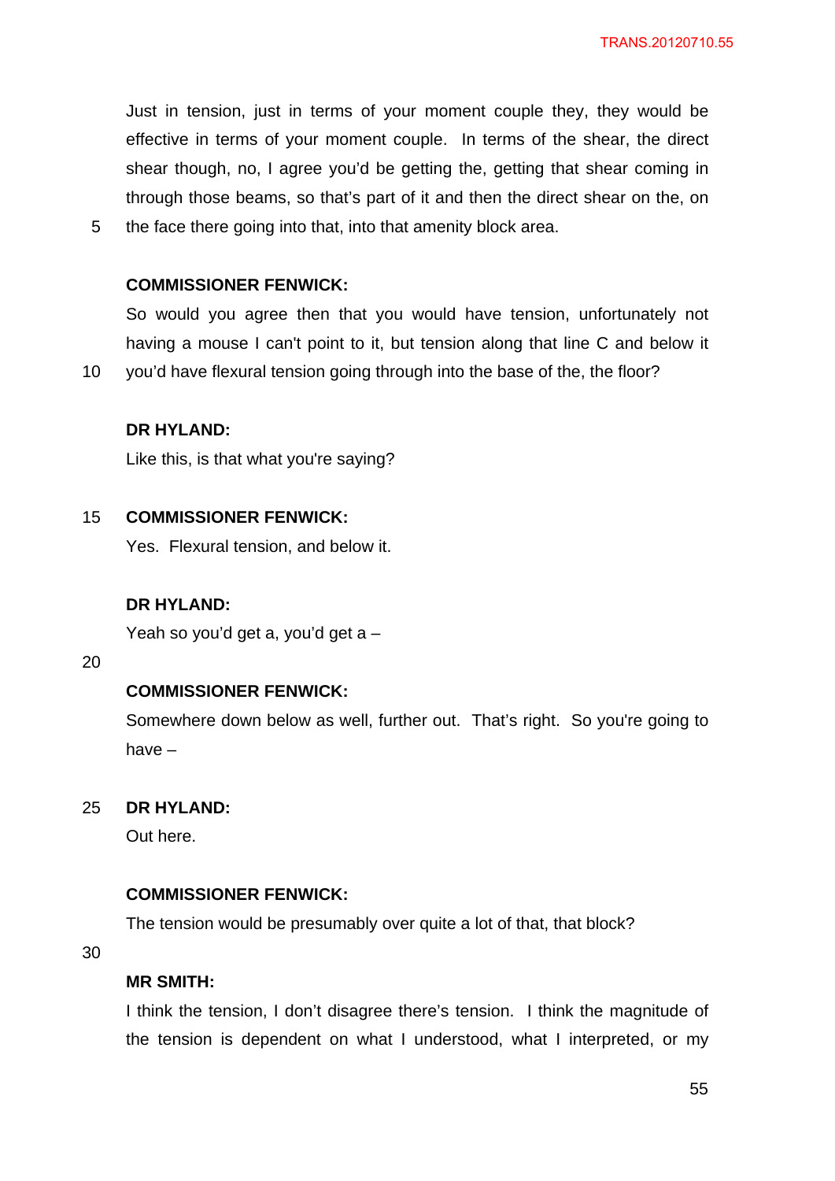Just in tension, just in terms of your moment couple they, they would be effective in terms of your moment couple. In terms of the shear, the direct shear though, no, I agree you'd be getting the, getting that shear coming in through those beams, so that's part of it and then the direct shear on the, on the face there going into that, into that amenity block area.

**COMMISSIONER FENWICK:**

So would you agree then that you would have tension, unfortunately not having a mouse I can't point to it, but tension along that line C and below it you'd have flexural tension going through into the base of the, the floor?

**DR HYLAND:**

Like this, is that what you're saying?

**COMMISSIONER FENWICK:**

Yes. Flexural tension, and below it.

**DR HYLAND:**

Yeah so you'd get a, you'd get a –

**COMMISSIONER FENWICK:**

Somewhere down below as well, further out. That's right. So you're going to have –

**DR HYLAND:**

Out here.

**COMMISSIONER FENWICK:**

The tension would be presumably over quite a lot of that, that block?

**MR SMITH:**

I think the tension, I don't disagree there's tension. I think the magnitude of the tension is dependent on what I understood, what I interpreted, or my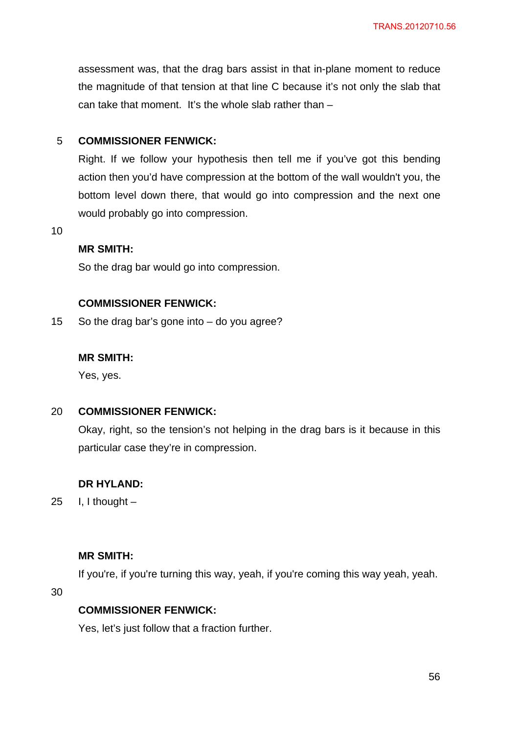assessment was, that the drag bars assist in that in-plane moment to reduce the magnitude of that tension at that line C because it's not only the slab that can take that moment. It's the whole slab rather than –

**COMMISSIONER FENWICK:**

Right. If we follow your hypothesis then tell me if you've got this bending action then you'd have compression at the bottom of the wall wouldn't you, the bottom level down there, that would go into compression and the next one would probably go into compression.

**MR SMITH:**

So the drag bar would go into compression.

**COMMISSIONER FENWICK:**

So the drag bar's gone into – do you agree?

**MR SMITH:**

Yes, yes.

**COMMISSIONER FENWICK:**

Okay, right, so the tension's not helping in the drag bars is it because in this particular case they're in compression.

**DR HYLAND:**

I, I thought –

**MR SMITH:**

If you're, if you're turning this way, yeah, if you're coming this way yeah, yeah.

**COMMISSIONER FENWICK:**

Yes, let's just follow that a fraction further.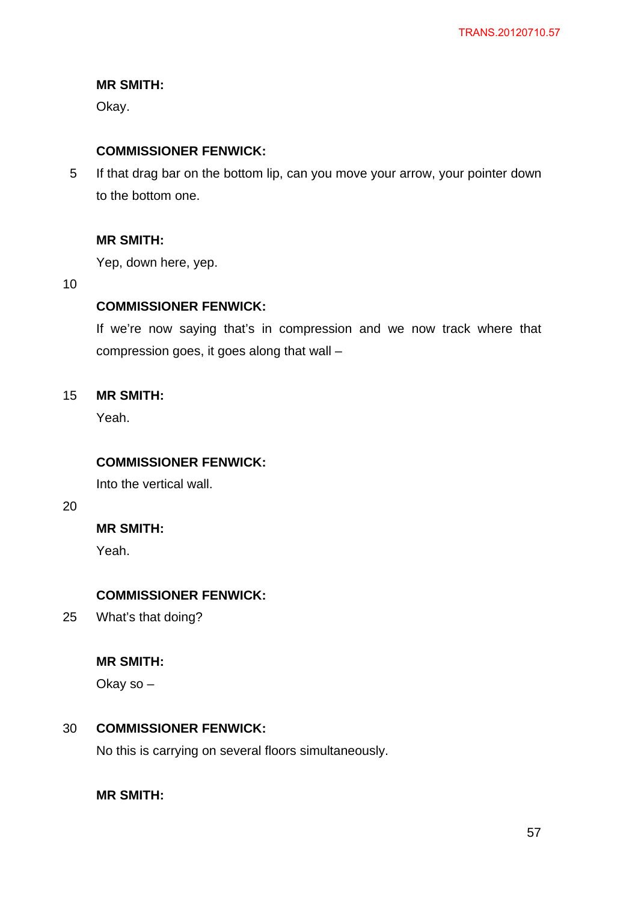**MR SMITH:**

Okay.

**COMMISSIONER FENWICK:**

If that drag bar on the bottom lip, can you move your arrow, your pointer down to the bottom one.

**MR SMITH:**

Yep, down here, yep.

**COMMISSIONER FENWICK:**

If we're now saying that's in compression and we now track where that compression goes, it goes along that wall –

**MR SMITH:**

Yeah.

**COMMISSIONER FENWICK:**

Into the vertical wall.

**MR SMITH:**

Yeah.

**COMMISSIONER FENWICK:**

What's that doing?

**MR SMITH:**

Okay so –

**COMMISSIONER FENWICK:**

No this is carrying on several floors simultaneously.

**MR SMITH:**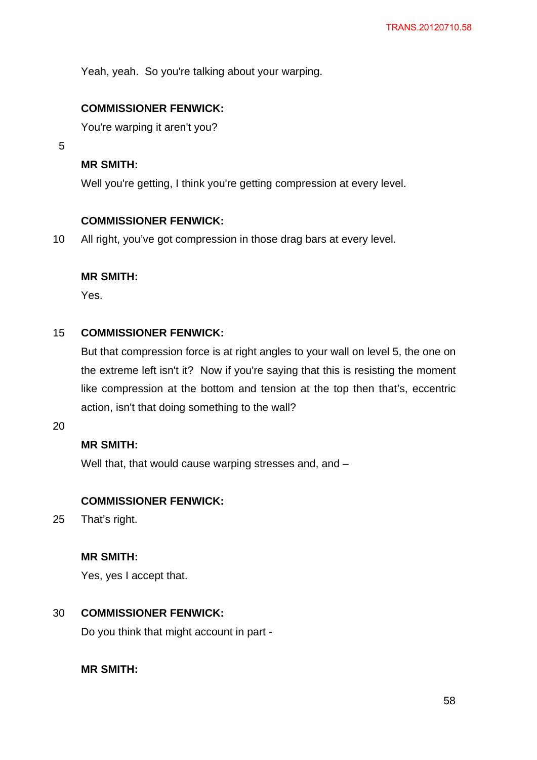Yeah, yeah. So you're talking about your warping.

**COMMISSIONER FENWICK:**

You're warping it aren't you?

**MR SMITH:**

Well you're getting, I think you're getting compression at every level.

**COMMISSIONER FENWICK:**

All right, you've got compression in those drag bars at every level.

**MR SMITH:**

Yes.

**COMMISSIONER FENWICK:**

But that compression force is at right angles to your wall on level 5, the one on the extreme left isn't it? Now if you're saying that this is resisting the moment like compression at the bottom and tension at the top then that's, eccentric action, isn't that doing something to the wall?

**MR SMITH:**

Well that, that would cause warping stresses and, and –

**COMMISSIONER FENWICK:**

That's right.

**MR SMITH:**

Yes, yes I accept that.

**COMMISSIONER FENWICK:**

Do you think that might account in part -

**MR SMITH:**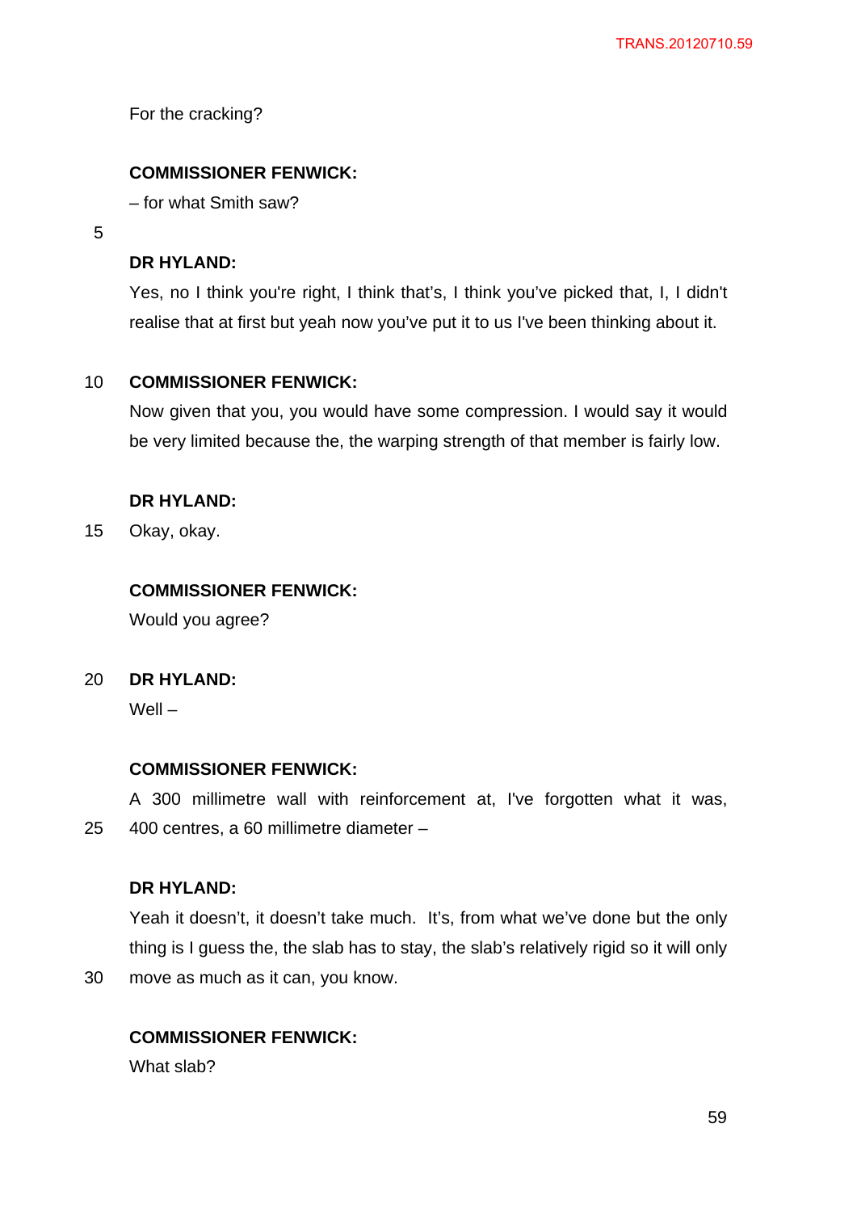For the cracking?

**COMMISSIONER FENWICK:**

– for what Smith saw?

**DR HYLAND:**

Yes, no I think you're right, I think that's, I think you've picked that, I, I didn't realise that at first but yeah now you've put it to us I've been thinking about it.

**COMMISSIONER FENWICK:**

Now given that you, you would have some compression. I would say it would be very limited because the, the warping strength of that member is fairly low.

**DR HYLAND:**

Okay, okay.

**COMMISSIONER FENWICK:**

Would you agree?

**DR HYLAND:**

Well –

**COMMISSIONER FENWICK:**

A 300 millimetre wall with reinforcement at, I've forgotten what it was, 400 centres, a 60 millimetre diameter –

**DR HYLAND:**

Yeah it doesn't, it doesn't take much. It's, from what we've done but the only thing is I guess the, the slab has to stay, the slab's relatively rigid so it will only move as much as it can, you know.

**COMMISSIONER FENWICK:**

What slab?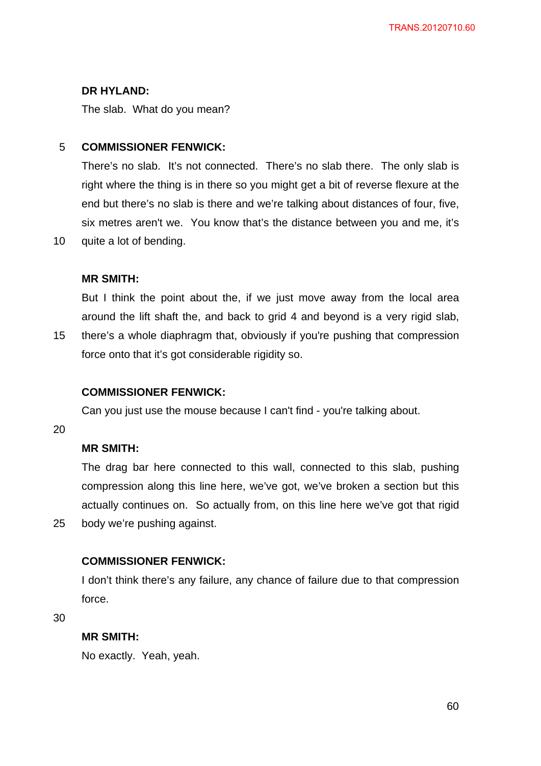**DR HYLAND:**

The slab. What do you mean?

**COMMISSIONER FENWICK:**

There's no slab. It's not connected. There's no slab there. The only slab is right where the thing is in there so you might get a bit of reverse flexure at the end but there's no slab is there and we're talking about distances of four, five, six metres aren't we. You know that's the distance between you and me, it's quite a lot of bending.

**MR SMITH:**

But I think the point about the, if we just move away from the local area around the lift shaft the, and back to grid 4 and beyond is a very rigid slab, there's a whole diaphragm that, obviously if you're pushing that compression force onto that it's got considerable rigidity so.

**COMMISSIONER FENWICK:**

Can you just use the mouse because I can't find - you're talking about.

**MR SMITH:**

The drag bar here connected to this wall, connected to this slab, pushing compression along this line here, we've got, we've broken a section but this actually continues on. So actually from, on this line here we've got that rigid body we're pushing against.

**COMMISSIONER FENWICK:**

I don't think there's any failure, any chance of failure due to that compression force.

**MR SMITH:**

No exactly. Yeah, yeah.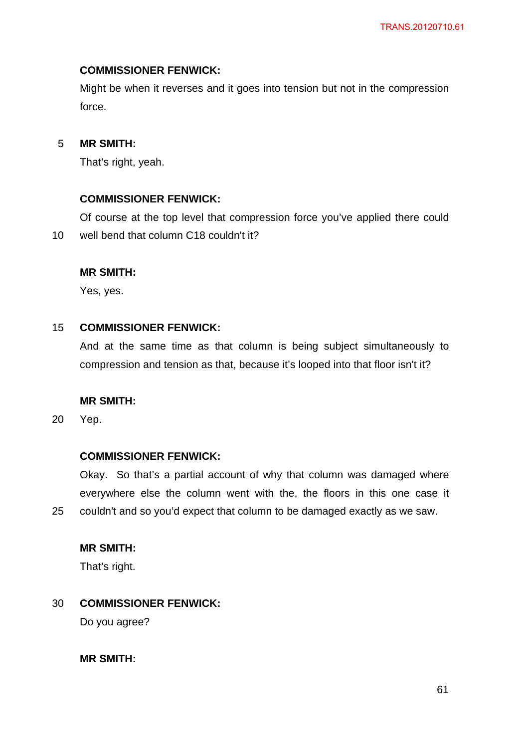**COMMISSIONER FENWICK:**

Might be when it reverses and it goes into tension but not in the compression force.

**MR SMITH:**

That's right, yeah.

**COMMISSIONER FENWICK:**

Of course at the top level that compression force you've applied there could well bend that column C18 couldn't it?

**MR SMITH:**

Yes, yes.

**COMMISSIONER FENWICK:**

And at the same time as that column is being subject simultaneously to compression and tension as that, because it's looped into that floor isn't it?

**MR SMITH:**

Yep.

**COMMISSIONER FENWICK:**

Okay. So that's a partial account of why that column was damaged where everywhere else the column went with the, the floors in this one case it couldn't and so you'd expect that column to be damaged exactly as we saw.

**MR SMITH:**

That's right.

**COMMISSIONER FENWICK:**

Do you agree?

**MR SMITH:**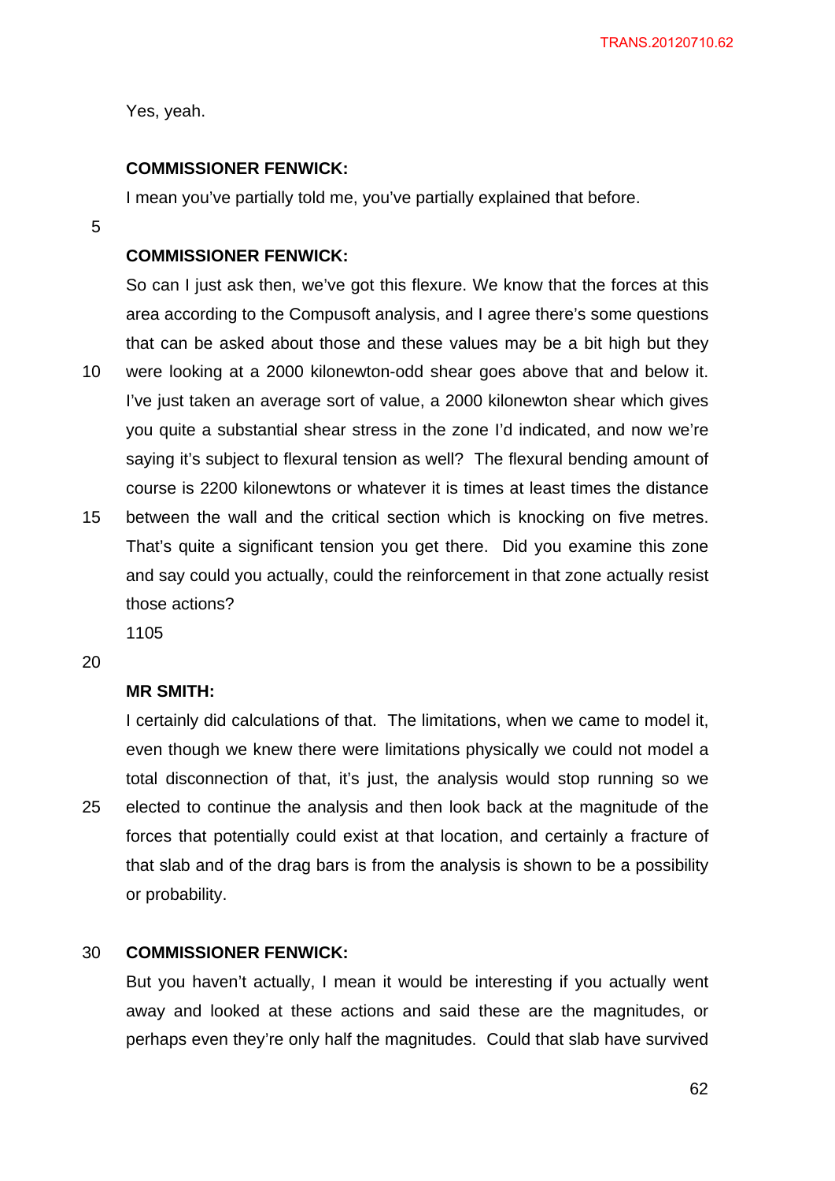Yes, yeah.

**COMMISSIONER FENWICK:**

I mean you've partially told me, you've partially explained that before.

**COMMISSIONER FENWICK:**

So can I just ask then, we've got this flexure. We know that the forces at this area according to the Compusoft analysis, and I agree there's some questions that can be asked about those and these values may be a bit high but they were looking at a 2000 kilonewton-odd shear goes above that and below it. I've just taken an average sort of value, a 2000 kilonewton shear which gives you quite a substantial shear stress in the zone I'd indicated, and now we're saying it's subject to flexural tension as well? The flexural bending amount of course is 2200 kilonewtons or whatever it is times at least times the distance between the wall and the critical section which is knocking on five metres. That's quite a significant tension you get there. Did you examine this zone and say could you actually, could the reinforcement in that zone actually resist those actions?

1105

**MR SMITH:**

I certainly did calculations of that. The limitations, when we came to model it, even though we knew there were limitations physically we could not model a total disconnection of that, it's just, the analysis would stop running so we elected to continue the analysis and then look back at the magnitude of the forces that potentially could exist at that location, and certainly a fracture of that slab and of the drag bars is from the analysis is shown to be a possibility or probability.

**COMMISSIONER FENWICK:**

But you haven't actually, I mean it would be interesting if you actually went away and looked at these actions and said these are the magnitudes, or perhaps even they're only half the magnitudes. Could that slab have survived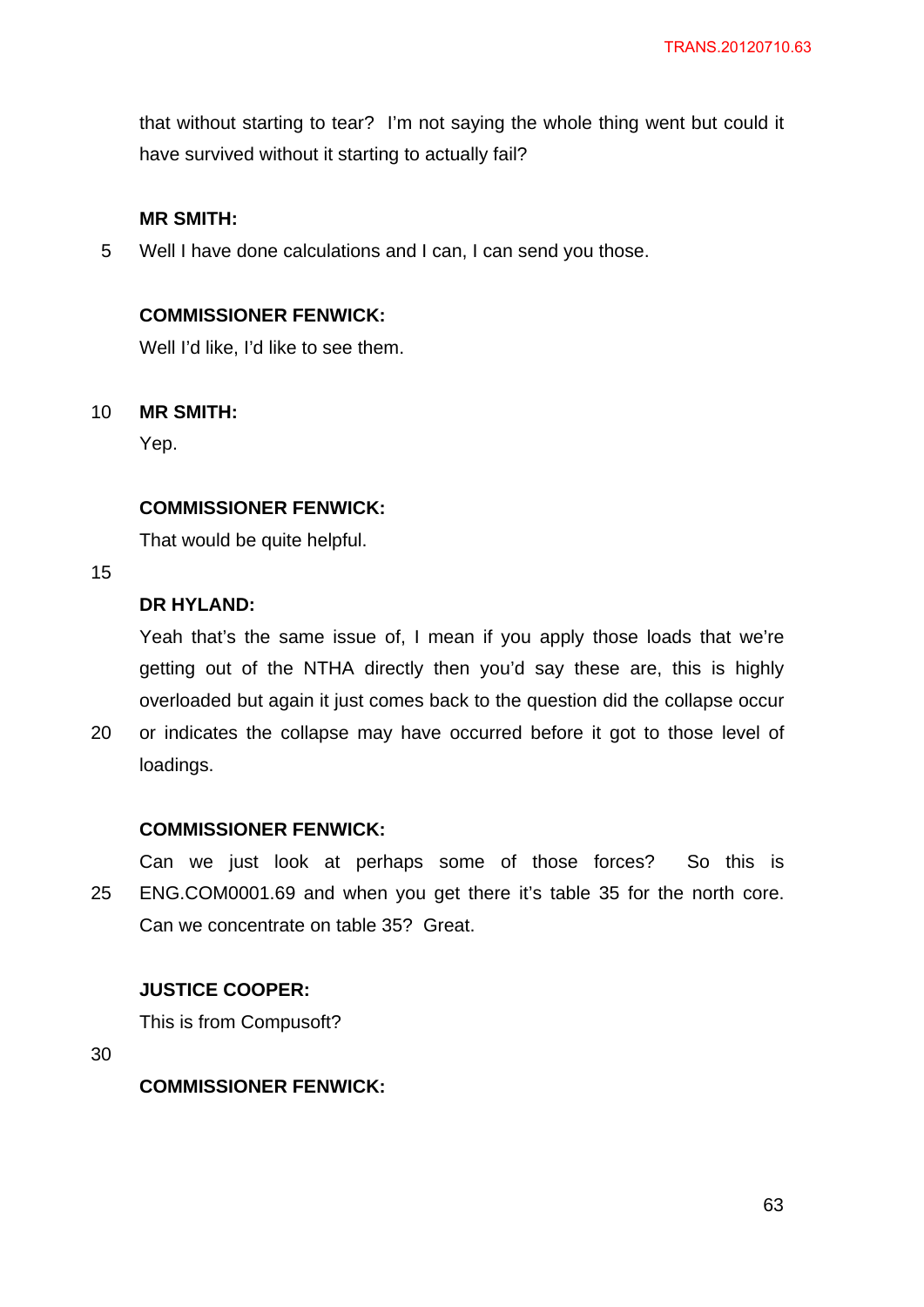that without starting to tear? I'm not saying the whole thing went but could it have survived without it starting to actually fail?

**MR SMITH:**

Well I have done calculations and I can, I can send you those.

**COMMISSIONER FENWICK:**

Well I'd like, I'd like to see them.

**MR SMITH:**

Yep.

**COMMISSIONER FENWICK:**

That would be quite helpful.

**DR HYLAND:**

Yeah that's the same issue of, I mean if you apply those loads that we're getting out of the NTHA directly then you'd say these are, this is highly overloaded but again it just comes back to the question did the collapse occur or indicates the collapse may have occurred before it got to those level of loadings.

**COMMISSIONER FENWICK:**

Can we just look at perhaps some of those forces? So this is ENG.COM0001.69 and when you get there it's table 35 for the north core. Can we concentrate on table 35? Great.

**JUSTICE COOPER:**

This is from Compusoft?

**COMMISSIONER FENWICK:**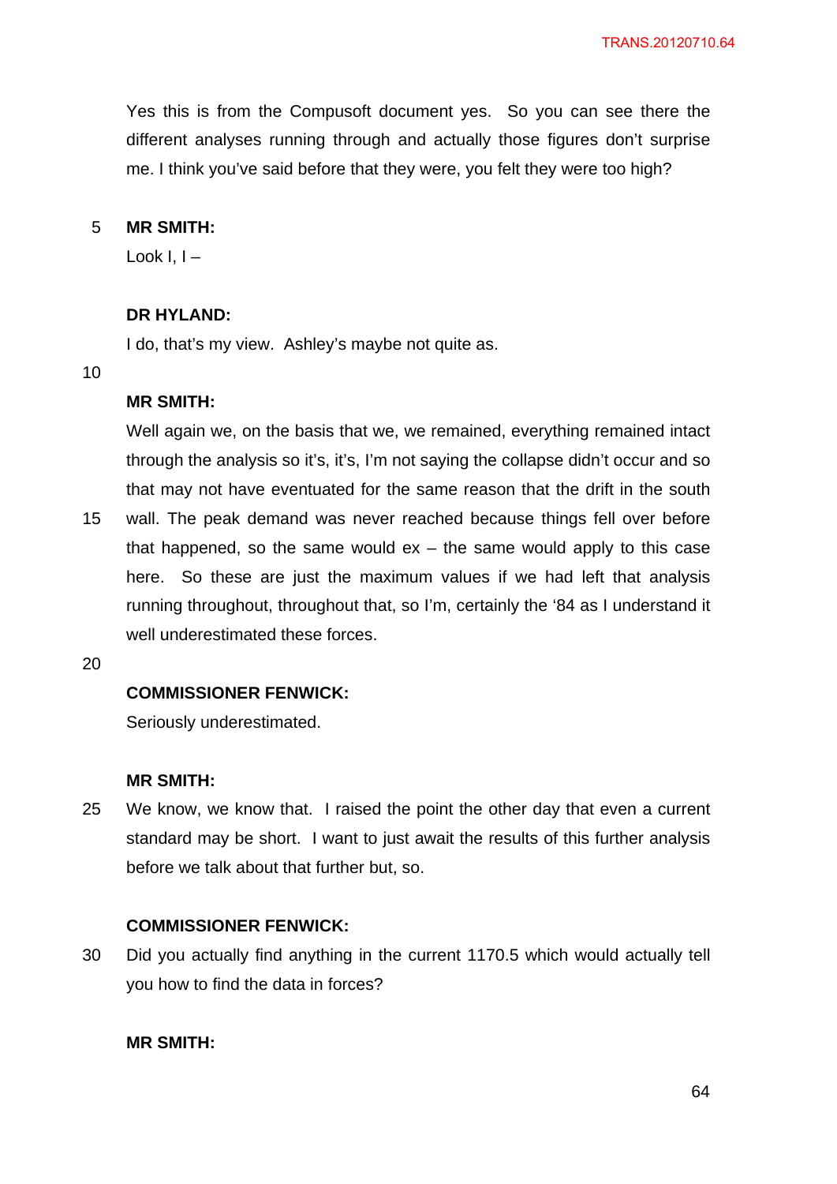Yes this is from the Compusoft document yes. So you can see there the different analyses running through and actually those figures don't surprise me. I think you've said before that they were, you felt they were too high?

**MR SMITH:**

Look I, I –

**DR HYLAND:**

I do, that's my view. Ashley's maybe not quite as.

**MR SMITH:**

Well again we, on the basis that we, we remained, everything remained intact through the analysis so it's, it's, I'm not saying the collapse didn't occur and so that may not have eventuated for the same reason that the drift in the south wall. The peak demand was never reached because things fell over before that happened, so the same would ex – the same would apply to this case here. So these are just the maximum values if we had left that analysis running throughout, throughout that, so I'm, certainly the '84 as I understand it well underestimated these forces.

**COMMISSIONER FENWICK:**

Seriously underestimated.

**MR SMITH:**

We know, we know that. I raised the point the other day that even a current standard may be short. I want to just await the results of this further analysis before we talk about that further but, so.

**COMMISSIONER FENWICK:**

Did you actually find anything in the current 1170.5 which would actually tell you how to find the data in forces?

**MR SMITH:**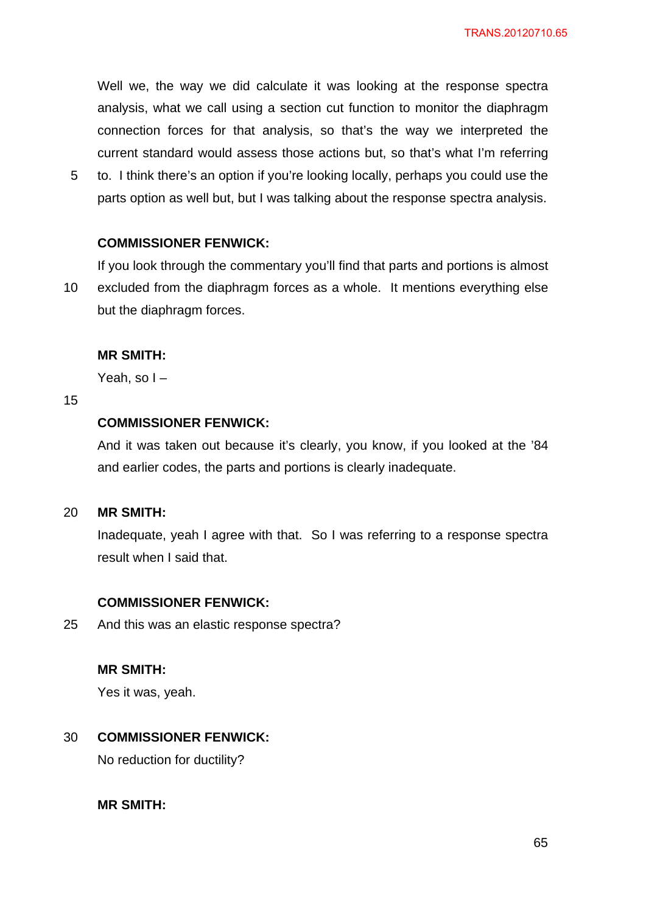Well we, the way we did calculate it was looking at the response spectra analysis, what we call using a section cut function to monitor the diaphragm connection forces for that analysis, so that's the way we interpreted the current standard would assess those actions but, so that's what I'm referring to. I think there's an option if you're looking locally, perhaps you could use the parts option as well but, but I was talking about the response spectra analysis.

**COMMISSIONER FENWICK:**

If you look through the commentary you'll find that parts and portions is almost excluded from the diaphragm forces as a whole. It mentions everything else but the diaphragm forces.

**MR SMITH:**

Yeah, so I –

**COMMISSIONER FENWICK:**

And it was taken out because it's clearly, you know, if you looked at the '84 and earlier codes, the parts and portions is clearly inadequate.

**MR SMITH:**

Inadequate, yeah I agree with that. So I was referring to a response spectra result when I said that.

**COMMISSIONER FENWICK:**

And this was an elastic response spectra?

**MR SMITH:**

Yes it was, yeah.

**COMMISSIONER FENWICK:**

No reduction for ductility?

**MR SMITH:**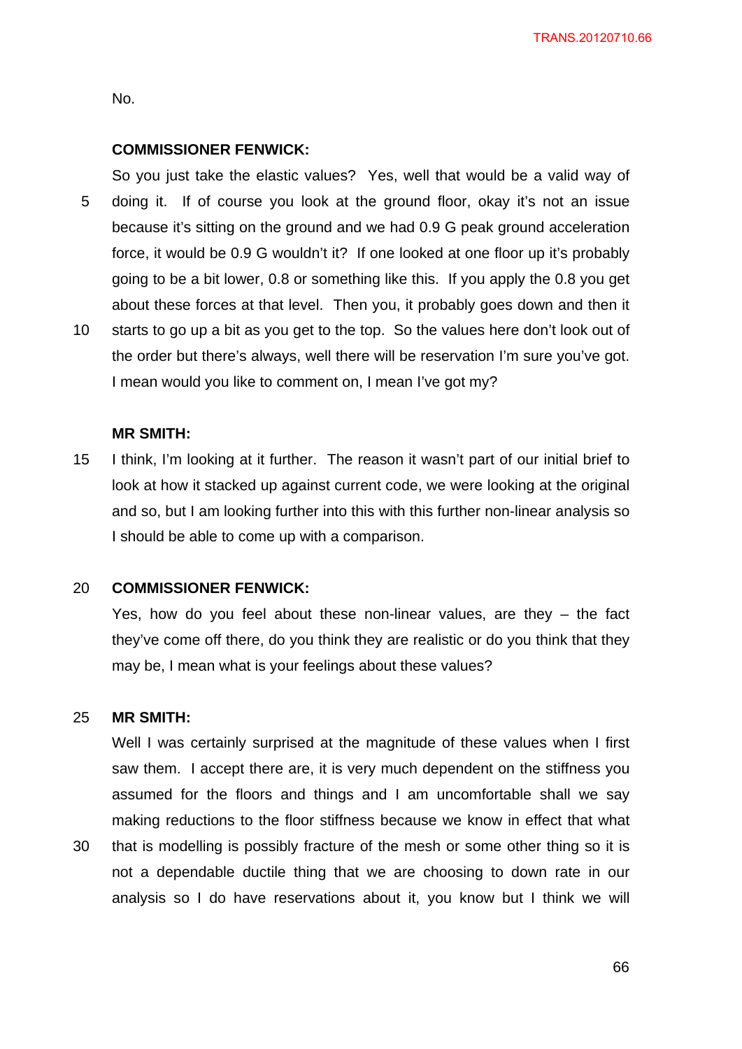No.

**COMMISSIONER FENWICK:**

So you just take the elastic values? Yes, well that would be a valid way of doing it. If of course you look at the ground floor, okay it's not an issue because it's sitting on the ground and we had 0.9 G peak ground acceleration force, it would be 0.9 G wouldn't it? If one looked at one floor up it's probably going to be a bit lower, 0.8 or something like this. If you apply the 0.8 you get about these forces at that level. Then you, it probably goes down and then it starts to go up a bit as you get to the top. So the values here don't look out of the order but there's always, well there will be reservation I'm sure you've got. I mean would you like to comment on, I mean I've got my?

**MR SMITH:**

I think, I'm looking at it further. The reason it wasn't part of our initial brief to look at how it stacked up against current code, we were looking at the original and so, but I am looking further into this with this further non-linear analysis so I should be able to come up with a comparison.

**COMMISSIONER FENWICK:**

Yes, how do you feel about these non-linear values, are they – the fact they've come off there, do you think they are realistic or do you think that they may be, I mean what is your feelings about these values?

**MR SMITH:**

Well I was certainly surprised at the magnitude of these values when I first saw them. I accept there are, it is very much dependent on the stiffness you assumed for the floors and things and I am uncomfortable shall we say making reductions to the floor stiffness because we know in effect that what that is modelling is possibly fracture of the mesh or some other thing so it is not a dependable ductile thing that we are choosing to down rate in our analysis so I do have reservations about it, you know but I think we will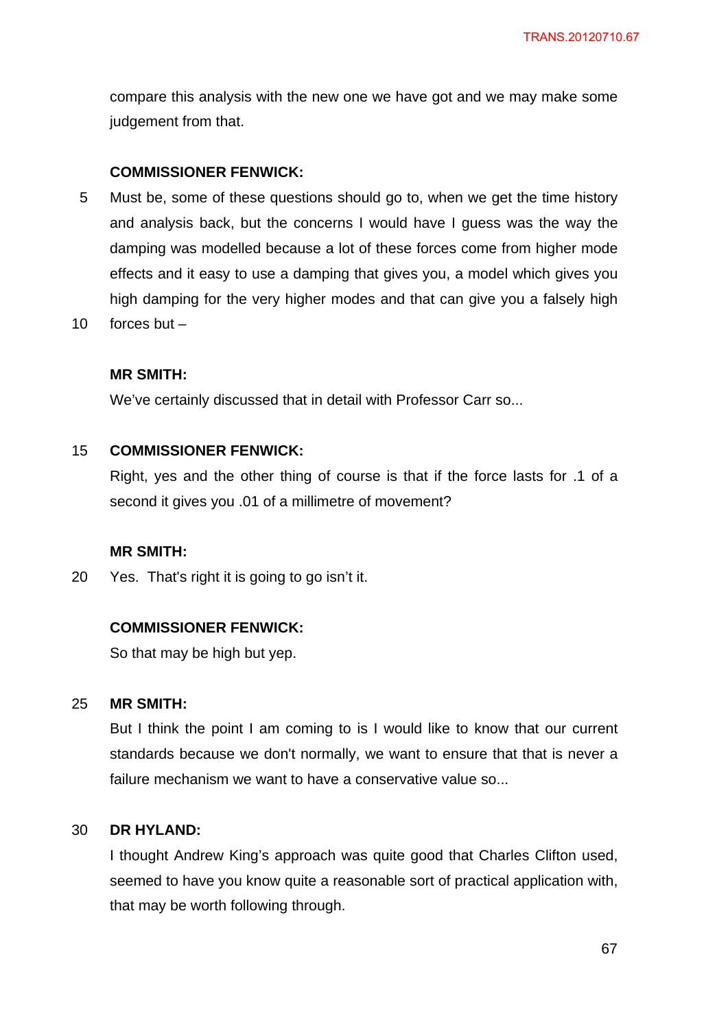compare this analysis with the new one we have got and we may make some judgement from that.

**COMMISSIONER FENWICK:**

Must be, some of these questions should go to, when we get the time history and analysis back, but the concerns I would have I guess was the way the damping was modelled because a lot of these forces come from higher mode effects and it easy to use a damping that gives you, a model which gives you high damping for the very higher modes and that can give you a falsely high forces but –

**MR SMITH:**

We've certainly discussed that in detail with Professor Carr so...

**COMMISSIONER FENWICK:**

Right, yes and the other thing of course is that if the force lasts for .1 of a second it gives you .01 of a millimetre of movement?

**MR SMITH:**

Yes. That's right it is going to go isn't it.

**COMMISSIONER FENWICK:**

So that may be high but yep.

**MR SMITH:**

But I think the point I am coming to is I would like to know that our current standards because we don't normally, we want to ensure that that is never a failure mechanism we want to have a conservative value so...

**DR HYLAND:**

I thought Andrew King's approach was quite good that Charles Clifton used, seemed to have you know quite a reasonable sort of practical application with, that may be worth following through.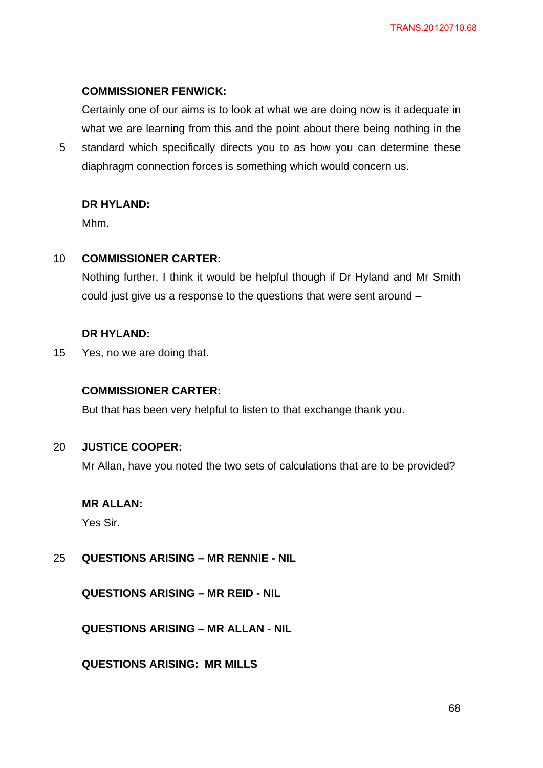**COMMISSIONER FENWICK:**

Certainly one of our aims is to look at what we are doing now is it adequate in what we are learning from this and the point about there being nothing in the standard which specifically directs you to as how you can determine these diaphragm connection forces is something which would concern us.

**DR HYLAND:**

Mhm.

**COMMISSIONER CARTER:**

Nothing further, I think it would be helpful though if Dr Hyland and Mr Smith could just give us a response to the questions that were sent around –

**DR HYLAND:**

Yes, no we are doing that.

**COMMISSIONER CARTER:**

But that has been very helpful to listen to that exchange thank you.

**JUSTICE COOPER:**

Mr Allan, have you noted the two sets of calculations that are to be provided?

**MR ALLAN:**

Yes Sir.

**QUESTIONS ARISING – MR RENNIE - NIL**

**QUESTIONS ARISING – MR REID - NIL**

**QUESTIONS ARISING – MR ALLAN - NIL**

**QUESTIONS ARISING: MR MILLS**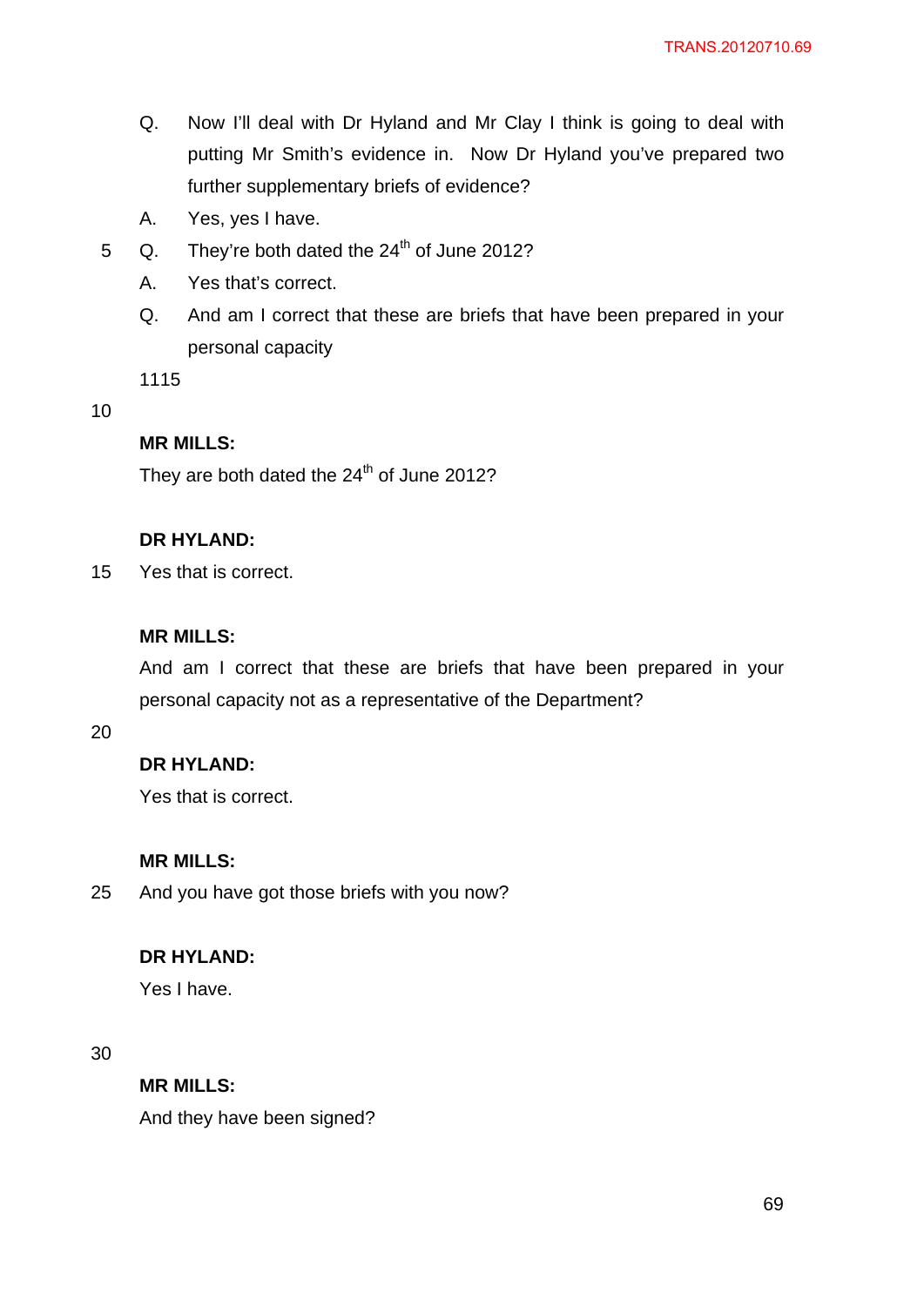Q. Now I'll deal with Dr Hyland and Mr Clay I think is going to deal with putting Mr Smith's evidence in. Now Dr Hyland you've prepared two further supplementary briefs of evidence?

A. Yes, yes I have.

Q. They're both dated the 24th of June 2012?

A. Yes that's correct.

Q. And am I correct that these are briefs that have been prepared in your personal capacity

1115

**MR MILLS:**

They are both dated the 24th of June 2012?

**DR HYLAND:**

Yes that is correct.

**MR MILLS:**

And am I correct that these are briefs that have been prepared in your personal capacity not as a representative of the Department?

**DR HYLAND:**

Yes that is correct.

**MR MILLS:**

And you have got those briefs with you now?

**DR HYLAND:**

Yes I have.

**MR MILLS:**

And they have been signed?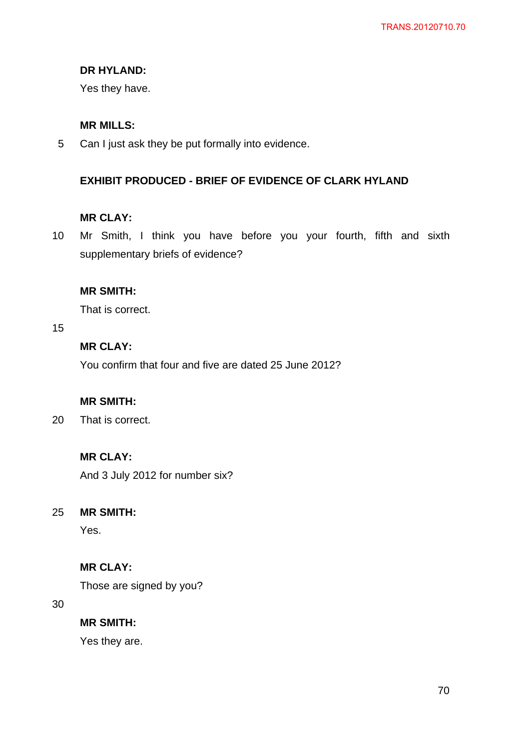**DR HYLAND:**

Yes they have.

**MR MILLS:**

Can I just ask they be put formally into evidence.

**EXHIBIT PRODUCED - BRIEF OF EVIDENCE OF CLARK HYLAND**

**MR CLAY:**

Mr Smith, I think you have before you your fourth, fifth and sixth supplementary briefs of evidence?

**MR SMITH:**

That is correct.

**MR CLAY:**

You confirm that four and five are dated 25 June 2012?

**MR SMITH:**

That is correct.

**MR CLAY:**

And 3 July 2012 for number six?

**MR SMITH:**

Yes.

**MR CLAY:**

Those are signed by you?

**MR SMITH:**

Yes they are.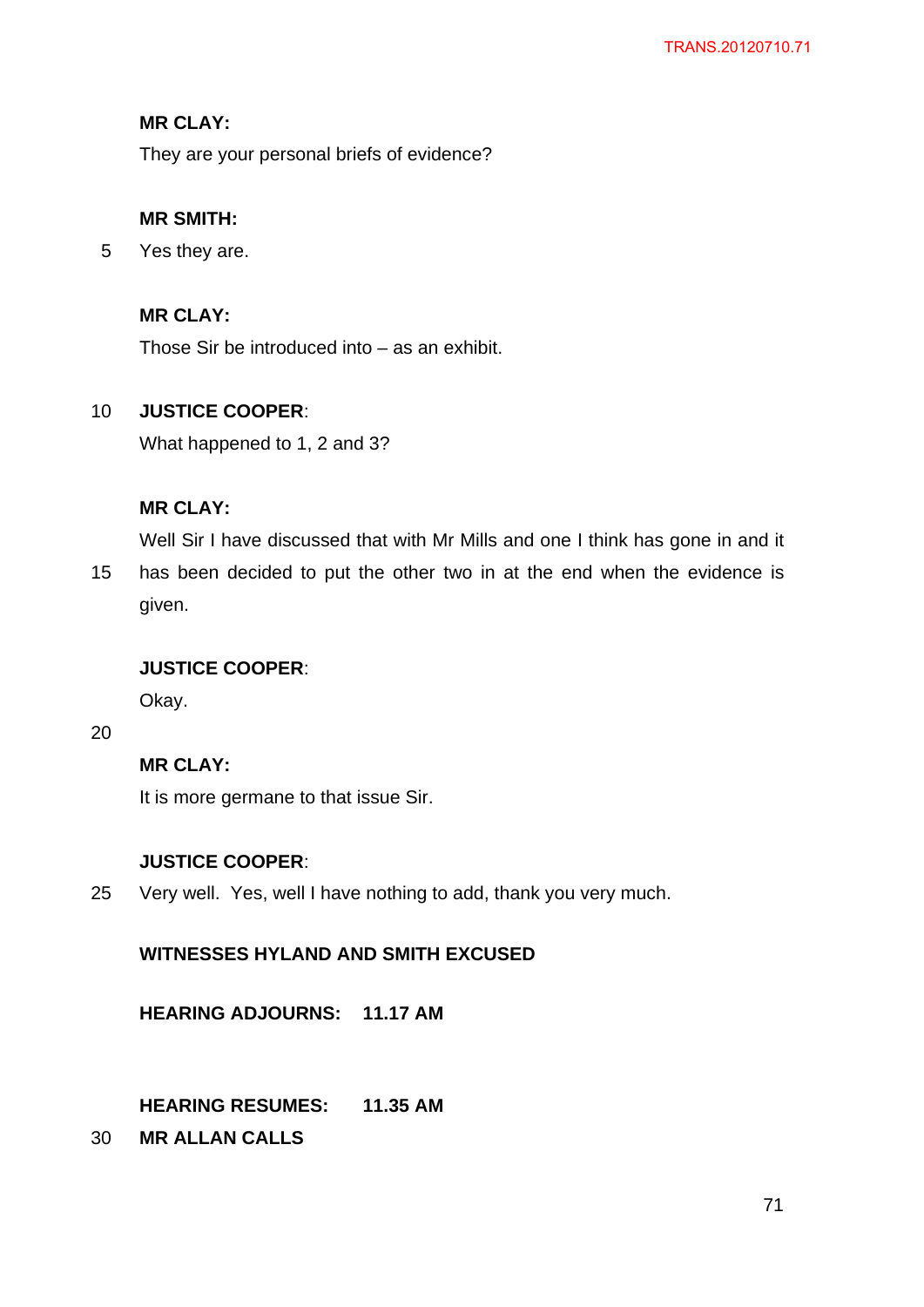**MR CLAY:**

They are your personal briefs of evidence?

**MR SMITH:**

Yes they are.

**MR CLAY:**

Those Sir be introduced into – as an exhibit.

**JUSTICE COOPER**:

What happened to 1, 2 and 3?

**MR CLAY:**

Well Sir I have discussed that with Mr Mills and one I think has gone in and it has been decided to put the other two in at the end when the evidence is given.

**JUSTICE COOPER**:

Okay.

**MR CLAY:**

It is more germane to that issue Sir.

**JUSTICE COOPER**:

Very well. Yes, well I have nothing to add, thank you very much.

**WITNESSES HYLAND AND SMITH EXCUSED**

**HEARING ADJOURNS: 11.17 AM**

**HEARING RESUMES: 11.35 AM**

**MR ALLAN CALLS**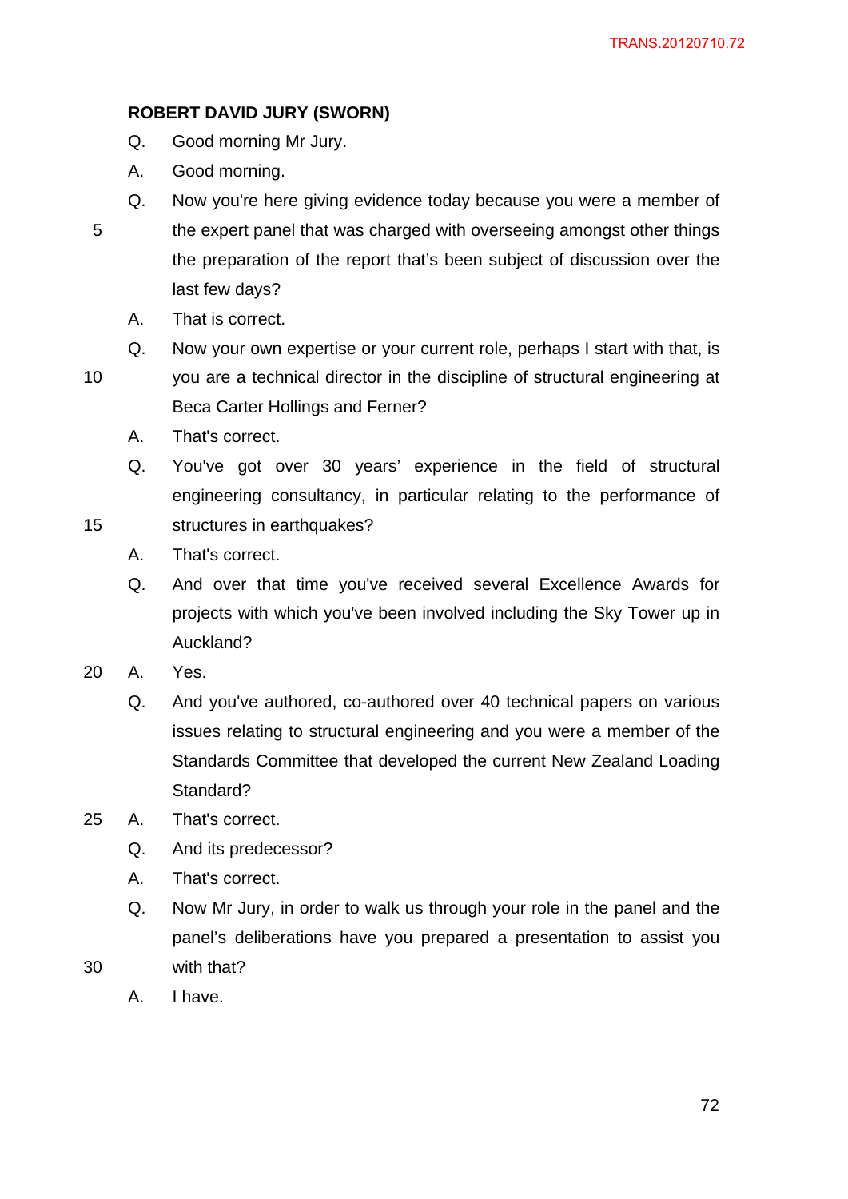**ROBERT DAVID JURY (SWORN)**

Q. Good morning Mr Jury.

A. Good morning.

Q. Now you're here giving evidence today because you were a member of the expert panel that was charged with overseeing amongst other things the preparation of the report that's been subject of discussion over the last few days?

A. That is correct.

Q. Now your own expertise or your current role, perhaps I start with that, is you are a technical director in the discipline of structural engineering at Beca Carter Hollings and Ferner?

A. That's correct.

Q. You've got over 30 years' experience in the field of structural engineering consultancy, in particular relating to the performance of structures in earthquakes?

A. That's correct.

Q. And over that time you've received several Excellence Awards for projects with which you've been involved including the Sky Tower up in Auckland?

A. Yes.

Q. And you've authored, co-authored over 40 technical papers on various issues relating to structural engineering and you were a member of the Standards Committee that developed the current New Zealand Loading Standard?

A. That's correct.

Q. And its predecessor?

A. That's correct.

Q. Now Mr Jury, in order to walk us through your role in the panel and the panel's deliberations have you prepared a presentation to assist you with that?

A. I have.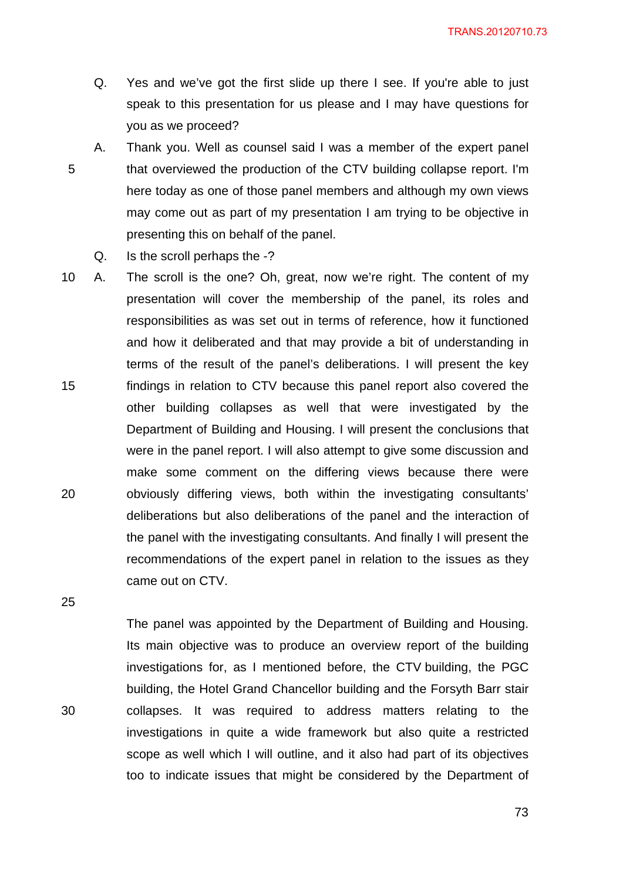Q. Yes and we've got the first slide up there I see. If you're able to just speak to this presentation for us please and I may have questions for you as we proceed?

A. Thank you. Well as counsel said I was a member of the expert panel that overviewed the production of the CTV building collapse report. I'm here today as one of those panel members and although my own views may come out as part of my presentation I am trying to be objective in presenting this on behalf of the panel.

Q. Is the scroll perhaps the -?

A. The scroll is the one? Oh, great, now we're right. The content of my presentation will cover the membership of the panel, its roles and responsibilities as was set out in terms of reference, how it functioned and how it deliberated and that may provide a bit of understanding in terms of the result of the panel's deliberations. I will present the key findings in relation to CTV because this panel report also covered the other building collapses as well that were investigated by the Department of Building and Housing. I will present the conclusions that were in the panel report. I will also attempt to give some discussion and make some comment on the differing views because there were obviously differing views, both within the investigating consultants' deliberations but also deliberations of the panel and the interaction of the panel with the investigating consultants. And finally I will present the recommendations of the expert panel in relation to the issues as they came out on CTV.

The panel was appointed by the Department of Building and Housing. Its main objective was to produce an overview report of the building investigations for, as I mentioned before, the CTV building, the PGC building, the Hotel Grand Chancellor building and the Forsyth Barr stair collapses. It was required to address matters relating to the investigations in quite a wide framework but also quite a restricted scope as well which I will outline, and it also had part of its objectives too to indicate issues that might be considered by the Department of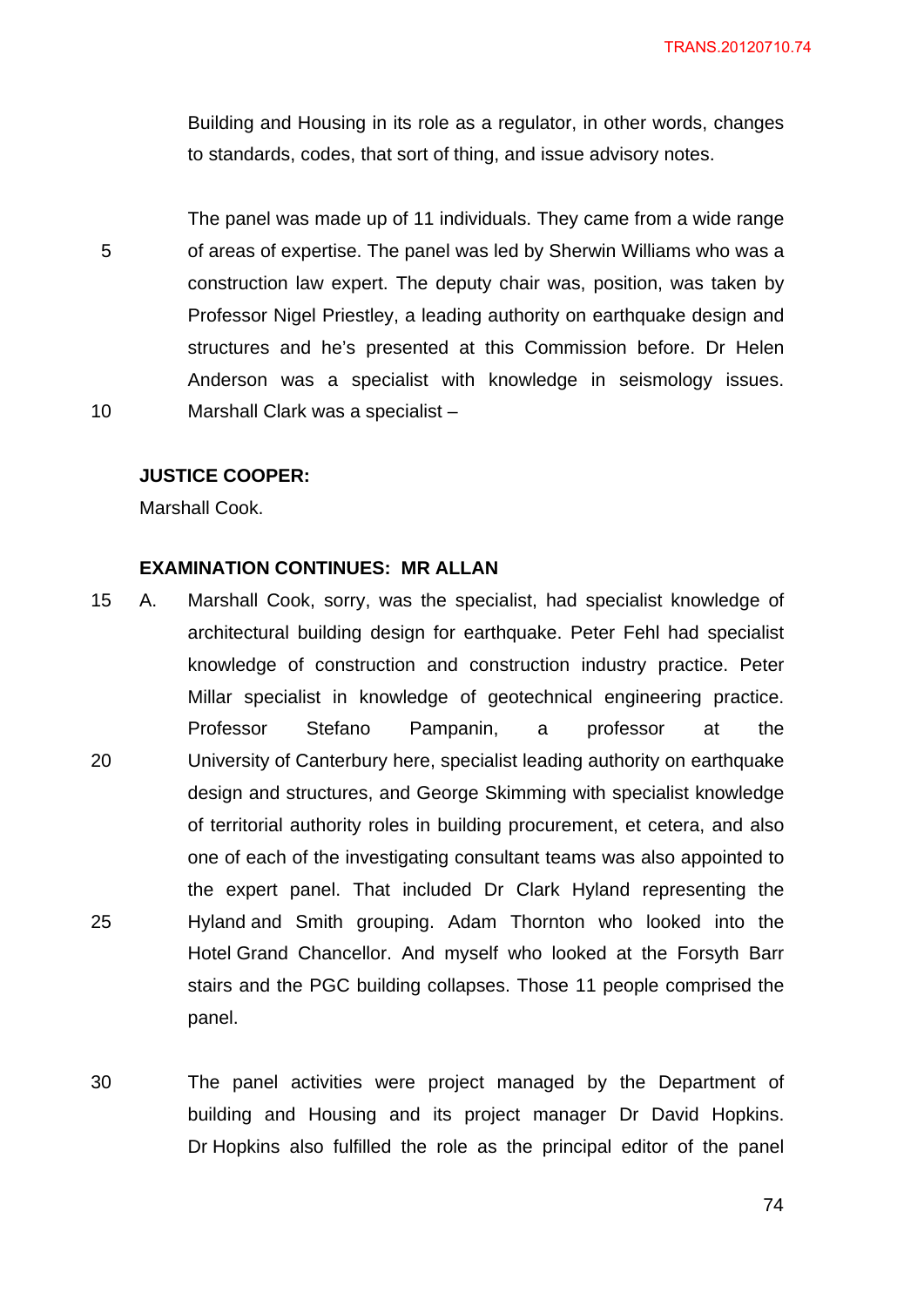Building and Housing in its role as a regulator, in other words, changes to standards, codes, that sort of thing, and issue advisory notes.

The panel was made up of 11 individuals. They came from a wide range of areas of expertise. The panel was led by Sherwin Williams who was a construction law expert. The deputy chair was, position, was taken by Professor Nigel Priestley, a leading authority on earthquake design and structures and he's presented at this Commission before. Dr Helen Anderson was a specialist with knowledge in seismology issues. Marshall Clark was a specialist –

**JUSTICE COOPER:**

Marshall Cook.

**EXAMINATION CONTINUES: MR ALLAN**

A. Marshall Cook, sorry, was the specialist, had specialist knowledge of architectural building design for earthquake. Peter Fehl had specialist knowledge of construction and construction industry practice. Peter Millar specialist in knowledge of geotechnical engineering practice. Professor Stefano Pampanin, a professor at the University of Canterbury here, specialist leading authority on earthquake design and structures, and George Skimming with specialist knowledge of territorial authority roles in building procurement, et cetera, and also one of each of the investigating consultant teams was also appointed to the expert panel. That included Dr Clark Hyland representing the Hyland and Smith grouping. Adam Thornton who looked into the Hotel Grand Chancellor. And myself who looked at the Forsyth Barr stairs and the PGC building collapses. Those 11 people comprised the panel.

The panel activities were project managed by the Department of building and Housing and its project manager Dr David Hopkins. Dr Hopkins also fulfilled the role as the principal editor of the panel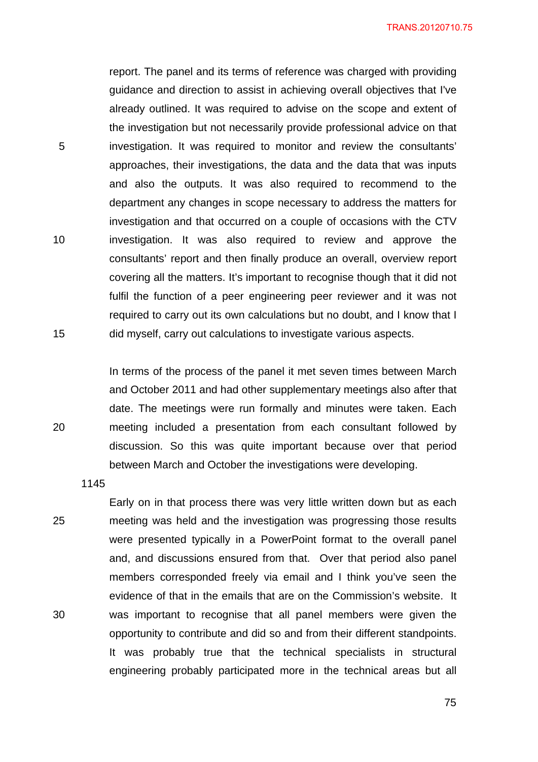report. The panel and its terms of reference was charged with providing guidance and direction to assist in achieving overall objectives that I've already outlined. It was required to advise on the scope and extent of the investigation but not necessarily provide professional advice on that investigation. It was required to monitor and review the consultants' approaches, their investigations, the data and the data that was inputs and also the outputs. It was also required to recommend to the department any changes in scope necessary to address the matters for investigation and that occurred on a couple of occasions with the CTV investigation. It was also required to review and approve the consultants' report and then finally produce an overall, overview report covering all the matters. It's important to recognise though that it did not fulfil the function of a peer engineering peer reviewer and it was not required to carry out its own calculations but no doubt, and I know that I did myself, carry out calculations to investigate various aspects.

In terms of the process of the panel it met seven times between March and October 2011 and had other supplementary meetings also after that date. The meetings were run formally and minutes were taken. Each meeting included a presentation from each consultant followed by discussion. So this was quite important because over that period between March and October the investigations were developing.

1145

Early on in that process there was very little written down but as each meeting was held and the investigation was progressing those results were presented typically in a PowerPoint format to the overall panel and, and discussions ensured from that. Over that period also panel members corresponded freely via email and I think you've seen the evidence of that in the emails that are on the Commission's website. It was important to recognise that all panel members were given the opportunity to contribute and did so and from their different standpoints. It was probably true that the technical specialists in structural engineering probably participated more in the technical areas but all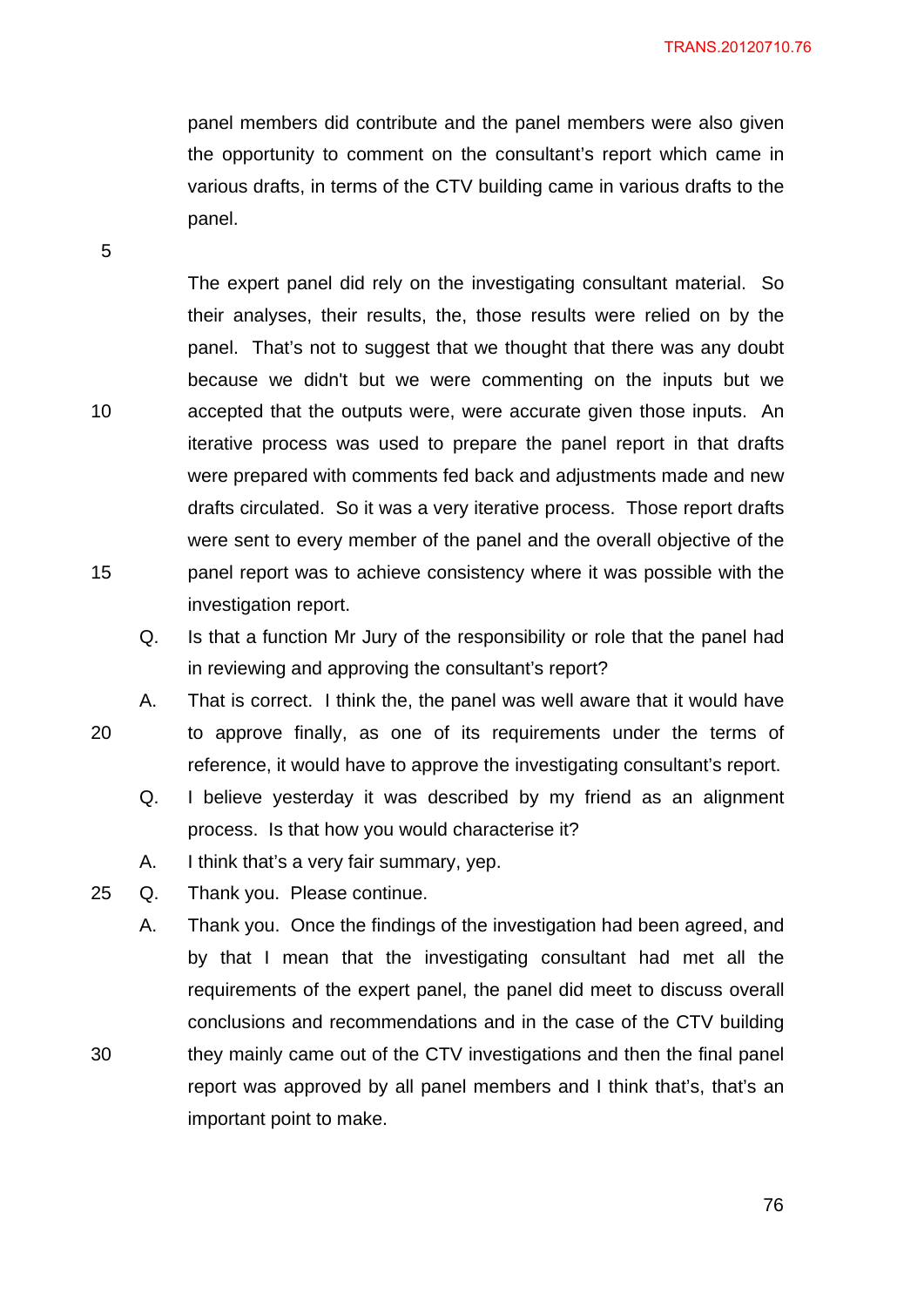panel members did contribute and the panel members were also given the opportunity to comment on the consultant's report which came in various drafts, in terms of the CTV building came in various drafts to the panel.

The expert panel did rely on the investigating consultant material. So their analyses, their results, the, those results were relied on by the panel. That's not to suggest that we thought that there was any doubt because we didn't but we were commenting on the inputs but we accepted that the outputs were, were accurate given those inputs. An iterative process was used to prepare the panel report in that drafts were prepared with comments fed back and adjustments made and new drafts circulated. So it was a very iterative process. Those report drafts were sent to every member of the panel and the overall objective of the panel report was to achieve consistency where it was possible with the investigation report.

Q. Is that a function Mr Jury of the responsibility or role that the panel had in reviewing and approving the consultant's report?

A. That is correct. I think the, the panel was well aware that it would have to approve finally, as one of its requirements under the terms of reference, it would have to approve the investigating consultant's report.

Q. I believe yesterday it was described by my friend as an alignment process. Is that how you would characterise it?

A. I think that's a very fair summary, yep.

Q. Thank you. Please continue.

A. Thank you. Once the findings of the investigation had been agreed, and by that I mean that the investigating consultant had met all the requirements of the expert panel, the panel did meet to discuss overall conclusions and recommendations and in the case of the CTV building they mainly came out of the CTV investigations and then the final panel report was approved by all panel members and I think that's, that's an important point to make.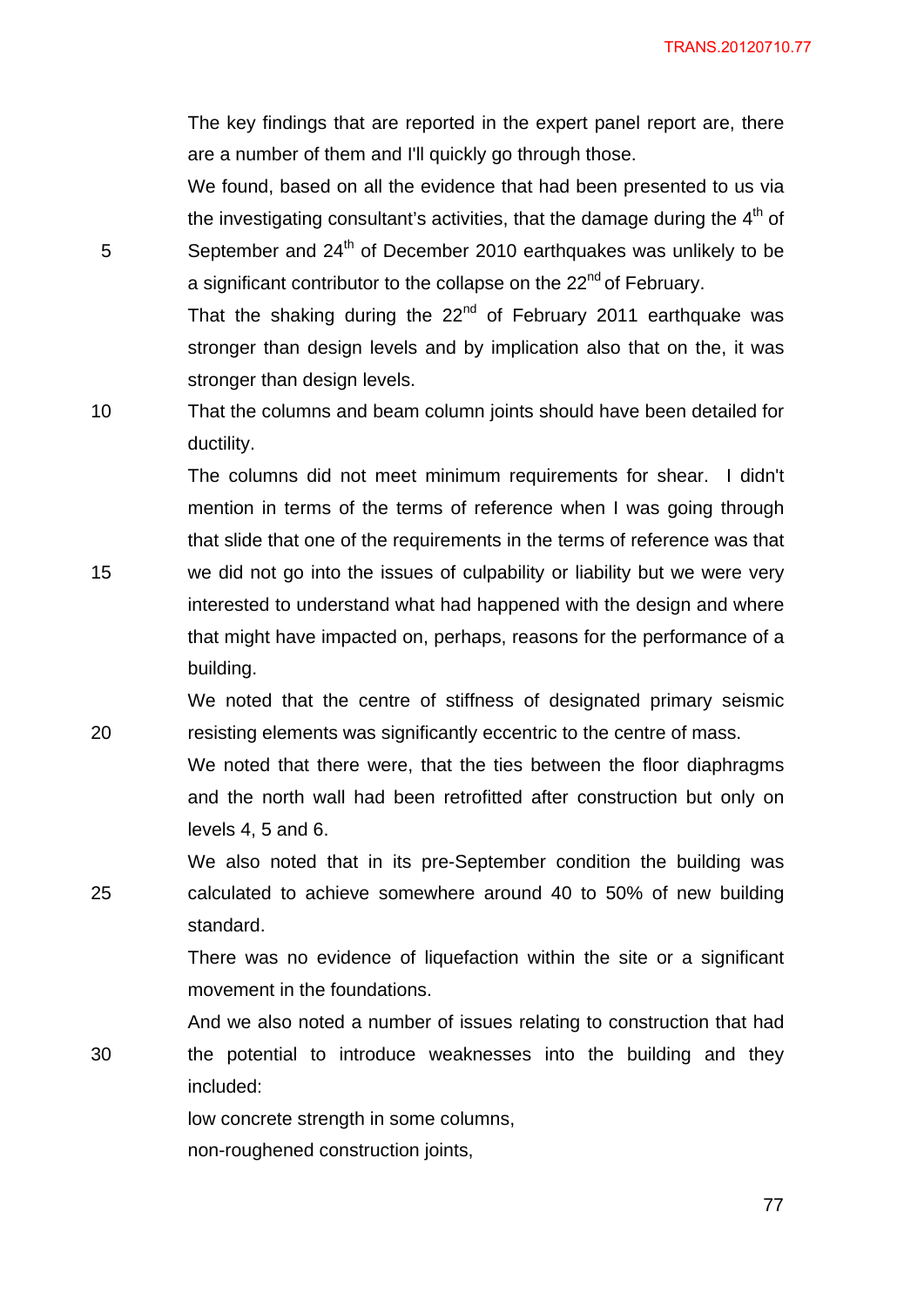The key findings that are reported in the expert panel report are, there are a number of them and I'll quickly go through those.

We found, based on all the evidence that had been presented to us via the investigating consultant's activities, that the damage during the 4th of September and 24th of December 2010 earthquakes was unlikely to be a significant contributor to the collapse on the 22nd of February.

That the shaking during the 22nd of February 2011 earthquake was stronger than design levels and by implication also that on the, it was stronger than design levels.

That the columns and beam column joints should have been detailed for ductility.

The columns did not meet minimum requirements for shear. I didn't mention in terms of the terms of reference when I was going through that slide that one of the requirements in the terms of reference was that we did not go into the issues of culpability or liability but we were very interested to understand what had happened with the design and where that might have impacted on, perhaps, reasons for the performance of a building.

We noted that the centre of stiffness of designated primary seismic resisting elements was significantly eccentric to the centre of mass.

We noted that there were, that the ties between the floor diaphragms and the north wall had been retrofitted after construction but only on levels 4, 5 and 6.

We also noted that in its pre-September condition the building was calculated to achieve somewhere around 40 to 50% of new building standard.

There was no evidence of liquefaction within the site or a significant movement in the foundations.

And we also noted a number of issues relating to construction that had the potential to introduce weaknesses into the building and they included:

low concrete strength in some columns,

non-roughened construction joints,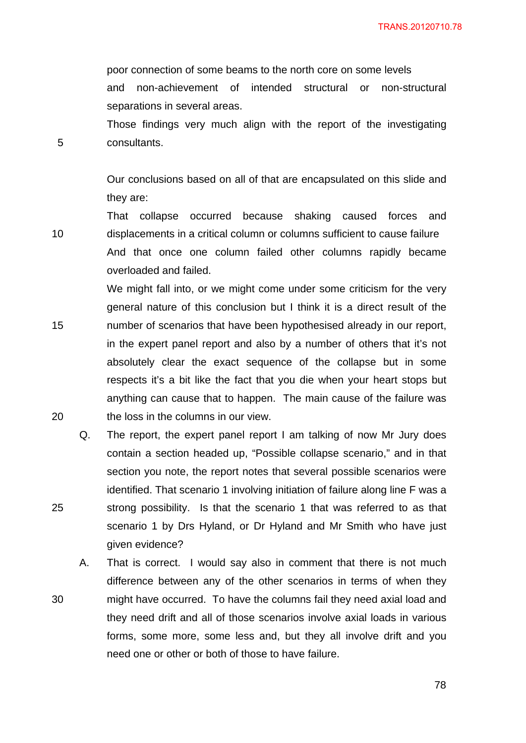poor connection of some beams to the north core on some levels and non-achievement of intended structural or non-structural separations in several areas.

Those findings very much align with the report of the investigating consultants.

Our conclusions based on all of that are encapsulated on this slide and they are:

That collapse occurred because shaking caused forces and displacements in a critical column or columns sufficient to cause failure

And that once one column failed other columns rapidly became overloaded and failed.

We might fall into, or we might come under some criticism for the very general nature of this conclusion but I think it is a direct result of the number of scenarios that have been hypothesised already in our report, in the expert panel report and also by a number of others that it's not absolutely clear the exact sequence of the collapse but in some respects it's a bit like the fact that you die when your heart stops but anything can cause that to happen. The main cause of the failure was the loss in the columns in our view.

Q. The report, the expert panel report I am talking of now Mr Jury does contain a section headed up, "Possible collapse scenario," and in that section you note, the report notes that several possible scenarios were identified. That scenario 1 involving initiation of failure along line F was a strong possibility. Is that the scenario 1 that was referred to as that scenario 1 by Drs Hyland, or Dr Hyland and Mr Smith who have just given evidence?

A. That is correct. I would say also in comment that there is not much difference between any of the other scenarios in terms of when they might have occurred. To have the columns fail they need axial load and they need drift and all of those scenarios involve axial loads in various forms, some more, some less and, but they all involve drift and you need one or other or both of those to have failure.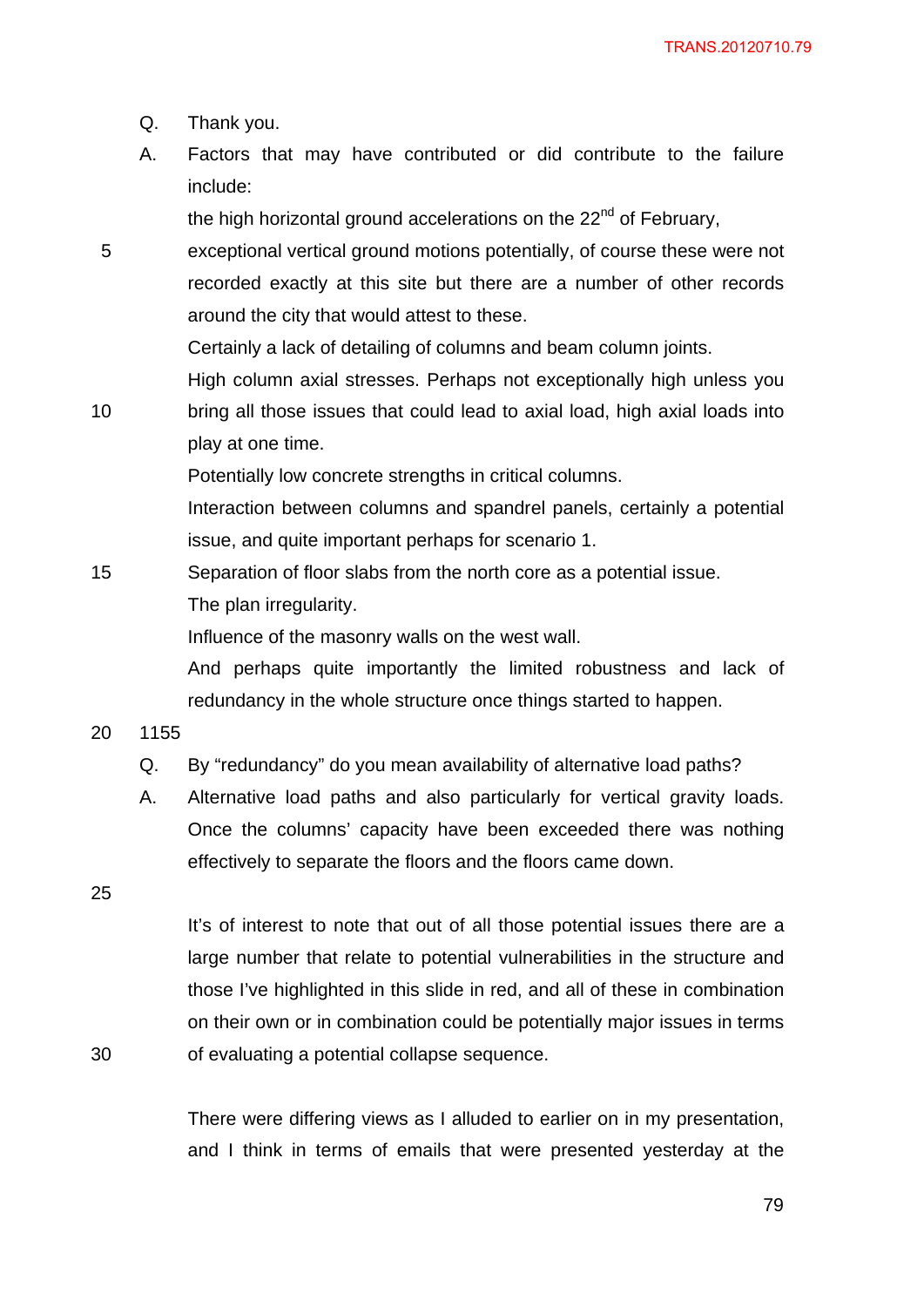Q. Thank you.

A. Factors that may have contributed or did contribute to the failure include:

the high horizontal ground accelerations on the 22nd of February,

exceptional vertical ground motions potentially, of course these were not recorded exactly at this site but there are a number of other records around the city that would attest to these.

Certainly a lack of detailing of columns and beam column joints.

High column axial stresses. Perhaps not exceptionally high unless you bring all those issues that could lead to axial load, high axial loads into play at one time.

Potentially low concrete strengths in critical columns.

Interaction between columns and spandrel panels, certainly a potential issue, and quite important perhaps for scenario 1.

Separation of floor slabs from the north core as a potential issue.

The plan irregularity.

Influence of the masonry walls on the west wall.

And perhaps quite importantly the limited robustness and lack of redundancy in the whole structure once things started to happen.

1155

Q. By "redundancy" do you mean availability of alternative load paths?

A. Alternative load paths and also particularly for vertical gravity loads. Once the columns' capacity have been exceeded there was nothing effectively to separate the floors and the floors came down.

It's of interest to note that out of all those potential issues there are a large number that relate to potential vulnerabilities in the structure and those I've highlighted in this slide in red, and all of these in combination on their own or in combination could be potentially major issues in terms of evaluating a potential collapse sequence.

There were differing views as I alluded to earlier on in my presentation, and I think in terms of emails that were presented yesterday at the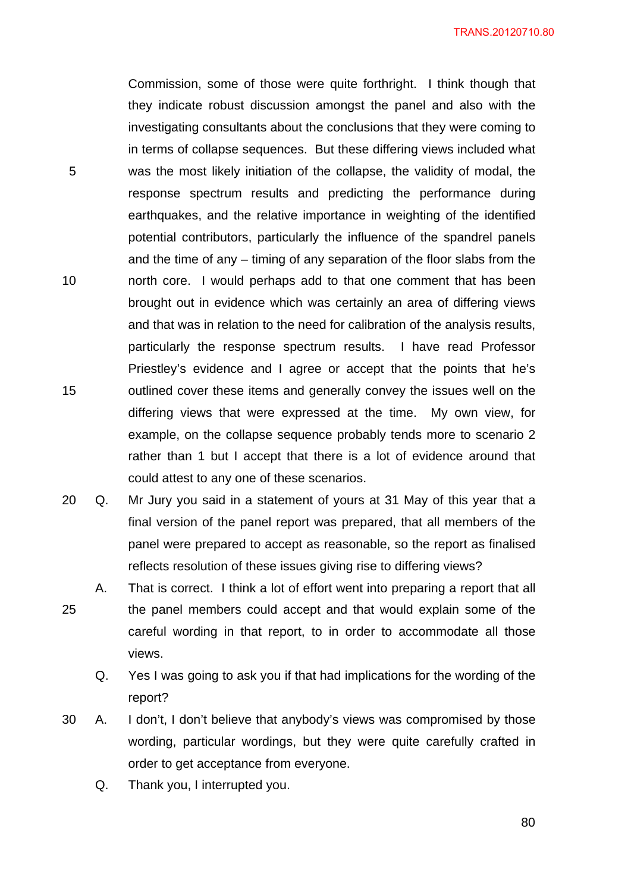Commission, some of those were quite forthright. I think though that they indicate robust discussion amongst the panel and also with the investigating consultants about the conclusions that they were coming to in terms of collapse sequences. But these differing views included what was the most likely initiation of the collapse, the validity of modal, the response spectrum results and predicting the performance during earthquakes, and the relative importance in weighting of the identified potential contributors, particularly the influence of the spandrel panels and the time of any – timing of any separation of the floor slabs from the north core. I would perhaps add to that one comment that has been brought out in evidence which was certainly an area of differing views and that was in relation to the need for calibration of the analysis results, particularly the response spectrum results. I have read Professor Priestley's evidence and I agree or accept that the points that he's outlined cover these items and generally convey the issues well on the differing views that were expressed at the time. My own view, for example, on the collapse sequence probably tends more to scenario 2 rather than 1 but I accept that there is a lot of evidence around that could attest to any one of these scenarios.

Q. Mr Jury you said in a statement of yours at 31 May of this year that a final version of the panel report was prepared, that all members of the panel were prepared to accept as reasonable, so the report as finalised reflects resolution of these issues giving rise to differing views?

A. That is correct. I think a lot of effort went into preparing a report that all the panel members could accept and that would explain some of the careful wording in that report, to in order to accommodate all those views.

Q. Yes I was going to ask you if that had implications for the wording of the report?

A. I don't, I don't believe that anybody's views was compromised by those wording, particular wordings, but they were quite carefully crafted in order to get acceptance from everyone.

Q. Thank you, I interrupted you.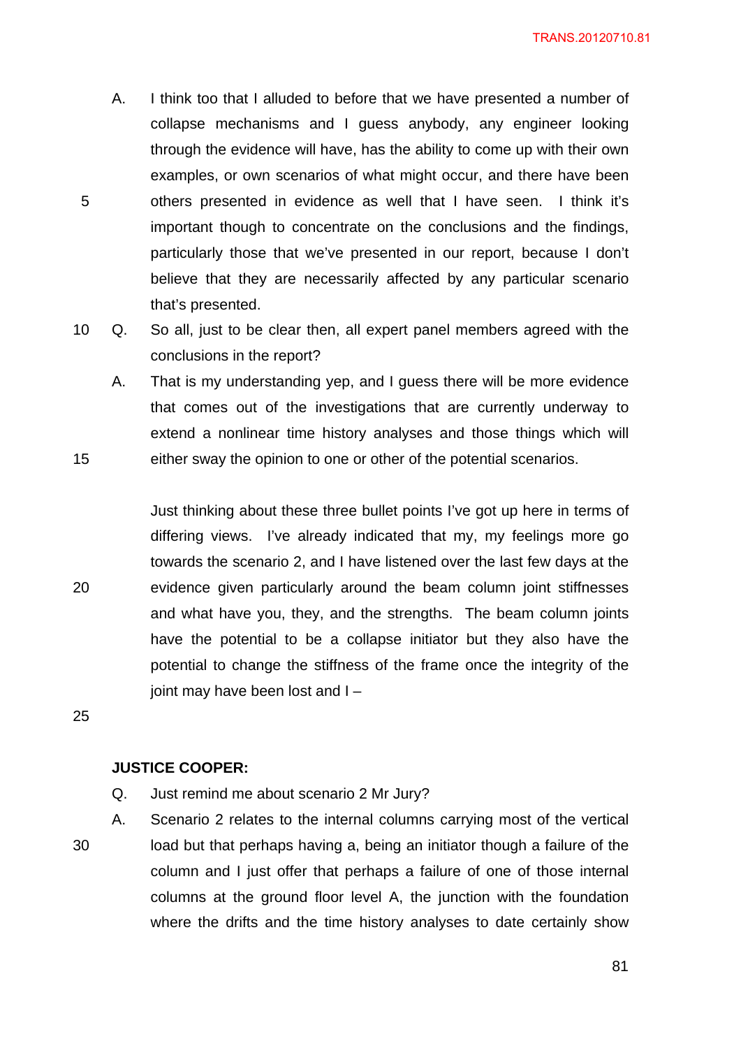A. I think too that I alluded to before that we have presented a number of collapse mechanisms and I guess anybody, any engineer looking through the evidence will have, has the ability to come up with their own examples, or own scenarios of what might occur, and there have been others presented in evidence as well that I have seen. I think it's important though to concentrate on the conclusions and the findings, particularly those that we've presented in our report, because I don't believe that they are necessarily affected by any particular scenario that's presented.

Q. So all, just to be clear then, all expert panel members agreed with the conclusions in the report?

A. That is my understanding yep, and I guess there will be more evidence that comes out of the investigations that are currently underway to extend a nonlinear time history analyses and those things which will either sway the opinion to one or other of the potential scenarios.

Just thinking about these three bullet points I've got up here in terms of differing views. I've already indicated that my, my feelings more go towards the scenario 2, and I have listened over the last few days at the evidence given particularly around the beam column joint stiffnesses and what have you, they, and the strengths. The beam column joints have the potential to be a collapse initiator but they also have the potential to change the stiffness of the frame once the integrity of the joint may have been lost and I –

**JUSTICE COOPER:**

Q. Just remind me about scenario 2 Mr Jury?

A. Scenario 2 relates to the internal columns carrying most of the vertical load but that perhaps having a, being an initiator though a failure of the column and I just offer that perhaps a failure of one of those internal columns at the ground floor level A, the junction with the foundation where the drifts and the time history analyses to date certainly show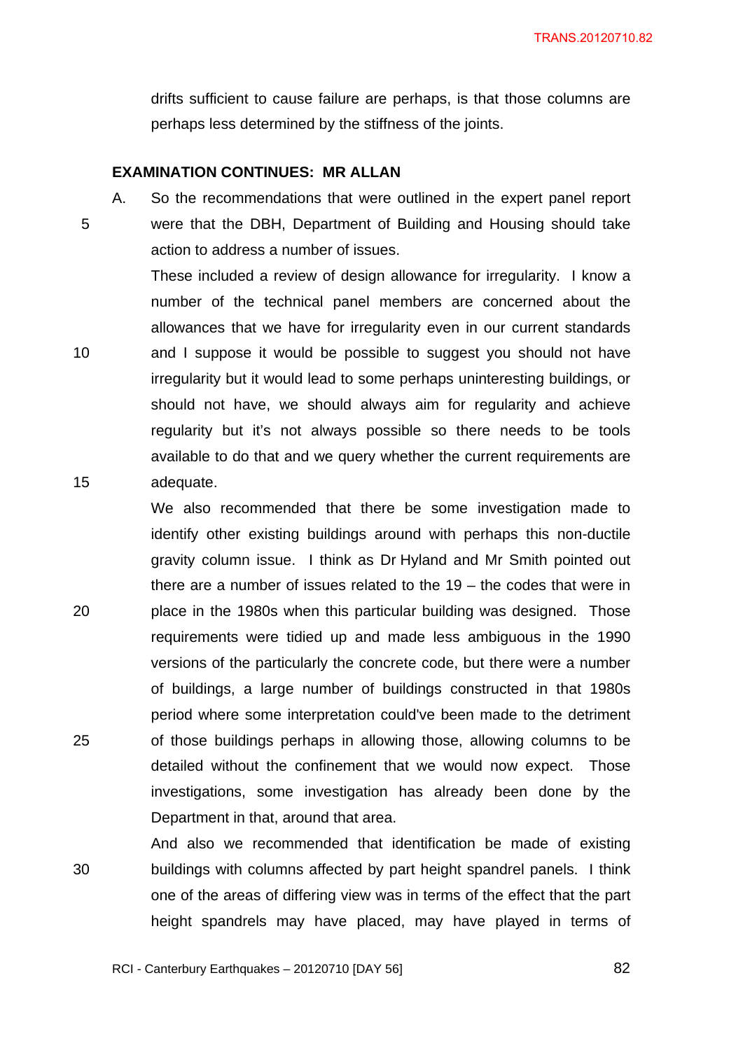drifts sufficient to cause failure are perhaps, is that those columns are perhaps less determined by the stiffness of the joints.

**EXAMINATION CONTINUES: MR ALLAN**

A. So the recommendations that were outlined in the expert panel report were that the DBH, Department of Building and Housing should take action to address a number of issues.

These included a review of design allowance for irregularity. I know a number of the technical panel members are concerned about the allowances that we have for irregularity even in our current standards and I suppose it would be possible to suggest you should not have irregularity but it would lead to some perhaps uninteresting buildings, or should not have, we should always aim for regularity and achieve regularity but it's not always possible so there needs to be tools available to do that and we query whether the current requirements are adequate.

We also recommended that there be some investigation made to identify other existing buildings around with perhaps this non-ductile gravity column issue. I think as Dr Hyland and Mr Smith pointed out there are a number of issues related to the 19 – the codes that were in place in the 1980s when this particular building was designed. Those requirements were tidied up and made less ambiguous in the 1990 versions of the particularly the concrete code, but there were a number of buildings, a large number of buildings constructed in that 1980s period where some interpretation could've been made to the detriment of those buildings perhaps in allowing those, allowing columns to be detailed without the confinement that we would now expect. Those investigations, some investigation has already been done by the Department in that, around that area.

And also we recommended that identification be made of existing buildings with columns affected by part height spandrel panels. I think one of the areas of differing view was in terms of the effect that the part height spandrels may have placed, may have played in terms of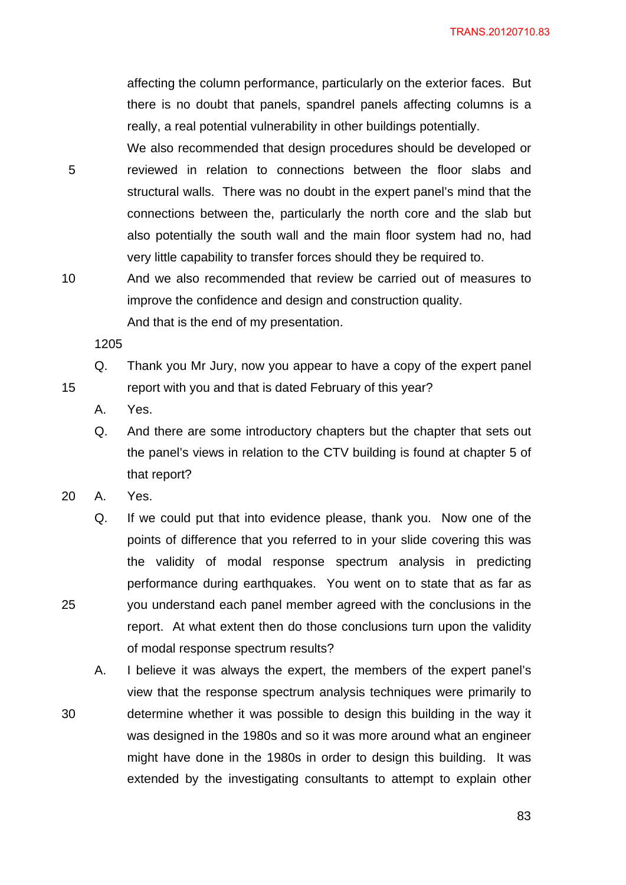affecting the column performance, particularly on the exterior faces. But there is no doubt that panels, spandrel panels affecting columns is a really, a real potential vulnerability in other buildings potentially.

We also recommended that design procedures should be developed or reviewed in relation to connections between the floor slabs and structural walls. There was no doubt in the expert panel's mind that the connections between the, particularly the north core and the slab but also potentially the south wall and the main floor system had no, had very little capability to transfer forces should they be required to.

And we also recommended that review be carried out of measures to improve the confidence and design and construction quality.

And that is the end of my presentation.

1205

Q. Thank you Mr Jury, now you appear to have a copy of the expert panel report with you and that is dated February of this year?

A. Yes.

Q. And there are some introductory chapters but the chapter that sets out the panel's views in relation to the CTV building is found at chapter 5 of that report?

A. Yes.

Q. If we could put that into evidence please, thank you. Now one of the points of difference that you referred to in your slide covering this was the validity of modal response spectrum analysis in predicting performance during earthquakes. You went on to state that as far as you understand each panel member agreed with the conclusions in the report. At what extent then do those conclusions turn upon the validity of modal response spectrum results?

A. I believe it was always the expert, the members of the expert panel's view that the response spectrum analysis techniques were primarily to determine whether it was possible to design this building in the way it was designed in the 1980s and so it was more around what an engineer might have done in the 1980s in order to design this building. It was extended by the investigating consultants to attempt to explain other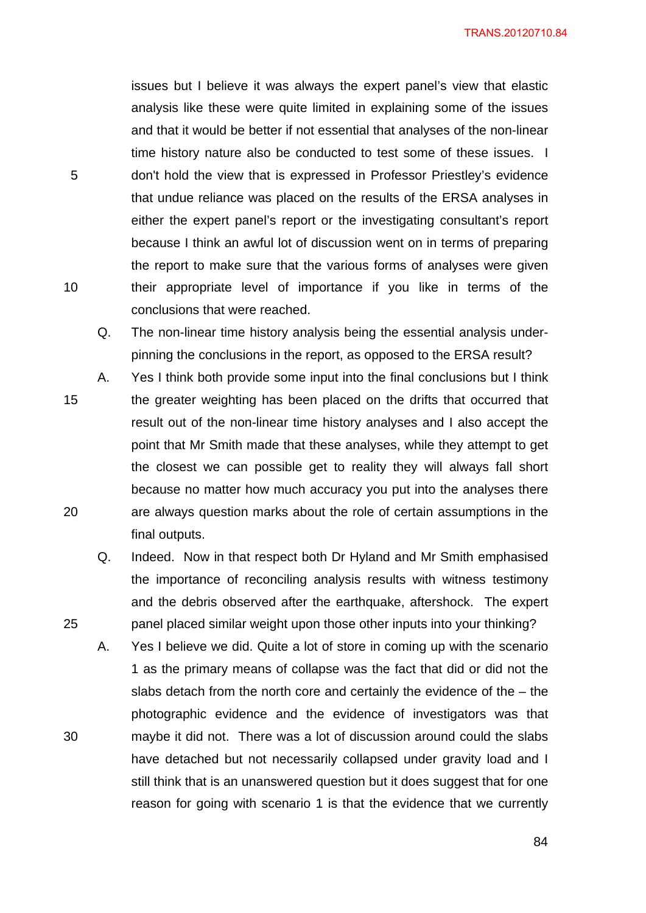issues but I believe it was always the expert panel's view that elastic analysis like these were quite limited in explaining some of the issues and that it would be better if not essential that analyses of the non-linear time history nature also be conducted to test some of these issues. I don't hold the view that is expressed in Professor Priestley's evidence that undue reliance was placed on the results of the ERSA analyses in either the expert panel's report or the investigating consultant's report because I think an awful lot of discussion went on in terms of preparing the report to make sure that the various forms of analyses were given their appropriate level of importance if you like in terms of the conclusions that were reached.

Q. The non-linear time history analysis being the essential analysis under-pinning the conclusions in the report, as opposed to the ERSA result?

A. Yes I think both provide some input into the final conclusions but I think the greater weighting has been placed on the drifts that occurred that result out of the non-linear time history analyses and I also accept the point that Mr Smith made that these analyses, while they attempt to get the closest we can possible get to reality they will always fall short because no matter how much accuracy you put into the analyses there are always question marks about the role of certain assumptions in the final outputs.

Q. Indeed. Now in that respect both Dr Hyland and Mr Smith emphasised the importance of reconciling analysis results with witness testimony and the debris observed after the earthquake, aftershock. The expert panel placed similar weight upon those other inputs into your thinking?

A. Yes I believe we did. Quite a lot of store in coming up with the scenario 1 as the primary means of collapse was the fact that did or did not the slabs detach from the north core and certainly the evidence of the – the photographic evidence and the evidence of investigators was that maybe it did not. There was a lot of discussion around could the slabs have detached but not necessarily collapsed under gravity load and I still think that is an unanswered question but it does suggest that for one reason for going with scenario 1 is that the evidence that we currently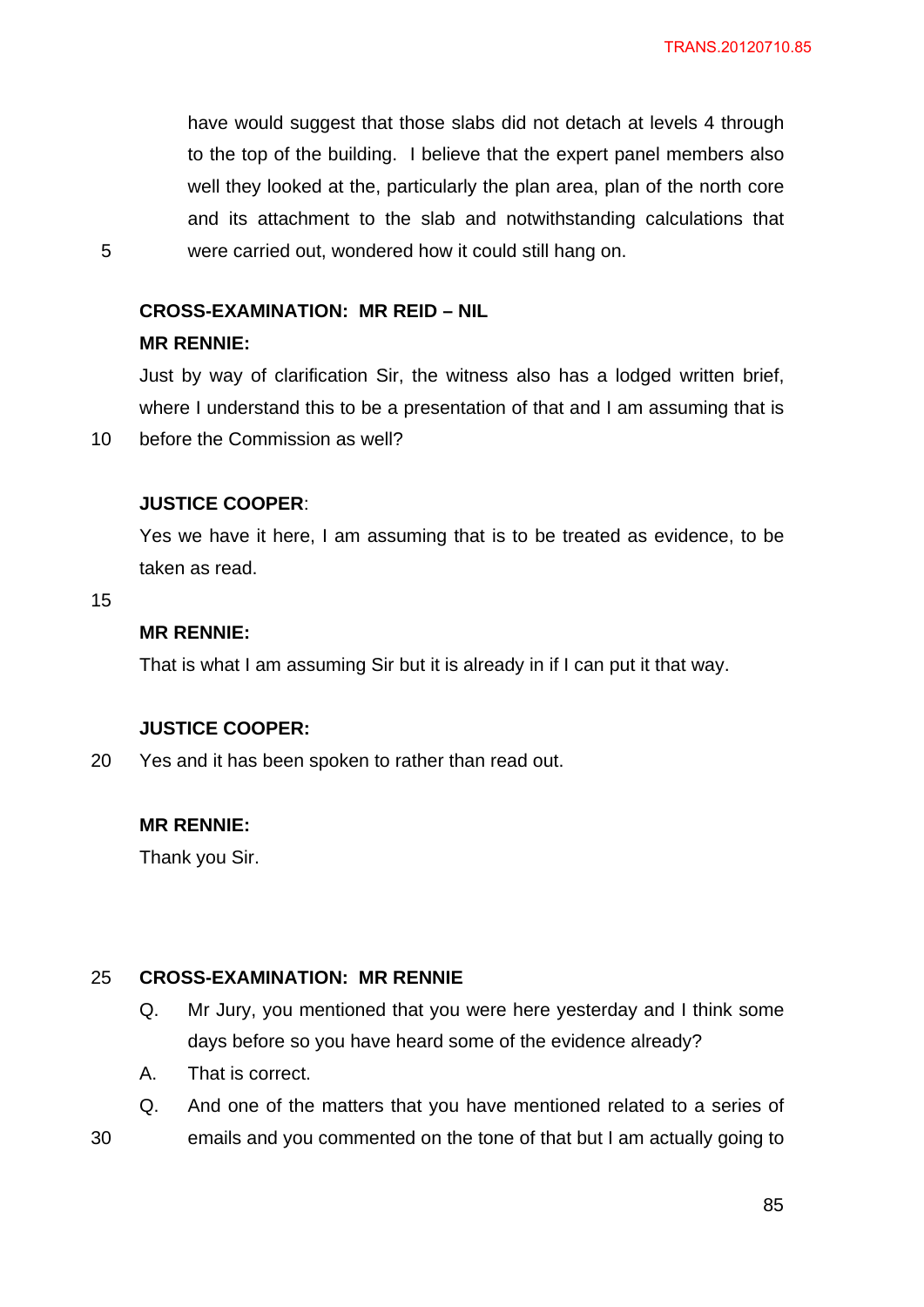have would suggest that those slabs did not detach at levels 4 through to the top of the building. I believe that the expert panel members also well they looked at the, particularly the plan area, plan of the north core and its attachment to the slab and notwithstanding calculations that were carried out, wondered how it could still hang on.

**CROSS-EXAMINATION: MR REID – NIL**

**MR RENNIE:**

Just by way of clarification Sir, the witness also has a lodged written brief, where I understand this to be a presentation of that and I am assuming that is before the Commission as well?

**JUSTICE COOPER**:

Yes we have it here, I am assuming that is to be treated as evidence, to be taken as read.

**MR RENNIE:**

That is what I am assuming Sir but it is already in if I can put it that way.

**JUSTICE COOPER:**

Yes and it has been spoken to rather than read out.

**MR RENNIE:**

Thank you Sir.

**CROSS-EXAMINATION: MR RENNIE**

Q. Mr Jury, you mentioned that you were here yesterday and I think some days before so you have heard some of the evidence already?

A. That is correct.

Q. And one of the matters that you have mentioned related to a series of emails and you commented on the tone of that but I am actually going to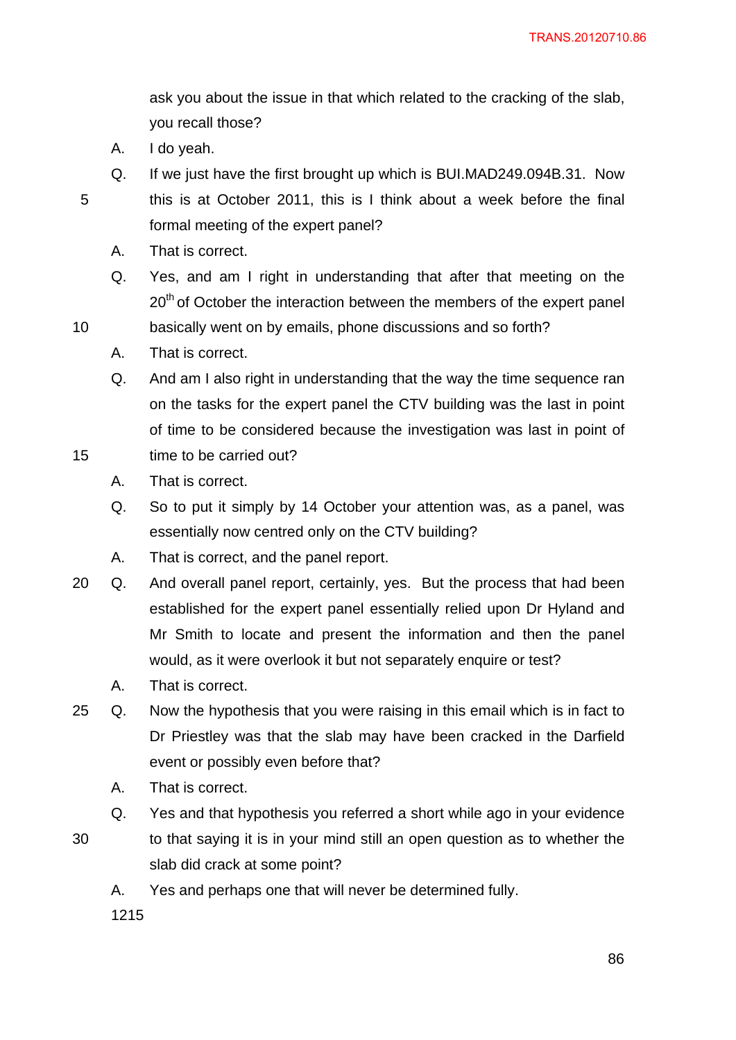ask you about the issue in that which related to the cracking of the slab, you recall those?

A. I do yeah.

Q. If we just have the first brought up which is BUI.MAD249.094B.31. Now this is at October 2011, this is I think about a week before the final formal meeting of the expert panel?

A. That is correct.

Q. Yes, and am I right in understanding that after that meeting on the 20th of October the interaction between the members of the expert panel basically went on by emails, phone discussions and so forth?

A. That is correct.

Q. And am I also right in understanding that the way the time sequence ran on the tasks for the expert panel the CTV building was the last in point of time to be considered because the investigation was last in point of time to be carried out?

A. That is correct.

Q. So to put it simply by 14 October your attention was, as a panel, was essentially now centred only on the CTV building?

A. That is correct, and the panel report.

Q. And overall panel report, certainly, yes. But the process that had been established for the expert panel essentially relied upon Dr Hyland and Mr Smith to locate and present the information and then the panel would, as it were overlook it but not separately enquire or test?

A. That is correct.

Q. Now the hypothesis that you were raising in this email which is in fact to Dr Priestley was that the slab may have been cracked in the Darfield event or possibly even before that?

A. That is correct.

Q. Yes and that hypothesis you referred a short while ago in your evidence to that saying it is in your mind still an open question as to whether the slab did crack at some point?

A. Yes and perhaps one that will never be determined fully.

1215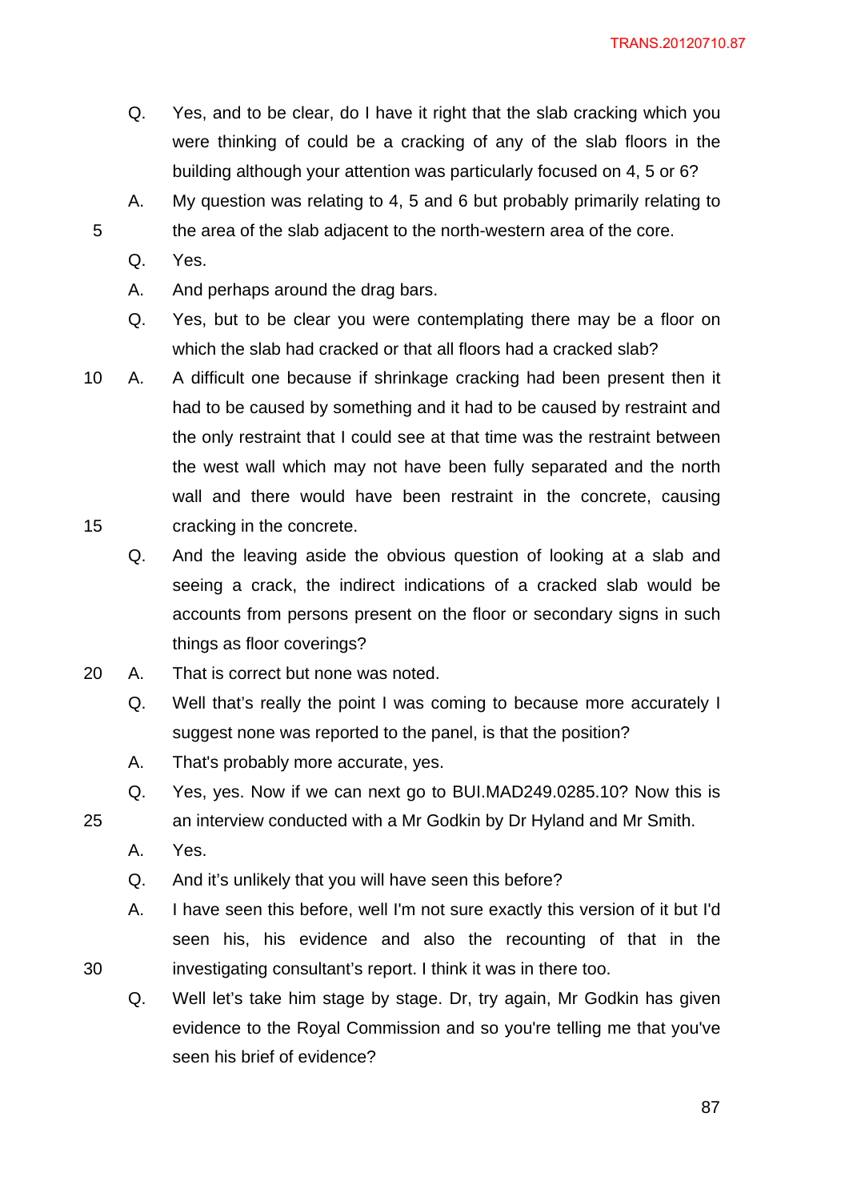Q. Yes, and to be clear, do I have it right that the slab cracking which you were thinking of could be a cracking of any of the slab floors in the building although your attention was particularly focused on 4, 5 or 6?

A. My question was relating to 4, 5 and 6 but probably primarily relating to the area of the slab adjacent to the north-western area of the core.

Q. Yes.

A. And perhaps around the drag bars.

Q. Yes, but to be clear you were contemplating there may be a floor on which the slab had cracked or that all floors had a cracked slab?

A. A difficult one because if shrinkage cracking had been present then it had to be caused by something and it had to be caused by restraint and the only restraint that I could see at that time was the restraint between the west wall which may not have been fully separated and the north wall and there would have been restraint in the concrete, causing cracking in the concrete.

Q. And the leaving aside the obvious question of looking at a slab and seeing a crack, the indirect indications of a cracked slab would be accounts from persons present on the floor or secondary signs in such things as floor coverings?

A. That is correct but none was noted.

Q. Well that's really the point I was coming to because more accurately I suggest none was reported to the panel, is that the position?

A. That's probably more accurate, yes.

Q. Yes, yes. Now if we can next go to BUI.MAD249.0285.10? Now this is an interview conducted with a Mr Godkin by Dr Hyland and Mr Smith.

A. Yes.

Q. And it's unlikely that you will have seen this before?

A. I have seen this before, well I'm not sure exactly this version of it but I'd seen his, his evidence and also the recounting of that in the investigating consultant's report. I think it was in there too.

Q. Well let's take him stage by stage. Dr, try again, Mr Godkin has given evidence to the Royal Commission and so you're telling me that you've seen his brief of evidence?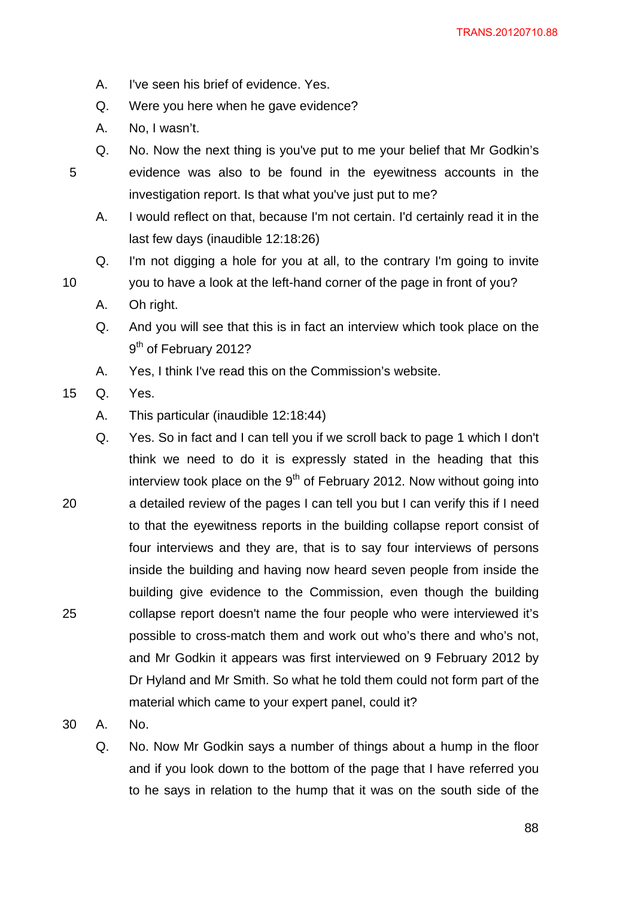A. I've seen his brief of evidence. Yes.

Q. Were you here when he gave evidence?

A. No, I wasn't.

Q. No. Now the next thing is you've put to me your belief that Mr Godkin's evidence was also to be found in the eyewitness accounts in the investigation report. Is that what you've just put to me?

A. I would reflect on that, because I'm not certain. I'd certainly read it in the last few days (inaudible 12:18:26)

Q. I'm not digging a hole for you at all, to the contrary I'm going to invite you to have a look at the left-hand corner of the page in front of you?

A. Oh right.

Q. And you will see that this is in fact an interview which took place on the 9th of February 2012?

A. Yes, I think I've read this on the Commission's website.

Q. Yes.

A. This particular (inaudible 12:18:44)

Q. Yes. So in fact and I can tell you if we scroll back to page 1 which I don't think we need to do it is expressly stated in the heading that this interview took place on the 9th of February 2012. Now without going into a detailed review of the pages I can tell you but I can verify this if I need to that the eyewitness reports in the building collapse report consist of four interviews and they are, that is to say four interviews of persons inside the building and having now heard seven people from inside the building give evidence to the Commission, even though the building collapse report doesn't name the four people who were interviewed it's possible to cross-match them and work out who's there and who's not, and Mr Godkin it appears was first interviewed on 9 February 2012 by Dr Hyland and Mr Smith. So what he told them could not form part of the material which came to your expert panel, could it?

A. No.

Q. No. Now Mr Godkin says a number of things about a hump in the floor and if you look down to the bottom of the page that I have referred you to he says in relation to the hump that it was on the south side of the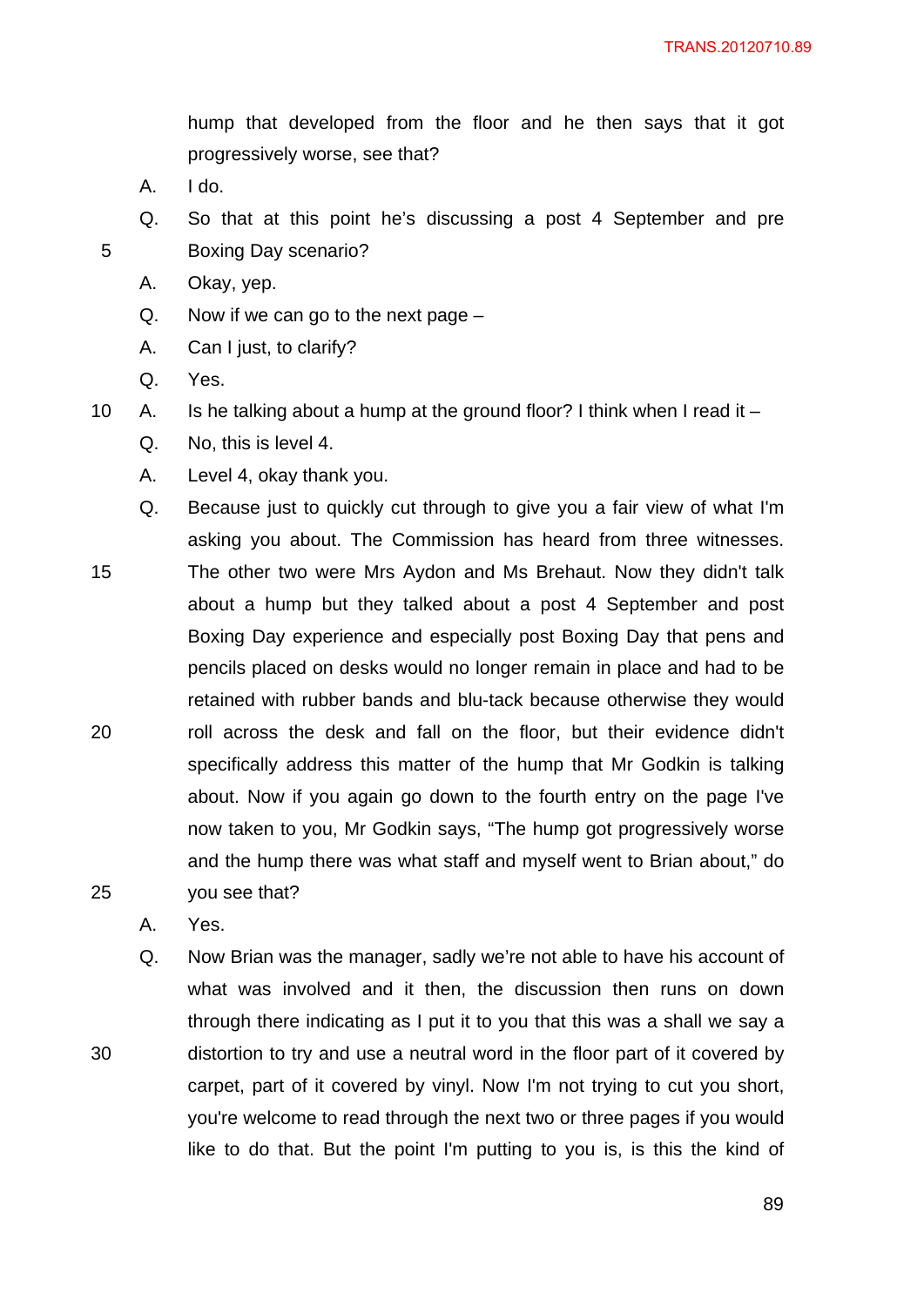hump that developed from the floor and he then says that it got progressively worse, see that?

A. I do.

Q. So that at this point he's discussing a post 4 September and pre Boxing Day scenario?

A. Okay, yep.

Q. Now if we can go to the next page –

A. Can I just, to clarify?

Q. Yes.

A. Is he talking about a hump at the ground floor? I think when I read it –

Q. No, this is level 4.

A. Level 4, okay thank you.

Q. Because just to quickly cut through to give you a fair view of what I'm asking you about. The Commission has heard from three witnesses. The other two were Mrs Aydon and Ms Brehaut. Now they didn't talk about a hump but they talked about a post 4 September and post Boxing Day experience and especially post Boxing Day that pens and pencils placed on desks would no longer remain in place and had to be retained with rubber bands and blu-tack because otherwise they would roll across the desk and fall on the floor, but their evidence didn't specifically address this matter of the hump that Mr Godkin is talking about. Now if you again go down to the fourth entry on the page I've now taken to you, Mr Godkin says, "The hump got progressively worse and the hump there was what staff and myself went to Brian about," do you see that?

A. Yes.

Q. Now Brian was the manager, sadly we're not able to have his account of what was involved and it then, the discussion then runs on down through there indicating as I put it to you that this was a shall we say a distortion to try and use a neutral word in the floor part of it covered by carpet, part of it covered by vinyl. Now I'm not trying to cut you short, you're welcome to read through the next two or three pages if you would like to do that. But the point I'm putting to you is, is this the kind of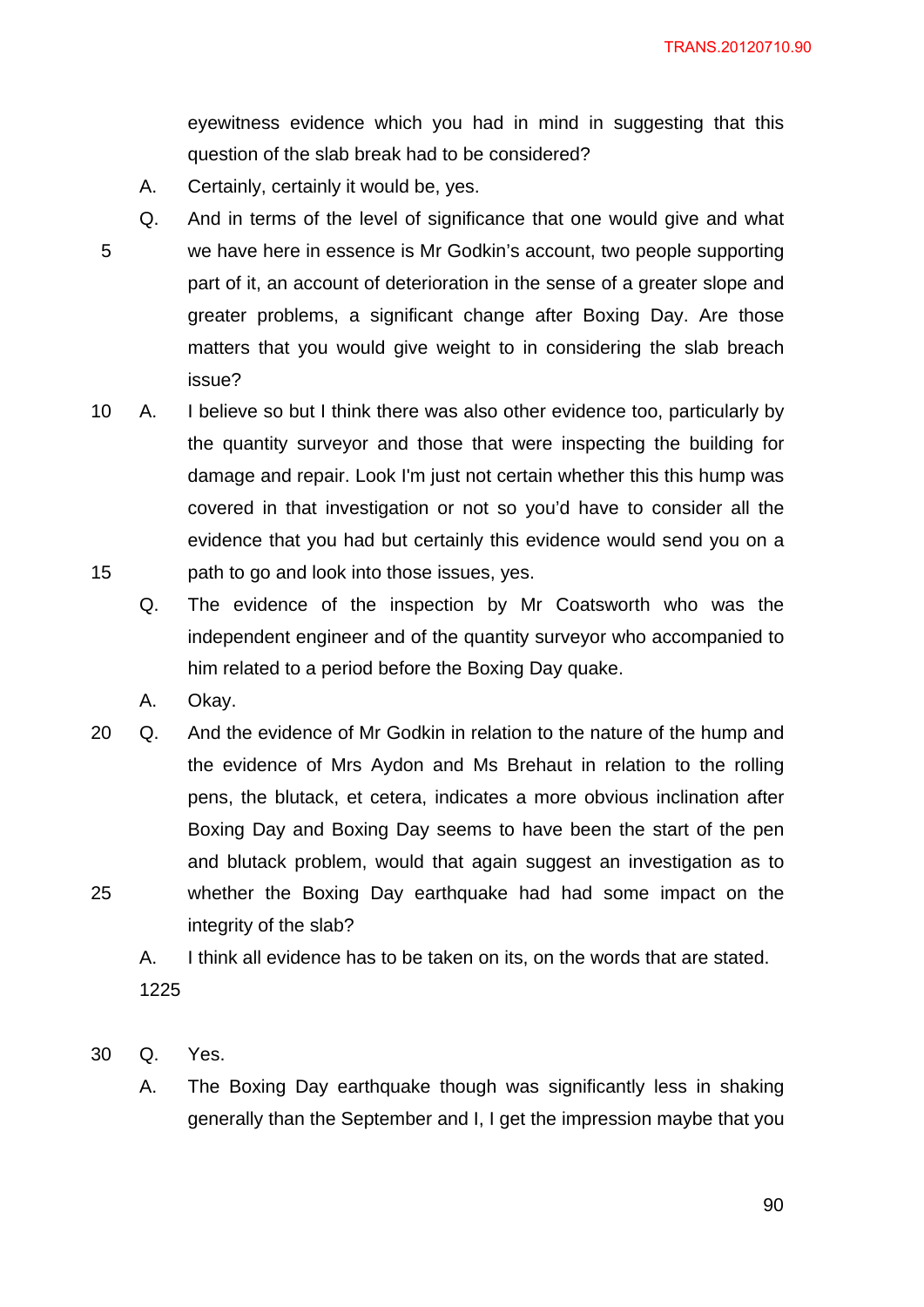eyewitness evidence which you had in mind in suggesting that this question of the slab break had to be considered?

A. Certainly, certainly it would be, yes.

Q. And in terms of the level of significance that one would give and what we have here in essence is Mr Godkin's account, two people supporting part of it, an account of deterioration in the sense of a greater slope and greater problems, a significant change after Boxing Day. Are those matters that you would give weight to in considering the slab breach issue?

A. I believe so but I think there was also other evidence too, particularly by the quantity surveyor and those that were inspecting the building for damage and repair. Look I'm just not certain whether this this hump was covered in that investigation or not so you'd have to consider all the evidence that you had but certainly this evidence would send you on a path to go and look into those issues, yes.

Q. The evidence of the inspection by Mr Coatsworth who was the independent engineer and of the quantity surveyor who accompanied to him related to a period before the Boxing Day quake.

A. Okay.

Q. And the evidence of Mr Godkin in relation to the nature of the hump and the evidence of Mrs Aydon and Ms Brehaut in relation to the rolling pens, the blutack, et cetera, indicates a more obvious inclination after Boxing Day and Boxing Day seems to have been the start of the pen and blutack problem, would that again suggest an investigation as to whether the Boxing Day earthquake had had some impact on the integrity of the slab?

A. I think all evidence has to be taken on its, on the words that are stated.

1225

Q. Yes.

A. The Boxing Day earthquake though was significantly less in shaking generally than the September and I, I get the impression maybe that you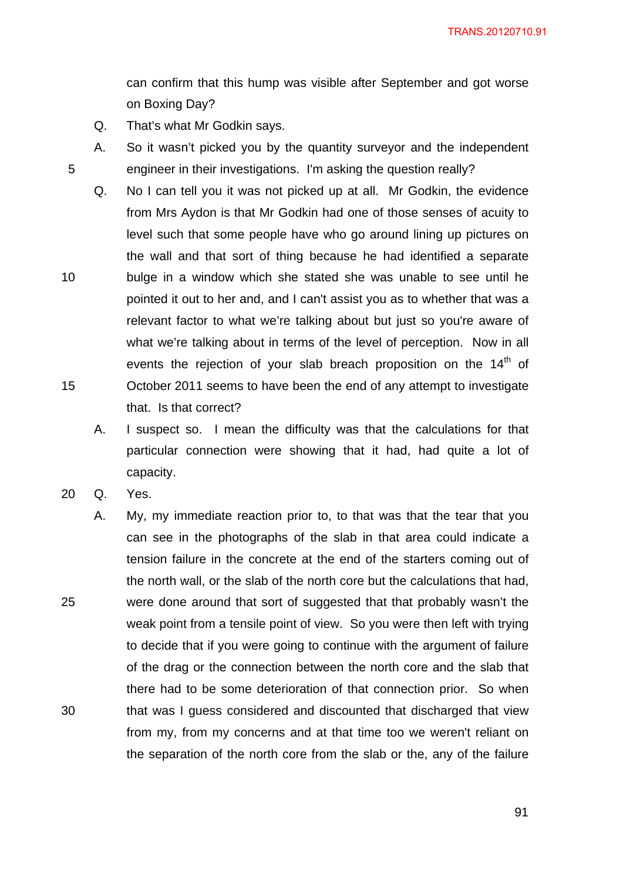can confirm that this hump was visible after September and got worse on Boxing Day?

Q. That's what Mr Godkin says.

A. So it wasn't picked you by the quantity surveyor and the independent engineer in their investigations. I'm asking the question really?

Q. No I can tell you it was not picked up at all. Mr Godkin, the evidence from Mrs Aydon is that Mr Godkin had one of those senses of acuity to level such that some people have who go around lining up pictures on the wall and that sort of thing because he had identified a separate bulge in a window which she stated she was unable to see until he pointed it out to her and, and I can't assist you as to whether that was a relevant factor to what we're talking about but just so you're aware of what we're talking about in terms of the level of perception. Now in all events the rejection of your slab breach proposition on the 14th of October 2011 seems to have been the end of any attempt to investigate that. Is that correct?

A. I suspect so. I mean the difficulty was that the calculations for that particular connection were showing that it had, had quite a lot of capacity.

Q. Yes.

A. My, my immediate reaction prior to, to that was that the tear that you can see in the photographs of the slab in that area could indicate a tension failure in the concrete at the end of the starters coming out of the north wall, or the slab of the north core but the calculations that had, were done around that sort of suggested that that probably wasn't the weak point from a tensile point of view. So you were then left with trying to decide that if you were going to continue with the argument of failure of the drag or the connection between the north core and the slab that there had to be some deterioration of that connection prior. So when that was I guess considered and discounted that discharged that view from my, from my concerns and at that time too we weren't reliant on the separation of the north core from the slab or the, any of the failure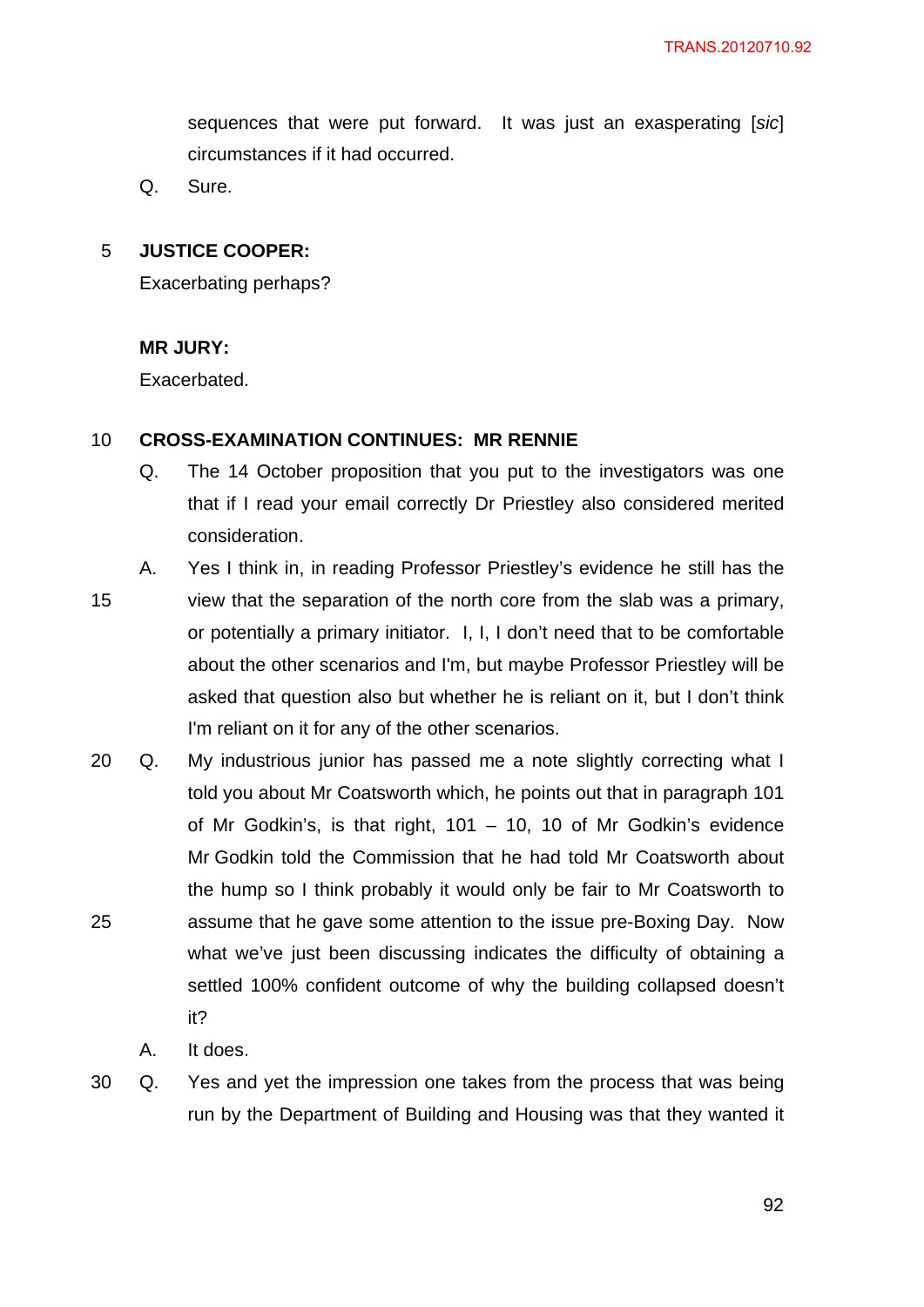sequences that were put forward. It was just an exasperating [*sic*] circumstances if it had occurred.

Q. Sure.

**JUSTICE COOPER:**

Exacerbating perhaps?

**MR JURY:**

Exacerbated.

**CROSS-EXAMINATION CONTINUES: MR RENNIE**

Q. The 14 October proposition that you put to the investigators was one that if I read your email correctly Dr Priestley also considered merited consideration.

A. Yes I think in, in reading Professor Priestley's evidence he still has the view that the separation of the north core from the slab was a primary, or potentially a primary initiator. I, I, I don't need that to be comfortable about the other scenarios and I'm, but maybe Professor Priestley will be asked that question also but whether he is reliant on it, but I don't think I'm reliant on it for any of the other scenarios.

Q. My industrious junior has passed me a note slightly correcting what I told you about Mr Coatsworth which, he points out that in paragraph 101 of Mr Godkin's, is that right, 101 – 10, 10 of Mr Godkin's evidence Mr Godkin told the Commission that he had told Mr Coatsworth about the hump so I think probably it would only be fair to Mr Coatsworth to assume that he gave some attention to the issue pre-Boxing Day. Now what we've just been discussing indicates the difficulty of obtaining a settled 100% confident outcome of why the building collapsed doesn't it?

A. It does.

Q. Yes and yet the impression one takes from the process that was being run by the Department of Building and Housing was that they wanted it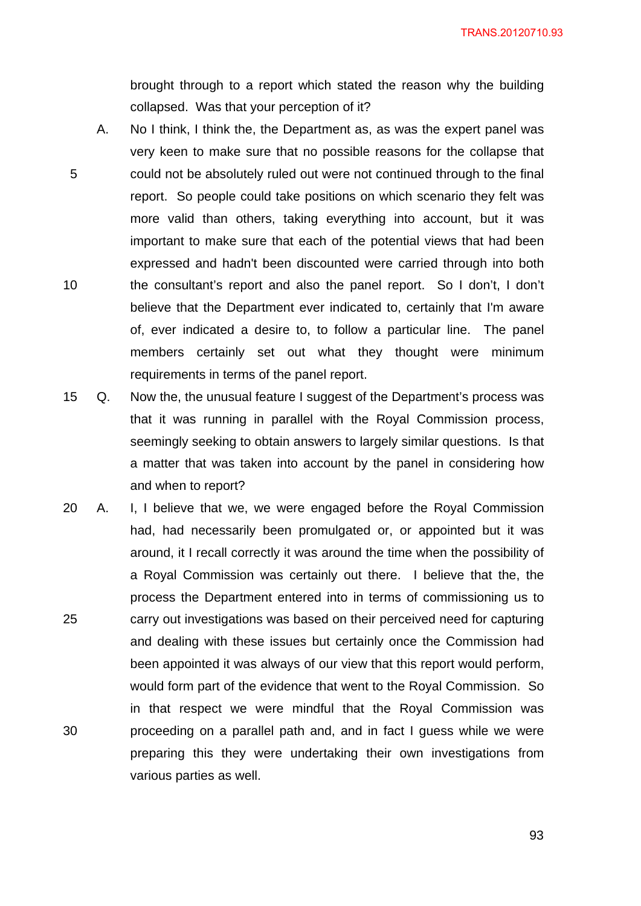brought through to a report which stated the reason why the building collapsed. Was that your perception of it?

A. No I think, I think the, the Department as, as was the expert panel was very keen to make sure that no possible reasons for the collapse that could not be absolutely ruled out were not continued through to the final report. So people could take positions on which scenario they felt was more valid than others, taking everything into account, but it was important to make sure that each of the potential views that had been expressed and hadn't been discounted were carried through into both the consultant's report and also the panel report. So I don't, I don't believe that the Department ever indicated to, certainly that I'm aware of, ever indicated a desire to, to follow a particular line. The panel members certainly set out what they thought were minimum requirements in terms of the panel report.

Q. Now the, the unusual feature I suggest of the Department's process was that it was running in parallel with the Royal Commission process, seemingly seeking to obtain answers to largely similar questions. Is that a matter that was taken into account by the panel in considering how and when to report?

A. I, I believe that we, we were engaged before the Royal Commission had, had necessarily been promulgated or, or appointed but it was around, it I recall correctly it was around the time when the possibility of a Royal Commission was certainly out there. I believe that the, the process the Department entered into in terms of commissioning us to carry out investigations was based on their perceived need for capturing and dealing with these issues but certainly once the Commission had been appointed it was always of our view that this report would perform, would form part of the evidence that went to the Royal Commission. So in that respect we were mindful that the Royal Commission was proceeding on a parallel path and, and in fact I guess while we were preparing this they were undertaking their own investigations from various parties as well.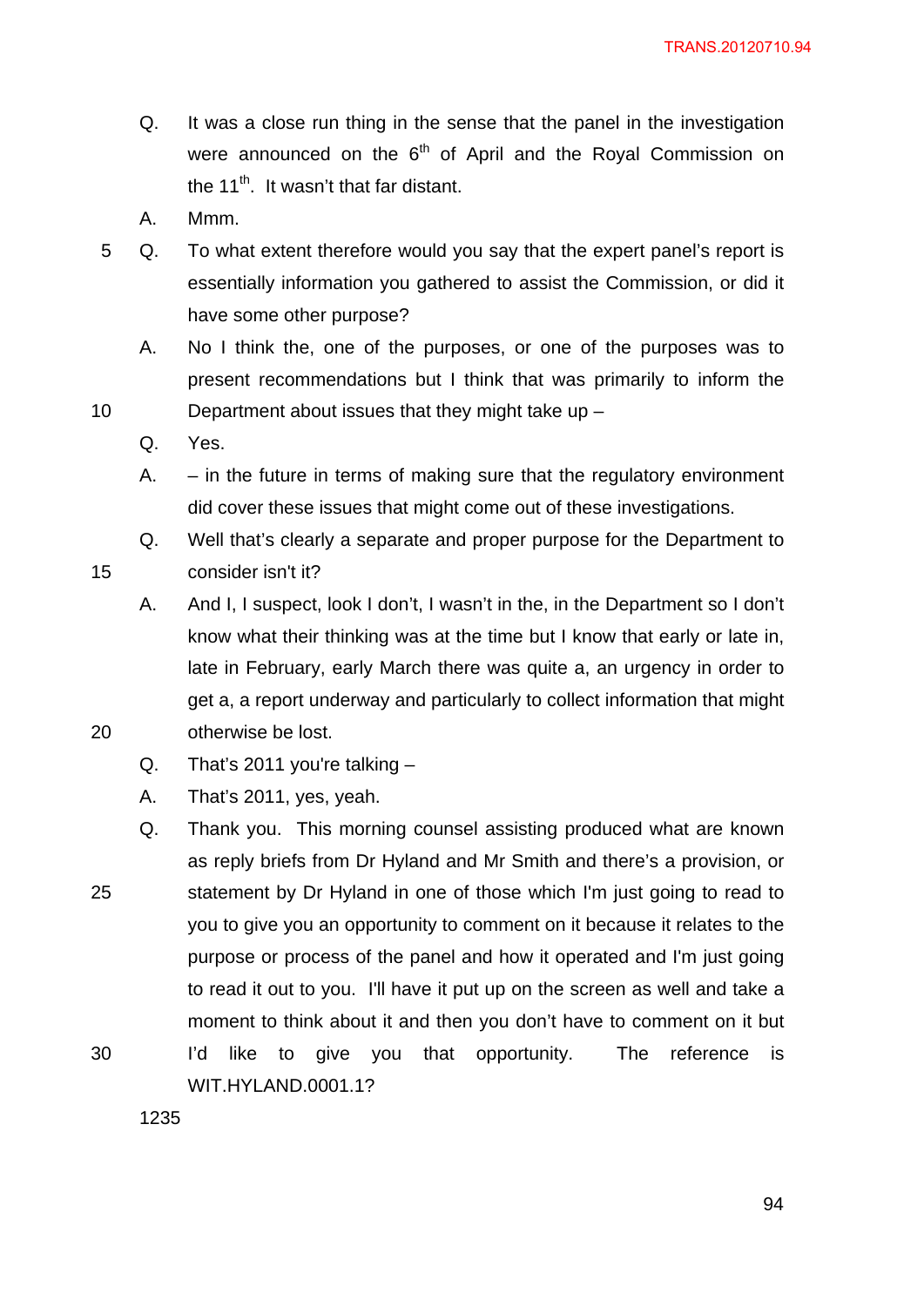Q. It was a close run thing in the sense that the panel in the investigation were announced on the 6th of April and the Royal Commission on the 11th. It wasn't that far distant.

A. Mmm.

Q. To what extent therefore would you say that the expert panel's report is essentially information you gathered to assist the Commission, or did it have some other purpose?

A. No I think the, one of the purposes, or one of the purposes was to present recommendations but I think that was primarily to inform the Department about issues that they might take up –

Q. Yes.

A. – in the future in terms of making sure that the regulatory environment did cover these issues that might come out of these investigations.

Q. Well that's clearly a separate and proper purpose for the Department to consider isn't it?

A. And I, I suspect, look I don't, I wasn't in the, in the Department so I don't know what their thinking was at the time but I know that early or late in, late in February, early March there was quite a, an urgency in order to get a, a report underway and particularly to collect information that might otherwise be lost.

Q. That's 2011 you're talking –

A. That's 2011, yes, yeah.

Q. Thank you. This morning counsel assisting produced what are known as reply briefs from Dr Hyland and Mr Smith and there's a provision, or statement by Dr Hyland in one of those which I'm just going to read to you to give you an opportunity to comment on it because it relates to the purpose or process of the panel and how it operated and I'm just going to read it out to you. I'll have it put up on the screen as well and take a moment to think about it and then you don't have to comment on it but I'd like to give you that opportunity. The reference is WIT.HYLAND.0001.1?

1235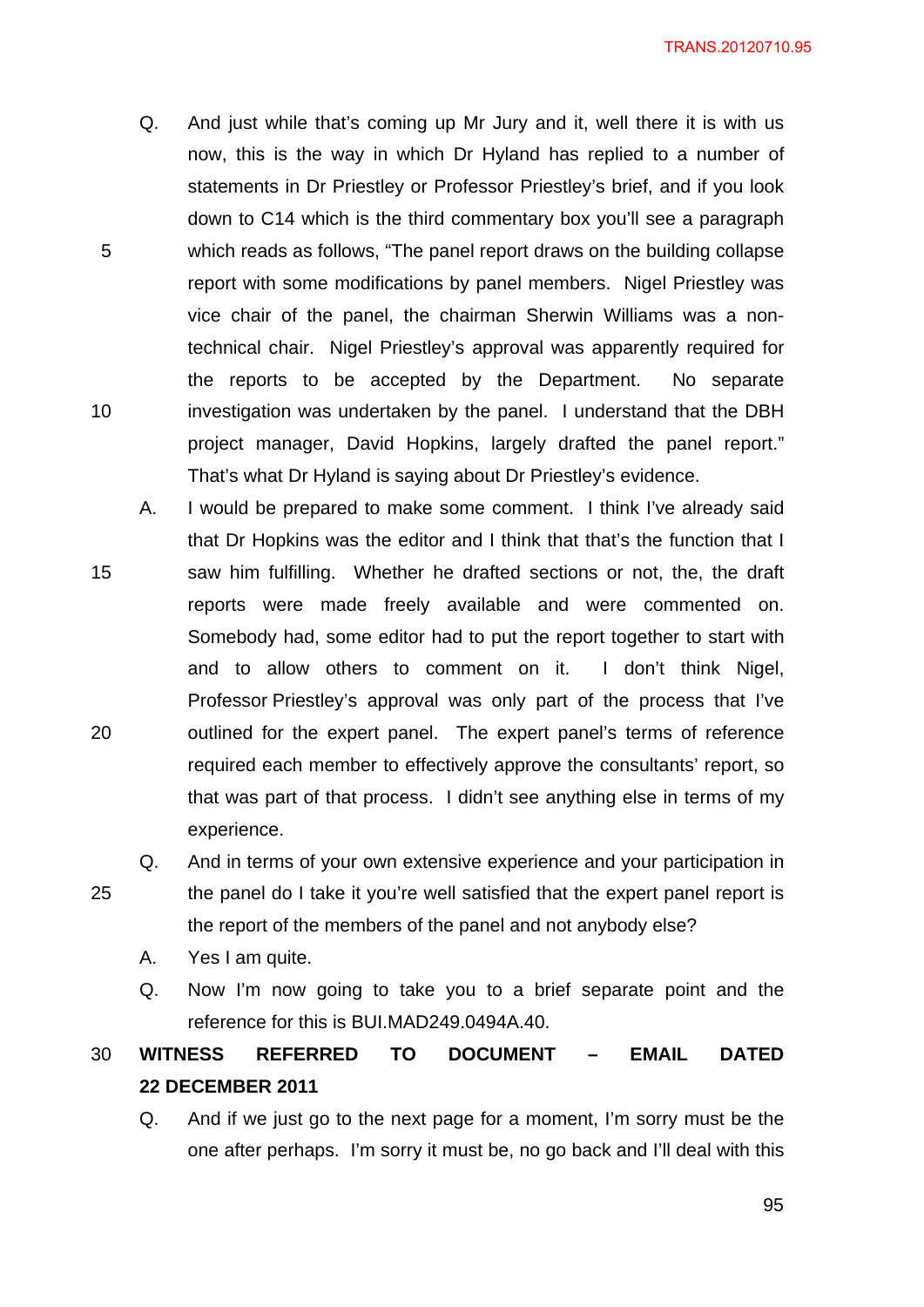Q. And just while that's coming up Mr Jury and it, well there it is with us now, this is the way in which Dr Hyland has replied to a number of statements in Dr Priestley or Professor Priestley's brief, and if you look down to C14 which is the third commentary box you'll see a paragraph which reads as follows, "The panel report draws on the building collapse report with some modifications by panel members. Nigel Priestley was vice chair of the panel, the chairman Sherwin Williams was a non-technical chair. Nigel Priestley's approval was apparently required for the reports to be accepted by the Department. No separate investigation was undertaken by the panel. I understand that the DBH project manager, David Hopkins, largely drafted the panel report." That's what Dr Hyland is saying about Dr Priestley's evidence.

A. I would be prepared to make some comment. I think I've already said that Dr Hopkins was the editor and I think that that's the function that I saw him fulfilling. Whether he drafted sections or not, the, the draft reports were made freely available and were commented on. Somebody had, some editor had to put the report together to start with and to allow others to comment on it. I don't think Nigel, Professor Priestley's approval was only part of the process that I've outlined for the expert panel. The expert panel's terms of reference required each member to effectively approve the consultants' report, so that was part of that process. I didn't see anything else in terms of my experience.

Q. And in terms of your own extensive experience and your participation in the panel do I take it you're well satisfied that the expert panel report is the report of the members of the panel and not anybody else?

A. Yes I am quite.

Q. Now I'm now going to take you to a brief separate point and the reference for this is BUI.MAD249.0494A.40.

**WITNESS REFERRED TO DOCUMENT – EMAIL DATED 22 DECEMBER 2011**

Q. And if we just go to the next page for a moment, I'm sorry must be the one after perhaps. I'm sorry it must be, no go back and I'll deal with this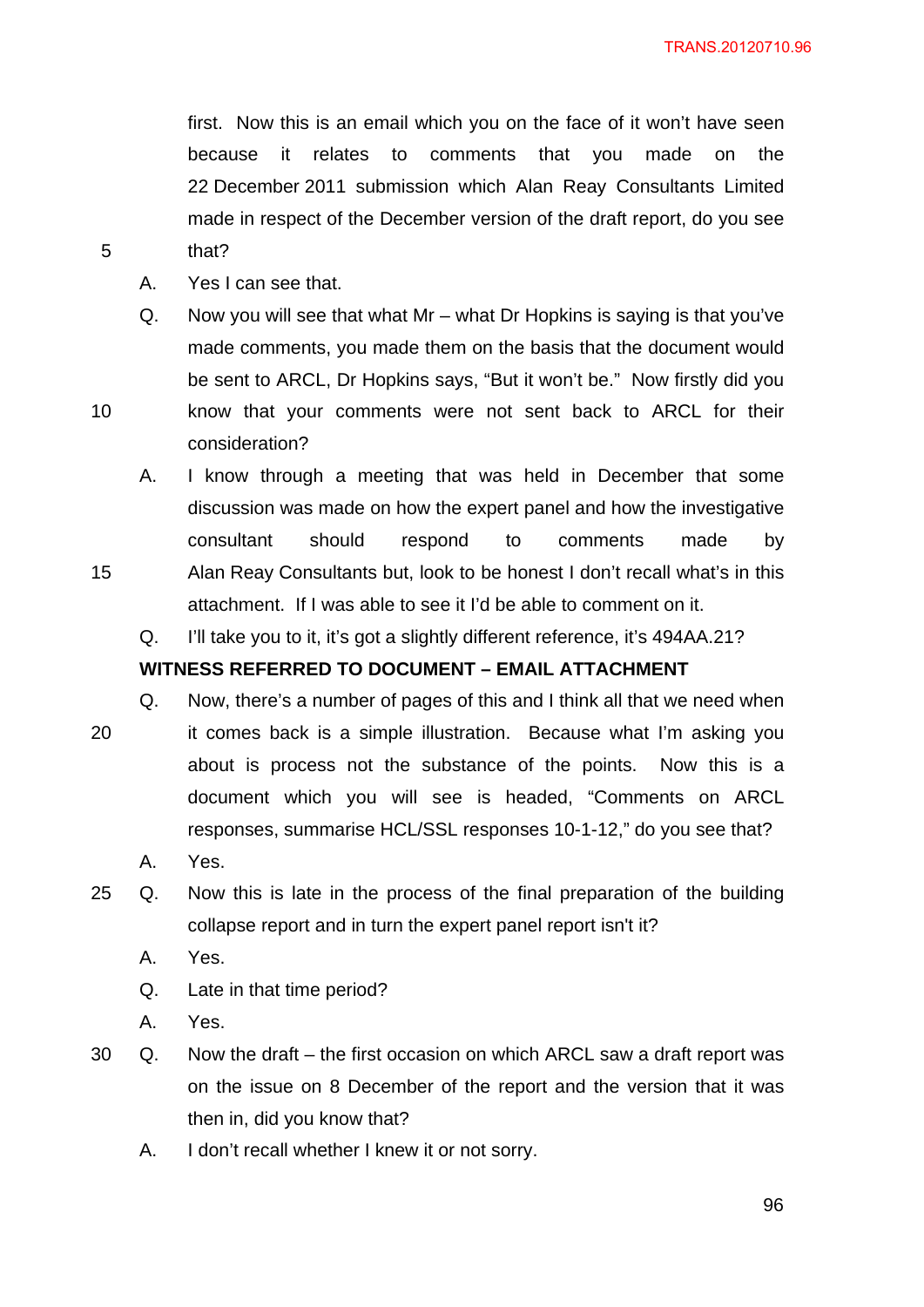first. Now this is an email which you on the face of it won't have seen because it relates to comments that you made on the 22 December 2011 submission which Alan Reay Consultants Limited made in respect of the December version of the draft report, do you see that?

A. Yes I can see that.

Q. Now you will see that what Mr – what Dr Hopkins is saying is that you've made comments, you made them on the basis that the document would be sent to ARCL, Dr Hopkins says, "But it won't be." Now firstly did you know that your comments were not sent back to ARCL for their consideration?

A. I know through a meeting that was held in December that some discussion was made on how the expert panel and how the investigative consultant should respond to comments made by Alan Reay Consultants but, look to be honest I don't recall what's in this attachment. If I was able to see it I'd be able to comment on it.

Q. I'll take you to it, it's got a slightly different reference, it's 494AA.21?

**WITNESS REFERRED TO DOCUMENT – EMAIL ATTACHMENT**

Q. Now, there's a number of pages of this and I think all that we need when it comes back is a simple illustration. Because what I'm asking you about is process not the substance of the points. Now this is a document which you will see is headed, "Comments on ARCL responses, summarise HCL/SSL responses 10-1-12," do you see that?

A. Yes.

Q. Now this is late in the process of the final preparation of the building collapse report and in turn the expert panel report isn't it?

A. Yes.

Q. Late in that time period?

A. Yes.

Q. Now the draft – the first occasion on which ARCL saw a draft report was on the issue on 8 December of the report and the version that it was then in, did you know that?

A. I don't recall whether I knew it or not sorry.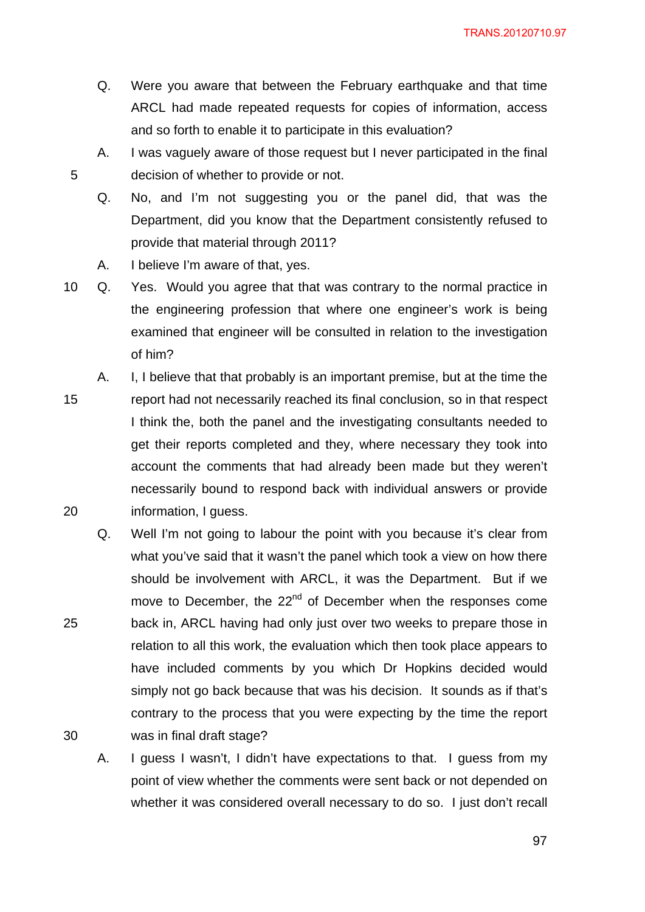Q. Were you aware that between the February earthquake and that time ARCL had made repeated requests for copies of information, access and so forth to enable it to participate in this evaluation?

A. I was vaguely aware of those request but I never participated in the final decision of whether to provide or not.

Q. No, and I'm not suggesting you or the panel did, that was the Department, did you know that the Department consistently refused to provide that material through 2011?

A. I believe I'm aware of that, yes.

Q. Yes. Would you agree that that was contrary to the normal practice in the engineering profession that where one engineer's work is being examined that engineer will be consulted in relation to the investigation of him?

A. I, I believe that that probably is an important premise, but at the time the report had not necessarily reached its final conclusion, so in that respect I think the, both the panel and the investigating consultants needed to get their reports completed and they, where necessary they took into account the comments that had already been made but they weren't necessarily bound to respond back with individual answers or provide information, I guess.

Q. Well I'm not going to labour the point with you because it's clear from what you've said that it wasn't the panel which took a view on how there should be involvement with ARCL, it was the Department. But if we move to December, the 22nd of December when the responses come back in, ARCL having had only just over two weeks to prepare those in relation to all this work, the evaluation which then took place appears to have included comments by you which Dr Hopkins decided would simply not go back because that was his decision. It sounds as if that's contrary to the process that you were expecting by the time the report was in final draft stage?

A. I guess I wasn't, I didn't have expectations to that. I guess from my point of view whether the comments were sent back or not depended on whether it was considered overall necessary to do so. I just don't recall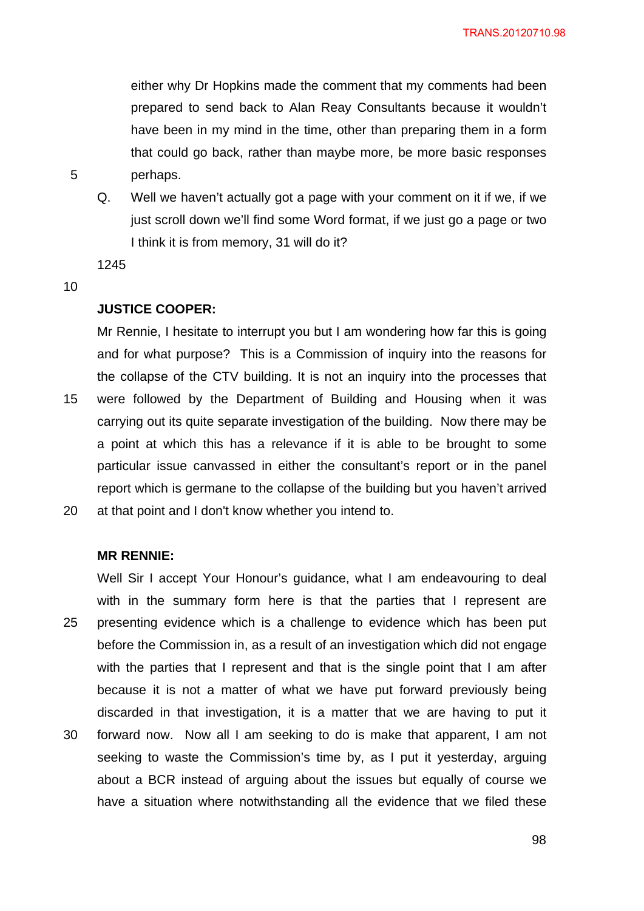either why Dr Hopkins made the comment that my comments had been prepared to send back to Alan Reay Consultants because it wouldn't have been in my mind in the time, other than preparing them in a form that could go back, rather than maybe more, be more basic responses perhaps.

Q. Well we haven't actually got a page with your comment on it if we, if we just scroll down we'll find some Word format, if we just go a page or two I think it is from memory, 31 will do it?

1245

**JUSTICE COOPER:**

Mr Rennie, I hesitate to interrupt you but I am wondering how far this is going and for what purpose? This is a Commission of inquiry into the reasons for the collapse of the CTV building. It is not an inquiry into the processes that were followed by the Department of Building and Housing when it was carrying out its quite separate investigation of the building. Now there may be a point at which this has a relevance if it is able to be brought to some particular issue canvassed in either the consultant's report or in the panel report which is germane to the collapse of the building but you haven't arrived at that point and I don't know whether you intend to.

**MR RENNIE:**

Well Sir I accept Your Honour's guidance, what I am endeavouring to deal with in the summary form here is that the parties that I represent are presenting evidence which is a challenge to evidence which has been put before the Commission in, as a result of an investigation which did not engage with the parties that I represent and that is the single point that I am after because it is not a matter of what we have put forward previously being discarded in that investigation, it is a matter that we are having to put it forward now. Now all I am seeking to do is make that apparent, I am not seeking to waste the Commission's time by, as I put it yesterday, arguing about a BCR instead of arguing about the issues but equally of course we have a situation where notwithstanding all the evidence that we filed these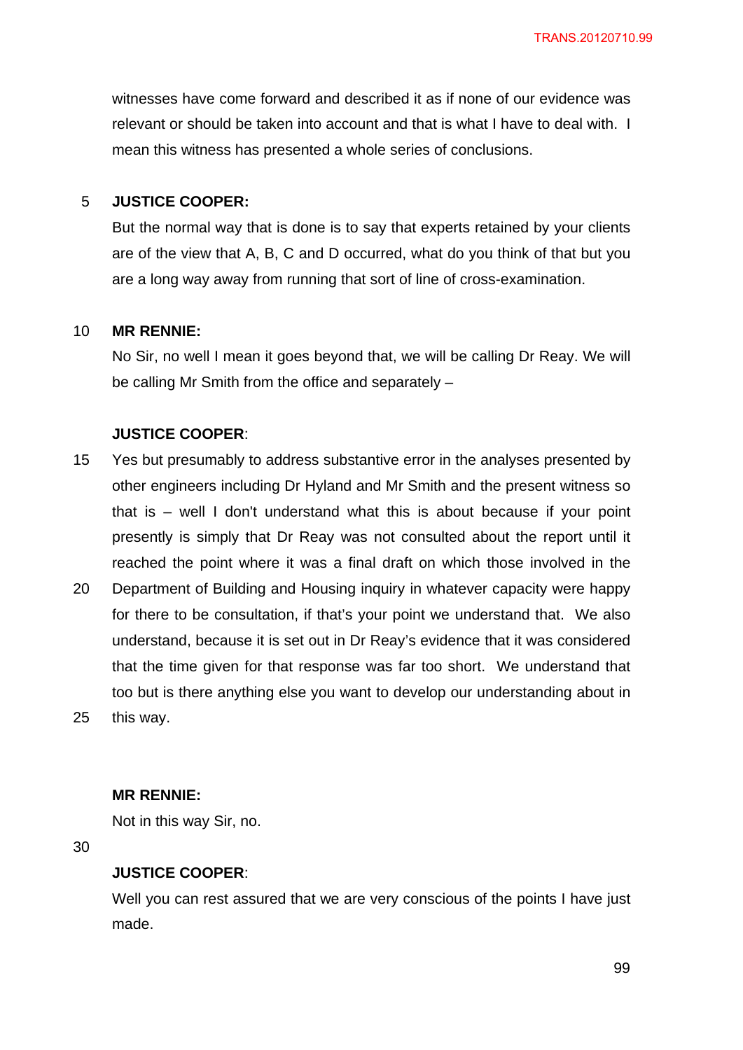witnesses have come forward and described it as if none of our evidence was relevant or should be taken into account and that is what I have to deal with. I mean this witness has presented a whole series of conclusions.

**JUSTICE COOPER:**

But the normal way that is done is to say that experts retained by your clients are of the view that A, B, C and D occurred, what do you think of that but you are a long way away from running that sort of line of cross-examination.

**MR RENNIE:**

No Sir, no well I mean it goes beyond that, we will be calling Dr Reay. We will be calling Mr Smith from the office and separately –

**JUSTICE COOPER**:

Yes but presumably to address substantive error in the analyses presented by other engineers including Dr Hyland and Mr Smith and the present witness so that is – well I don't understand what this is about because if your point presently is simply that Dr Reay was not consulted about the report until it reached the point where it was a final draft on which those involved in the Department of Building and Housing inquiry in whatever capacity were happy for there to be consultation, if that's your point we understand that. We also understand, because it is set out in Dr Reay's evidence that it was considered that the time given for that response was far too short. We understand that too but is there anything else you want to develop our understanding about in this way.

**MR RENNIE:**

Not in this way Sir, no.

**JUSTICE COOPER**:

Well you can rest assured that we are very conscious of the points I have just made.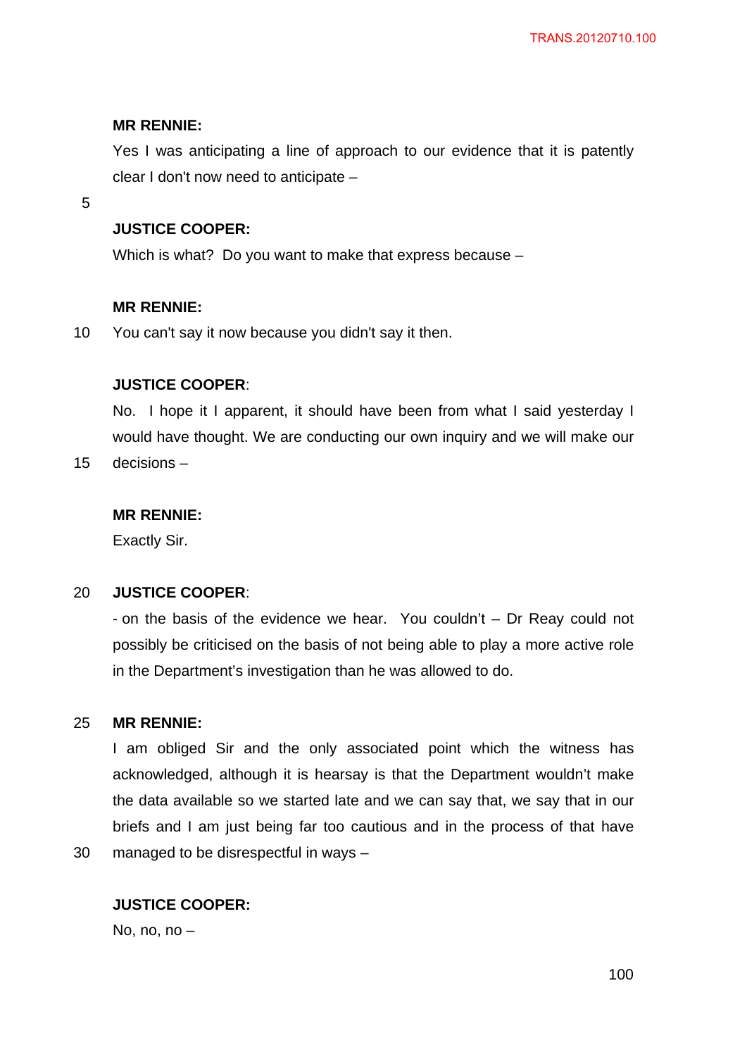**MR RENNIE:**

Yes I was anticipating a line of approach to our evidence that it is patently clear I don't now need to anticipate –

**JUSTICE COOPER:**

Which is what? Do you want to make that express because –

**MR RENNIE:**

You can't say it now because you didn't say it then.

**JUSTICE COOPER**:

No. I hope it I apparent, it should have been from what I said yesterday I would have thought. We are conducting our own inquiry and we will make our decisions –

**MR RENNIE:**

Exactly Sir.

**JUSTICE COOPER**:

- on the basis of the evidence we hear. You couldn't – Dr Reay could not possibly be criticised on the basis of not being able to play a more active role in the Department's investigation than he was allowed to do.

**MR RENNIE:**

I am obliged Sir and the only associated point which the witness has acknowledged, although it is hearsay is that the Department wouldn't make the data available so we started late and we can say that, we say that in our briefs and I am just being far too cautious and in the process of that have managed to be disrespectful in ways –

**JUSTICE COOPER:**

No, no, no –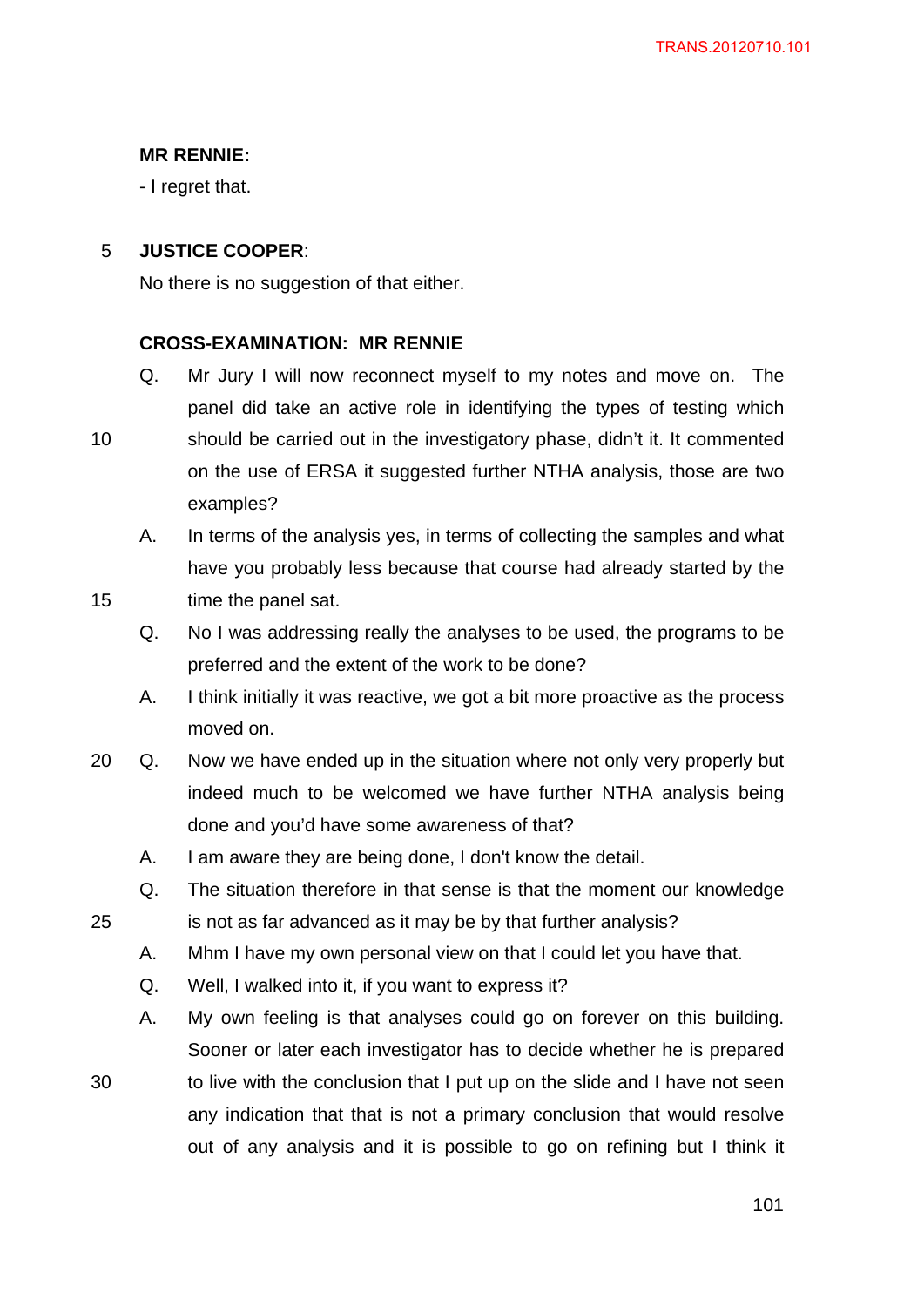**MR RENNIE:**

- I regret that.

**JUSTICE COOPER**:

No there is no suggestion of that either.

**CROSS-EXAMINATION: MR RENNIE**

Q. Mr Jury I will now reconnect myself to my notes and move on. The panel did take an active role in identifying the types of testing which should be carried out in the investigatory phase, didn't it. It commented on the use of ERSA it suggested further NTHA analysis, those are two examples?

A. In terms of the analysis yes, in terms of collecting the samples and what have you probably less because that course had already started by the time the panel sat.

Q. No I was addressing really the analyses to be used, the programs to be preferred and the extent of the work to be done?

A. I think initially it was reactive, we got a bit more proactive as the process moved on.

Q. Now we have ended up in the situation where not only very properly but indeed much to be welcomed we have further NTHA analysis being done and you'd have some awareness of that?

A. I am aware they are being done, I don't know the detail.

Q. The situation therefore in that sense is that the moment our knowledge is not as far advanced as it may be by that further analysis?

A. Mhm I have my own personal view on that I could let you have that.

Q. Well, I walked into it, if you want to express it?

A. My own feeling is that analyses could go on forever on this building. Sooner or later each investigator has to decide whether he is prepared to live with the conclusion that I put up on the slide and I have not seen any indication that that is not a primary conclusion that would resolve out of any analysis and it is possible to go on refining but I think it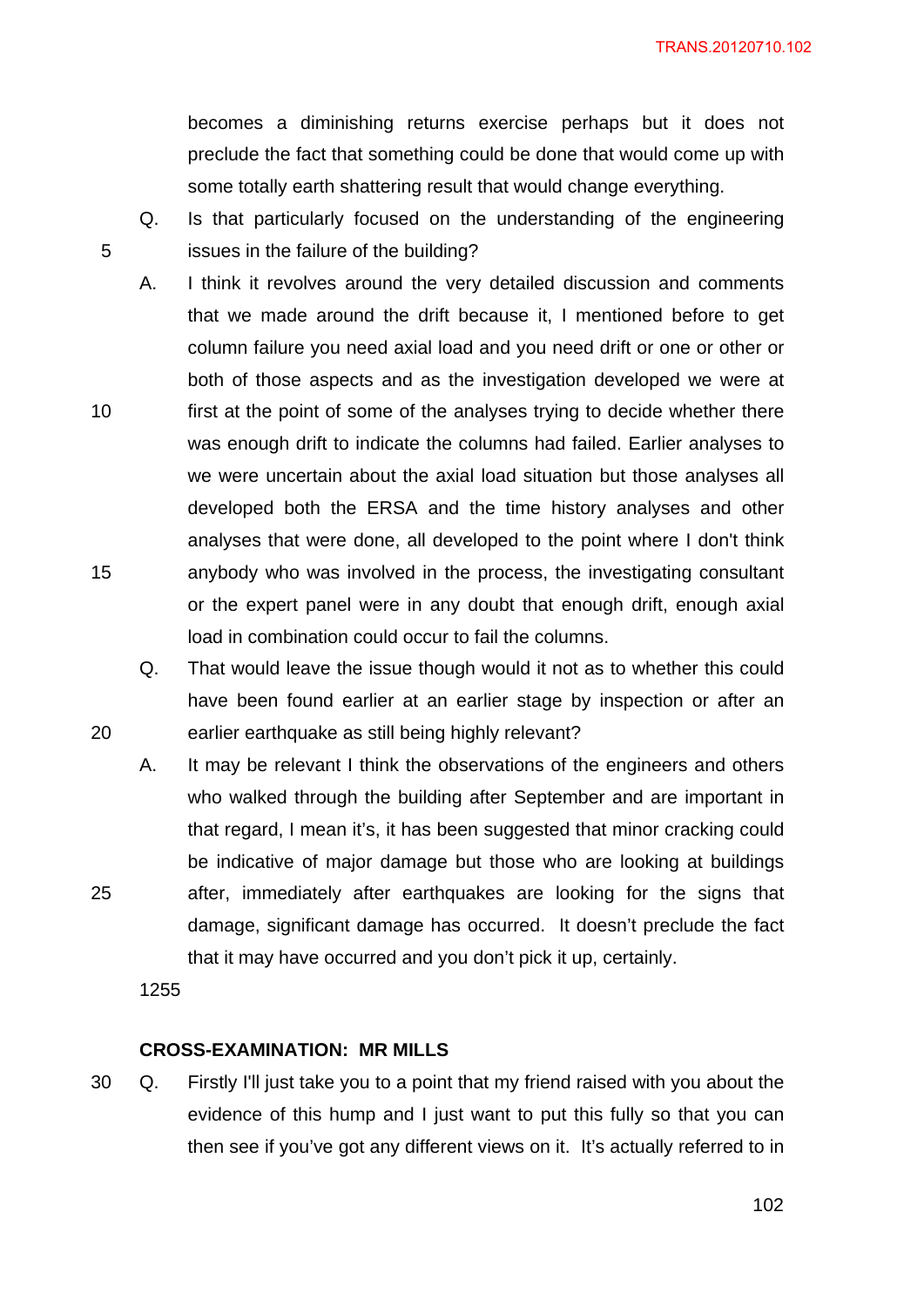becomes a diminishing returns exercise perhaps but it does not preclude the fact that something could be done that would come up with some totally earth shattering result that would change everything.

Q. Is that particularly focused on the understanding of the engineering issues in the failure of the building?

A. I think it revolves around the very detailed discussion and comments that we made around the drift because it, I mentioned before to get column failure you need axial load and you need drift or one or other or both of those aspects and as the investigation developed we were at first at the point of some of the analyses trying to decide whether there was enough drift to indicate the columns had failed. Earlier analyses to we were uncertain about the axial load situation but those analyses all developed both the ERSA and the time history analyses and other analyses that were done, all developed to the point where I don't think anybody who was involved in the process, the investigating consultant or the expert panel were in any doubt that enough drift, enough axial load in combination could occur to fail the columns.

Q. That would leave the issue though would it not as to whether this could have been found earlier at an earlier stage by inspection or after an earlier earthquake as still being highly relevant?

A. It may be relevant I think the observations of the engineers and others who walked through the building after September and are important in that regard, I mean it's, it has been suggested that minor cracking could be indicative of major damage but those who are looking at buildings after, immediately after earthquakes are looking for the signs that damage, significant damage has occurred. It doesn't preclude the fact that it may have occurred and you don't pick it up, certainly.

1255

**CROSS-EXAMINATION: MR MILLS**

Q. Firstly I'll just take you to a point that my friend raised with you about the evidence of this hump and I just want to put this fully so that you can then see if you've got any different views on it. It's actually referred to in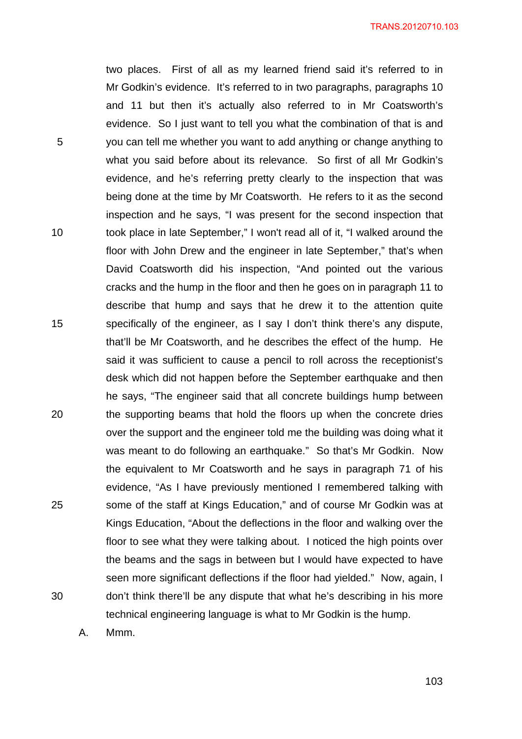two places. First of all as my learned friend said it's referred to in Mr Godkin's evidence. It's referred to in two paragraphs, paragraphs 10 and 11 but then it's actually also referred to in Mr Coatsworth's evidence. So I just want to tell you what the combination of that is and you can tell me whether you want to add anything or change anything to what you said before about its relevance. So first of all Mr Godkin's evidence, and he's referring pretty clearly to the inspection that was being done at the time by Mr Coatsworth. He refers to it as the second inspection and he says, "I was present for the second inspection that took place in late September," I won't read all of it, "I walked around the floor with John Drew and the engineer in late September," that's when David Coatsworth did his inspection, "And pointed out the various cracks and the hump in the floor and then he goes on in paragraph 11 to describe that hump and says that he drew it to the attention quite specifically of the engineer, as I say I don't think there's any dispute, that'll be Mr Coatsworth, and he describes the effect of the hump. He said it was sufficient to cause a pencil to roll across the receptionist's desk which did not happen before the September earthquake and then he says, "The engineer said that all concrete buildings hump between the supporting beams that hold the floors up when the concrete dries over the support and the engineer told me the building was doing what it was meant to do following an earthquake." So that's Mr Godkin. Now the equivalent to Mr Coatsworth and he says in paragraph 71 of his evidence, "As I have previously mentioned I remembered talking with some of the staff at Kings Education," and of course Mr Godkin was at Kings Education, "About the deflections in the floor and walking over the floor to see what they were talking about. I noticed the high points over the beams and the sags in between but I would have expected to have seen more significant deflections if the floor had yielded." Now, again, I don't think there'll be any dispute that what he's describing in his more technical engineering language is what to Mr Godkin is the hump.

A. Mmm.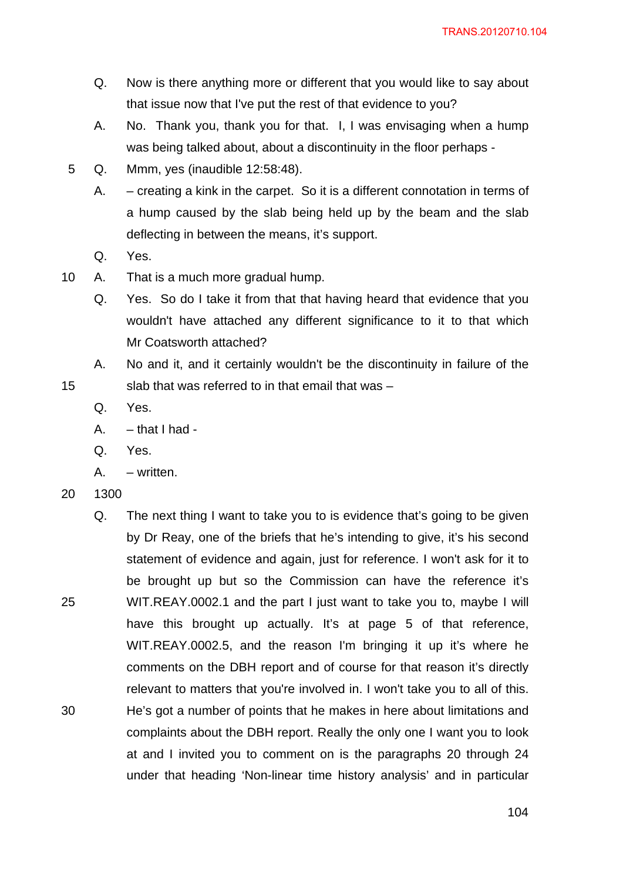Q. Now is there anything more or different that you would like to say about that issue now that I've put the rest of that evidence to you?

A. No. Thank you, thank you for that. I, I was envisaging when a hump was being talked about, about a discontinuity in the floor perhaps -

Q. Mmm, yes (inaudible 12:58:48).

A. – creating a kink in the carpet. So it is a different connotation in terms of a hump caused by the slab being held up by the beam and the slab deflecting in between the means, it's support.

Q. Yes.

A. That is a much more gradual hump.

Q. Yes. So do I take it from that that having heard that evidence that you wouldn't have attached any different significance to it to that which Mr Coatsworth attached?

A. No and it, and it certainly wouldn't be the discontinuity in failure of the slab that was referred to in that email that was –

Q. Yes.

A. – that I had -

Q. Yes.

A. – written.

1300

Q. The next thing I want to take you to is evidence that's going to be given by Dr Reay, one of the briefs that he's intending to give, it's his second statement of evidence and again, just for reference. I won't ask for it to be brought up but so the Commission can have the reference it's WIT.REAY.0002.1 and the part I just want to take you to, maybe I will have this brought up actually. It's at page 5 of that reference, WIT.REAY.0002.5, and the reason I'm bringing it up it's where he comments on the DBH report and of course for that reason it's directly relevant to matters that you're involved in. I won't take you to all of this. He's got a number of points that he makes in here about limitations and complaints about the DBH report. Really the only one I want you to look at and I invited you to comment on is the paragraphs 20 through 24 under that heading 'Non-linear time history analysis' and in particular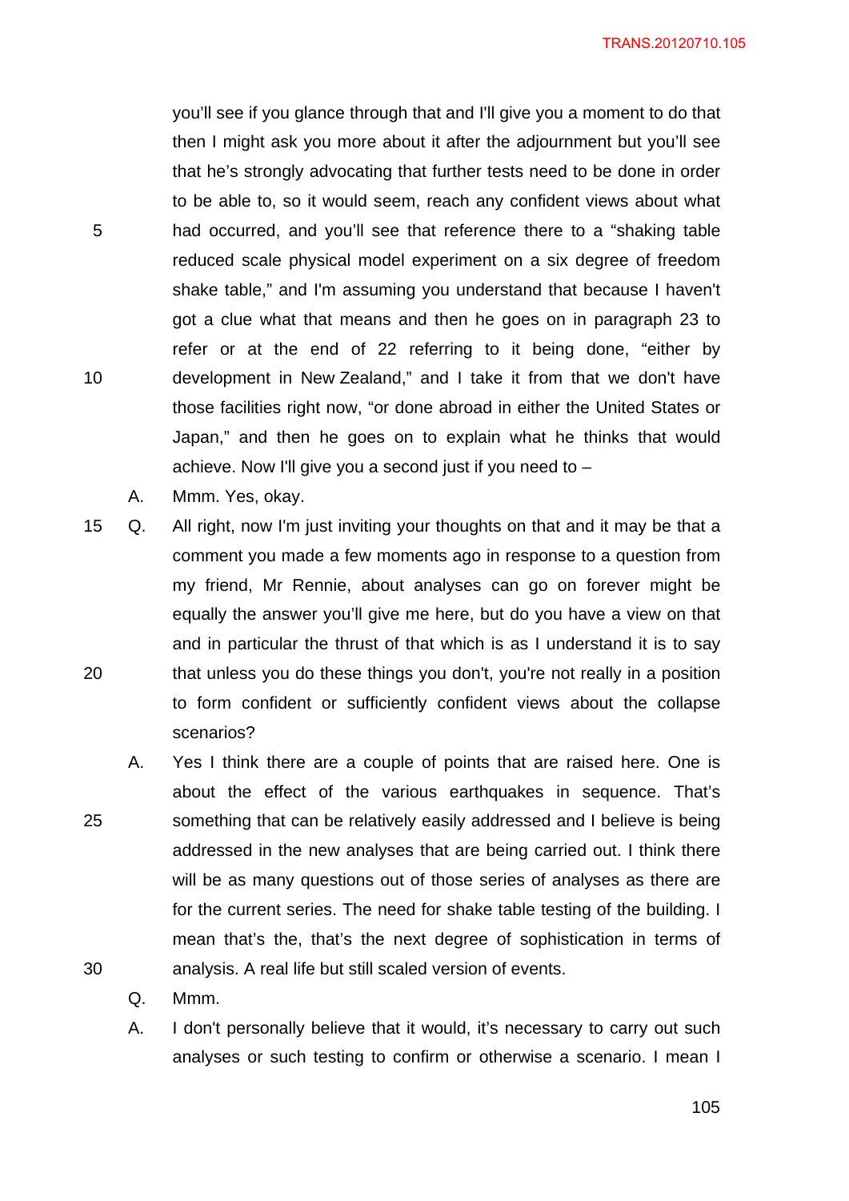you'll see if you glance through that and I'll give you a moment to do that then I might ask you more about it after the adjournment but you'll see that he's strongly advocating that further tests need to be done in order to be able to, so it would seem, reach any confident views about what had occurred, and you'll see that reference there to a "shaking table reduced scale physical model experiment on a six degree of freedom shake table," and I'm assuming you understand that because I haven't got a clue what that means and then he goes on in paragraph 23 to refer or at the end of 22 referring to it being done, "either by development in New Zealand," and I take it from that we don't have those facilities right now, "or done abroad in either the United States or Japan," and then he goes on to explain what he thinks that would achieve. Now I'll give you a second just if you need to –

A. Mmm. Yes, okay.

Q. All right, now I'm just inviting your thoughts on that and it may be that a comment you made a few moments ago in response to a question from my friend, Mr Rennie, about analyses can go on forever might be equally the answer you'll give me here, but do you have a view on that and in particular the thrust of that which is as I understand it is to say that unless you do these things you don't, you're not really in a position to form confident or sufficiently confident views about the collapse scenarios?

A. Yes I think there are a couple of points that are raised here. One is about the effect of the various earthquakes in sequence. That's something that can be relatively easily addressed and I believe is being addressed in the new analyses that are being carried out. I think there will be as many questions out of those series of analyses as there are for the current series. The need for shake table testing of the building. I mean that's the, that's the next degree of sophistication in terms of analysis. A real life but still scaled version of events.

Q. Mmm.

A. I don't personally believe that it would, it's necessary to carry out such analyses or such testing to confirm or otherwise a scenario. I mean I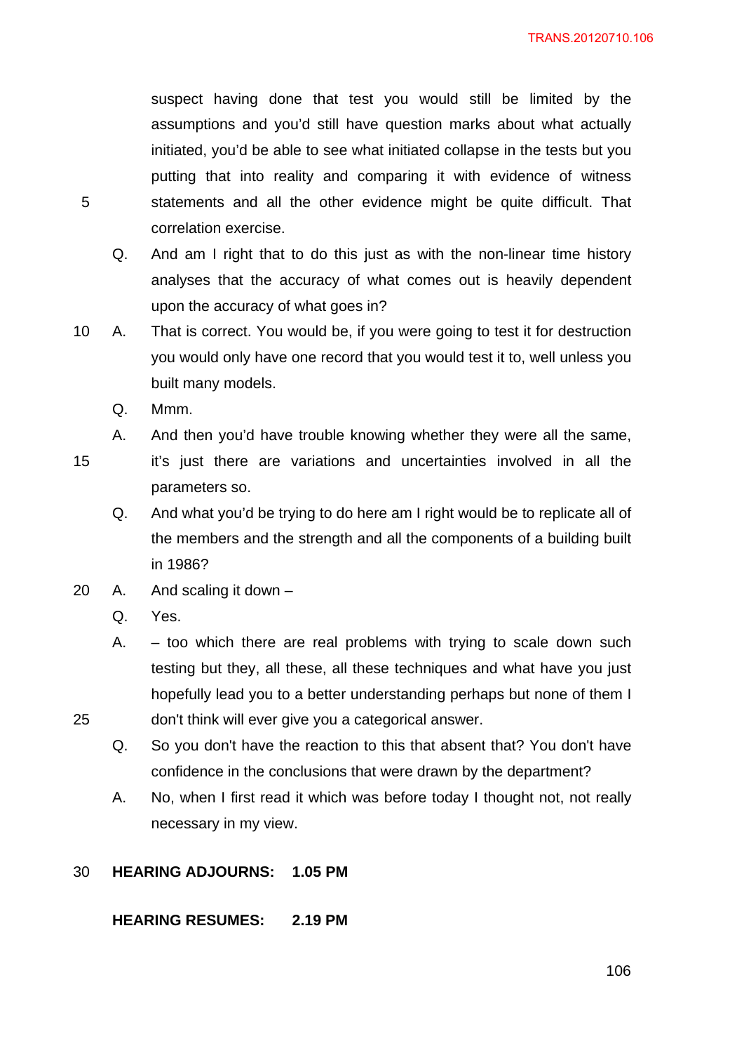suspect having done that test you would still be limited by the assumptions and you'd still have question marks about what actually initiated, you'd be able to see what initiated collapse in the tests but you putting that into reality and comparing it with evidence of witness statements and all the other evidence might be quite difficult. That correlation exercise.

Q. And am I right that to do this just as with the non-linear time history analyses that the accuracy of what comes out is heavily dependent upon the accuracy of what goes in?

A. That is correct. You would be, if you were going to test it for destruction you would only have one record that you would test it to, well unless you built many models.

Q. Mmm.

A. And then you'd have trouble knowing whether they were all the same, it's just there are variations and uncertainties involved in all the parameters so.

Q. And what you'd be trying to do here am I right would be to replicate all of the members and the strength and all the components of a building built in 1986?

A. And scaling it down –

Q. Yes.

A. – too which there are real problems with trying to scale down such testing but they, all these, all these techniques and what have you just hopefully lead you to a better understanding perhaps but none of them I don't think will ever give you a categorical answer.

Q. So you don't have the reaction to this that absent that? You don't have confidence in the conclusions that were drawn by the department?

A. No, when I first read it which was before today I thought not, not really necessary in my view.

**HEARING ADJOURNS: 1.05 PM**

**HEARING RESUMES: 2.19 PM**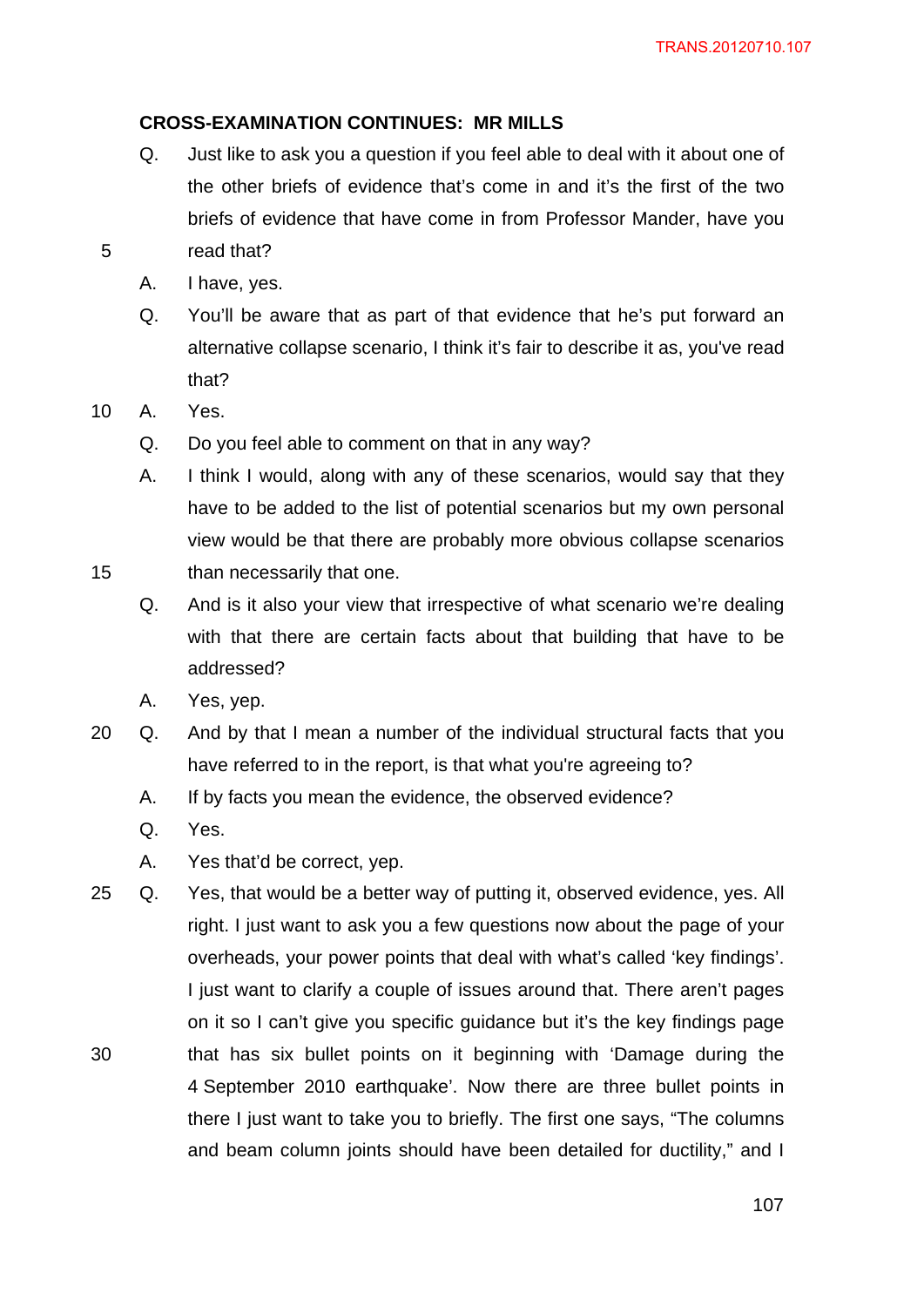**CROSS-EXAMINATION CONTINUES: MR MILLS**

Q. Just like to ask you a question if you feel able to deal with it about one of the other briefs of evidence that's come in and it's the first of the two briefs of evidence that have come in from Professor Mander, have you read that?

A. I have, yes.

Q. You'll be aware that as part of that evidence that he's put forward an alternative collapse scenario, I think it's fair to describe it as, you've read that?

A. Yes.

Q. Do you feel able to comment on that in any way?

A. I think I would, along with any of these scenarios, would say that they have to be added to the list of potential scenarios but my own personal view would be that there are probably more obvious collapse scenarios than necessarily that one.

Q. And is it also your view that irrespective of what scenario we're dealing with that there are certain facts about that building that have to be addressed?

A. Yes, yep.

Q. And by that I mean a number of the individual structural facts that you have referred to in the report, is that what you're agreeing to?

A. If by facts you mean the evidence, the observed evidence?

Q. Yes.

A. Yes that'd be correct, yep.

Q. Yes, that would be a better way of putting it, observed evidence, yes. All right. I just want to ask you a few questions now about the page of your overheads, your power points that deal with what's called 'key findings'. I just want to clarify a couple of issues around that. There aren't pages on it so I can't give you specific guidance but it's the key findings page that has six bullet points on it beginning with 'Damage during the 4 September 2010 earthquake'. Now there are three bullet points in there I just want to take you to briefly. The first one says, "The columns and beam column joints should have been detailed for ductility," and I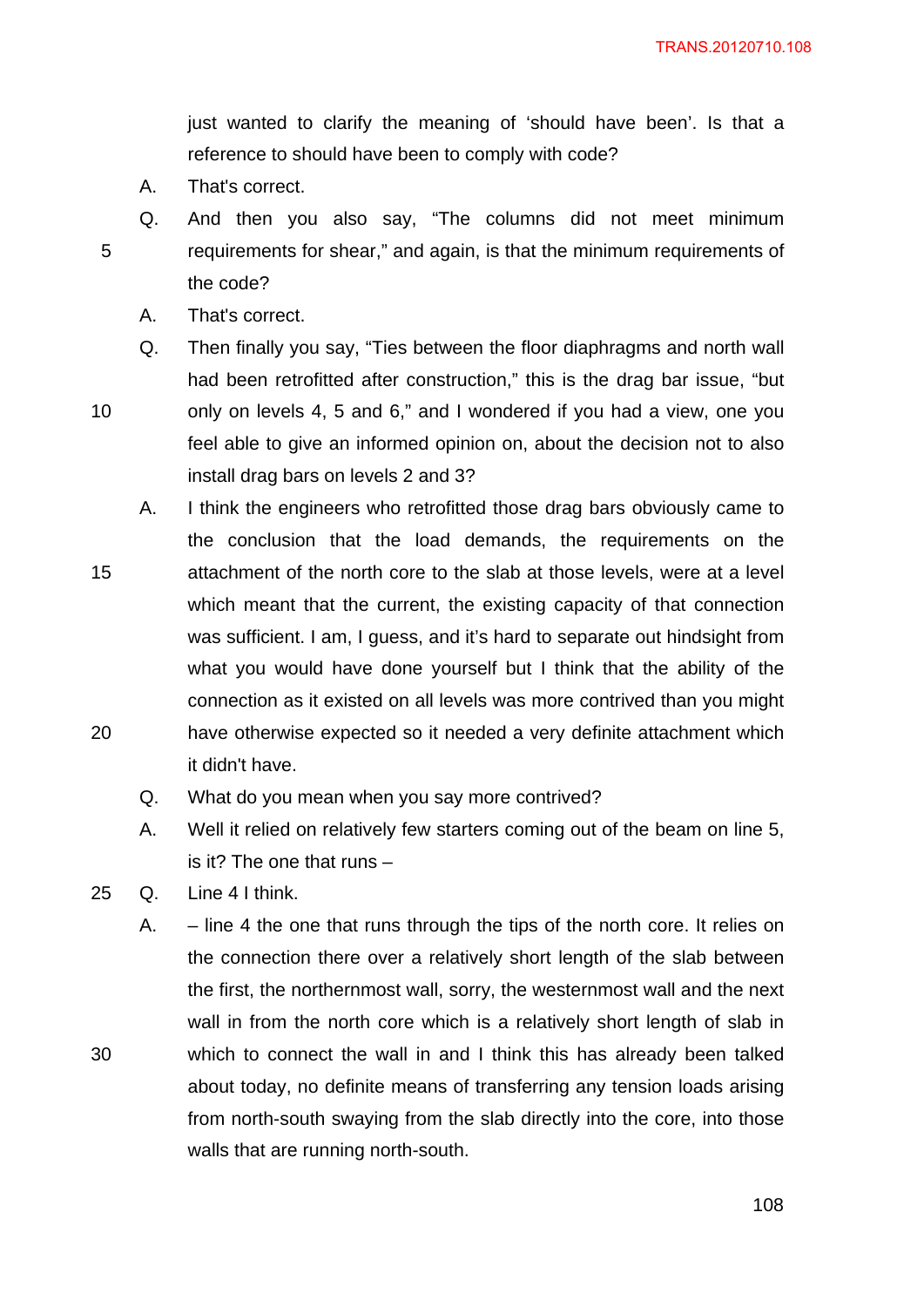just wanted to clarify the meaning of 'should have been'. Is that a reference to should have been to comply with code?

A. That's correct.

Q. And then you also say, "The columns did not meet minimum requirements for shear," and again, is that the minimum requirements of the code?

A. That's correct.

Q. Then finally you say, "Ties between the floor diaphragms and north wall had been retrofitted after construction," this is the drag bar issue, "but only on levels 4, 5 and 6," and I wondered if you had a view, one you feel able to give an informed opinion on, about the decision not to also install drag bars on levels 2 and 3?

A. I think the engineers who retrofitted those drag bars obviously came to the conclusion that the load demands, the requirements on the attachment of the north core to the slab at those levels, were at a level which meant that the current, the existing capacity of that connection was sufficient. I am, I guess, and it's hard to separate out hindsight from what you would have done yourself but I think that the ability of the connection as it existed on all levels was more contrived than you might have otherwise expected so it needed a very definite attachment which it didn't have.

Q. What do you mean when you say more contrived?

A. Well it relied on relatively few starters coming out of the beam on line 5, is it? The one that runs –

Q. Line 4 I think.

A. – line 4 the one that runs through the tips of the north core. It relies on the connection there over a relatively short length of the slab between the first, the northernmost wall, sorry, the westernmost wall and the next wall in from the north core which is a relatively short length of slab in which to connect the wall in and I think this has already been talked about today, no definite means of transferring any tension loads arising from north-south swaying from the slab directly into the core, into those walls that are running north-south.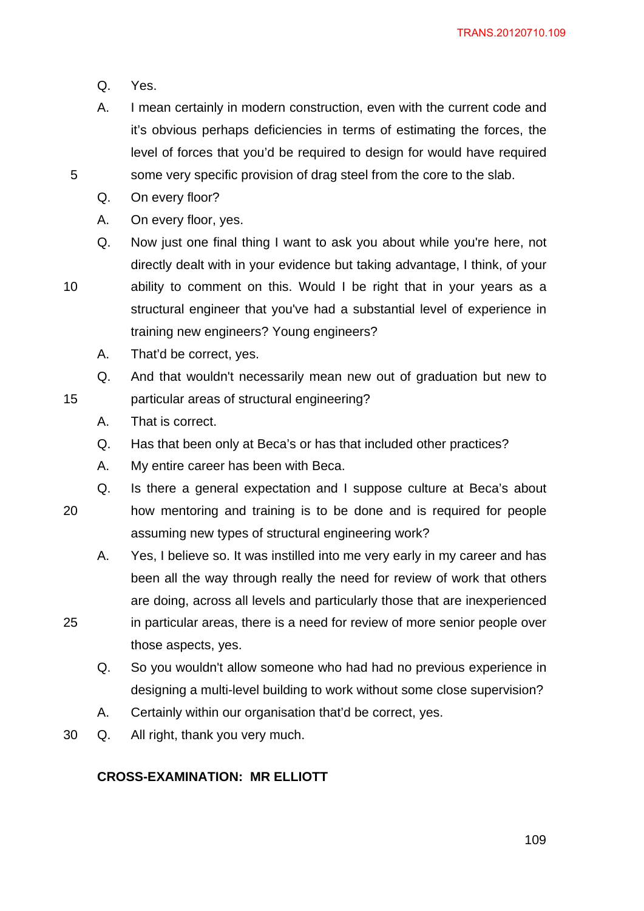Q. Yes.

A. I mean certainly in modern construction, even with the current code and it's obvious perhaps deficiencies in terms of estimating the forces, the level of forces that you'd be required to design for would have required some very specific provision of drag steel from the core to the slab.

Q. On every floor?

A. On every floor, yes.

Q. Now just one final thing I want to ask you about while you're here, not directly dealt with in your evidence but taking advantage, I think, of your ability to comment on this. Would I be right that in your years as a structural engineer that you've had a substantial level of experience in training new engineers? Young engineers?

A. That'd be correct, yes.

Q. And that wouldn't necessarily mean new out of graduation but new to particular areas of structural engineering?

A. That is correct.

Q. Has that been only at Beca's or has that included other practices?

A. My entire career has been with Beca.

Q. Is there a general expectation and I suppose culture at Beca's about how mentoring and training is to be done and is required for people assuming new types of structural engineering work?

A. Yes, I believe so. It was instilled into me very early in my career and has been all the way through really the need for review of work that others are doing, across all levels and particularly those that are inexperienced in particular areas, there is a need for review of more senior people over those aspects, yes.

Q. So you wouldn't allow someone who had had no previous experience in designing a multi-level building to work without some close supervision?

A. Certainly within our organisation that'd be correct, yes.

Q. All right, thank you very much.

**CROSS-EXAMINATION: MR ELLIOTT**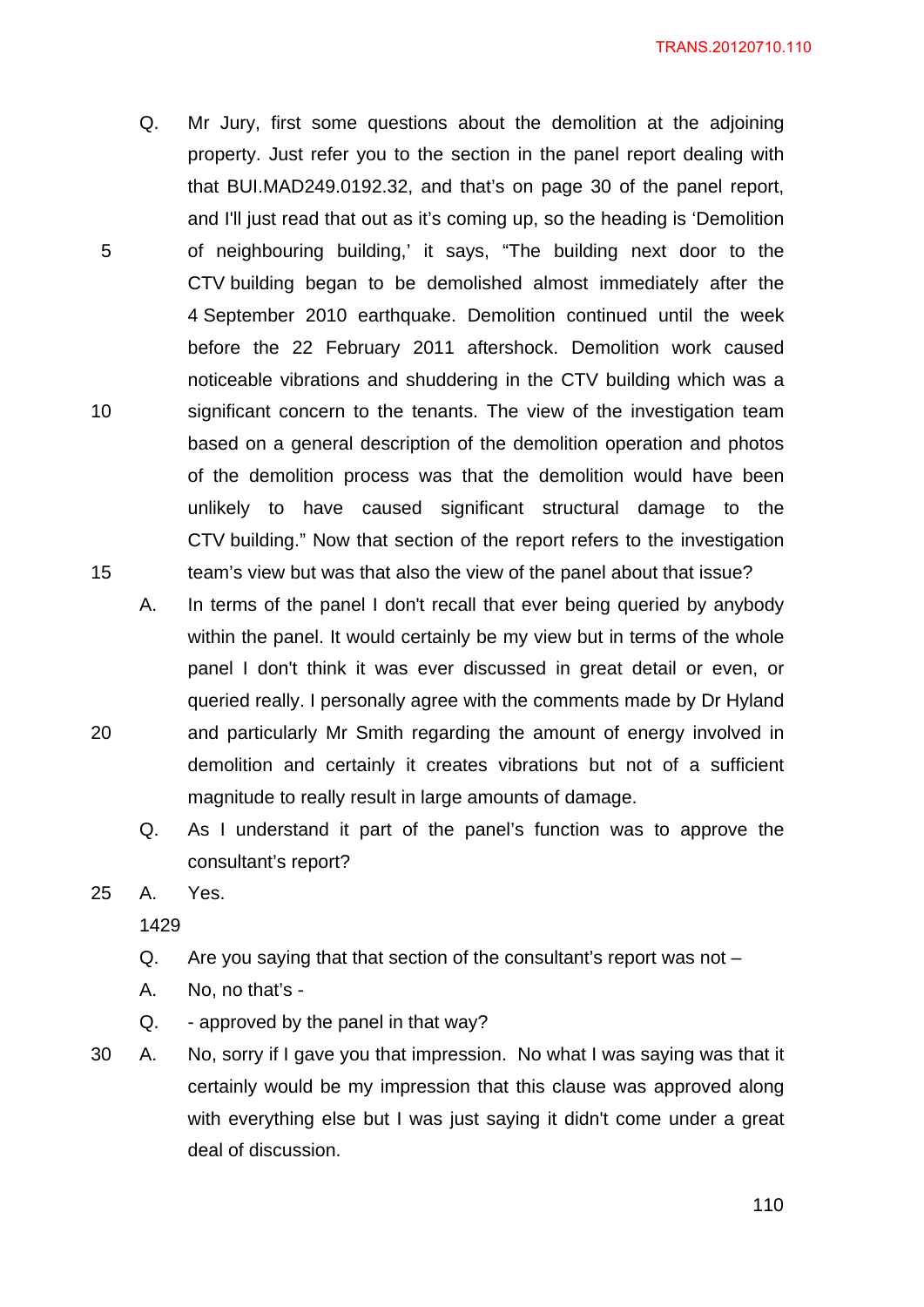Q. Mr Jury, first some questions about the demolition at the adjoining property. Just refer you to the section in the panel report dealing with that BUI.MAD249.0192.32, and that's on page 30 of the panel report, and I'll just read that out as it's coming up, so the heading is 'Demolition of neighbouring building,' it says, "The building next door to the CTV building began to be demolished almost immediately after the 4 September 2010 earthquake. Demolition continued until the week before the 22 February 2011 aftershock. Demolition work caused noticeable vibrations and shuddering in the CTV building which was a significant concern to the tenants. The view of the investigation team based on a general description of the demolition operation and photos of the demolition process was that the demolition would have been unlikely to have caused significant structural damage to the CTV building." Now that section of the report refers to the investigation team's view but was that also the view of the panel about that issue?

A. In terms of the panel I don't recall that ever being queried by anybody within the panel. It would certainly be my view but in terms of the whole panel I don't think it was ever discussed in great detail or even, or queried really. I personally agree with the comments made by Dr Hyland and particularly Mr Smith regarding the amount of energy involved in demolition and certainly it creates vibrations but not of a sufficient magnitude to really result in large amounts of damage.

Q. As I understand it part of the panel's function was to approve the consultant's report?

A. Yes.

1429

Q. Are you saying that that section of the consultant's report was not –

A. No, no that's -

Q. - approved by the panel in that way?

A. No, sorry if I gave you that impression. No what I was saying was that it certainly would be my impression that this clause was approved along with everything else but I was just saying it didn't come under a great deal of discussion.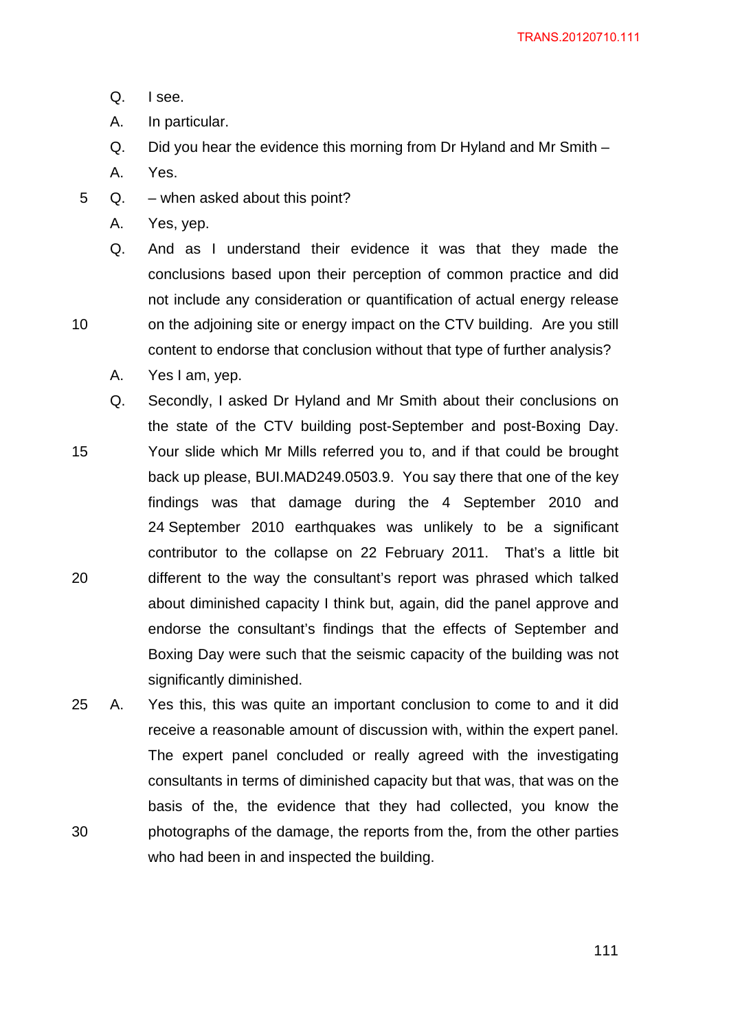Q. I see.

A. In particular.

Q. Did you hear the evidence this morning from Dr Hyland and Mr Smith –

A. Yes.

Q. – when asked about this point?

A. Yes, yep.

Q. And as I understand their evidence it was that they made the conclusions based upon their perception of common practice and did not include any consideration or quantification of actual energy release on the adjoining site or energy impact on the CTV building. Are you still content to endorse that conclusion without that type of further analysis?

A. Yes I am, yep.

Q. Secondly, I asked Dr Hyland and Mr Smith about their conclusions on the state of the CTV building post-September and post-Boxing Day. Your slide which Mr Mills referred you to, and if that could be brought back up please, BUI.MAD249.0503.9. You say there that one of the key findings was that damage during the 4 September 2010 and 24 September 2010 earthquakes was unlikely to be a significant contributor to the collapse on 22 February 2011. That's a little bit different to the way the consultant's report was phrased which talked about diminished capacity I think but, again, did the panel approve and endorse the consultant's findings that the effects of September and Boxing Day were such that the seismic capacity of the building was not significantly diminished.

A. Yes this, this was quite an important conclusion to come to and it did receive a reasonable amount of discussion with, within the expert panel. The expert panel concluded or really agreed with the investigating consultants in terms of diminished capacity but that was, that was on the basis of the, the evidence that they had collected, you know the photographs of the damage, the reports from the, from the other parties who had been in and inspected the building.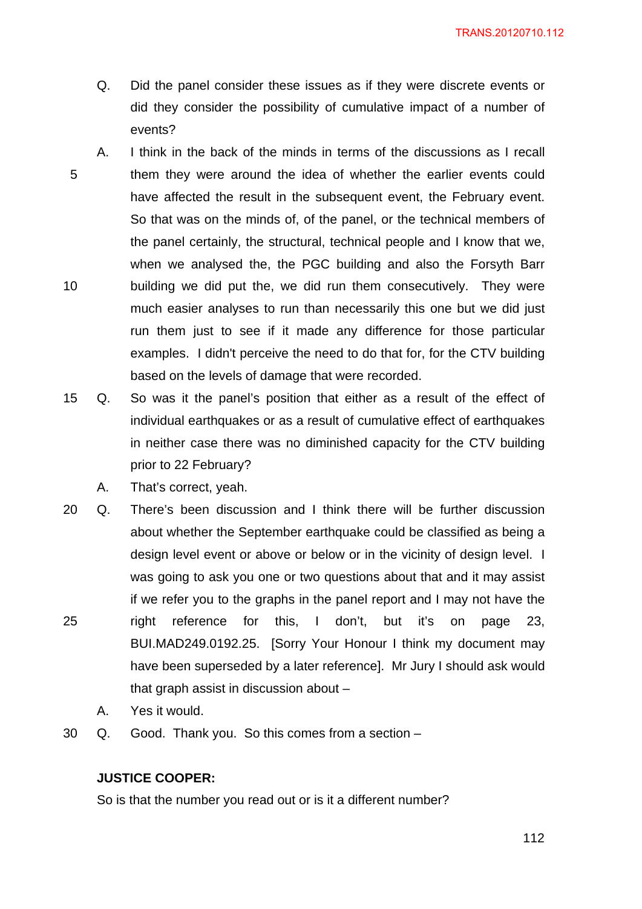Q. Did the panel consider these issues as if they were discrete events or did they consider the possibility of cumulative impact of a number of events?

A. I think in the back of the minds in terms of the discussions as I recall them they were around the idea of whether the earlier events could have affected the result in the subsequent event, the February event. So that was on the minds of, of the panel, or the technical members of the panel certainly, the structural, technical people and I know that we, when we analysed the, the PGC building and also the Forsyth Barr building we did put the, we did run them consecutively. They were much easier analyses to run than necessarily this one but we did just run them just to see if it made any difference for those particular examples. I didn't perceive the need to do that for, for the CTV building based on the levels of damage that were recorded.

Q. So was it the panel's position that either as a result of the effect of individual earthquakes or as a result of cumulative effect of earthquakes in neither case there was no diminished capacity for the CTV building prior to 22 February?

A. That's correct, yeah.

Q. There's been discussion and I think there will be further discussion about whether the September earthquake could be classified as being a design level event or above or below or in the vicinity of design level. I was going to ask you one or two questions about that and it may assist if we refer you to the graphs in the panel report and I may not have the right reference for this, I don't, but it's on page 23, BUI.MAD249.0192.25. [Sorry Your Honour I think my document may have been superseded by a later reference]. Mr Jury I should ask would that graph assist in discussion about –

A. Yes it would.

Q. Good. Thank you. So this comes from a section –

**JUSTICE COOPER:**

So is that the number you read out or is it a different number?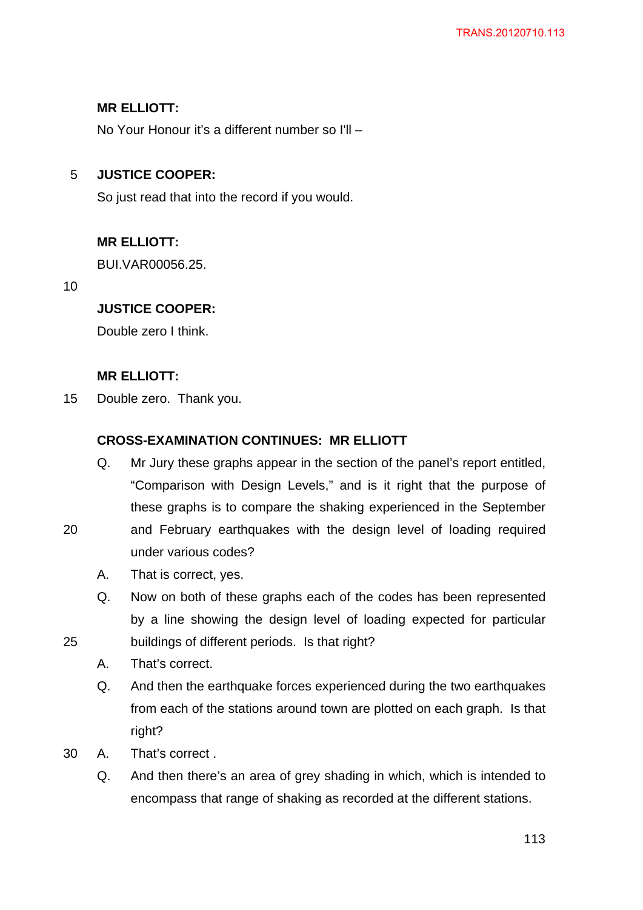**MR ELLIOTT:**

No Your Honour it's a different number so I'll –

**JUSTICE COOPER:**

So just read that into the record if you would.

**MR ELLIOTT:**

BUI.VAR00056.25.

**JUSTICE COOPER:**

Double zero I think.

**MR ELLIOTT:**

Double zero. Thank you.

**CROSS-EXAMINATION CONTINUES: MR ELLIOTT**

Q. Mr Jury these graphs appear in the section of the panel's report entitled, "Comparison with Design Levels," and is it right that the purpose of these graphs is to compare the shaking experienced in the September and February earthquakes with the design level of loading required under various codes?

A. That is correct, yes.

Q. Now on both of these graphs each of the codes has been represented by a line showing the design level of loading expected for particular buildings of different periods. Is that right?

A. That's correct.

Q. And then the earthquake forces experienced during the two earthquakes from each of the stations around town are plotted on each graph. Is that right?

A. That's correct .

Q. And then there's an area of grey shading in which, which is intended to encompass that range of shaking as recorded at the different stations.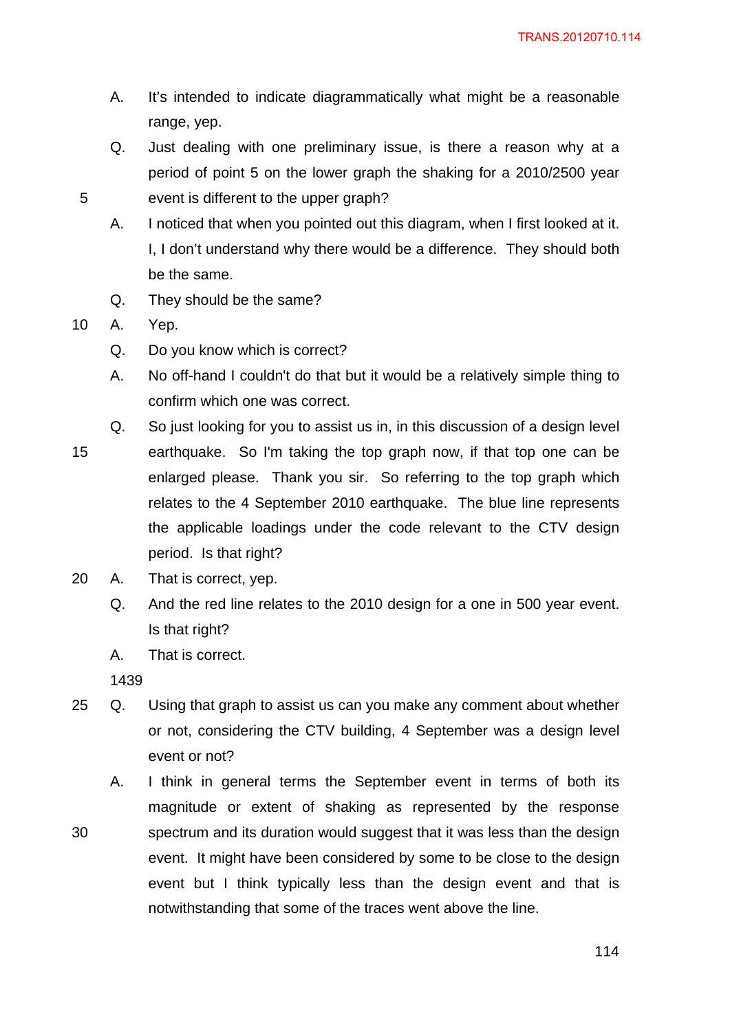A. It's intended to indicate diagrammatically what might be a reasonable range, yep.

Q. Just dealing with one preliminary issue, is there a reason why at a period of point 5 on the lower graph the shaking for a 2010/2500 year event is different to the upper graph?

A. I noticed that when you pointed out this diagram, when I first looked at it. I, I don't understand why there would be a difference. They should both be the same.

Q. They should be the same?

A. Yep.

Q. Do you know which is correct?

A. No off-hand I couldn't do that but it would be a relatively simple thing to confirm which one was correct.

Q. So just looking for you to assist us in, in this discussion of a design level earthquake. So I'm taking the top graph now, if that top one can be enlarged please. Thank you sir. So referring to the top graph which relates to the 4 September 2010 earthquake. The blue line represents the applicable loadings under the code relevant to the CTV design period. Is that right?

A. That is correct, yep.

Q. And the red line relates to the 2010 design for a one in 500 year event. Is that right?

A. That is correct.

1439

Q. Using that graph to assist us can you make any comment about whether or not, considering the CTV building, 4 September was a design level event or not?

A. I think in general terms the September event in terms of both its magnitude or extent of shaking as represented by the response spectrum and its duration would suggest that it was less than the design event. It might have been considered by some to be close to the design event but I think typically less than the design event and that is notwithstanding that some of the traces went above the line.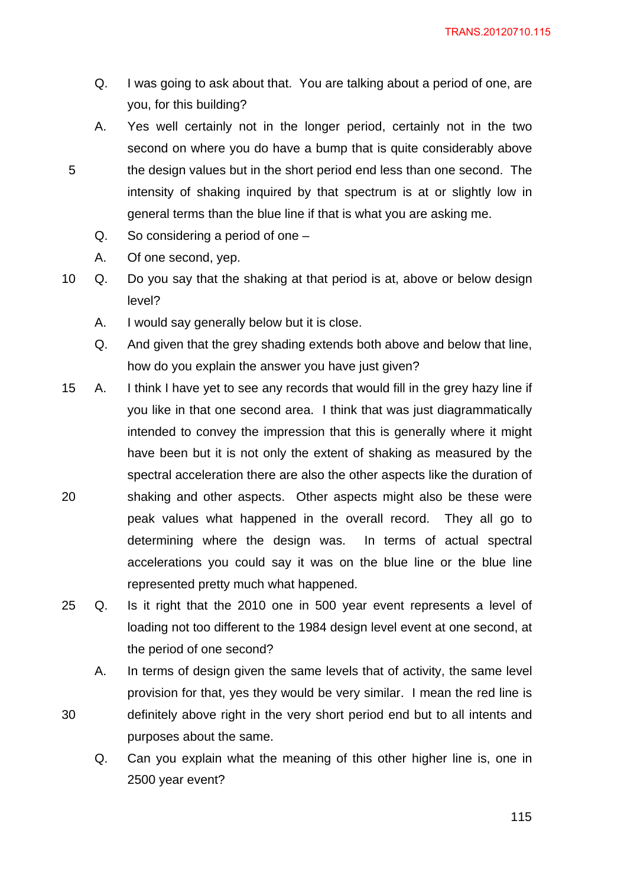Q. I was going to ask about that. You are talking about a period of one, are you, for this building?

A. Yes well certainly not in the longer period, certainly not in the two second on where you do have a bump that is quite considerably above the design values but in the short period end less than one second. The intensity of shaking inquired by that spectrum is at or slightly low in general terms than the blue line if that is what you are asking me.

Q. So considering a period of one –

A. Of one second, yep.

Q. Do you say that the shaking at that period is at, above or below design level?

A. I would say generally below but it is close.

Q. And given that the grey shading extends both above and below that line, how do you explain the answer you have just given?

A. I think I have yet to see any records that would fill in the grey hazy line if you like in that one second area. I think that was just diagrammatically intended to convey the impression that this is generally where it might have been but it is not only the extent of shaking as measured by the spectral acceleration there are also the other aspects like the duration of shaking and other aspects. Other aspects might also be these were peak values what happened in the overall record. They all go to determining where the design was. In terms of actual spectral accelerations you could say it was on the blue line or the blue line represented pretty much what happened.

Q. Is it right that the 2010 one in 500 year event represents a level of loading not too different to the 1984 design level event at one second, at the period of one second?

A. In terms of design given the same levels that of activity, the same level provision for that, yes they would be very similar. I mean the red line is definitely above right in the very short period end but to all intents and purposes about the same.

Q. Can you explain what the meaning of this other higher line is, one in 2500 year event?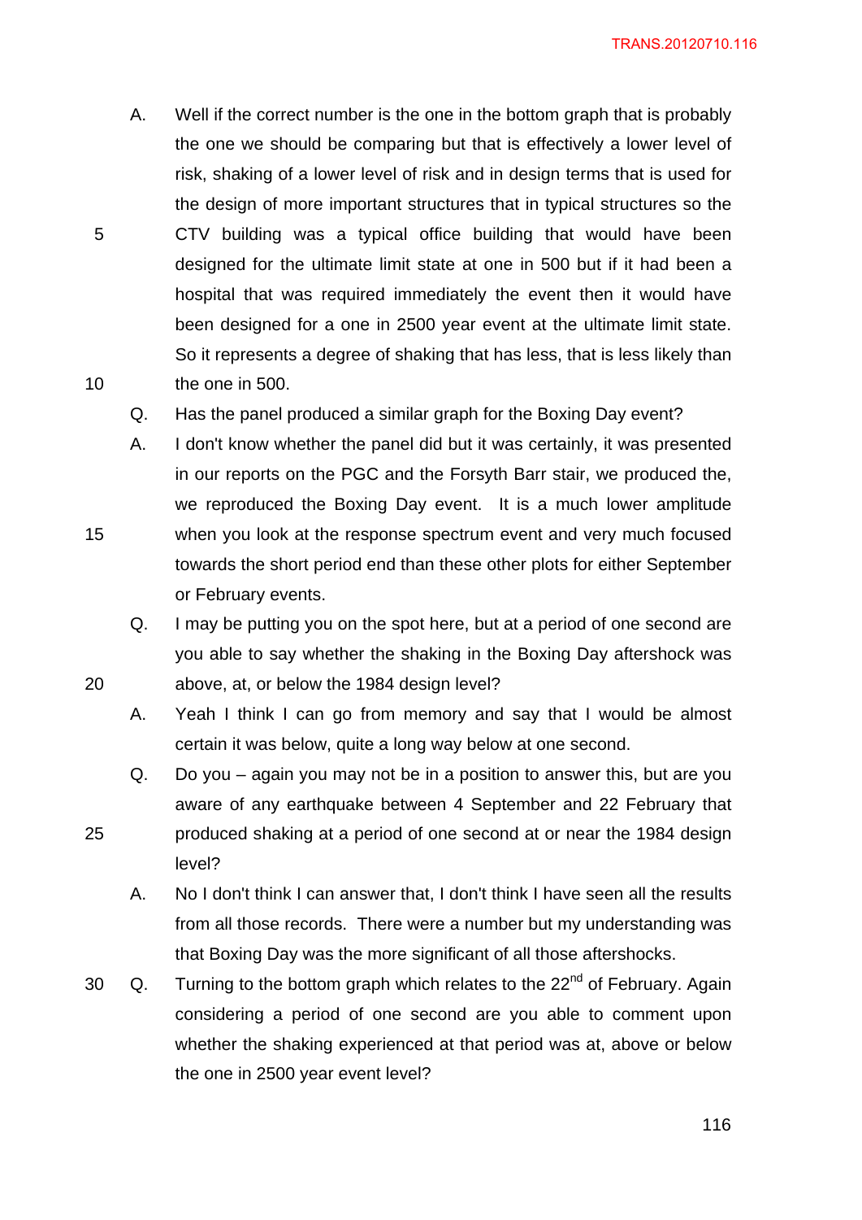A. Well if the correct number is the one in the bottom graph that is probably the one we should be comparing but that is effectively a lower level of risk, shaking of a lower level of risk and in design terms that is used for the design of more important structures that in typical structures so the CTV building was a typical office building that would have been designed for the ultimate limit state at one in 500 but if it had been a hospital that was required immediately the event then it would have been designed for a one in 2500 year event at the ultimate limit state. So it represents a degree of shaking that has less, that is less likely than the one in 500.

Q. Has the panel produced a similar graph for the Boxing Day event?

A. I don't know whether the panel did but it was certainly, it was presented in our reports on the PGC and the Forsyth Barr stair, we produced the, we reproduced the Boxing Day event. It is a much lower amplitude when you look at the response spectrum event and very much focused towards the short period end than these other plots for either September or February events.

Q. I may be putting you on the spot here, but at a period of one second are you able to say whether the shaking in the Boxing Day aftershock was above, at, or below the 1984 design level?

A. Yeah I think I can go from memory and say that I would be almost certain it was below, quite a long way below at one second.

Q. Do you – again you may not be in a position to answer this, but are you aware of any earthquake between 4 September and 22 February that produced shaking at a period of one second at or near the 1984 design level?

A. No I don't think I can answer that, I don't think I have seen all the results from all those records. There were a number but my understanding was that Boxing Day was the more significant of all those aftershocks.

Q. Turning to the bottom graph which relates to the 22nd of February. Again considering a period of one second are you able to comment upon whether the shaking experienced at that period was at, above or below the one in 2500 year event level?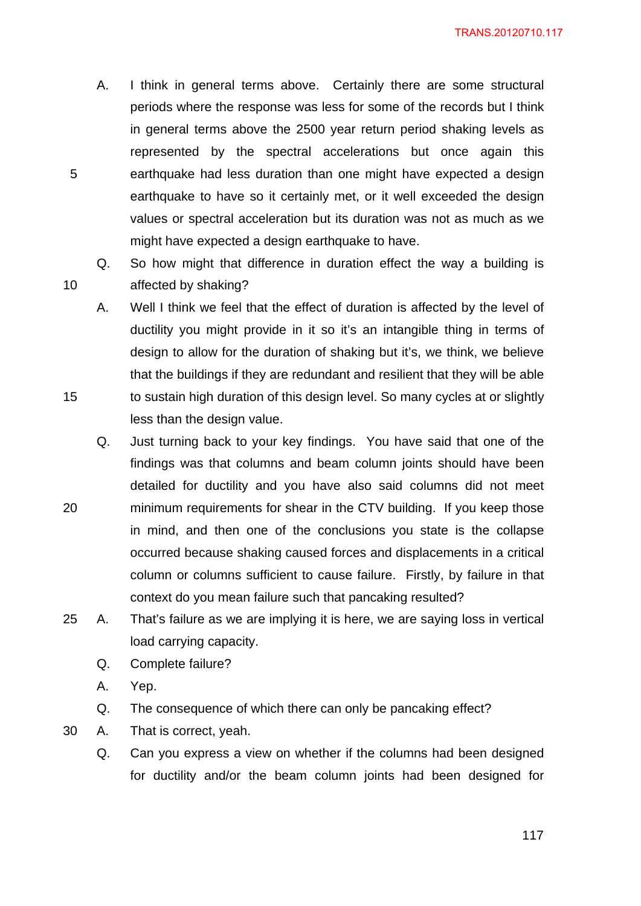A. I think in general terms above. Certainly there are some structural periods where the response was less for some of the records but I think in general terms above the 2500 year return period shaking levels as represented by the spectral accelerations but once again this earthquake had less duration than one might have expected a design earthquake to have so it certainly met, or it well exceeded the design values or spectral acceleration but its duration was not as much as we might have expected a design earthquake to have.

Q. So how might that difference in duration effect the way a building is affected by shaking?

A. Well I think we feel that the effect of duration is affected by the level of ductility you might provide in it so it's an intangible thing in terms of design to allow for the duration of shaking but it's, we think, we believe that the buildings if they are redundant and resilient that they will be able to sustain high duration of this design level. So many cycles at or slightly less than the design value.

Q. Just turning back to your key findings. You have said that one of the findings was that columns and beam column joints should have been detailed for ductility and you have also said columns did not meet minimum requirements for shear in the CTV building. If you keep those in mind, and then one of the conclusions you state is the collapse occurred because shaking caused forces and displacements in a critical column or columns sufficient to cause failure. Firstly, by failure in that context do you mean failure such that pancaking resulted?

A. That's failure as we are implying it is here, we are saying loss in vertical load carrying capacity.

Q. Complete failure?

A. Yep.

Q. The consequence of which there can only be pancaking effect?

A. That is correct, yeah.

Q. Can you express a view on whether if the columns had been designed for ductility and/or the beam column joints had been designed for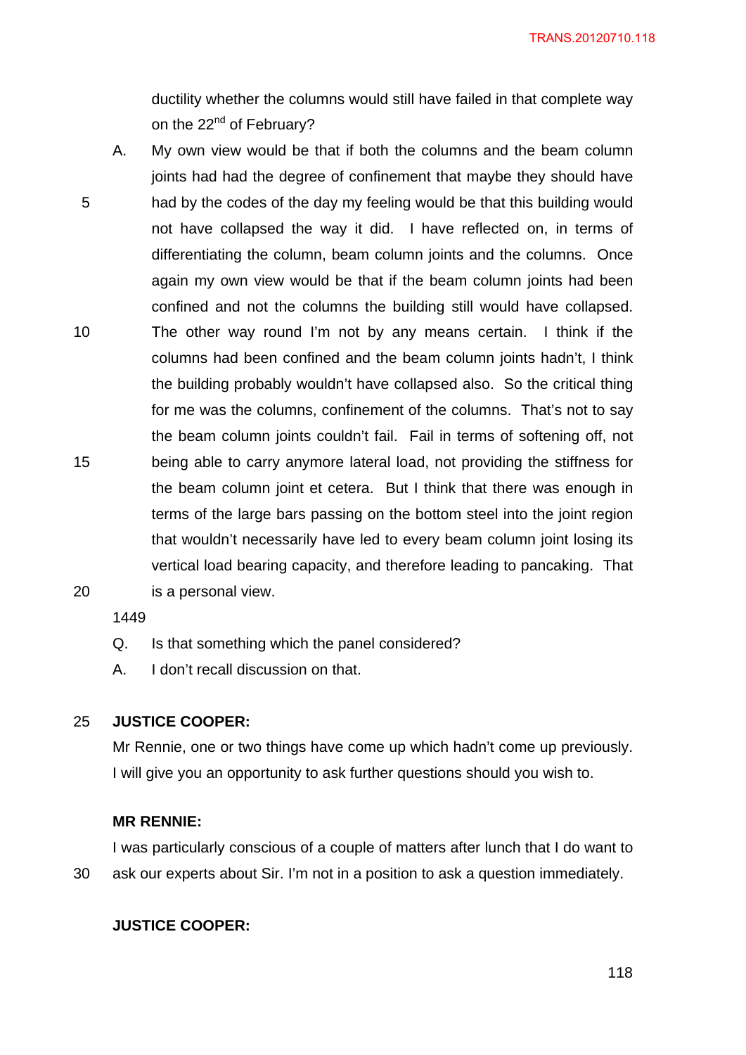ductility whether the columns would still have failed in that complete way on the 22nd of February?

A. My own view would be that if both the columns and the beam column joints had had the degree of confinement that maybe they should have had by the codes of the day my feeling would be that this building would not have collapsed the way it did. I have reflected on, in terms of differentiating the column, beam column joints and the columns. Once again my own view would be that if the beam column joints had been confined and not the columns the building still would have collapsed. The other way round I'm not by any means certain. I think if the columns had been confined and the beam column joints hadn't, I think the building probably wouldn't have collapsed also. So the critical thing for me was the columns, confinement of the columns. That's not to say the beam column joints couldn't fail. Fail in terms of softening off, not being able to carry anymore lateral load, not providing the stiffness for the beam column joint et cetera. But I think that there was enough in terms of the large bars passing on the bottom steel into the joint region that wouldn't necessarily have led to every beam column joint losing its vertical load bearing capacity, and therefore leading to pancaking. That is a personal view.

1449

Q. Is that something which the panel considered?

A. I don't recall discussion on that.

**JUSTICE COOPER:**

Mr Rennie, one or two things have come up which hadn't come up previously. I will give you an opportunity to ask further questions should you wish to.

**MR RENNIE:**

I was particularly conscious of a couple of matters after lunch that I do want to ask our experts about Sir. I'm not in a position to ask a question immediately.

**JUSTICE COOPER:**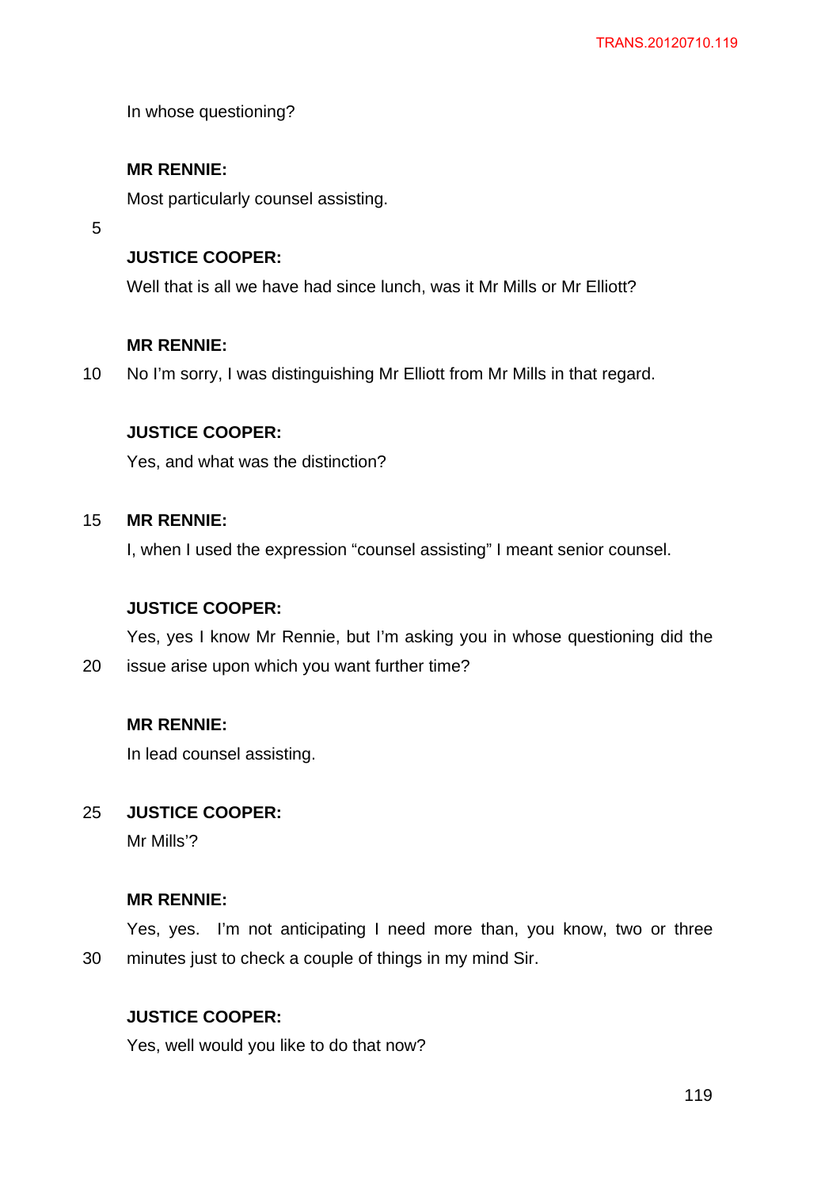In whose questioning?

**MR RENNIE:**

Most particularly counsel assisting.

**JUSTICE COOPER:**

Well that is all we have had since lunch, was it Mr Mills or Mr Elliott?

**MR RENNIE:**

No I'm sorry, I was distinguishing Mr Elliott from Mr Mills in that regard.

**JUSTICE COOPER:**

Yes, and what was the distinction?

**MR RENNIE:**

I, when I used the expression "counsel assisting" I meant senior counsel.

**JUSTICE COOPER:**

Yes, yes I know Mr Rennie, but I'm asking you in whose questioning did the issue arise upon which you want further time?

**MR RENNIE:**

In lead counsel assisting.

**JUSTICE COOPER:**

Mr Mills'?

**MR RENNIE:**

Yes, yes. I'm not anticipating I need more than, you know, two or three minutes just to check a couple of things in my mind Sir.

**JUSTICE COOPER:**

Yes, well would you like to do that now?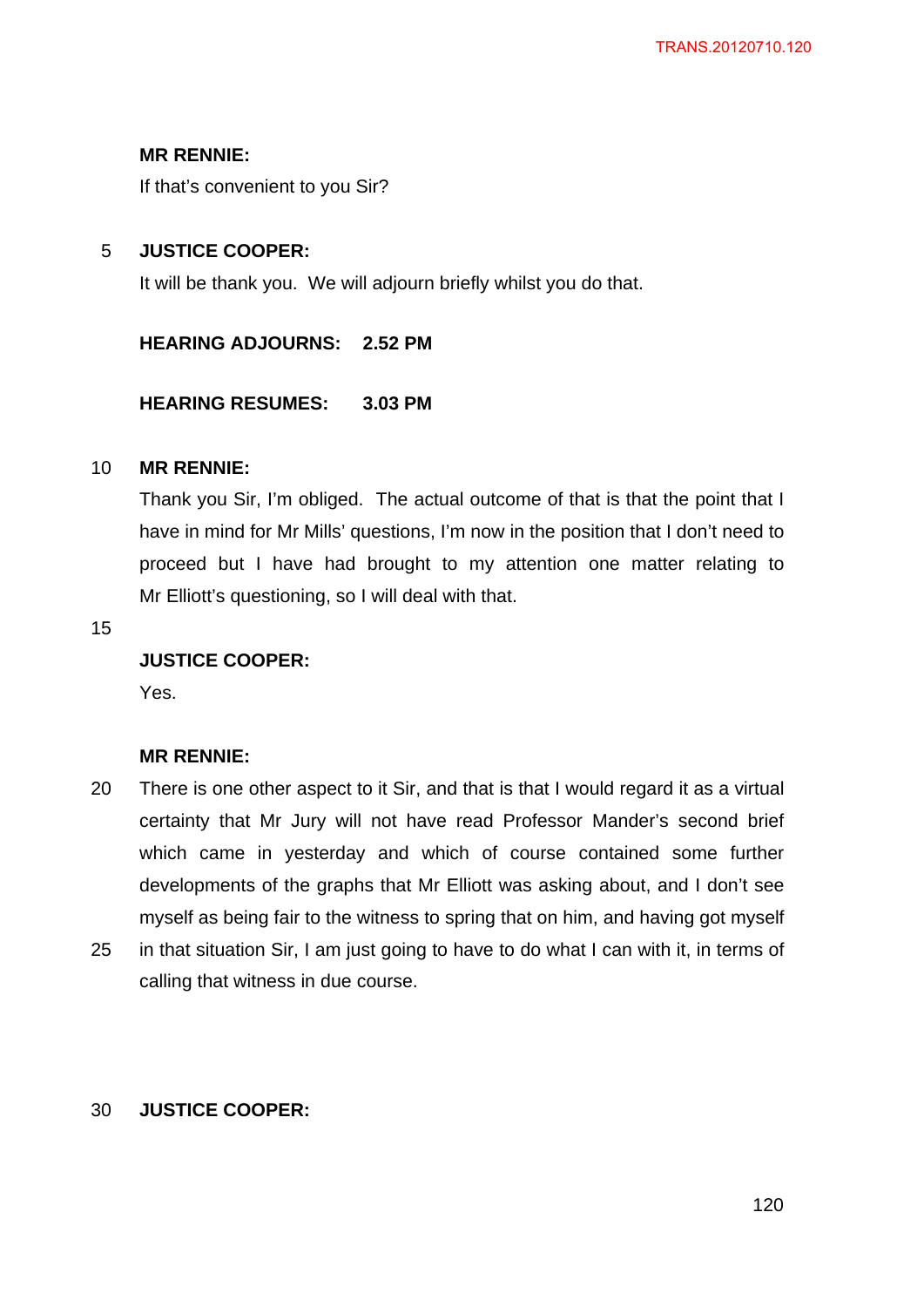**MR RENNIE:**

If that's convenient to you Sir?

**JUSTICE COOPER:**

It will be thank you. We will adjourn briefly whilst you do that.

**HEARING ADJOURNS: 2.52 PM**

**HEARING RESUMES: 3.03 PM**

**MR RENNIE:**

Thank you Sir, I'm obliged. The actual outcome of that is that the point that I have in mind for Mr Mills' questions, I'm now in the position that I don't need to proceed but I have had brought to my attention one matter relating to Mr Elliott's questioning, so I will deal with that.

**JUSTICE COOPER:**

Yes.

**MR RENNIE:**

There is one other aspect to it Sir, and that is that I would regard it as a virtual certainty that Mr Jury will not have read Professor Mander's second brief which came in yesterday and which of course contained some further developments of the graphs that Mr Elliott was asking about, and I don't see myself as being fair to the witness to spring that on him, and having got myself in that situation Sir, I am just going to have to do what I can with it, in terms of calling that witness in due course.

**JUSTICE COOPER:**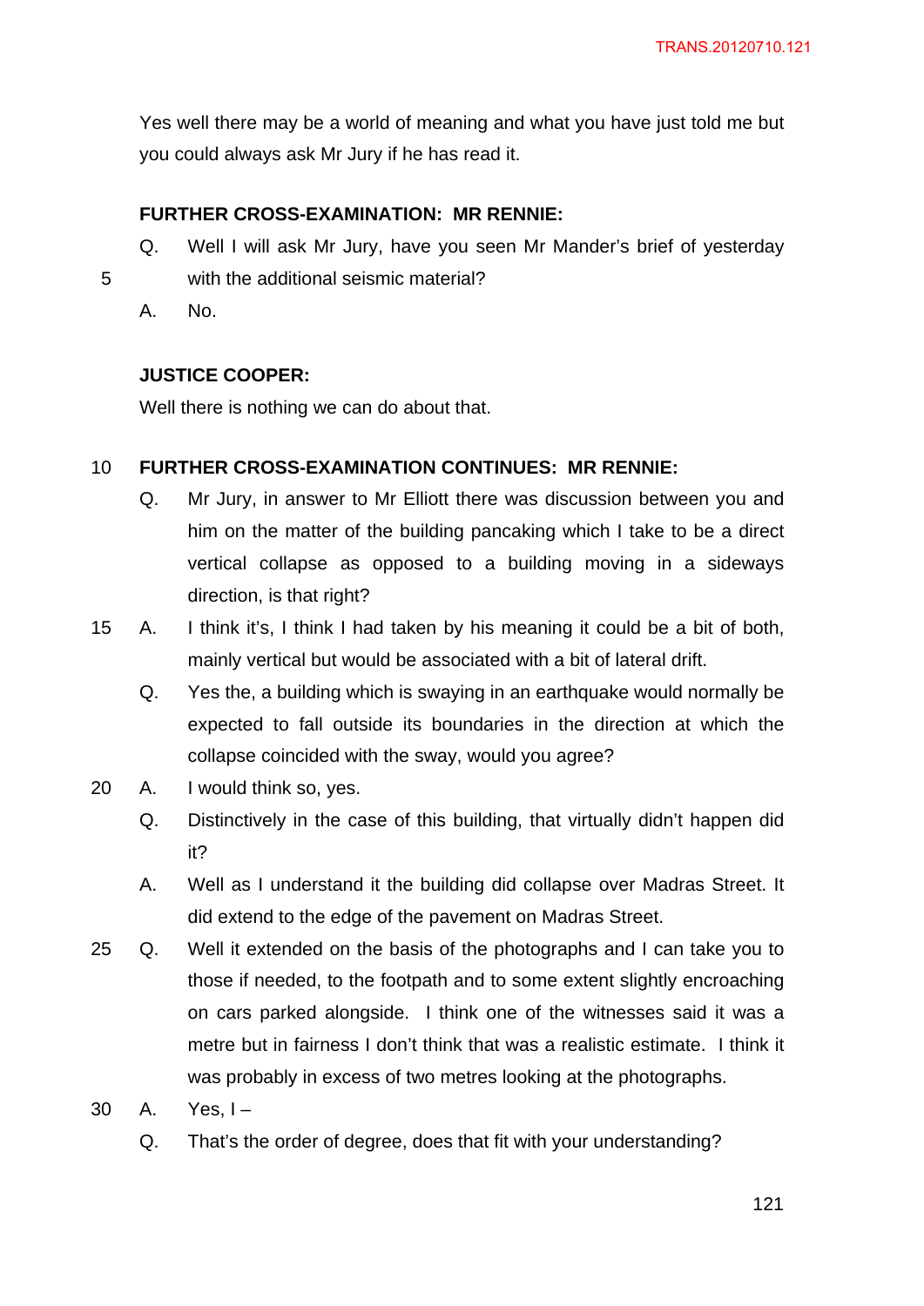Yes well there may be a world of meaning and what you have just told me but you could always ask Mr Jury if he has read it.

**FURTHER CROSS-EXAMINATION: MR RENNIE:**

Q. Well I will ask Mr Jury, have you seen Mr Mander's brief of yesterday with the additional seismic material?

A. No.

**JUSTICE COOPER:**

Well there is nothing we can do about that.

**FURTHER CROSS-EXAMINATION CONTINUES: MR RENNIE:**

Q. Mr Jury, in answer to Mr Elliott there was discussion between you and him on the matter of the building pancaking which I take to be a direct vertical collapse as opposed to a building moving in a sideways direction, is that right?

A. I think it's, I think I had taken by his meaning it could be a bit of both, mainly vertical but would be associated with a bit of lateral drift.

Q. Yes the, a building which is swaying in an earthquake would normally be expected to fall outside its boundaries in the direction at which the collapse coincided with the sway, would you agree?

A. I would think so, yes.

Q. Distinctively in the case of this building, that virtually didn't happen did it?

A. Well as I understand it the building did collapse over Madras Street. It did extend to the edge of the pavement on Madras Street.

Q. Well it extended on the basis of the photographs and I can take you to those if needed, to the footpath and to some extent slightly encroaching on cars parked alongside. I think one of the witnesses said it was a metre but in fairness I don't think that was a realistic estimate. I think it was probably in excess of two metres looking at the photographs.

A. Yes, I –

Q. That's the order of degree, does that fit with your understanding?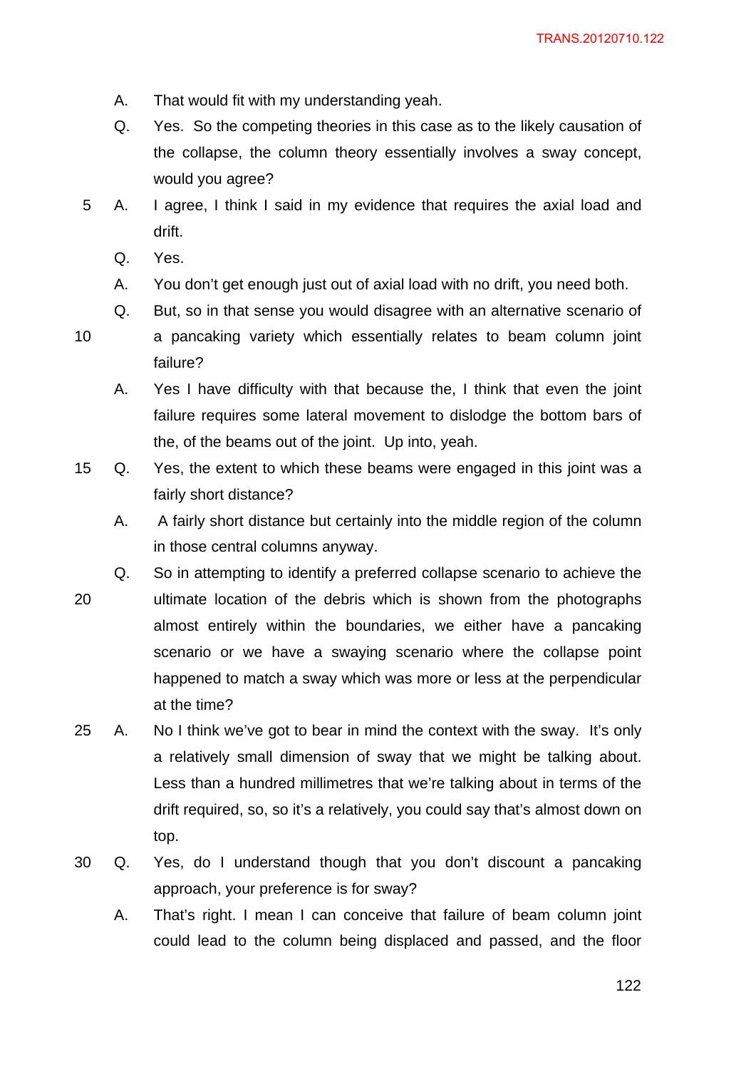A. That would fit with my understanding yeah.

Q. Yes. So the competing theories in this case as to the likely causation of the collapse, the column theory essentially involves a sway concept, would you agree?

A. I agree, I think I said in my evidence that requires the axial load and drift.

Q. Yes.

A. You don't get enough just out of axial load with no drift, you need both.

Q. But, so in that sense you would disagree with an alternative scenario of a pancaking variety which essentially relates to beam column joint failure?

A. Yes I have difficulty with that because the, I think that even the joint failure requires some lateral movement to dislodge the bottom bars of the, of the beams out of the joint. Up into, yeah.

Q. Yes, the extent to which these beams were engaged in this joint was a fairly short distance?

A. A fairly short distance but certainly into the middle region of the column in those central columns anyway.

Q. So in attempting to identify a preferred collapse scenario to achieve the ultimate location of the debris which is shown from the photographs almost entirely within the boundaries, we either have a pancaking scenario or we have a swaying scenario where the collapse point happened to match a sway which was more or less at the perpendicular at the time?

A. No I think we've got to bear in mind the context with the sway. It's only a relatively small dimension of sway that we might be talking about. Less than a hundred millimetres that we're talking about in terms of the drift required, so, so it's a relatively, you could say that's almost down on top.

Q. Yes, do I understand though that you don't discount a pancaking approach, your preference is for sway?

A. That's right. I mean I can conceive that failure of beam column joint could lead to the column being displaced and passed, and the floor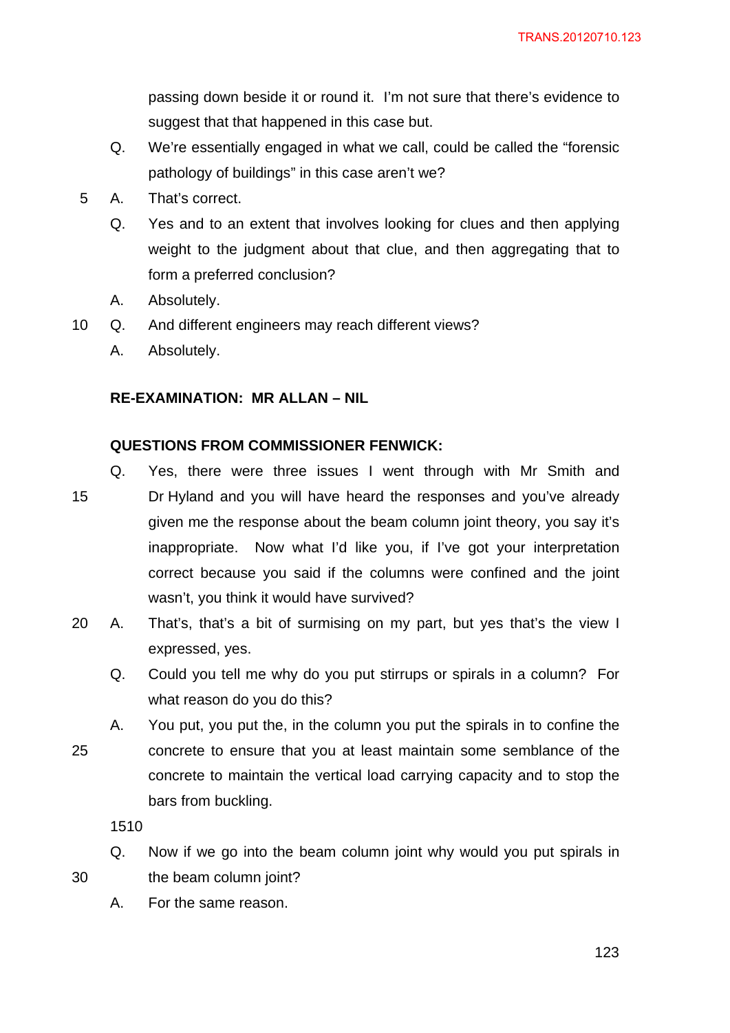passing down beside it or round it. I'm not sure that there's evidence to suggest that that happened in this case but.

Q. We're essentially engaged in what we call, could be called the "forensic pathology of buildings" in this case aren't we?

A. That's correct.

Q. Yes and to an extent that involves looking for clues and then applying weight to the judgment about that clue, and then aggregating that to form a preferred conclusion?

A. Absolutely.

Q. And different engineers may reach different views?

A. Absolutely.

**RE-EXAMINATION: MR ALLAN – NIL**

**QUESTIONS FROM COMMISSIONER FENWICK:**

Q. Yes, there were three issues I went through with Mr Smith and Dr Hyland and you will have heard the responses and you've already given me the response about the beam column joint theory, you say it's inappropriate. Now what I'd like you, if I've got your interpretation correct because you said if the columns were confined and the joint wasn't, you think it would have survived?

A. That's, that's a bit of surmising on my part, but yes that's the view I expressed, yes.

Q. Could you tell me why do you put stirrups or spirals in a column? For what reason do you do this?

A. You put, you put the, in the column you put the spirals in to confine the concrete to ensure that you at least maintain some semblance of the concrete to maintain the vertical load carrying capacity and to stop the bars from buckling.

1510

Q. Now if we go into the beam column joint why would you put spirals in the beam column joint?

A. For the same reason.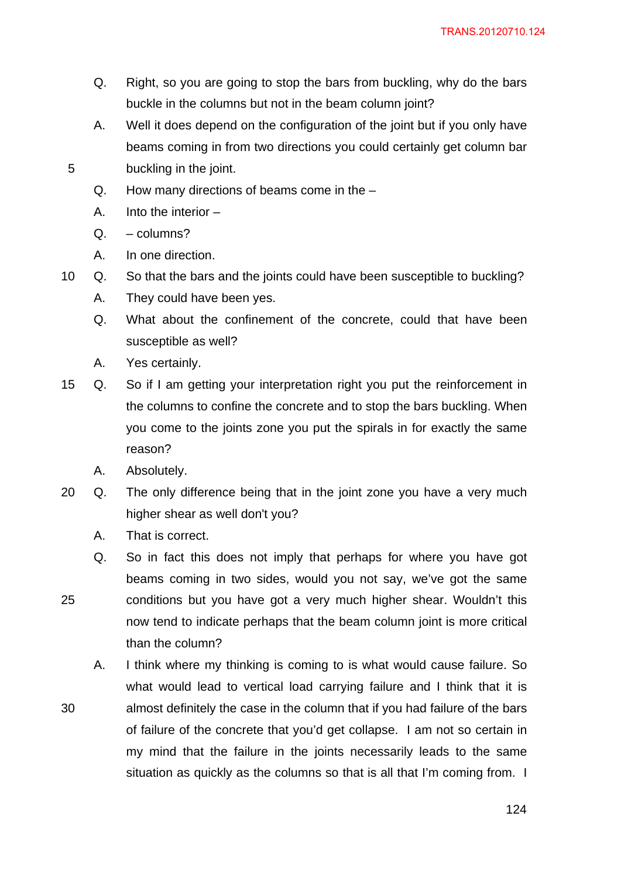Q. Right, so you are going to stop the bars from buckling, why do the bars buckle in the columns but not in the beam column joint?

A. Well it does depend on the configuration of the joint but if you only have beams coming in from two directions you could certainly get column bar buckling in the joint.

Q. How many directions of beams come in the –

A. Into the interior –

Q. – columns?

A. In one direction.

Q. So that the bars and the joints could have been susceptible to buckling?

A. They could have been yes.

Q. What about the confinement of the concrete, could that have been susceptible as well?

A. Yes certainly.

Q. So if I am getting your interpretation right you put the reinforcement in the columns to confine the concrete and to stop the bars buckling. When you come to the joints zone you put the spirals in for exactly the same reason?

A. Absolutely.

Q. The only difference being that in the joint zone you have a very much higher shear as well don't you?

A. That is correct.

Q. So in fact this does not imply that perhaps for where you have got beams coming in two sides, would you not say, we've got the same conditions but you have got a very much higher shear. Wouldn't this now tend to indicate perhaps that the beam column joint is more critical than the column?

A. I think where my thinking is coming to is what would cause failure. So what would lead to vertical load carrying failure and I think that it is almost definitely the case in the column that if you had failure of the bars of failure of the concrete that you'd get collapse. I am not so certain in my mind that the failure in the joints necessarily leads to the same situation as quickly as the columns so that is all that I'm coming from. I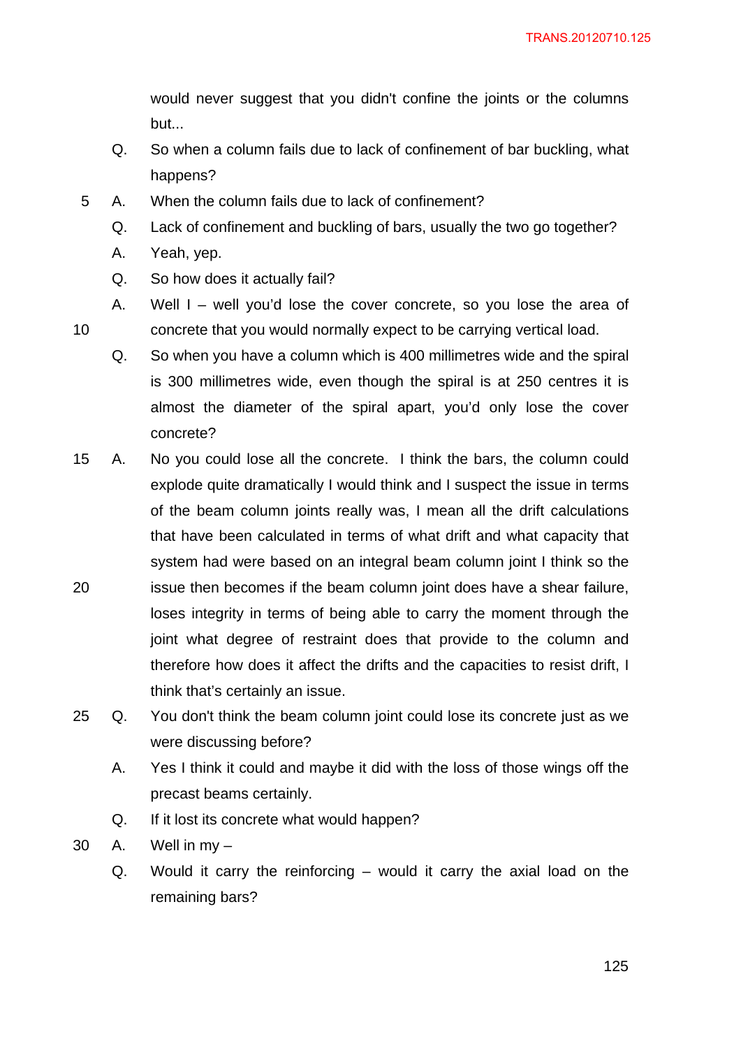would never suggest that you didn't confine the joints or the columns but...

Q. So when a column fails due to lack of confinement of bar buckling, what happens?

A. When the column fails due to lack of confinement?

Q. Lack of confinement and buckling of bars, usually the two go together?

A. Yeah, yep.

Q. So how does it actually fail?

A. Well I – well you'd lose the cover concrete, so you lose the area of concrete that you would normally expect to be carrying vertical load.

Q. So when you have a column which is 400 millimetres wide and the spiral is 300 millimetres wide, even though the spiral is at 250 centres it is almost the diameter of the spiral apart, you'd only lose the cover concrete?

A. No you could lose all the concrete. I think the bars, the column could explode quite dramatically I would think and I suspect the issue in terms of the beam column joints really was, I mean all the drift calculations that have been calculated in terms of what drift and what capacity that system had were based on an integral beam column joint I think so the issue then becomes if the beam column joint does have a shear failure, loses integrity in terms of being able to carry the moment through the joint what degree of restraint does that provide to the column and therefore how does it affect the drifts and the capacities to resist drift, I think that's certainly an issue.

Q. You don't think the beam column joint could lose its concrete just as we were discussing before?

A. Yes I think it could and maybe it did with the loss of those wings off the precast beams certainly.

Q. If it lost its concrete what would happen?

A. Well in my –

Q. Would it carry the reinforcing – would it carry the axial load on the remaining bars?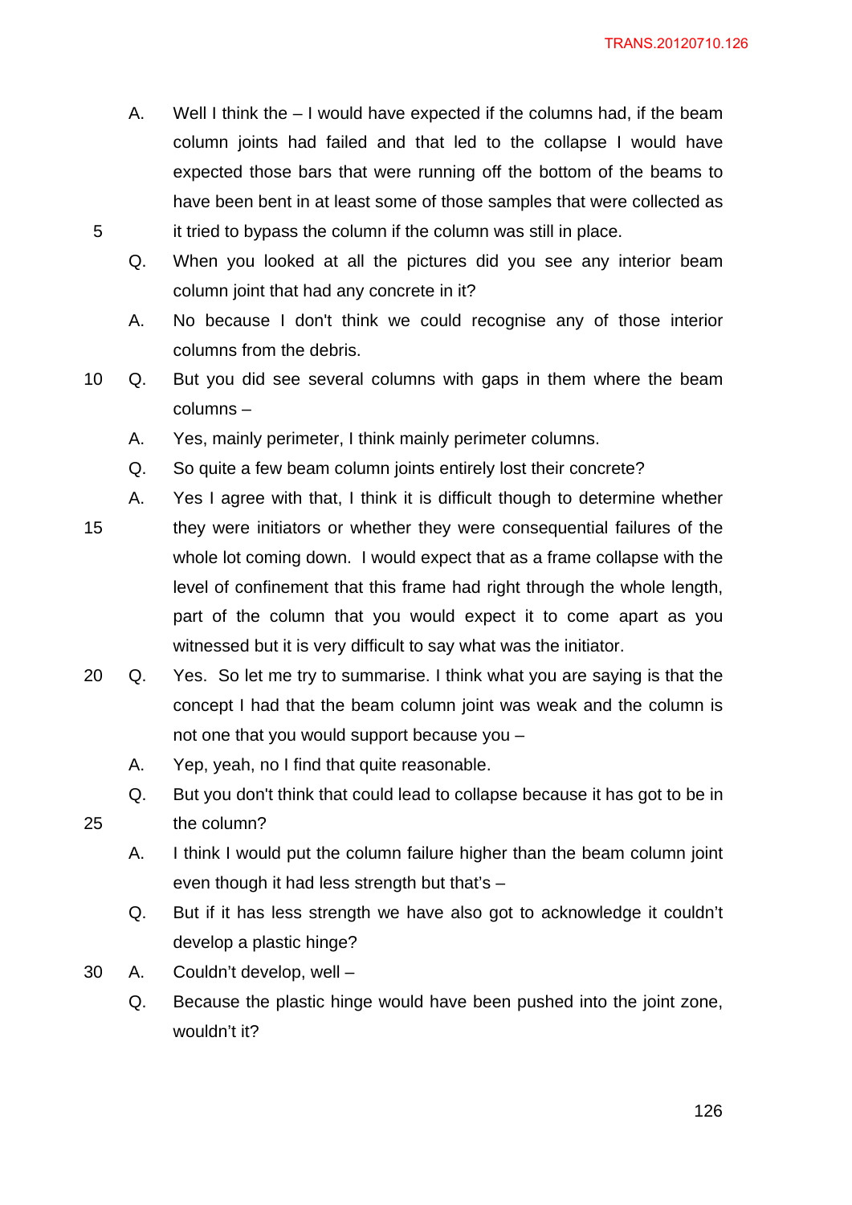A. Well I think the – I would have expected if the columns had, if the beam column joints had failed and that led to the collapse I would have expected those bars that were running off the bottom of the beams to have been bent in at least some of those samples that were collected as it tried to bypass the column if the column was still in place.

Q. When you looked at all the pictures did you see any interior beam column joint that had any concrete in it?

A. No because I don't think we could recognise any of those interior columns from the debris.

Q. But you did see several columns with gaps in them where the beam columns –

A. Yes, mainly perimeter, I think mainly perimeter columns.

Q. So quite a few beam column joints entirely lost their concrete?

A. Yes I agree with that, I think it is difficult though to determine whether they were initiators or whether they were consequential failures of the whole lot coming down. I would expect that as a frame collapse with the level of confinement that this frame had right through the whole length, part of the column that you would expect it to come apart as you witnessed but it is very difficult to say what was the initiator.

Q. Yes. So let me try to summarise. I think what you are saying is that the concept I had that the beam column joint was weak and the column is not one that you would support because you –

A. Yep, yeah, no I find that quite reasonable.

Q. But you don't think that could lead to collapse because it has got to be in the column?

A. I think I would put the column failure higher than the beam column joint even though it had less strength but that's –

Q. But if it has less strength we have also got to acknowledge it couldn't develop a plastic hinge?

A. Couldn't develop, well –

Q. Because the plastic hinge would have been pushed into the joint zone, wouldn't it?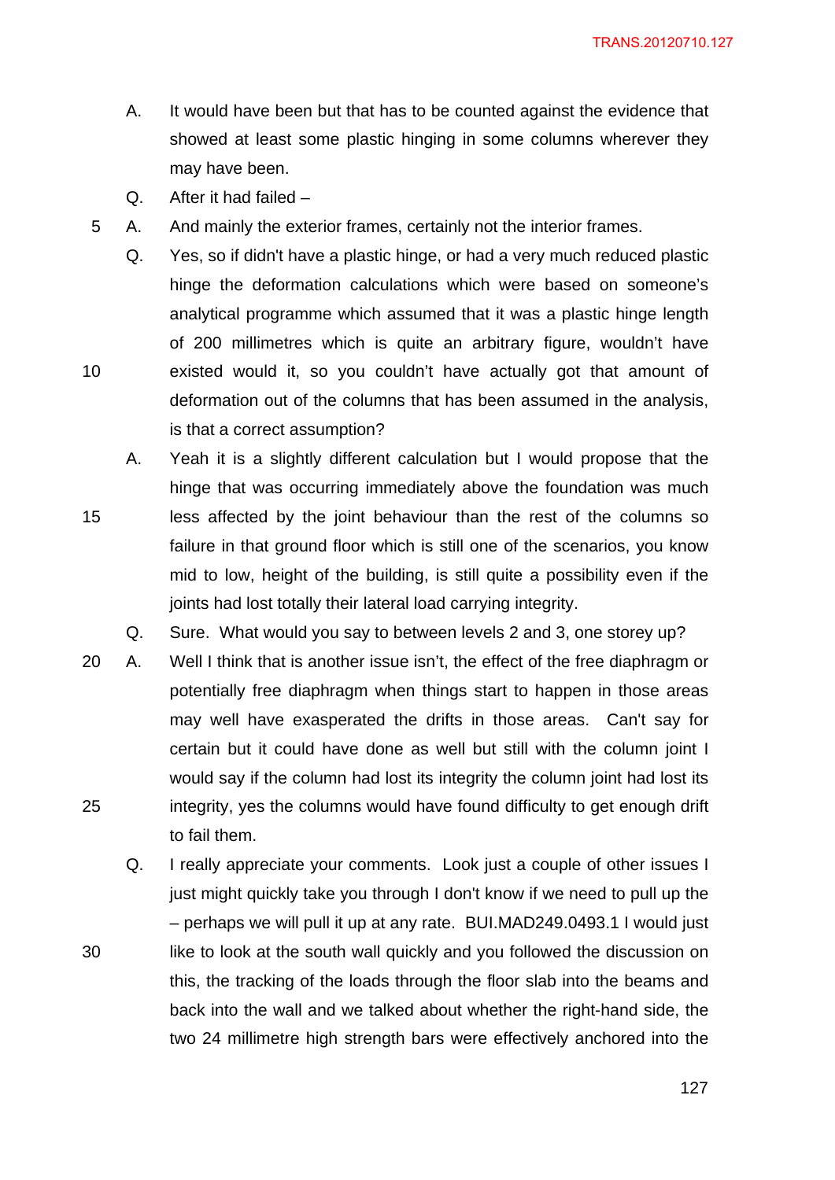A. It would have been but that has to be counted against the evidence that showed at least some plastic hinging in some columns wherever they may have been.

Q. After it had failed –

A. And mainly the exterior frames, certainly not the interior frames.

Q. Yes, so if didn't have a plastic hinge, or had a very much reduced plastic hinge the deformation calculations which were based on someone's analytical programme which assumed that it was a plastic hinge length of 200 millimetres which is quite an arbitrary figure, wouldn't have existed would it, so you couldn't have actually got that amount of deformation out of the columns that has been assumed in the analysis, is that a correct assumption?

A. Yeah it is a slightly different calculation but I would propose that the hinge that was occurring immediately above the foundation was much less affected by the joint behaviour than the rest of the columns so failure in that ground floor which is still one of the scenarios, you know mid to low, height of the building, is still quite a possibility even if the joints had lost totally their lateral load carrying integrity.

Q. Sure. What would you say to between levels 2 and 3, one storey up?

A. Well I think that is another issue isn't, the effect of the free diaphragm or potentially free diaphragm when things start to happen in those areas may well have exasperated the drifts in those areas. Can't say for certain but it could have done as well but still with the column joint I would say if the column had lost its integrity the column joint had lost its integrity, yes the columns would have found difficulty to get enough drift to fail them.

Q. I really appreciate your comments. Look just a couple of other issues I just might quickly take you through I don't know if we need to pull up the – perhaps we will pull it up at any rate. BUI.MAD249.0493.1 I would just like to look at the south wall quickly and you followed the discussion on this, the tracking of the loads through the floor slab into the beams and back into the wall and we talked about whether the right-hand side, the two 24 millimetre high strength bars were effectively anchored into the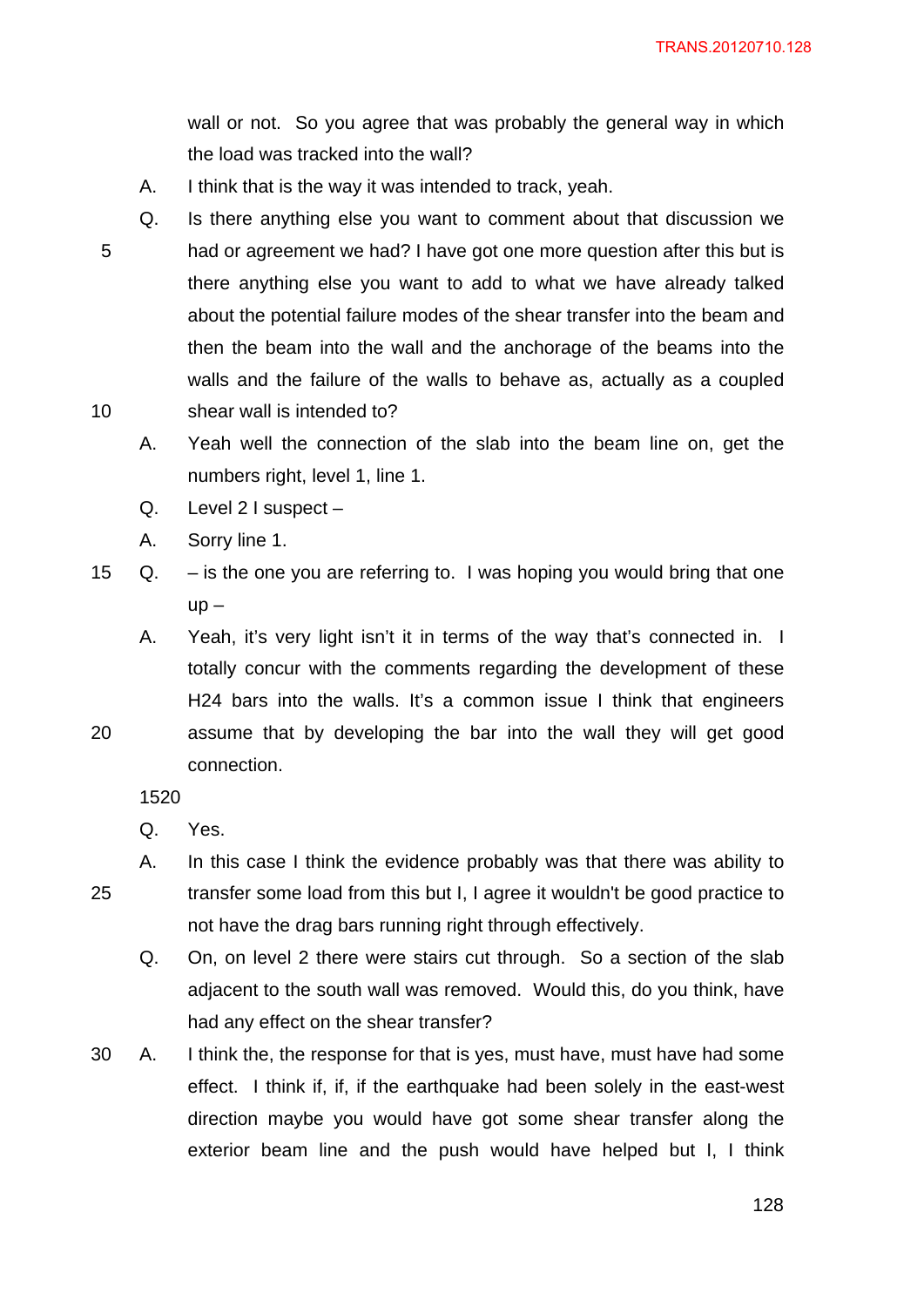wall or not. So you agree that was probably the general way in which the load was tracked into the wall?

A. I think that is the way it was intended to track, yeah.

Q. Is there anything else you want to comment about that discussion we had or agreement we had? I have got one more question after this but is there anything else you want to add to what we have already talked about the potential failure modes of the shear transfer into the beam and then the beam into the wall and the anchorage of the beams into the walls and the failure of the walls to behave as, actually as a coupled shear wall is intended to?

A. Yeah well the connection of the slab into the beam line on, get the numbers right, level 1, line 1.

Q. Level 2 I suspect –

A. Sorry line 1.

Q. – is the one you are referring to. I was hoping you would bring that one up –

A. Yeah, it's very light isn't it in terms of the way that's connected in. I totally concur with the comments regarding the development of these H24 bars into the walls. It's a common issue I think that engineers assume that by developing the bar into the wall they will get good connection.

1520

Q. Yes.

A. In this case I think the evidence probably was that there was ability to transfer some load from this but I, I agree it wouldn't be good practice to not have the drag bars running right through effectively.

Q. On, on level 2 there were stairs cut through. So a section of the slab adjacent to the south wall was removed. Would this, do you think, have had any effect on the shear transfer?

A. I think the, the response for that is yes, must have, must have had some effect. I think if, if, if the earthquake had been solely in the east-west direction maybe you would have got some shear transfer along the exterior beam line and the push would have helped but I, I think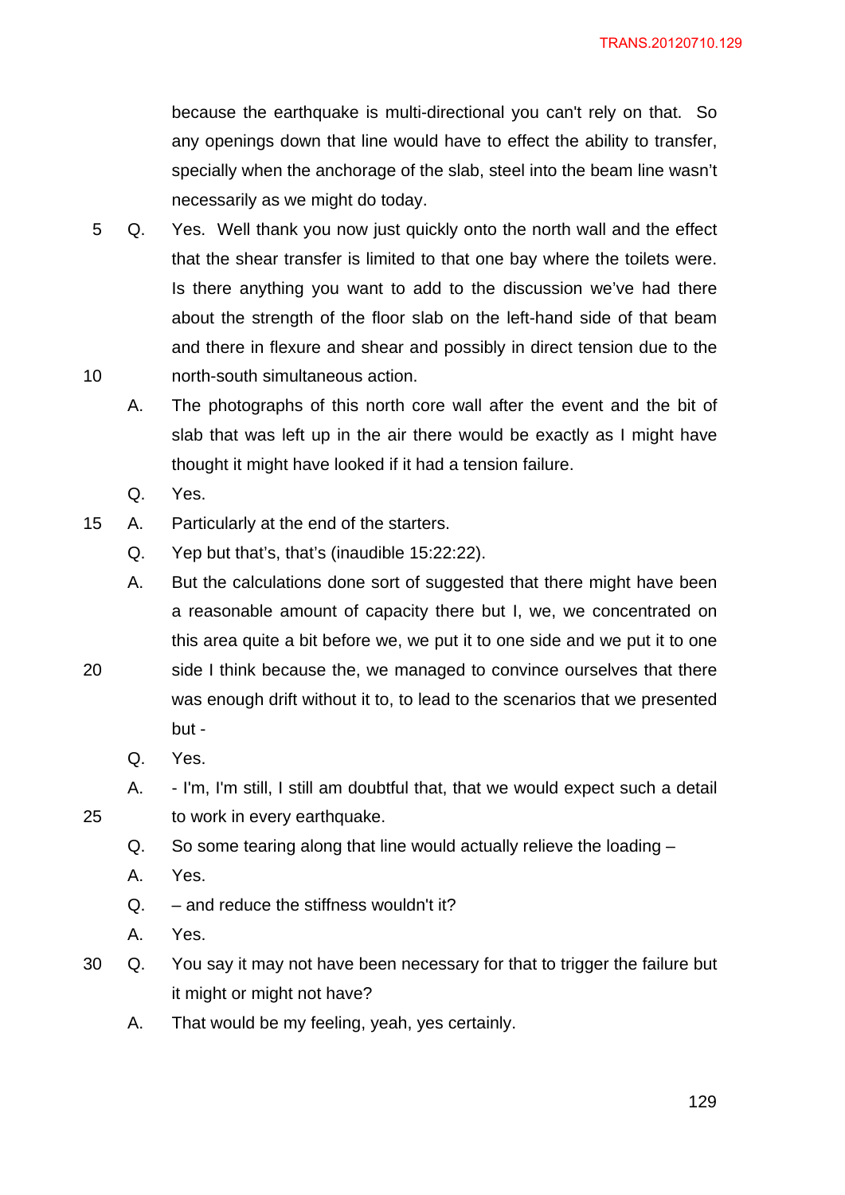because the earthquake is multi-directional you can't rely on that. So any openings down that line would have to effect the ability to transfer, specially when the anchorage of the slab, steel into the beam line wasn't necessarily as we might do today.

Q. Yes. Well thank you now just quickly onto the north wall and the effect that the shear transfer is limited to that one bay where the toilets were. Is there anything you want to add to the discussion we've had there about the strength of the floor slab on the left-hand side of that beam and there in flexure and shear and possibly in direct tension due to the north-south simultaneous action.

A. The photographs of this north core wall after the event and the bit of slab that was left up in the air there would be exactly as I might have thought it might have looked if it had a tension failure.

Q. Yes.

A. Particularly at the end of the starters.

Q. Yep but that's, that's (inaudible 15:22:22).

A. But the calculations done sort of suggested that there might have been a reasonable amount of capacity there but I, we, we concentrated on this area quite a bit before we, we put it to one side and we put it to one side I think because the, we managed to convince ourselves that there was enough drift without it to, to lead to the scenarios that we presented but -

Q. Yes.

A. - I'm, I'm still, I still am doubtful that, that we would expect such a detail to work in every earthquake.

Q. So some tearing along that line would actually relieve the loading –

A. Yes.

Q. – and reduce the stiffness wouldn't it?

A. Yes.

Q. You say it may not have been necessary for that to trigger the failure but it might or might not have?

A. That would be my feeling, yeah, yes certainly.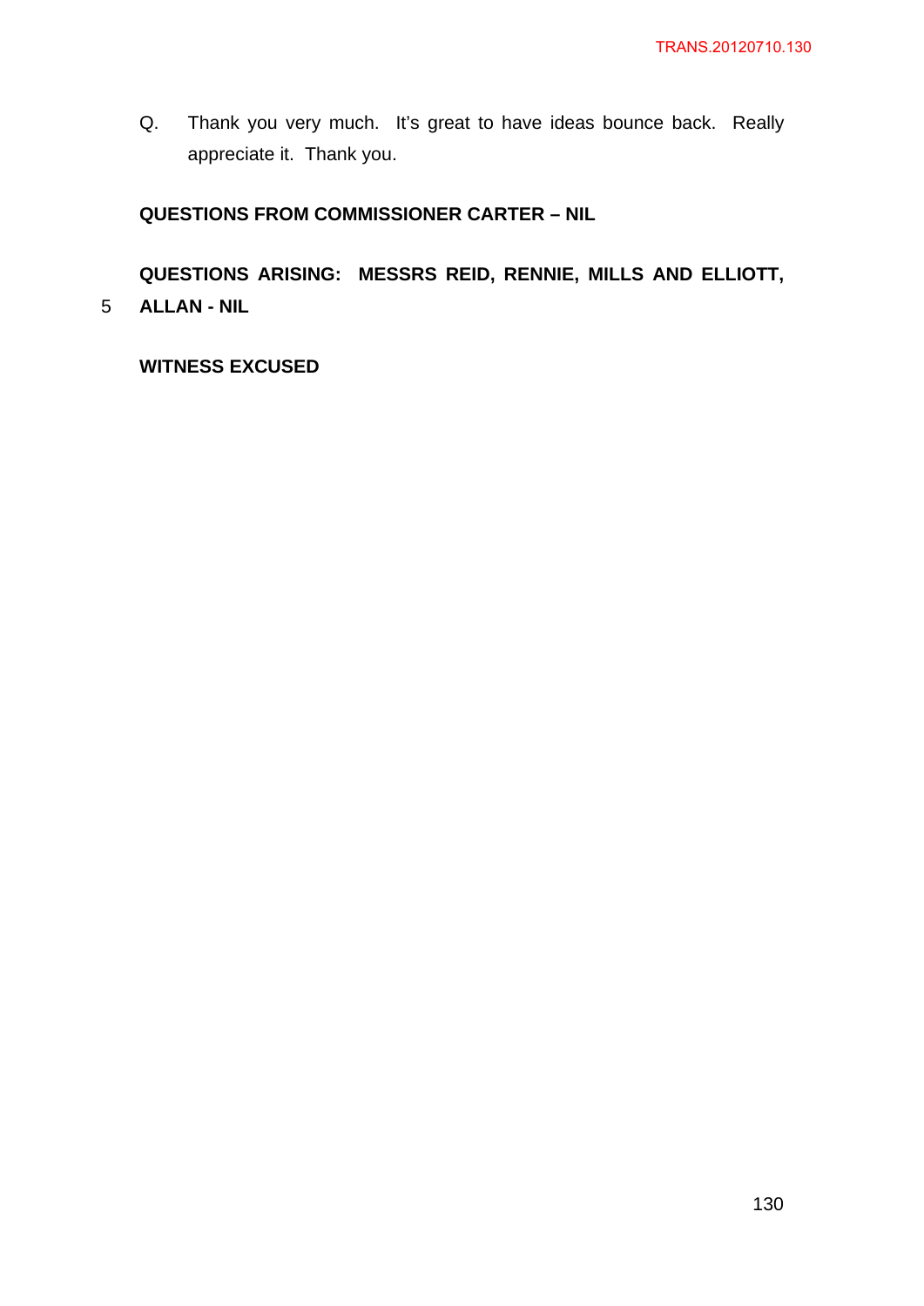Q. Thank you very much. It's great to have ideas bounce back. Really appreciate it. Thank you.

**QUESTIONS FROM COMMISSIONER CARTER – NIL**

**QUESTIONS ARISING: MESSRS REID, RENNIE, MILLS AND ELLIOTT, ALLAN - NIL**

**WITNESS EXCUSED**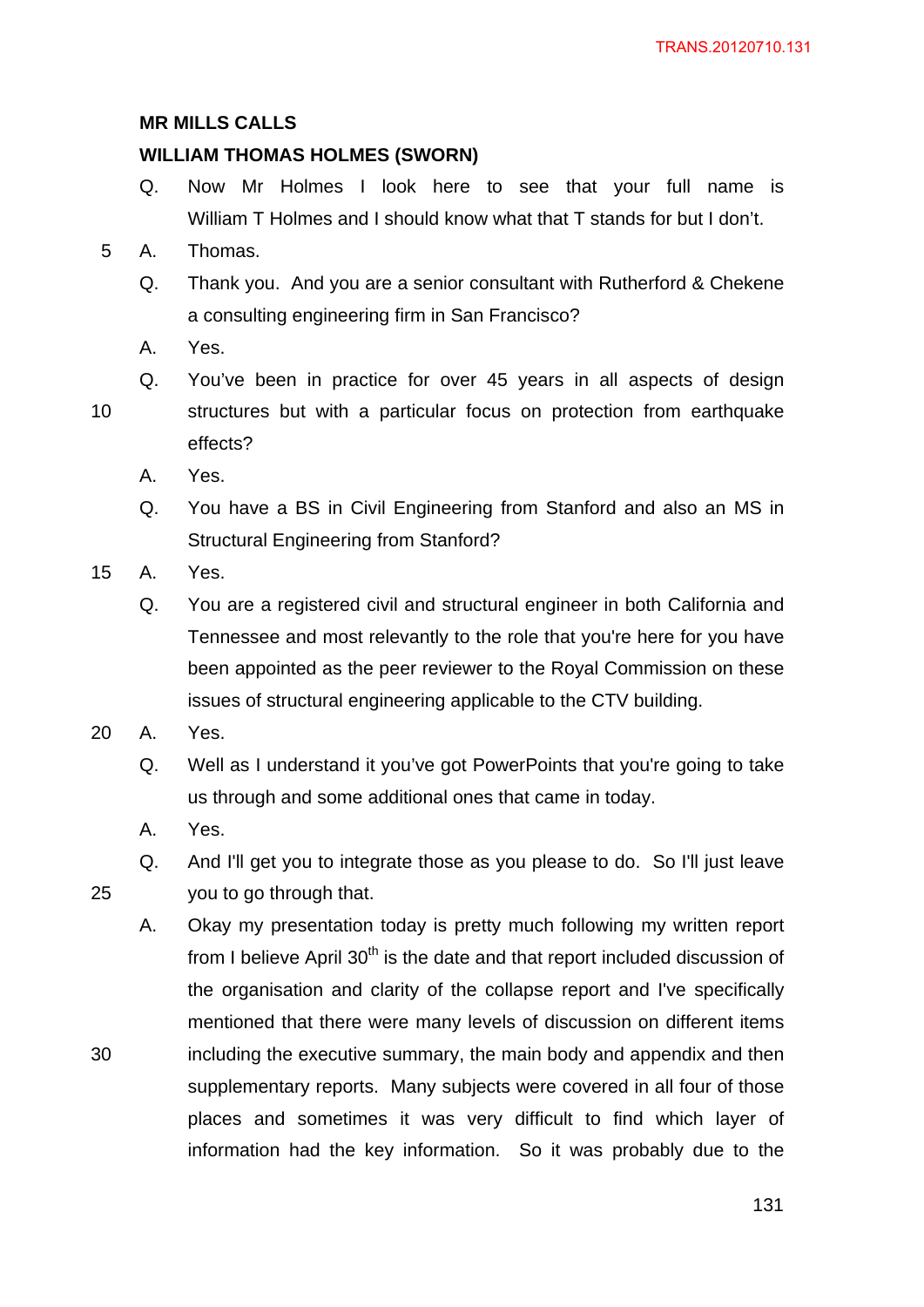**MR MILLS CALLS**

**WILLIAM THOMAS HOLMES (SWORN)**

Q. Now Mr Holmes I look here to see that your full name is William T Holmes and I should know what that T stands for but I don't.

A. Thomas.

Q. Thank you. And you are a senior consultant with Rutherford & Chekene a consulting engineering firm in San Francisco?

A. Yes.

Q. You've been in practice for over 45 years in all aspects of design structures but with a particular focus on protection from earthquake effects?

A. Yes.

Q. You have a BS in Civil Engineering from Stanford and also an MS in Structural Engineering from Stanford?

A. Yes.

Q. You are a registered civil and structural engineer in both California and Tennessee and most relevantly to the role that you're here for you have been appointed as the peer reviewer to the Royal Commission on these issues of structural engineering applicable to the CTV building.

A. Yes.

Q. Well as I understand it you've got PowerPoints that you're going to take us through and some additional ones that came in today.

A. Yes.

Q. And I'll get you to integrate those as you please to do. So I'll just leave you to go through that.

A. Okay my presentation today is pretty much following my written report from I believe April 30th is the date and that report included discussion of the organisation and clarity of the collapse report and I've specifically mentioned that there were many levels of discussion on different items including the executive summary, the main body and appendix and then supplementary reports. Many subjects were covered in all four of those places and sometimes it was very difficult to find which layer of information had the key information. So it was probably due to the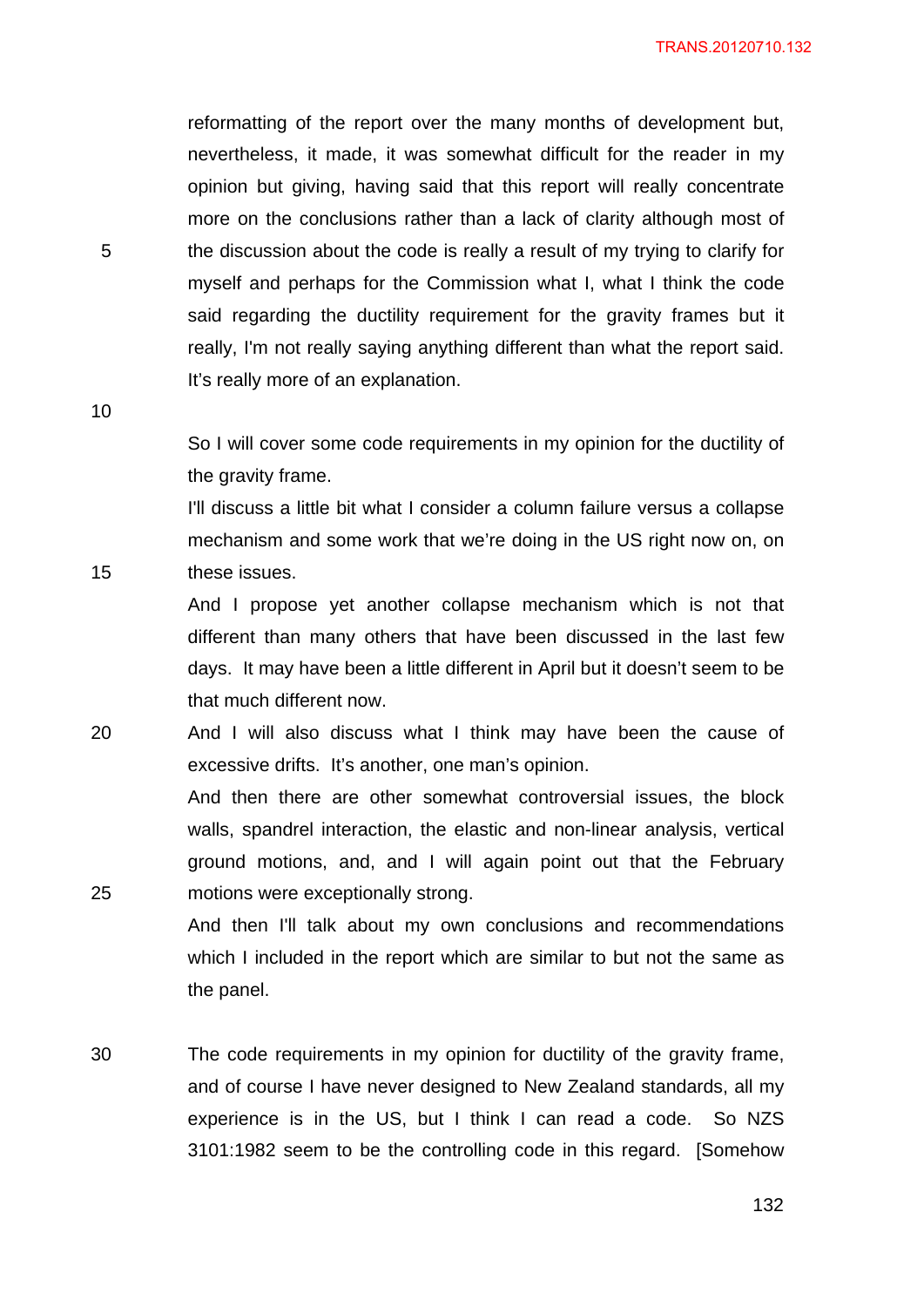reformatting of the report over the many months of development but, nevertheless, it made, it was somewhat difficult for the reader in my opinion but giving, having said that this report will really concentrate more on the conclusions rather than a lack of clarity although most of the discussion about the code is really a result of my trying to clarify for myself and perhaps for the Commission what I, what I think the code said regarding the ductility requirement for the gravity frames but it really, I'm not really saying anything different than what the report said. It's really more of an explanation.

So I will cover some code requirements in my opinion for the ductility of the gravity frame.

I'll discuss a little bit what I consider a column failure versus a collapse mechanism and some work that we're doing in the US right now on, on these issues.

And I propose yet another collapse mechanism which is not that different than many others that have been discussed in the last few days. It may have been a little different in April but it doesn't seem to be that much different now.

And I will also discuss what I think may have been the cause of excessive drifts. It's another, one man's opinion.

And then there are other somewhat controversial issues, the block walls, spandrel interaction, the elastic and non-linear analysis, vertical ground motions, and, and I will again point out that the February motions were exceptionally strong.

And then I'll talk about my own conclusions and recommendations which I included in the report which are similar to but not the same as the panel.

The code requirements in my opinion for ductility of the gravity frame, and of course I have never designed to New Zealand standards, all my experience is in the US, but I think I can read a code. So NZS 3101:1982 seem to be the controlling code in this regard. [Somehow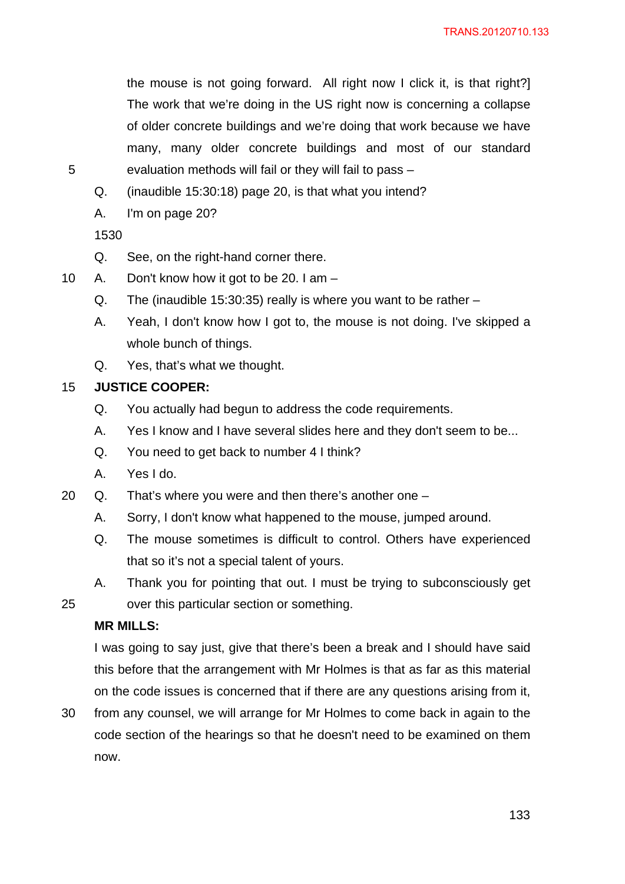the mouse is not going forward. All right now I click it, is that right?] The work that we're doing in the US right now is concerning a collapse of older concrete buildings and we're doing that work because we have many, many older concrete buildings and most of our standard evaluation methods will fail or they will fail to pass –

Q. (inaudible 15:30:18) page 20, is that what you intend?

A. I'm on page 20?

1530

Q. See, on the right-hand corner there.

A. Don't know how it got to be 20. I am –

Q. The (inaudible 15:30:35) really is where you want to be rather –

A. Yeah, I don't know how I got to, the mouse is not doing. I've skipped a whole bunch of things.

Q. Yes, that's what we thought.

**JUSTICE COOPER:**

Q. You actually had begun to address the code requirements.

A. Yes I know and I have several slides here and they don't seem to be...

Q. You need to get back to number 4 I think?

A. Yes I do.

Q. That's where you were and then there's another one –

A. Sorry, I don't know what happened to the mouse, jumped around.

Q. The mouse sometimes is difficult to control. Others have experienced that so it's not a special talent of yours.

A. Thank you for pointing that out. I must be trying to subconsciously get over this particular section or something.

**MR MILLS:**

I was going to say just, give that there's been a break and I should have said this before that the arrangement with Mr Holmes is that as far as this material on the code issues is concerned that if there are any questions arising from it, from any counsel, we will arrange for Mr Holmes to come back in again to the code section of the hearings so that he doesn't need to be examined on them now.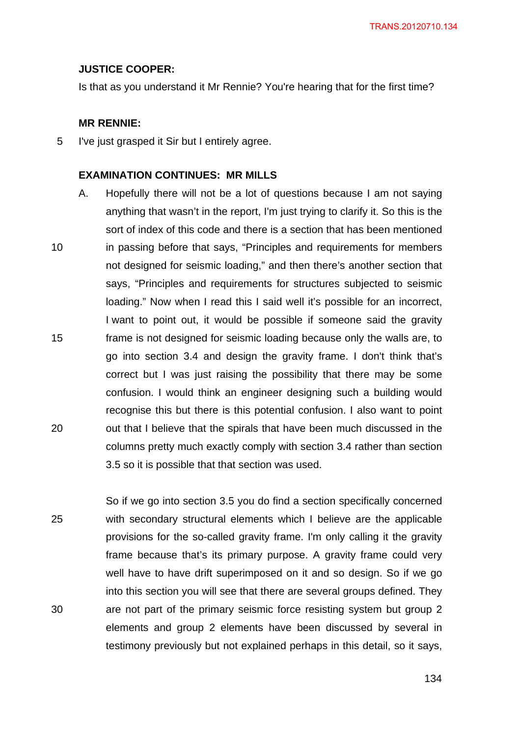**JUSTICE COOPER:**

Is that as you understand it Mr Rennie? You're hearing that for the first time?

**MR RENNIE:**

I've just grasped it Sir but I entirely agree.

**EXAMINATION CONTINUES: MR MILLS**

A. Hopefully there will not be a lot of questions because I am not saying anything that wasn't in the report, I'm just trying to clarify it. So this is the sort of index of this code and there is a section that has been mentioned in passing before that says, "Principles and requirements for members not designed for seismic loading," and then there's another section that says, "Principles and requirements for structures subjected to seismic loading." Now when I read this I said well it's possible for an incorrect, I want to point out, it would be possible if someone said the gravity frame is not designed for seismic loading because only the walls are, to go into section 3.4 and design the gravity frame. I don't think that's correct but I was just raising the possibility that there may be some confusion. I would think an engineer designing such a building would recognise this but there is this potential confusion. I also want to point out that I believe that the spirals that have been much discussed in the columns pretty much exactly comply with section 3.4 rather than section 3.5 so it is possible that that section was used.

So if we go into section 3.5 you do find a section specifically concerned with secondary structural elements which I believe are the applicable provisions for the so-called gravity frame. I'm only calling it the gravity frame because that's its primary purpose. A gravity frame could very well have to have drift superimposed on it and so design. So if we go into this section you will see that there are several groups defined. They are not part of the primary seismic force resisting system but group 2 elements and group 2 elements have been discussed by several in testimony previously but not explained perhaps in this detail, so it says,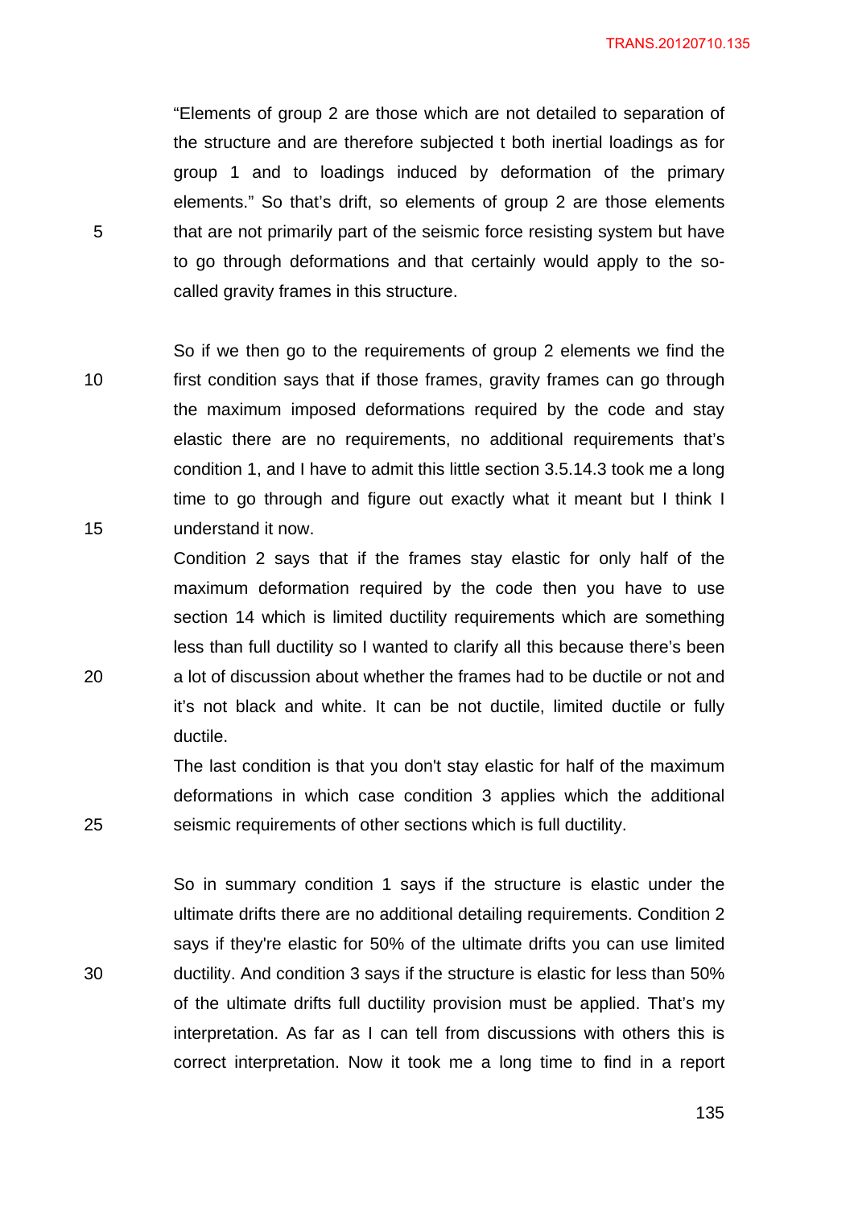"Elements of group 2 are those which are not detailed to separation of the structure and are therefore subjected t both inertial loadings as for group 1 and to loadings induced by deformation of the primary elements." So that's drift, so elements of group 2 are those elements that are not primarily part of the seismic force resisting system but have to go through deformations and that certainly would apply to the so-called gravity frames in this structure.

So if we then go to the requirements of group 2 elements we find the first condition says that if those frames, gravity frames can go through the maximum imposed deformations required by the code and stay elastic there are no requirements, no additional requirements that's condition 1, and I have to admit this little section 3.5.14.3 took me a long time to go through and figure out exactly what it meant but I think I understand it now.

Condition 2 says that if the frames stay elastic for only half of the maximum deformation required by the code then you have to use section 14 which is limited ductility requirements which are something less than full ductility so I wanted to clarify all this because there's been a lot of discussion about whether the frames had to be ductile or not and it's not black and white. It can be not ductile, limited ductile or fully ductile.

The last condition is that you don't stay elastic for half of the maximum deformations in which case condition 3 applies which the additional seismic requirements of other sections which is full ductility.

So in summary condition 1 says if the structure is elastic under the ultimate drifts there are no additional detailing requirements. Condition 2 says if they're elastic for 50% of the ultimate drifts you can use limited ductility. And condition 3 says if the structure is elastic for less than 50% of the ultimate drifts full ductility provision must be applied. That's my interpretation. As far as I can tell from discussions with others this is correct interpretation. Now it took me a long time to find in a report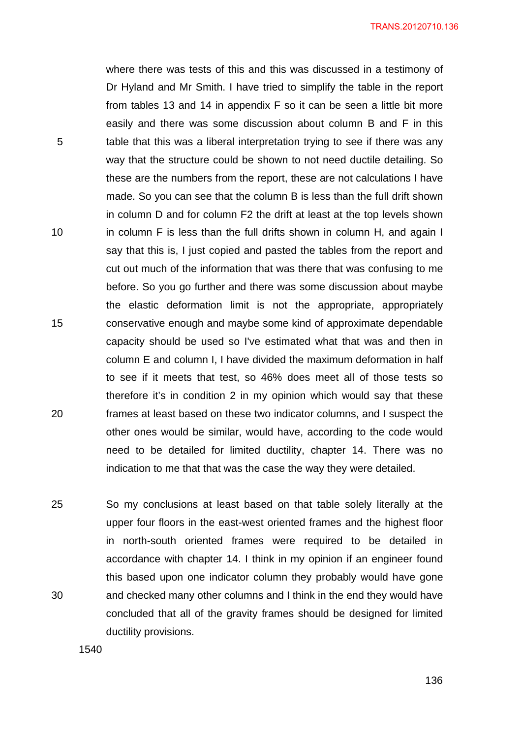where there was tests of this and this was discussed in a testimony of Dr Hyland and Mr Smith. I have tried to simplify the table in the report from tables 13 and 14 in appendix F so it can be seen a little bit more easily and there was some discussion about column B and F in this table that this was a liberal interpretation trying to see if there was any way that the structure could be shown to not need ductile detailing. So these are the numbers from the report, these are not calculations I have made. So you can see that the column B is less than the full drift shown in column D and for column F2 the drift at least at the top levels shown in column F is less than the full drifts shown in column H, and again I say that this is, I just copied and pasted the tables from the report and cut out much of the information that was there that was confusing to me before. So you go further and there was some discussion about maybe the elastic deformation limit is not the appropriate, appropriately conservative enough and maybe some kind of approximate dependable capacity should be used so I've estimated what that was and then in column E and column I, I have divided the maximum deformation in half to see if it meets that test, so 46% does meet all of those tests so therefore it's in condition 2 in my opinion which would say that these frames at least based on these two indicator columns, and I suspect the other ones would be similar, would have, according to the code would need to be detailed for limited ductility, chapter 14. There was no indication to me that that was the case the way they were detailed.

So my conclusions at least based on that table solely literally at the upper four floors in the east-west oriented frames and the highest floor in north-south oriented frames were required to be detailed in accordance with chapter 14. I think in my opinion if an engineer found this based upon one indicator column they probably would have gone and checked many other columns and I think in the end they would have concluded that all of the gravity frames should be designed for limited ductility provisions.

1540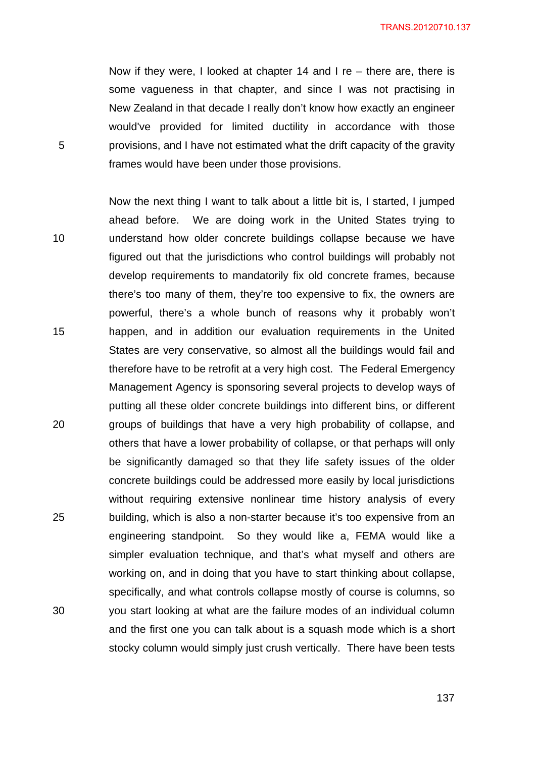Now if they were, I looked at chapter 14 and I re – there are, there is some vagueness in that chapter, and since I was not practising in New Zealand in that decade I really don't know how exactly an engineer would've provided for limited ductility in accordance with those provisions, and I have not estimated what the drift capacity of the gravity frames would have been under those provisions.

Now the next thing I want to talk about a little bit is, I started, I jumped ahead before. We are doing work in the United States trying to understand how older concrete buildings collapse because we have figured out that the jurisdictions who control buildings will probably not develop requirements to mandatorily fix old concrete frames, because there's too many of them, they're too expensive to fix, the owners are powerful, there's a whole bunch of reasons why it probably won't happen, and in addition our evaluation requirements in the United States are very conservative, so almost all the buildings would fail and therefore have to be retrofit at a very high cost. The Federal Emergency Management Agency is sponsoring several projects to develop ways of putting all these older concrete buildings into different bins, or different groups of buildings that have a very high probability of collapse, and others that have a lower probability of collapse, or that perhaps will only be significantly damaged so that they life safety issues of the older concrete buildings could be addressed more easily by local jurisdictions without requiring extensive nonlinear time history analysis of every building, which is also a non-starter because it's too expensive from an engineering standpoint. So they would like a, FEMA would like a simpler evaluation technique, and that's what myself and others are working on, and in doing that you have to start thinking about collapse, specifically, and what controls collapse mostly of course is columns, so you start looking at what are the failure modes of an individual column and the first one you can talk about is a squash mode which is a short stocky column would simply just crush vertically. There have been tests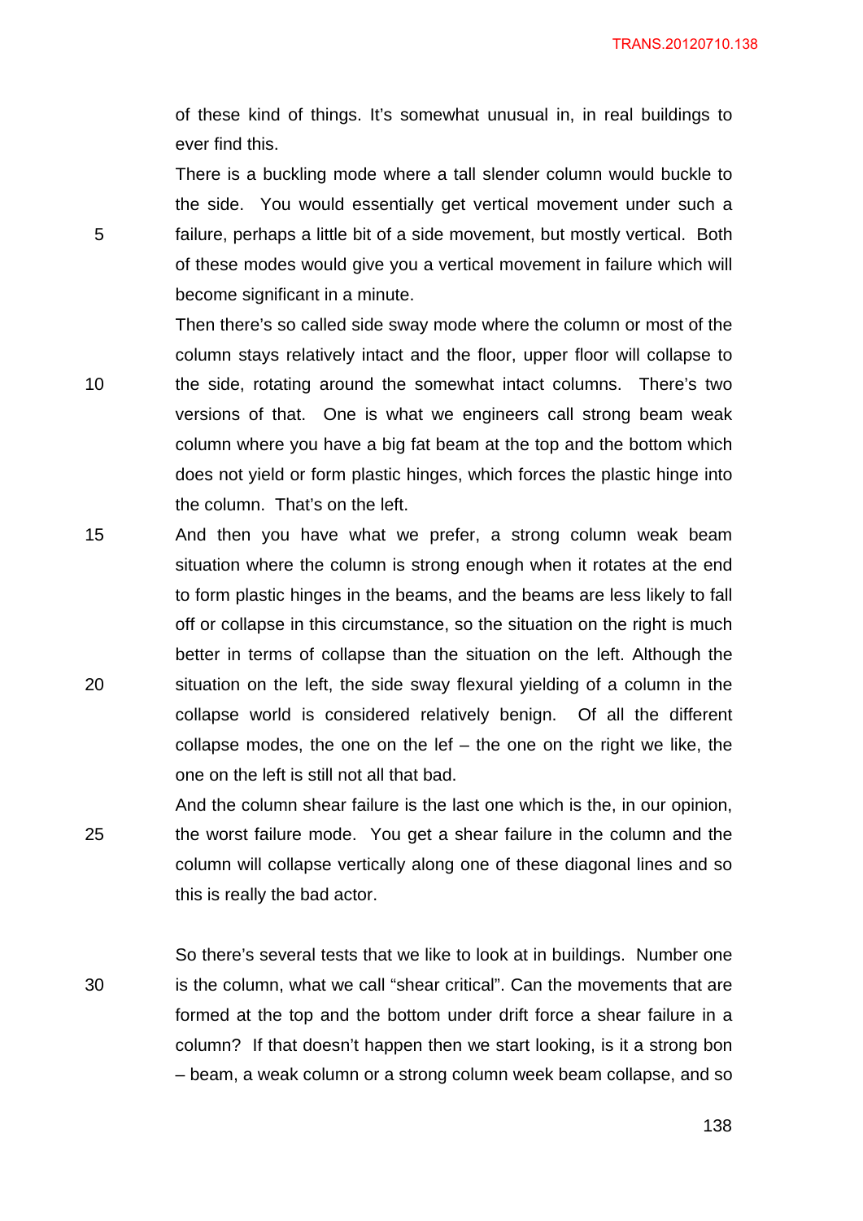of these kind of things. It's somewhat unusual in, in real buildings to ever find this.

There is a buckling mode where a tall slender column would buckle to the side. You would essentially get vertical movement under such a failure, perhaps a little bit of a side movement, but mostly vertical. Both of these modes would give you a vertical movement in failure which will become significant in a minute.

Then there's so called side sway mode where the column or most of the column stays relatively intact and the floor, upper floor will collapse to the side, rotating around the somewhat intact columns. There's two versions of that. One is what we engineers call strong beam weak column where you have a big fat beam at the top and the bottom which does not yield or form plastic hinges, which forces the plastic hinge into the column. That's on the left.

And then you have what we prefer, a strong column weak beam situation where the column is strong enough when it rotates at the end to form plastic hinges in the beams, and the beams are less likely to fall off or collapse in this circumstance, so the situation on the right is much better in terms of collapse than the situation on the left. Although the situation on the left, the side sway flexural yielding of a column in the collapse world is considered relatively benign. Of all the different collapse modes, the one on the lef – the one on the right we like, the one on the left is still not all that bad.

And the column shear failure is the last one which is the, in our opinion, the worst failure mode. You get a shear failure in the column and the column will collapse vertically along one of these diagonal lines and so this is really the bad actor.

So there's several tests that we like to look at in buildings. Number one is the column, what we call "shear critical". Can the movements that are formed at the top and the bottom under drift force a shear failure in a column? If that doesn't happen then we start looking, is it a strong bon – beam, a weak column or a strong column week beam collapse, and so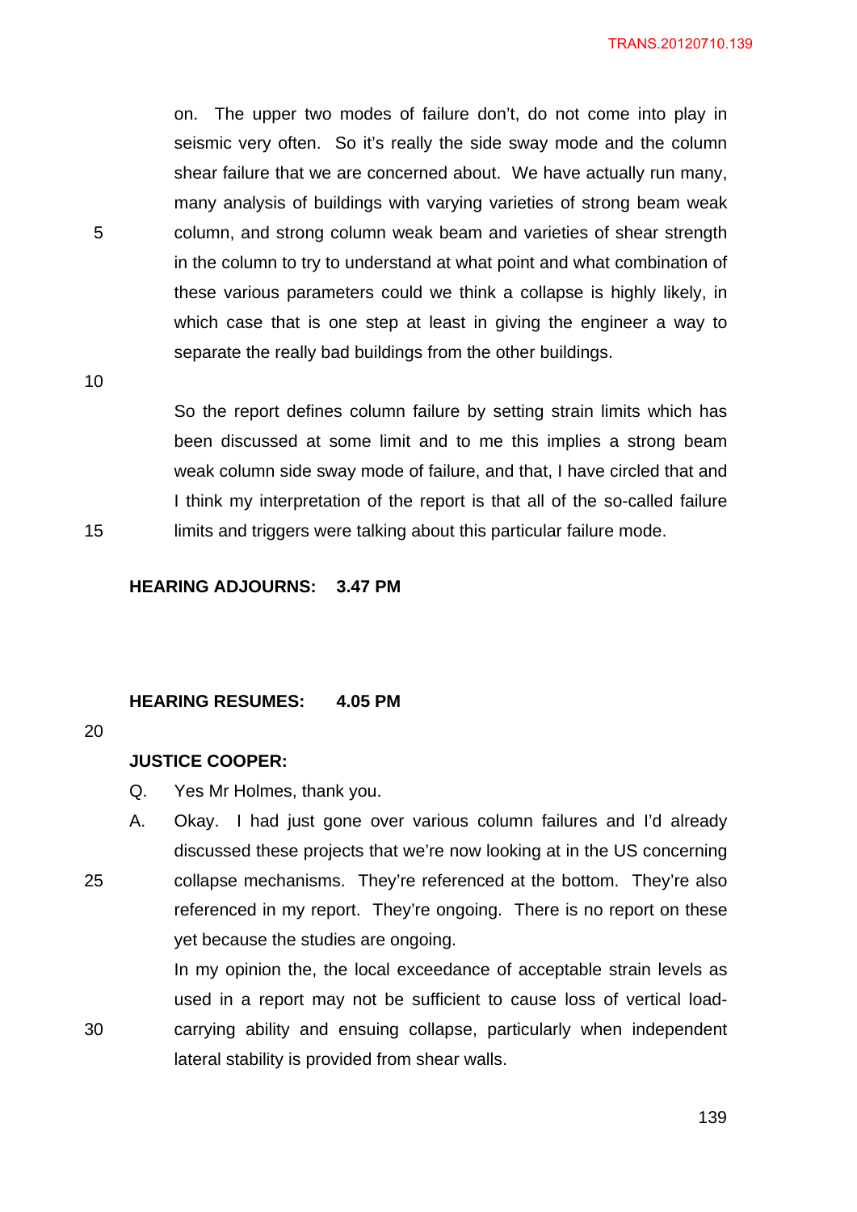on. The upper two modes of failure don't, do not come into play in seismic very often. So it's really the side sway mode and the column shear failure that we are concerned about. We have actually run many, many analysis of buildings with varying varieties of strong beam weak column, and strong column weak beam and varieties of shear strength in the column to try to understand at what point and what combination of these various parameters could we think a collapse is highly likely, in which case that is one step at least in giving the engineer a way to separate the really bad buildings from the other buildings.

So the report defines column failure by setting strain limits which has been discussed at some limit and to me this implies a strong beam weak column side sway mode of failure, and that, I have circled that and I think my interpretation of the report is that all of the so-called failure limits and triggers were talking about this particular failure mode.

**HEARING ADJOURNS: 3.47 PM**

**HEARING RESUMES: 4.05 PM**

**JUSTICE COOPER:**

Q. Yes Mr Holmes, thank you.

A. Okay. I had just gone over various column failures and I'd already discussed these projects that we're now looking at in the US concerning collapse mechanisms. They're referenced at the bottom. They're also referenced in my report. They're ongoing. There is no report on these yet because the studies are ongoing.

In my opinion the, the local exceedance of acceptable strain levels as used in a report may not be sufficient to cause loss of vertical load-carrying ability and ensuing collapse, particularly when independent lateral stability is provided from shear walls.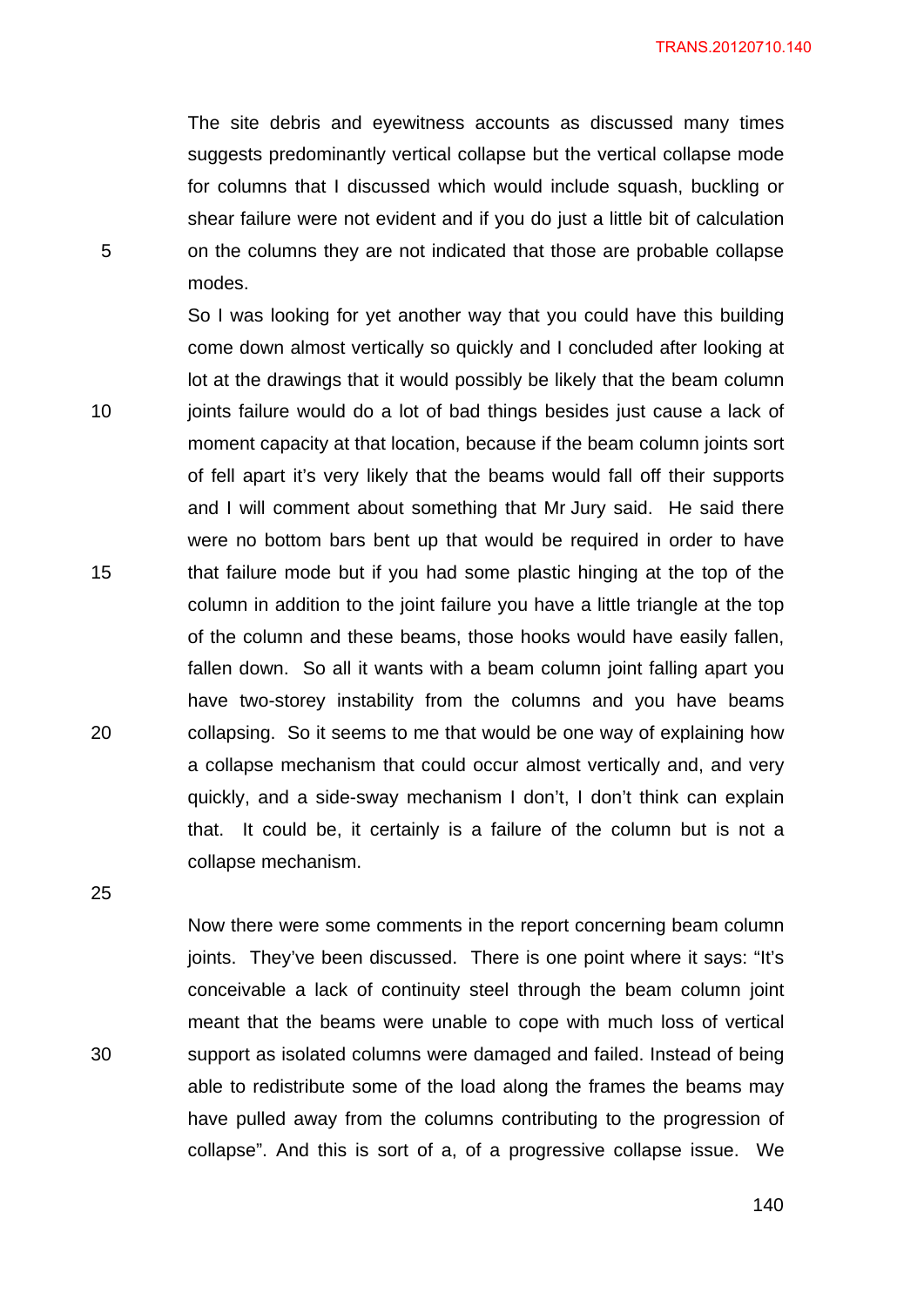The site debris and eyewitness accounts as discussed many times suggests predominantly vertical collapse but the vertical collapse mode for columns that I discussed which would include squash, buckling or shear failure were not evident and if you do just a little bit of calculation on the columns they are not indicated that those are probable collapse modes.

So I was looking for yet another way that you could have this building come down almost vertically so quickly and I concluded after looking at lot at the drawings that it would possibly be likely that the beam column joints failure would do a lot of bad things besides just cause a lack of moment capacity at that location, because if the beam column joints sort of fell apart it's very likely that the beams would fall off their supports and I will comment about something that Mr Jury said. He said there were no bottom bars bent up that would be required in order to have that failure mode but if you had some plastic hinging at the top of the column in addition to the joint failure you have a little triangle at the top of the column and these beams, those hooks would have easily fallen, fallen down. So all it wants with a beam column joint falling apart you have two-storey instability from the columns and you have beams collapsing. So it seems to me that would be one way of explaining how a collapse mechanism that could occur almost vertically and, and very quickly, and a side-sway mechanism I don't, I don't think can explain that. It could be, it certainly is a failure of the column but is not a collapse mechanism.

Now there were some comments in the report concerning beam column joints. They've been discussed. There is one point where it says: "It's conceivable a lack of continuity steel through the beam column joint meant that the beams were unable to cope with much loss of vertical support as isolated columns were damaged and failed. Instead of being able to redistribute some of the load along the frames the beams may have pulled away from the columns contributing to the progression of collapse". And this is sort of a, of a progressive collapse issue. We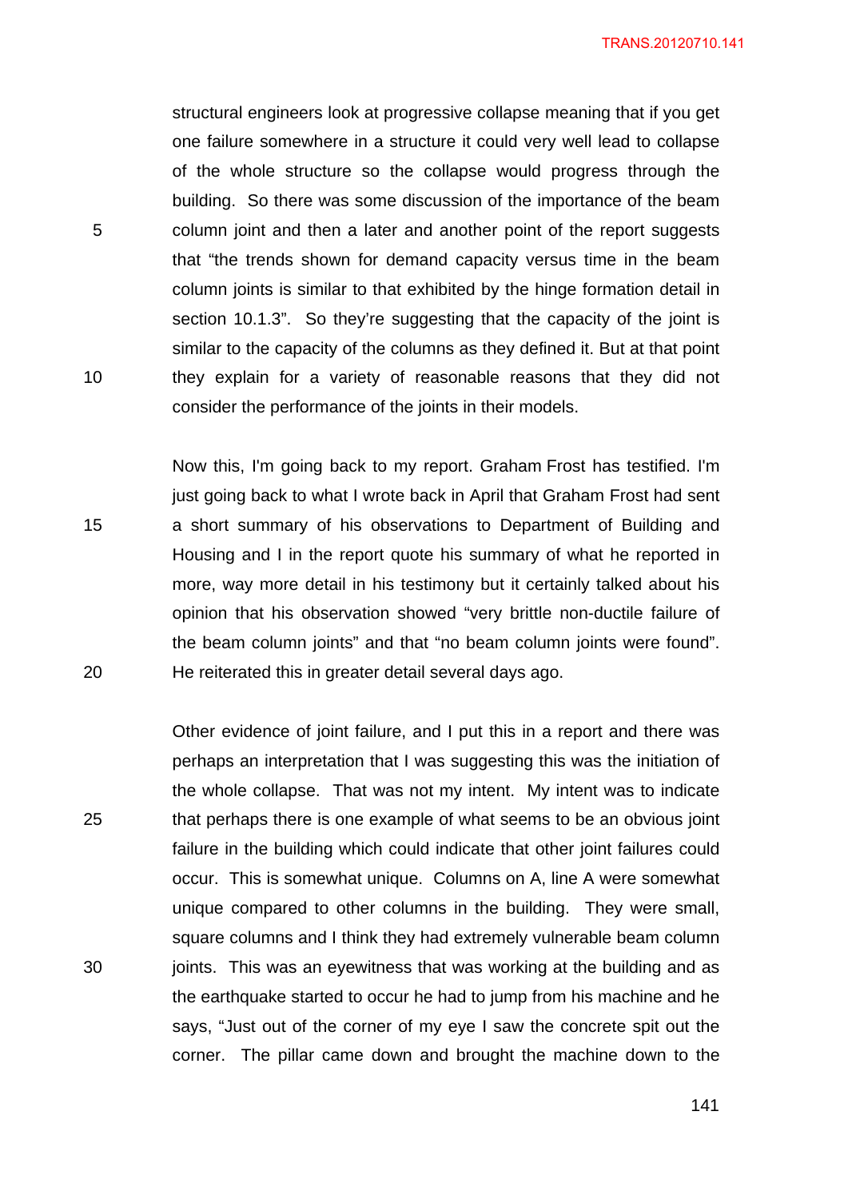structural engineers look at progressive collapse meaning that if you get one failure somewhere in a structure it could very well lead to collapse of the whole structure so the collapse would progress through the building. So there was some discussion of the importance of the beam column joint and then a later and another point of the report suggests that "the trends shown for demand capacity versus time in the beam column joints is similar to that exhibited by the hinge formation detail in section 10.1.3". So they're suggesting that the capacity of the joint is similar to the capacity of the columns as they defined it. But at that point they explain for a variety of reasonable reasons that they did not consider the performance of the joints in their models.

Now this, I'm going back to my report. Graham Frost has testified. I'm just going back to what I wrote back in April that Graham Frost had sent a short summary of his observations to Department of Building and Housing and I in the report quote his summary of what he reported in more, way more detail in his testimony but it certainly talked about his opinion that his observation showed "very brittle non-ductile failure of the beam column joints" and that "no beam column joints were found". He reiterated this in greater detail several days ago.

Other evidence of joint failure, and I put this in a report and there was perhaps an interpretation that I was suggesting this was the initiation of the whole collapse. That was not my intent. My intent was to indicate that perhaps there is one example of what seems to be an obvious joint failure in the building which could indicate that other joint failures could occur. This is somewhat unique. Columns on A, line A were somewhat unique compared to other columns in the building. They were small, square columns and I think they had extremely vulnerable beam column joints. This was an eyewitness that was working at the building and as the earthquake started to occur he had to jump from his machine and he says, "Just out of the corner of my eye I saw the concrete spit out the corner. The pillar came down and brought the machine down to the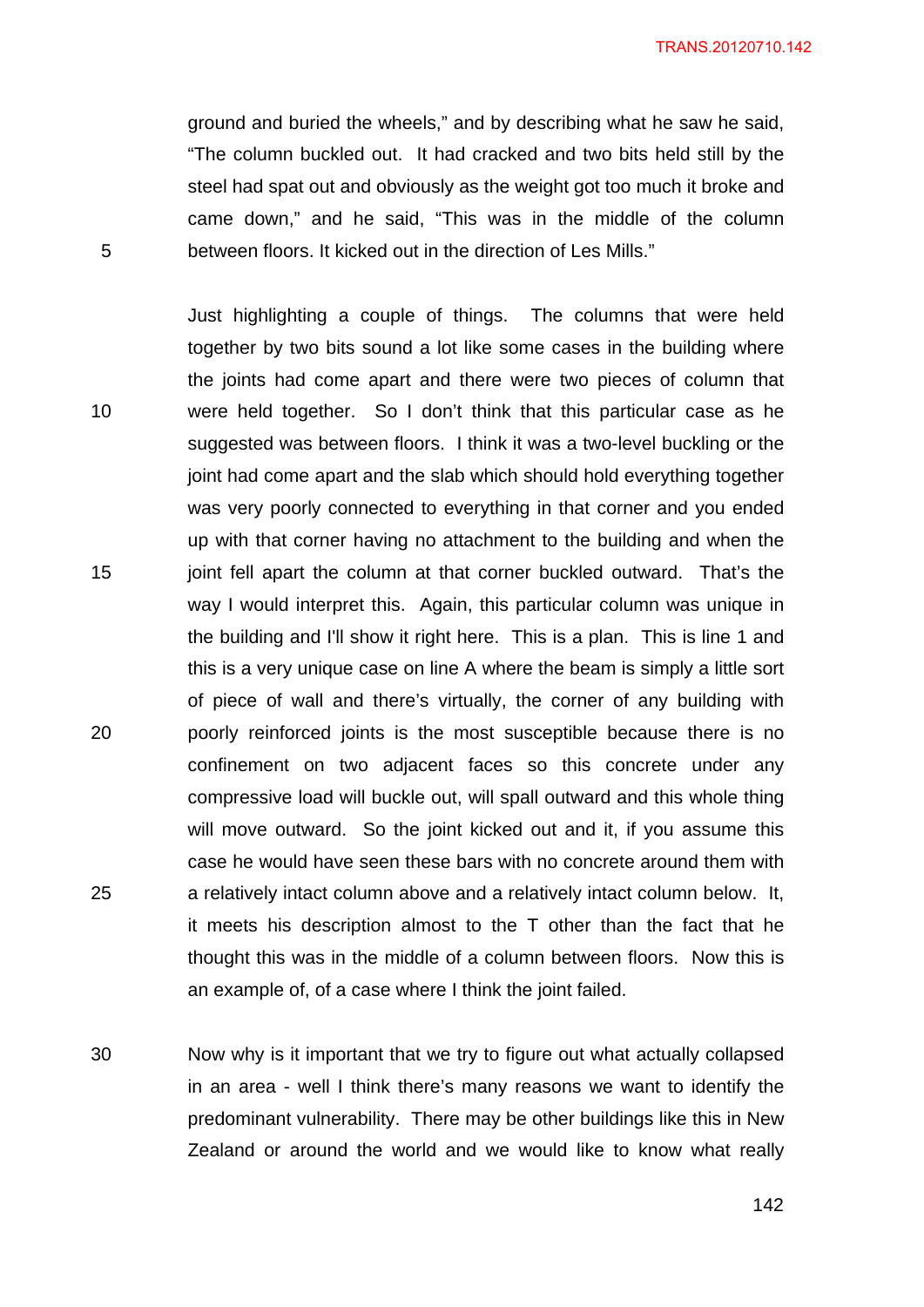ground and buried the wheels," and by describing what he saw he said, "The column buckled out. It had cracked and two bits held still by the steel had spat out and obviously as the weight got too much it broke and came down," and he said, "This was in the middle of the column between floors. It kicked out in the direction of Les Mills."

Just highlighting a couple of things. The columns that were held together by two bits sound a lot like some cases in the building where the joints had come apart and there were two pieces of column that were held together. So I don't think that this particular case as he suggested was between floors. I think it was a two-level buckling or the joint had come apart and the slab which should hold everything together was very poorly connected to everything in that corner and you ended up with that corner having no attachment to the building and when the joint fell apart the column at that corner buckled outward. That's the way I would interpret this. Again, this particular column was unique in the building and I'll show it right here. This is a plan. This is line 1 and this is a very unique case on line A where the beam is simply a little sort of piece of wall and there's virtually, the corner of any building with poorly reinforced joints is the most susceptible because there is no confinement on two adjacent faces so this concrete under any compressive load will buckle out, will spall outward and this whole thing will move outward. So the joint kicked out and it, if you assume this case he would have seen these bars with no concrete around them with a relatively intact column above and a relatively intact column below. It, it meets his description almost to the T other than the fact that he thought this was in the middle of a column between floors. Now this is an example of, of a case where I think the joint failed.

Now why is it important that we try to figure out what actually collapsed in an area - well I think there's many reasons we want to identify the predominant vulnerability. There may be other buildings like this in New Zealand or around the world and we would like to know what really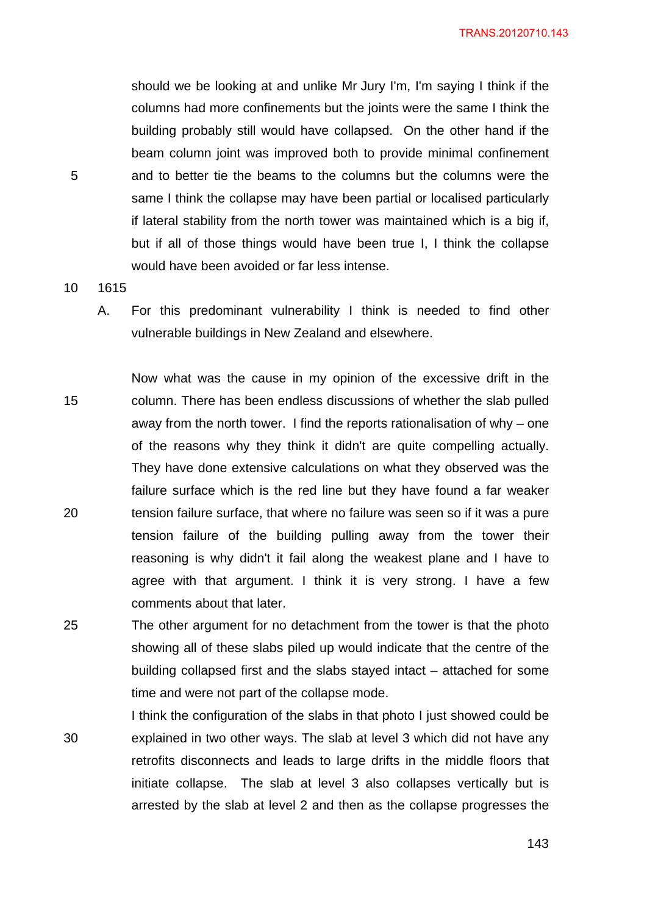should we be looking at and unlike Mr Jury I'm, I'm saying I think if the columns had more confinements but the joints were the same I think the building probably still would have collapsed. On the other hand if the beam column joint was improved both to provide minimal confinement and to better tie the beams to the columns but the columns were the same I think the collapse may have been partial or localised particularly if lateral stability from the north tower was maintained which is a big if, but if all of those things would have been true I, I think the collapse would have been avoided or far less intense.

1615

A. For this predominant vulnerability I think is needed to find other vulnerable buildings in New Zealand and elsewhere.

Now what was the cause in my opinion of the excessive drift in the column. There has been endless discussions of whether the slab pulled away from the north tower. I find the reports rationalisation of why – one of the reasons why they think it didn't are quite compelling actually. They have done extensive calculations on what they observed was the failure surface which is the red line but they have found a far weaker tension failure surface, that where no failure was seen so if it was a pure tension failure of the building pulling away from the tower their reasoning is why didn't it fail along the weakest plane and I have to agree with that argument. I think it is very strong. I have a few comments about that later.

The other argument for no detachment from the tower is that the photo showing all of these slabs piled up would indicate that the centre of the building collapsed first and the slabs stayed intact – attached for some time and were not part of the collapse mode.

I think the configuration of the slabs in that photo I just showed could be explained in two other ways. The slab at level 3 which did not have any retrofits disconnects and leads to large drifts in the middle floors that initiate collapse. The slab at level 3 also collapses vertically but is arrested by the slab at level 2 and then as the collapse progresses the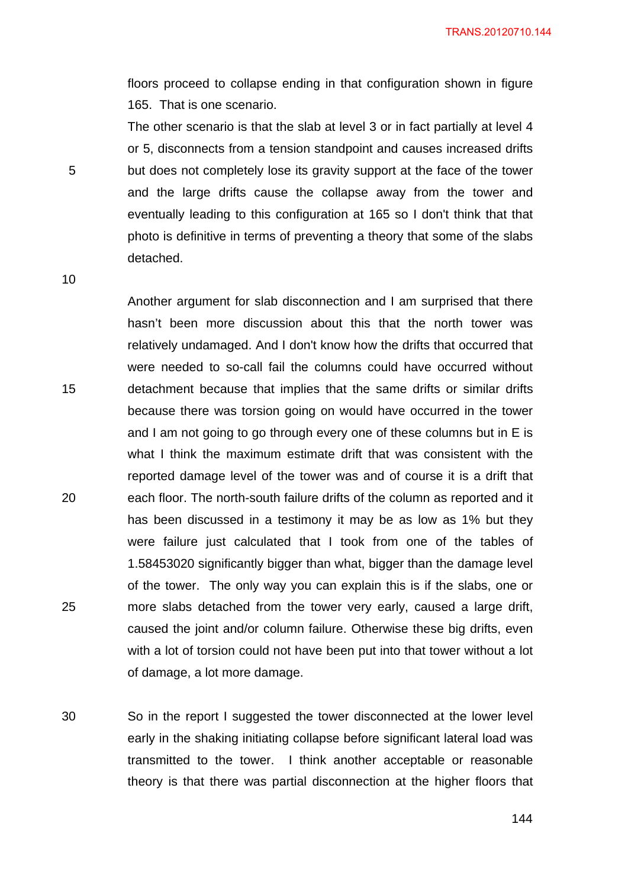floors proceed to collapse ending in that configuration shown in figure 165. That is one scenario.

The other scenario is that the slab at level 3 or in fact partially at level 4 or 5, disconnects from a tension standpoint and causes increased drifts but does not completely lose its gravity support at the face of the tower and the large drifts cause the collapse away from the tower and eventually leading to this configuration at 165 so I don't think that that photo is definitive in terms of preventing a theory that some of the slabs detached.

Another argument for slab disconnection and I am surprised that there hasn't been more discussion about this that the north tower was relatively undamaged. And I don't know how the drifts that occurred that were needed to so-call fail the columns could have occurred without detachment because that implies that the same drifts or similar drifts because there was torsion going on would have occurred in the tower and I am not going to go through every one of these columns but in E is what I think the maximum estimate drift that was consistent with the reported damage level of the tower was and of course it is a drift that each floor. The north-south failure drifts of the column as reported and it has been discussed in a testimony it may be as low as 1% but they were failure just calculated that I took from one of the tables of 1.58453020 significantly bigger than what, bigger than the damage level of the tower. The only way you can explain this is if the slabs, one or more slabs detached from the tower very early, caused a large drift, caused the joint and/or column failure. Otherwise these big drifts, even with a lot of torsion could not have been put into that tower without a lot of damage, a lot more damage.

So in the report I suggested the tower disconnected at the lower level early in the shaking initiating collapse before significant lateral load was transmitted to the tower. I think another acceptable or reasonable theory is that there was partial disconnection at the higher floors that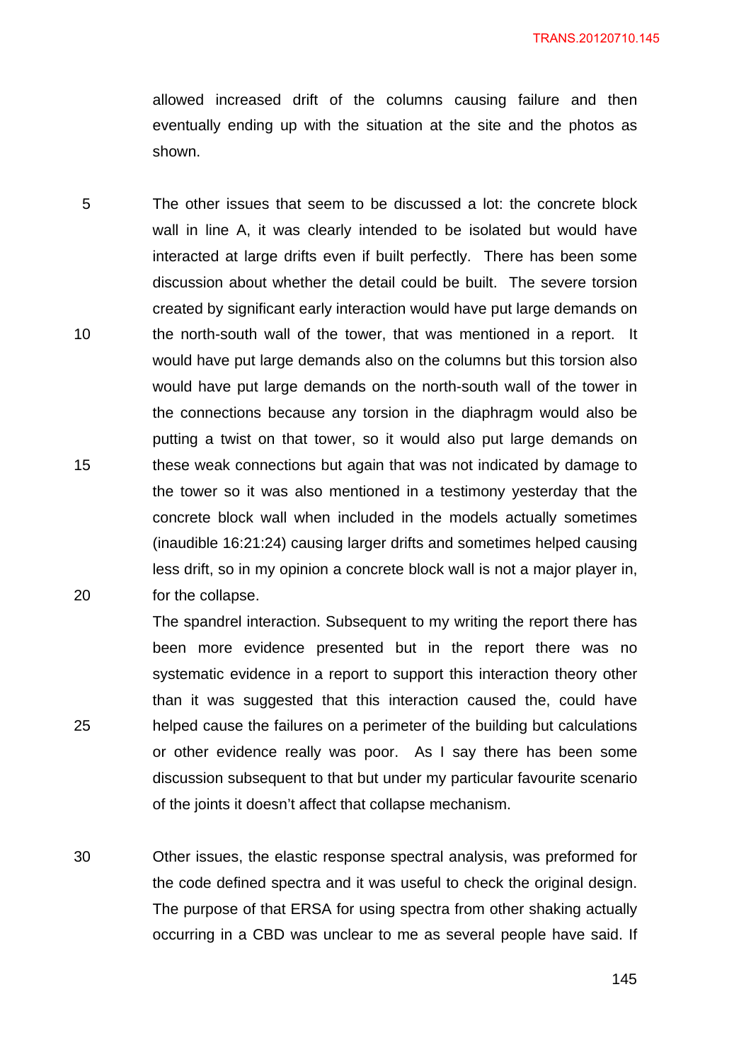allowed increased drift of the columns causing failure and then eventually ending up with the situation at the site and the photos as shown.

The other issues that seem to be discussed a lot: the concrete block wall in line A, it was clearly intended to be isolated but would have interacted at large drifts even if built perfectly. There has been some discussion about whether the detail could be built. The severe torsion created by significant early interaction would have put large demands on the north-south wall of the tower, that was mentioned in a report. It would have put large demands also on the columns but this torsion also would have put large demands on the north-south wall of the tower in the connections because any torsion in the diaphragm would also be putting a twist on that tower, so it would also put large demands on these weak connections but again that was not indicated by damage to the tower so it was also mentioned in a testimony yesterday that the concrete block wall when included in the models actually sometimes (inaudible 16:21:24) causing larger drifts and sometimes helped causing less drift, so in my opinion a concrete block wall is not a major player in, for the collapse.

The spandrel interaction. Subsequent to my writing the report there has been more evidence presented but in the report there was no systematic evidence in a report to support this interaction theory other than it was suggested that this interaction caused the, could have helped cause the failures on a perimeter of the building but calculations or other evidence really was poor. As I say there has been some discussion subsequent to that but under my particular favourite scenario of the joints it doesn't affect that collapse mechanism.

Other issues, the elastic response spectral analysis, was preformed for the code defined spectra and it was useful to check the original design. The purpose of that ERSA for using spectra from other shaking actually occurring in a CBD was unclear to me as several people have said. If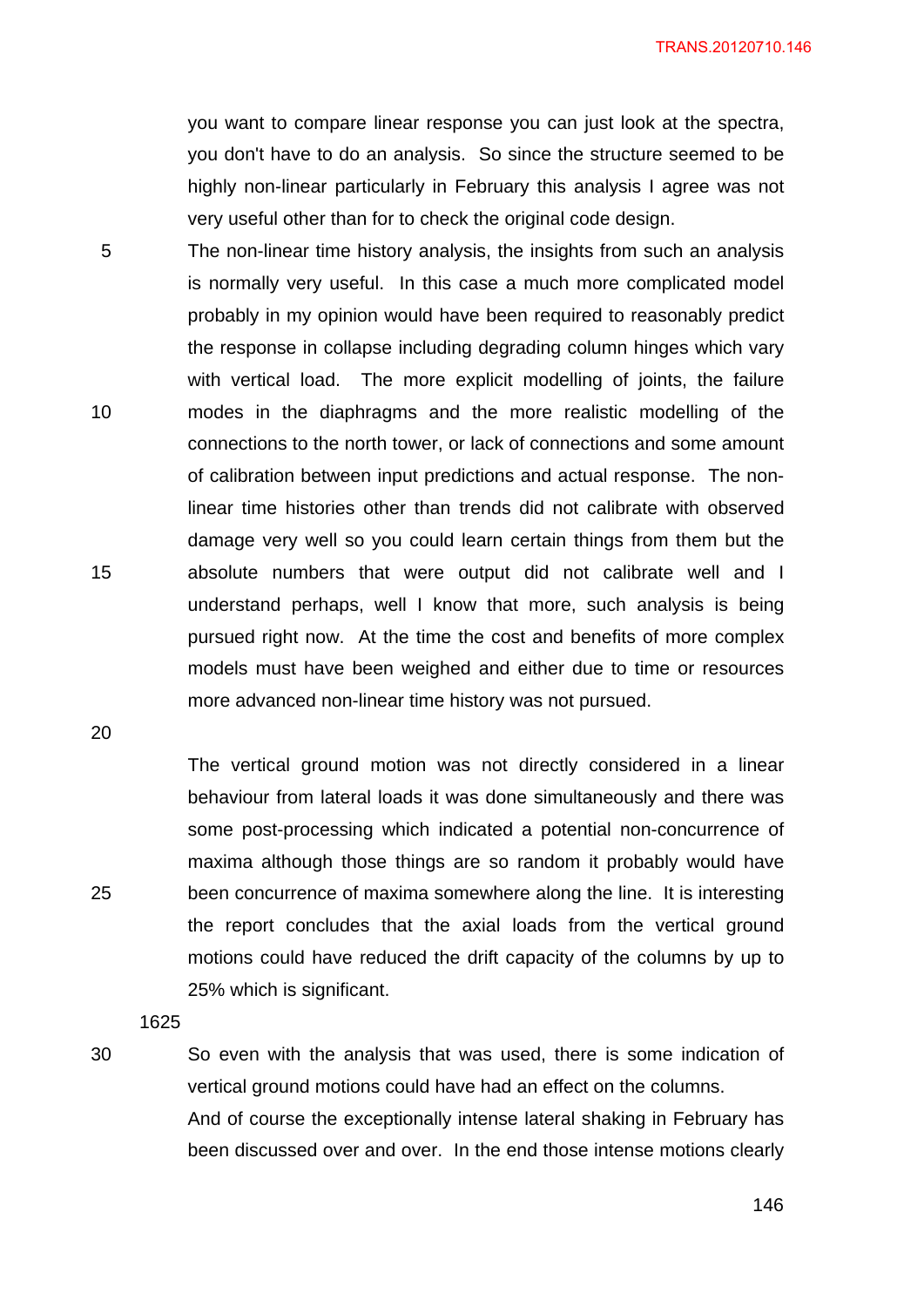you want to compare linear response you can just look at the spectra, you don't have to do an analysis. So since the structure seemed to be highly non-linear particularly in February this analysis I agree was not very useful other than for to check the original code design.

The non-linear time history analysis, the insights from such an analysis is normally very useful. In this case a much more complicated model probably in my opinion would have been required to reasonably predict the response in collapse including degrading column hinges which vary with vertical load. The more explicit modelling of joints, the failure modes in the diaphragms and the more realistic modelling of the connections to the north tower, or lack of connections and some amount of calibration between input predictions and actual response. The non-linear time histories other than trends did not calibrate with observed damage very well so you could learn certain things from them but the absolute numbers that were output did not calibrate well and I understand perhaps, well I know that more, such analysis is being pursued right now. At the time the cost and benefits of more complex models must have been weighed and either due to time or resources more advanced non-linear time history was not pursued.

The vertical ground motion was not directly considered in a linear behaviour from lateral loads it was done simultaneously and there was some post-processing which indicated a potential non-concurrence of maxima although those things are so random it probably would have been concurrence of maxima somewhere along the line. It is interesting the report concludes that the axial loads from the vertical ground motions could have reduced the drift capacity of the columns by up to 25% which is significant.

1625

So even with the analysis that was used, there is some indication of vertical ground motions could have had an effect on the columns.

And of course the exceptionally intense lateral shaking in February has been discussed over and over. In the end those intense motions clearly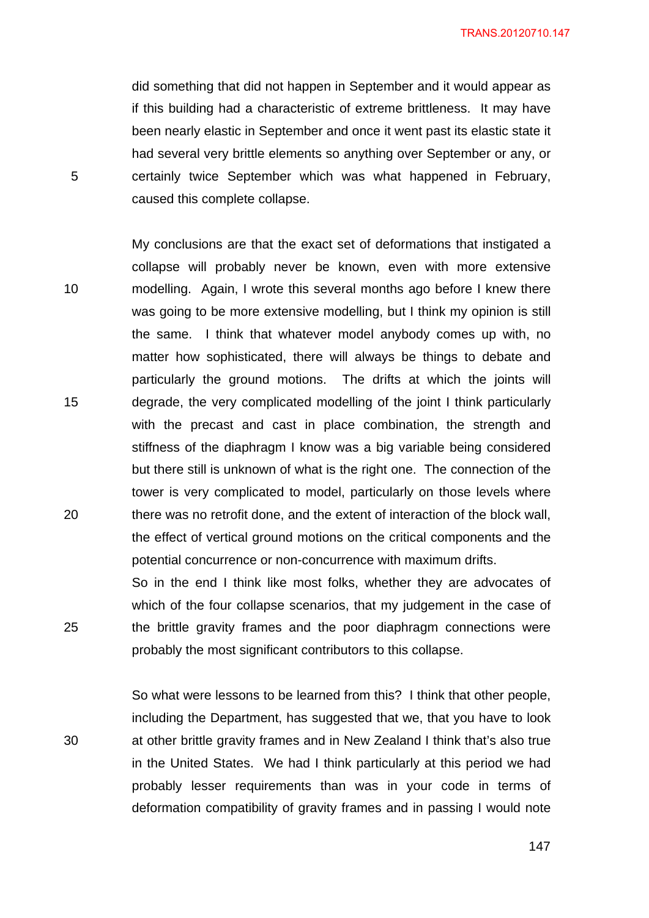did something that did not happen in September and it would appear as if this building had a characteristic of extreme brittleness. It may have been nearly elastic in September and once it went past its elastic state it had several very brittle elements so anything over September or any, or certainly twice September which was what happened in February, caused this complete collapse.

My conclusions are that the exact set of deformations that instigated a collapse will probably never be known, even with more extensive modelling. Again, I wrote this several months ago before I knew there was going to be more extensive modelling, but I think my opinion is still the same. I think that whatever model anybody comes up with, no matter how sophisticated, there will always be things to debate and particularly the ground motions. The drifts at which the joints will degrade, the very complicated modelling of the joint I think particularly with the precast and cast in place combination, the strength and stiffness of the diaphragm I know was a big variable being considered but there still is unknown of what is the right one. The connection of the tower is very complicated to model, particularly on those levels where there was no retrofit done, and the extent of interaction of the block wall, the effect of vertical ground motions on the critical components and the potential concurrence or non-concurrence with maximum drifts.
So in the end I think like most folks, whether they are advocates of which of the four collapse scenarios, that my judgement in the case of the brittle gravity frames and the poor diaphragm connections were probably the most significant contributors to this collapse.

So what were lessons to be learned from this? I think that other people, including the Department, has suggested that we, that you have to look at other brittle gravity frames and in New Zealand I think that's also true in the United States. We had I think particularly at this period we had probably lesser requirements than was in your code in terms of deformation compatibility of gravity frames and in passing I would note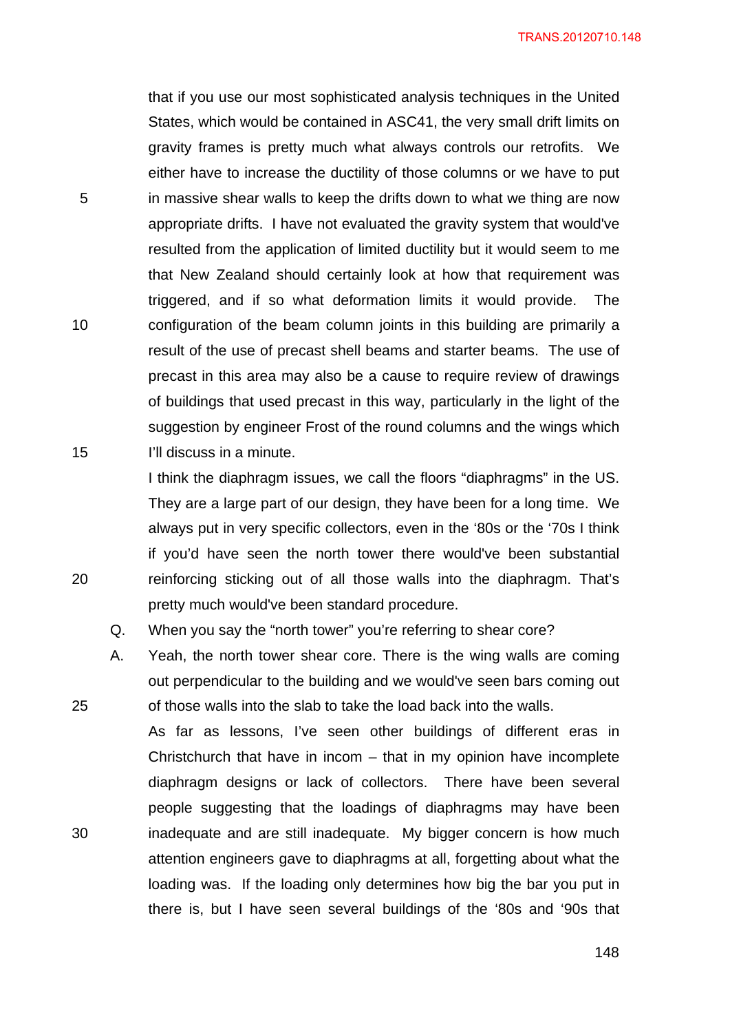that if you use our most sophisticated analysis techniques in the United States, which would be contained in ASC41, the very small drift limits on gravity frames is pretty much what always controls our retrofits. We either have to increase the ductility of those columns or we have to put in massive shear walls to keep the drifts down to what we thing are now appropriate drifts. I have not evaluated the gravity system that would've resulted from the application of limited ductility but it would seem to me that New Zealand should certainly look at how that requirement was triggered, and if so what deformation limits it would provide. The configuration of the beam column joints in this building are primarily a result of the use of precast shell beams and starter beams. The use of precast in this area may also be a cause to require review of drawings of buildings that used precast in this way, particularly in the light of the suggestion by engineer Frost of the round columns and the wings which I'll discuss in a minute.

I think the diaphragm issues, we call the floors "diaphragms" in the US. They are a large part of our design, they have been for a long time. We always put in very specific collectors, even in the '80s or the '70s I think if you'd have seen the north tower there would've been substantial reinforcing sticking out of all those walls into the diaphragm. That's pretty much would've been standard procedure.

Q. When you say the "north tower" you're referring to shear core?

A. Yeah, the north tower shear core. There is the wing walls are coming out perpendicular to the building and we would've seen bars coming out of those walls into the slab to take the load back into the walls.

As far as lessons, I've seen other buildings of different eras in Christchurch that have in incom – that in my opinion have incomplete diaphragm designs or lack of collectors. There have been several people suggesting that the loadings of diaphragms may have been inadequate and are still inadequate. My bigger concern is how much attention engineers gave to diaphragms at all, forgetting about what the loading was. If the loading only determines how big the bar you put in there is, but I have seen several buildings of the '80s and '90s that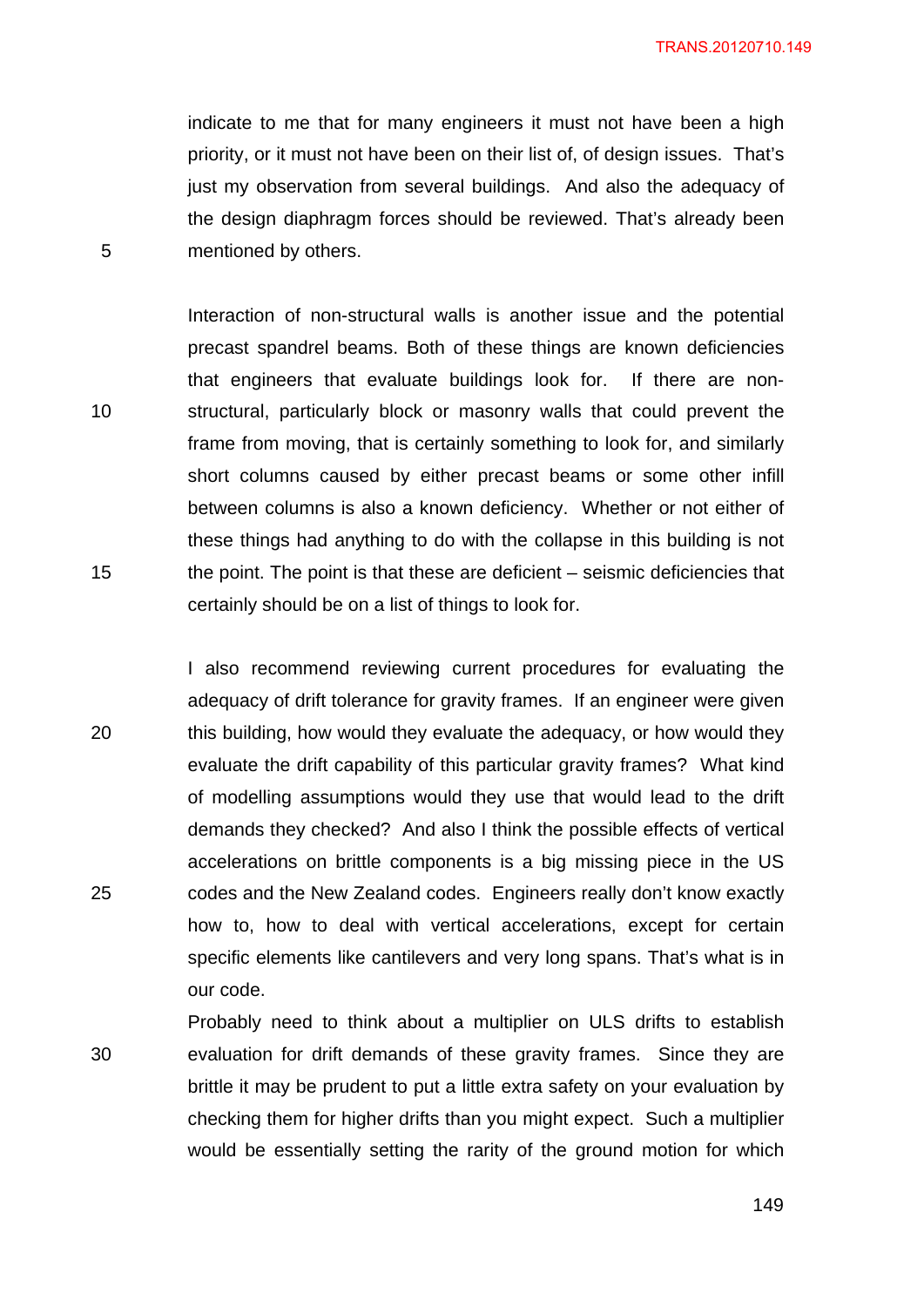indicate to me that for many engineers it must not have been a high priority, or it must not have been on their list of, of design issues. That's just my observation from several buildings. And also the adequacy of the design diaphragm forces should be reviewed. That's already been mentioned by others.

Interaction of non-structural walls is another issue and the potential precast spandrel beams. Both of these things are known deficiencies that engineers that evaluate buildings look for. If there are non-structural, particularly block or masonry walls that could prevent the frame from moving, that is certainly something to look for, and similarly short columns caused by either precast beams or some other infill between columns is also a known deficiency. Whether or not either of these things had anything to do with the collapse in this building is not the point. The point is that these are deficient – seismic deficiencies that certainly should be on a list of things to look for.

I also recommend reviewing current procedures for evaluating the adequacy of drift tolerance for gravity frames. If an engineer were given this building, how would they evaluate the adequacy, or how would they evaluate the drift capability of this particular gravity frames? What kind of modelling assumptions would they use that would lead to the drift demands they checked? And also I think the possible effects of vertical accelerations on brittle components is a big missing piece in the US codes and the New Zealand codes. Engineers really don't know exactly how to, how to deal with vertical accelerations, except for certain specific elements like cantilevers and very long spans. That's what is in our code.

Probably need to think about a multiplier on ULS drifts to establish evaluation for drift demands of these gravity frames. Since they are brittle it may be prudent to put a little extra safety on your evaluation by checking them for higher drifts than you might expect. Such a multiplier would be essentially setting the rarity of the ground motion for which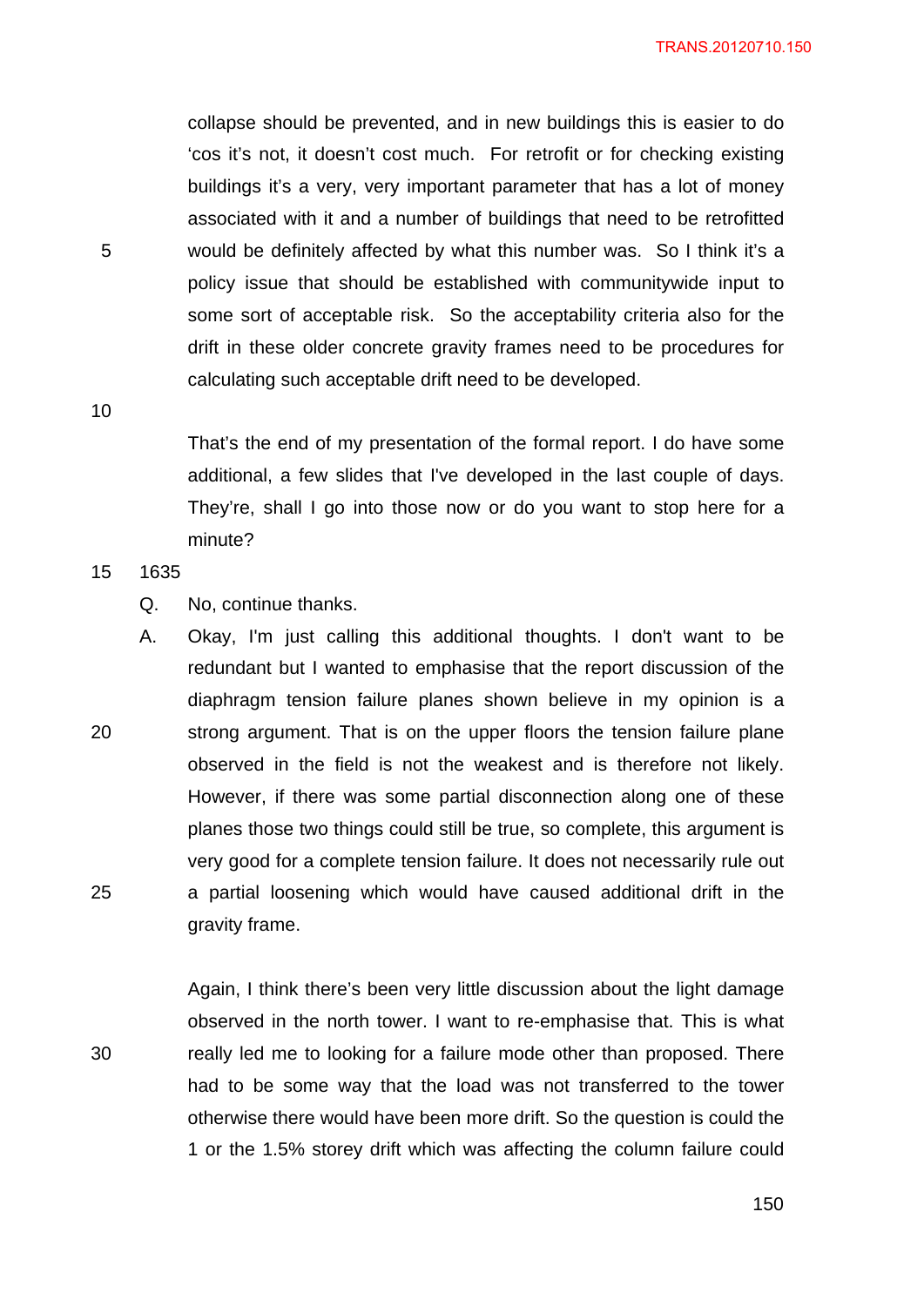collapse should be prevented, and in new buildings this is easier to do 'cos it's not, it doesn't cost much. For retrofit or for checking existing buildings it's a very, very important parameter that has a lot of money associated with it and a number of buildings that need to be retrofitted would be definitely affected by what this number was. So I think it's a policy issue that should be established with communitywide input to some sort of acceptable risk. So the acceptability criteria also for the drift in these older concrete gravity frames need to be procedures for calculating such acceptable drift need to be developed.

That's the end of my presentation of the formal report. I do have some additional, a few slides that I've developed in the last couple of days. They're, shall I go into those now or do you want to stop here for a minute?

1635

Q. No, continue thanks.

A. Okay, I'm just calling this additional thoughts. I don't want to be redundant but I wanted to emphasise that the report discussion of the diaphragm tension failure planes shown believe in my opinion is a strong argument. That is on the upper floors the tension failure plane observed in the field is not the weakest and is therefore not likely. However, if there was some partial disconnection along one of these planes those two things could still be true, so complete, this argument is very good for a complete tension failure. It does not necessarily rule out a partial loosening which would have caused additional drift in the gravity frame.

Again, I think there's been very little discussion about the light damage observed in the north tower. I want to re-emphasise that. This is what really led me to looking for a failure mode other than proposed. There had to be some way that the load was not transferred to the tower otherwise there would have been more drift. So the question is could the 1 or the 1.5% storey drift which was affecting the column failure could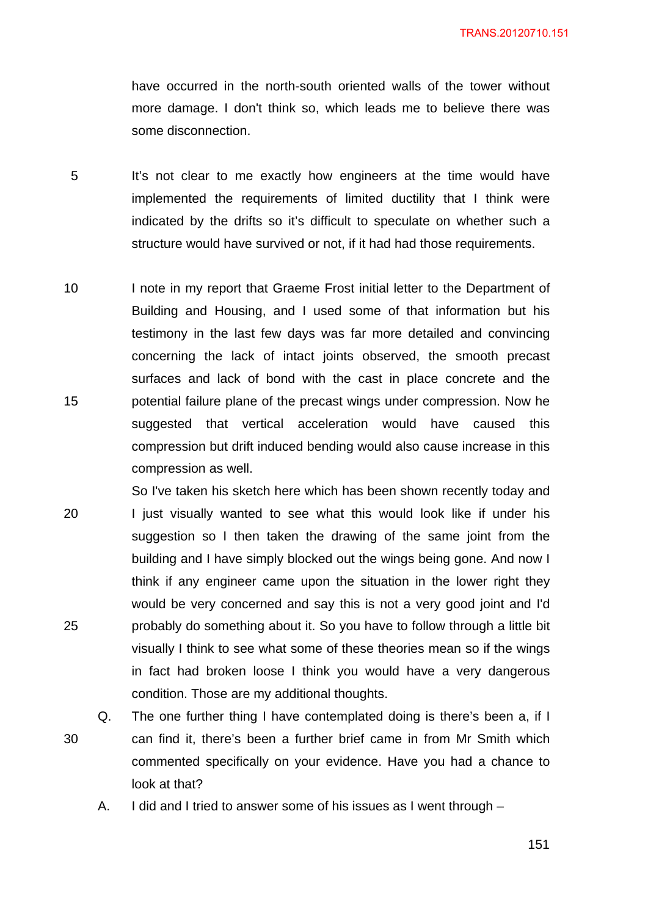have occurred in the north-south oriented walls of the tower without more damage. I don't think so, which leads me to believe there was some disconnection.

It's not clear to me exactly how engineers at the time would have implemented the requirements of limited ductility that I think were indicated by the drifts so it's difficult to speculate on whether such a structure would have survived or not, if it had had those requirements.

I note in my report that Graeme Frost initial letter to the Department of Building and Housing, and I used some of that information but his testimony in the last few days was far more detailed and convincing concerning the lack of intact joints observed, the smooth precast surfaces and lack of bond with the cast in place concrete and the potential failure plane of the precast wings under compression. Now he suggested that vertical acceleration would have caused this compression but drift induced bending would also cause increase in this compression as well.

So I've taken his sketch here which has been shown recently today and I just visually wanted to see what this would look like if under his suggestion so I then taken the drawing of the same joint from the building and I have simply blocked out the wings being gone. And now I think if any engineer came upon the situation in the lower right they would be very concerned and say this is not a very good joint and I'd probably do something about it. So you have to follow through a little bit visually I think to see what some of these theories mean so if the wings in fact had broken loose I think you would have a very dangerous condition. Those are my additional thoughts.

Q. The one further thing I have contemplated doing is there's been a, if I can find it, there's been a further brief came in from Mr Smith which commented specifically on your evidence. Have you had a chance to look at that?

A. I did and I tried to answer some of his issues as I went through –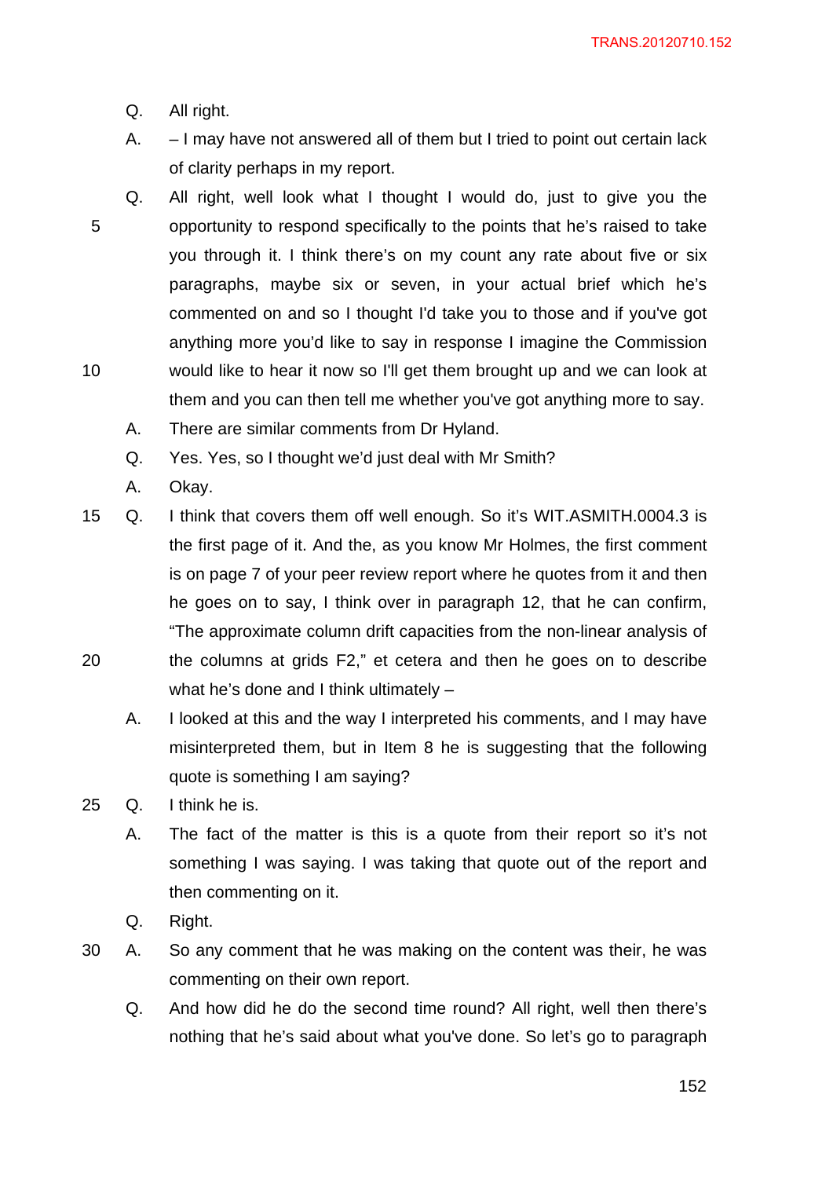Q. All right.

A. – I may have not answered all of them but I tried to point out certain lack of clarity perhaps in my report.

Q. All right, well look what I thought I would do, just to give you the opportunity to respond specifically to the points that he's raised to take you through it. I think there's on my count any rate about five or six paragraphs, maybe six or seven, in your actual brief which he's commented on and so I thought I'd take you to those and if you've got anything more you'd like to say in response I imagine the Commission would like to hear it now so I'll get them brought up and we can look at them and you can then tell me whether you've got anything more to say.

A. There are similar comments from Dr Hyland.

Q. Yes. Yes, so I thought we'd just deal with Mr Smith?

A. Okay.

Q. I think that covers them off well enough. So it's WIT.ASMITH.0004.3 is the first page of it. And the, as you know Mr Holmes, the first comment is on page 7 of your peer review report where he quotes from it and then he goes on to say, I think over in paragraph 12, that he can confirm, "The approximate column drift capacities from the non-linear analysis of the columns at grids F2," et cetera and then he goes on to describe what he's done and I think ultimately –

A. I looked at this and the way I interpreted his comments, and I may have misinterpreted them, but in Item 8 he is suggesting that the following quote is something I am saying?

Q. I think he is.

A. The fact of the matter is this is a quote from their report so it's not something I was saying. I was taking that quote out of the report and then commenting on it.

Q. Right.

A. So any comment that he was making on the content was their, he was commenting on their own report.

Q. And how did he do the second time round? All right, well then there's nothing that he's said about what you've done. So let's go to paragraph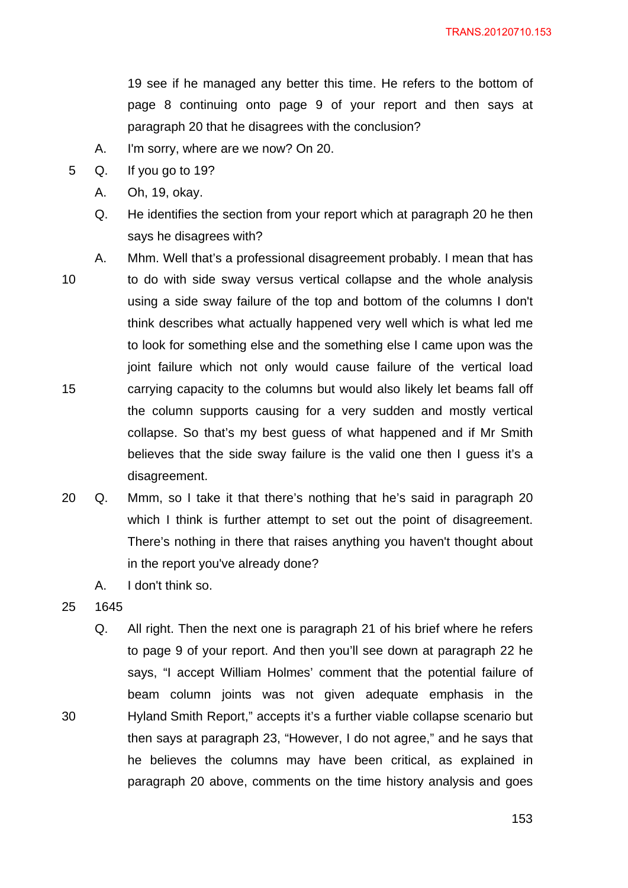19 see if he managed any better this time. He refers to the bottom of page 8 continuing onto page 9 of your report and then says at paragraph 20 that he disagrees with the conclusion?

A. I'm sorry, where are we now? On 20.

Q. If you go to 19?

A. Oh, 19, okay.

Q. He identifies the section from your report which at paragraph 20 he then says he disagrees with?

A. Mhm. Well that's a professional disagreement probably. I mean that has to do with side sway versus vertical collapse and the whole analysis using a side sway failure of the top and bottom of the columns I don't think describes what actually happened very well which is what led me to look for something else and the something else I came upon was the joint failure which not only would cause failure of the vertical load carrying capacity to the columns but would also likely let beams fall off the column supports causing for a very sudden and mostly vertical collapse. So that's my best guess of what happened and if Mr Smith believes that the side sway failure is the valid one then I guess it's a disagreement.

Q. Mmm, so I take it that there's nothing that he's said in paragraph 20 which I think is further attempt to set out the point of disagreement. There's nothing in there that raises anything you haven't thought about in the report you've already done?

A. I don't think so.

1645

Q. All right. Then the next one is paragraph 21 of his brief where he refers to page 9 of your report. And then you'll see down at paragraph 22 he says, "I accept William Holmes' comment that the potential failure of beam column joints was not given adequate emphasis in the Hyland Smith Report," accepts it's a further viable collapse scenario but then says at paragraph 23, "However, I do not agree," and he says that he believes the columns may have been critical, as explained in paragraph 20 above, comments on the time history analysis and goes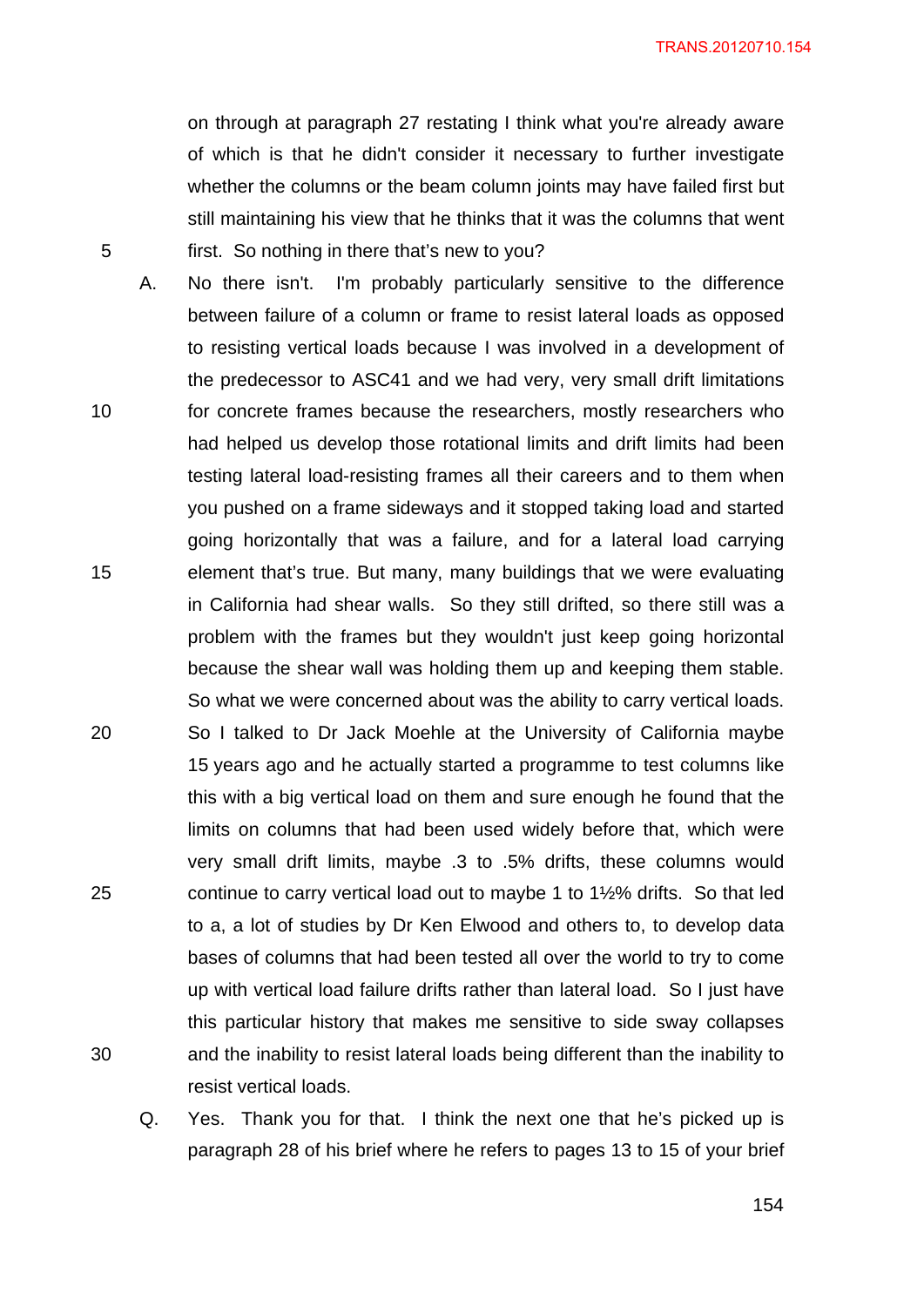on through at paragraph 27 restating I think what you're already aware of which is that he didn't consider it necessary to further investigate whether the columns or the beam column joints may have failed first but still maintaining his view that he thinks that it was the columns that went first. So nothing in there that's new to you?

A. No there isn't. I'm probably particularly sensitive to the difference between failure of a column or frame to resist lateral loads as opposed to resisting vertical loads because I was involved in a development of the predecessor to ASC41 and we had very, very small drift limitations for concrete frames because the researchers, mostly researchers who had helped us develop those rotational limits and drift limits had been testing lateral load-resisting frames all their careers and to them when you pushed on a frame sideways and it stopped taking load and started going horizontally that was a failure, and for a lateral load carrying element that's true. But many, many buildings that we were evaluating in California had shear walls. So they still drifted, so there still was a problem with the frames but they wouldn't just keep going horizontal because the shear wall was holding them up and keeping them stable. So what we were concerned about was the ability to carry vertical loads. So I talked to Dr Jack Moehle at the University of California maybe 15 years ago and he actually started a programme to test columns like this with a big vertical load on them and sure enough he found that the limits on columns that had been used widely before that, which were very small drift limits, maybe .3 to .5% drifts, these columns would continue to carry vertical load out to maybe 1 to 1½% drifts. So that led to a, a lot of studies by Dr Ken Elwood and others to, to develop data bases of columns that had been tested all over the world to try to come up with vertical load failure drifts rather than lateral load. So I just have this particular history that makes me sensitive to side sway collapses and the inability to resist lateral loads being different than the inability to resist vertical loads.

Q. Yes. Thank you for that. I think the next one that he's picked up is paragraph 28 of his brief where he refers to pages 13 to 15 of your brief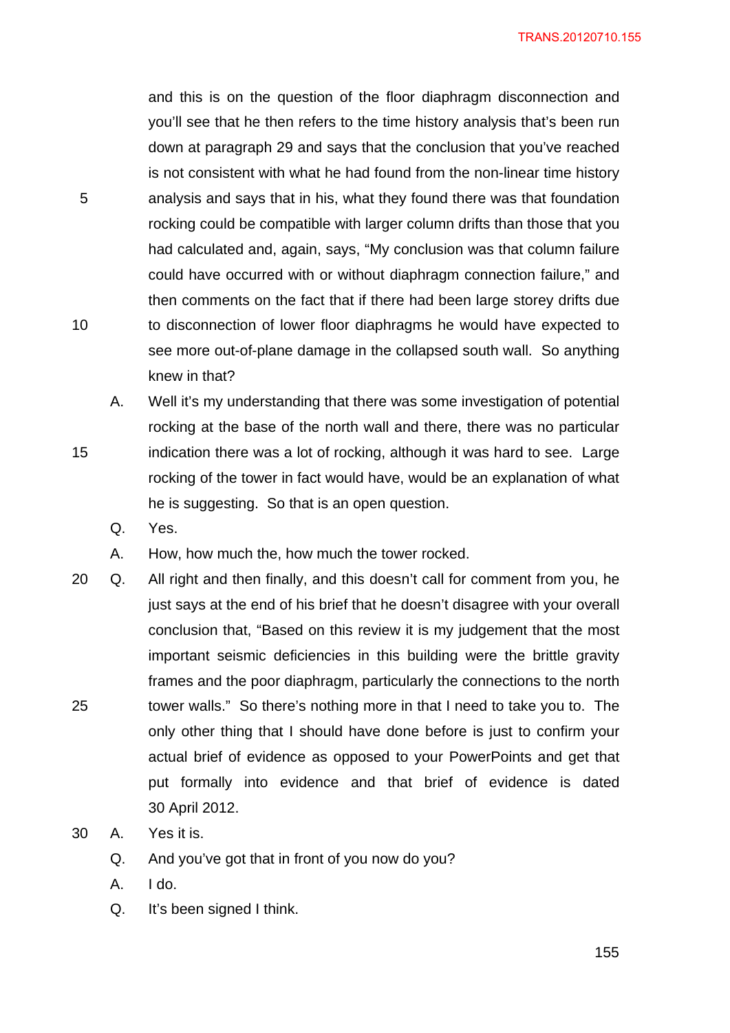and this is on the question of the floor diaphragm disconnection and you'll see that he then refers to the time history analysis that's been run down at paragraph 29 and says that the conclusion that you've reached is not consistent with what he had found from the non-linear time history analysis and says that in his, what they found there was that foundation rocking could be compatible with larger column drifts than those that you had calculated and, again, says, "My conclusion was that column failure could have occurred with or without diaphragm connection failure," and then comments on the fact that if there had been large storey drifts due to disconnection of lower floor diaphragms he would have expected to see more out-of-plane damage in the collapsed south wall. So anything knew in that?

A. Well it's my understanding that there was some investigation of potential rocking at the base of the north wall and there, there was no particular indication there was a lot of rocking, although it was hard to see. Large rocking of the tower in fact would have, would be an explanation of what he is suggesting. So that is an open question.

Q. Yes.

A. How, how much the, how much the tower rocked.

Q. All right and then finally, and this doesn't call for comment from you, he just says at the end of his brief that he doesn't disagree with your overall conclusion that, "Based on this review it is my judgement that the most important seismic deficiencies in this building were the brittle gravity frames and the poor diaphragm, particularly the connections to the north tower walls." So there's nothing more in that I need to take you to. The only other thing that I should have done before is just to confirm your actual brief of evidence as opposed to your PowerPoints and get that put formally into evidence and that brief of evidence is dated 30 April 2012.

A. Yes it is.

Q. And you've got that in front of you now do you?

A. I do.

Q. It's been signed I think.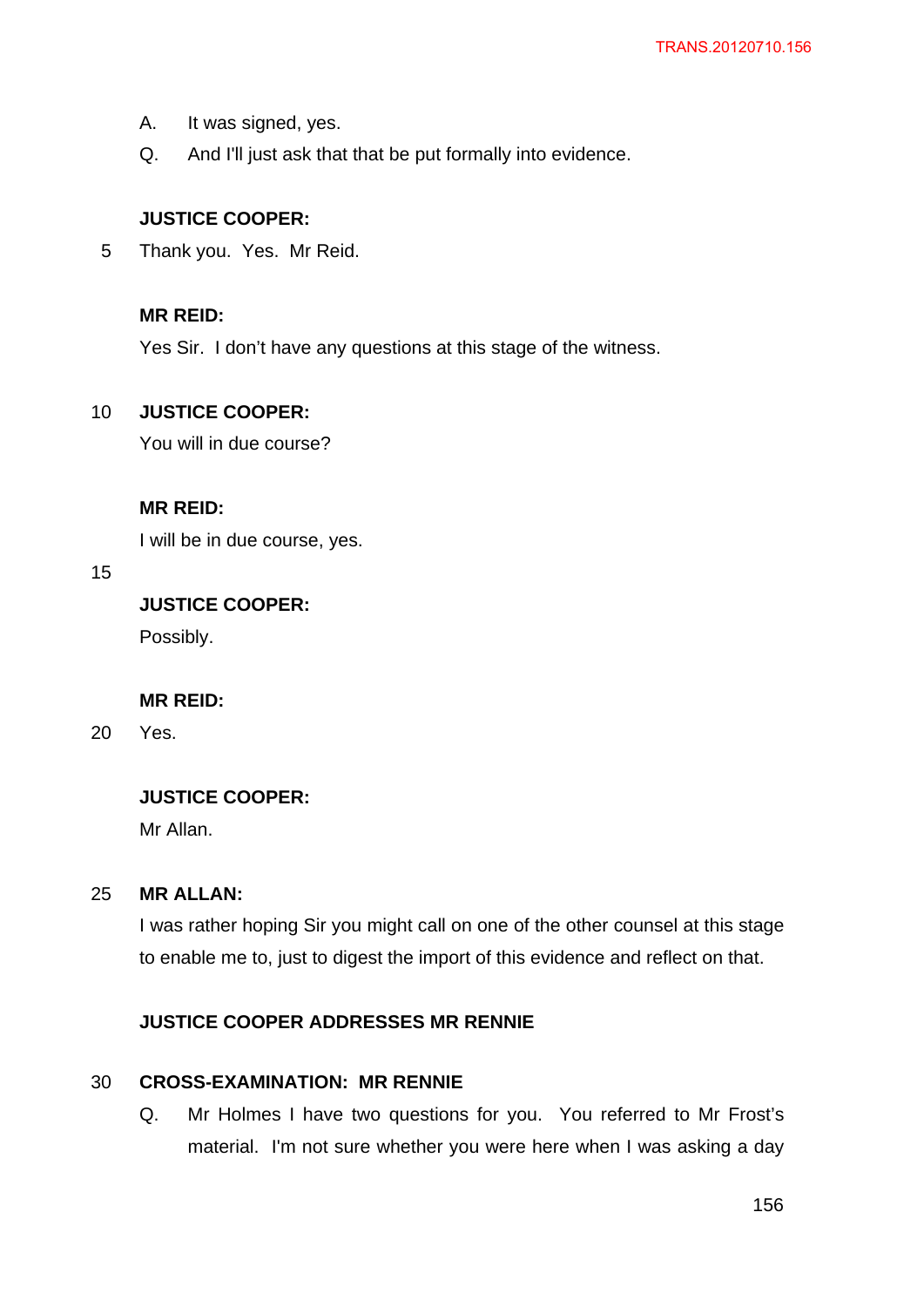A. It was signed, yes.

Q. And I'll just ask that that be put formally into evidence.

**JUSTICE COOPER:**

Thank you. Yes. Mr Reid.

**MR REID:**

Yes Sir. I don't have any questions at this stage of the witness.

**JUSTICE COOPER:**

You will in due course?

**MR REID:**

I will be in due course, yes.

**JUSTICE COOPER:**

Possibly.

**MR REID:**

Yes.

**JUSTICE COOPER:**

Mr Allan.

**MR ALLAN:**

I was rather hoping Sir you might call on one of the other counsel at this stage to enable me to, just to digest the import of this evidence and reflect on that.

**JUSTICE COOPER ADDRESSES MR RENNIE**

**CROSS-EXAMINATION: MR RENNIE**

Q. Mr Holmes I have two questions for you. You referred to Mr Frost's material. I'm not sure whether you were here when I was asking a day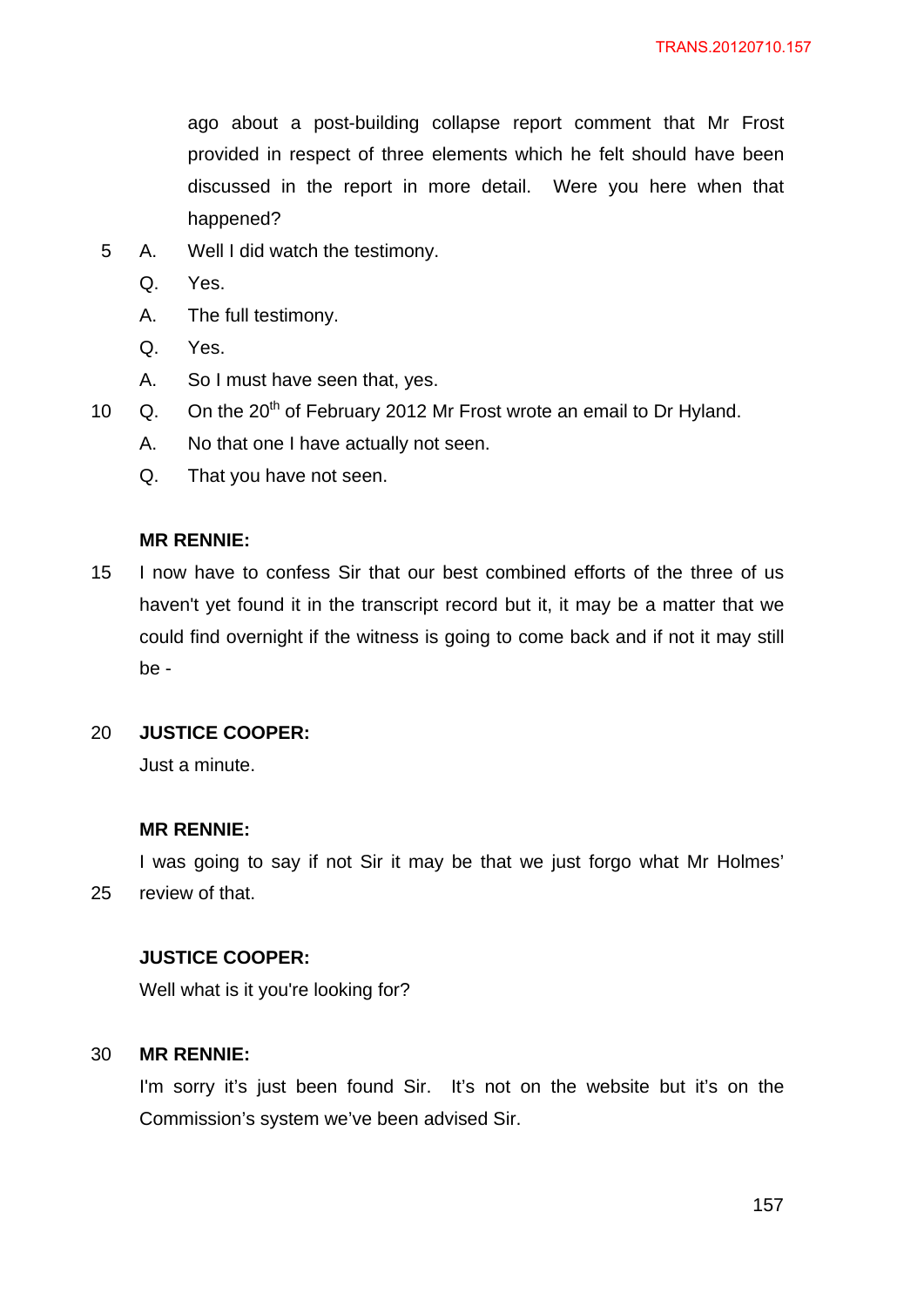ago about a post-building collapse report comment that Mr Frost provided in respect of three elements which he felt should have been discussed in the report in more detail. Were you here when that happened?

A. Well I did watch the testimony.

Q. Yes.

A. The full testimony.

Q. Yes.

A. So I must have seen that, yes.

Q. On the 20th of February 2012 Mr Frost wrote an email to Dr Hyland.

A. No that one I have actually not seen.

Q. That you have not seen.

**MR RENNIE:**

I now have to confess Sir that our best combined efforts of the three of us haven't yet found it in the transcript record but it, it may be a matter that we could find overnight if the witness is going to come back and if not it may still be -

**JUSTICE COOPER:**

Just a minute.

**MR RENNIE:**

I was going to say if not Sir it may be that we just forgo what Mr Holmes' review of that.

**JUSTICE COOPER:**

Well what is it you're looking for?

**MR RENNIE:**

I'm sorry it's just been found Sir. It's not on the website but it's on the Commission's system we've been advised Sir.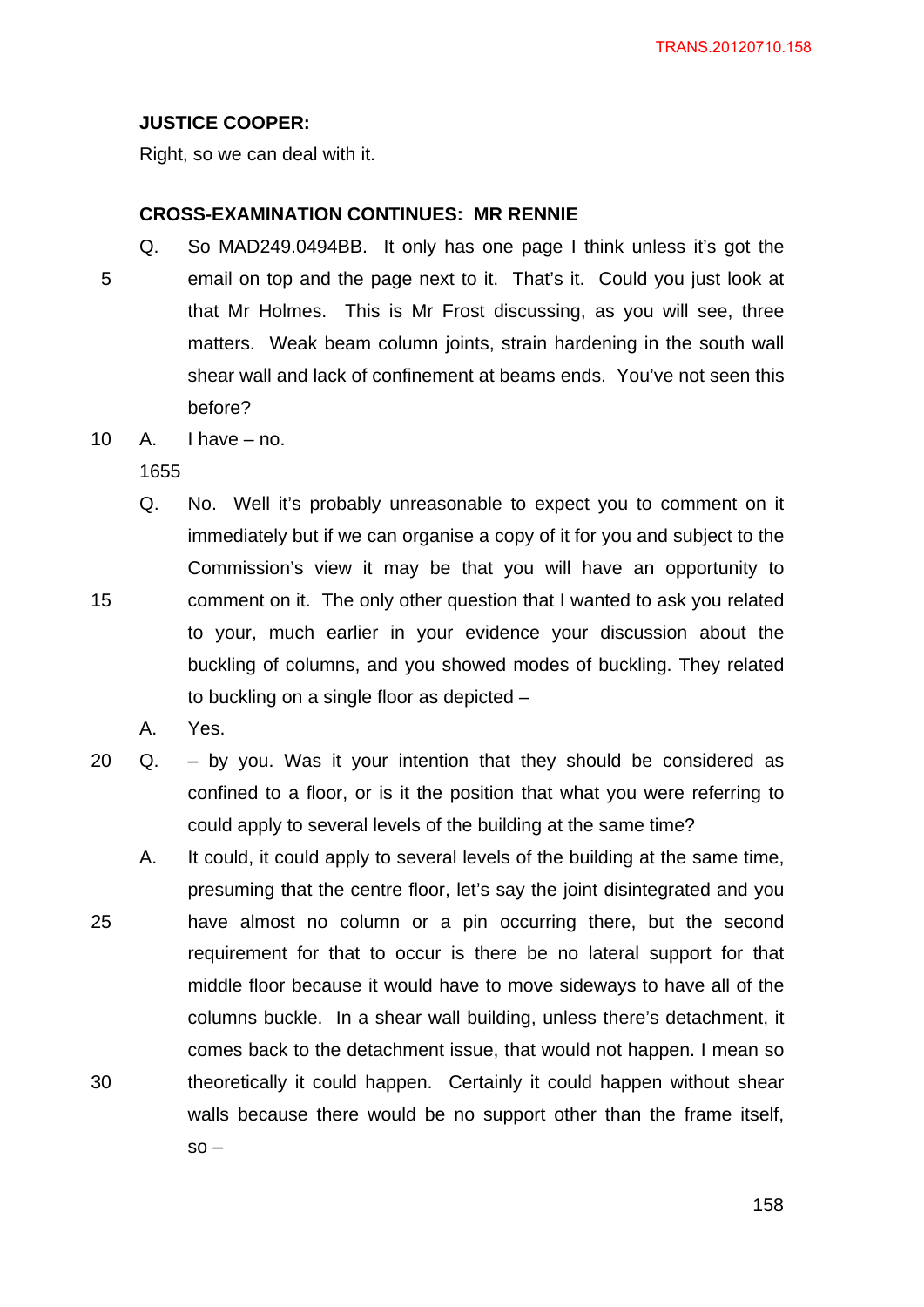**JUSTICE COOPER:**

Right, so we can deal with it.

**CROSS-EXAMINATION CONTINUES: MR RENNIE**

Q. So MAD249.0494BB. It only has one page I think unless it's got the email on top and the page next to it. That's it. Could you just look at that Mr Holmes. This is Mr Frost discussing, as you will see, three matters. Weak beam column joints, strain hardening in the south wall shear wall and lack of confinement at beams ends. You've not seen this before?

A. I have – no.

1655

Q. No. Well it's probably unreasonable to expect you to comment on it immediately but if we can organise a copy of it for you and subject to the Commission's view it may be that you will have an opportunity to comment on it. The only other question that I wanted to ask you related to your, much earlier in your evidence your discussion about the buckling of columns, and you showed modes of buckling. They related to buckling on a single floor as depicted –

A. Yes.

Q. – by you. Was it your intention that they should be considered as confined to a floor, or is it the position that what you were referring to could apply to several levels of the building at the same time?

A. It could, it could apply to several levels of the building at the same time, presuming that the centre floor, let's say the joint disintegrated and you have almost no column or a pin occurring there, but the second requirement for that to occur is there be no lateral support for that middle floor because it would have to move sideways to have all of the columns buckle. In a shear wall building, unless there's detachment, it comes back to the detachment issue, that would not happen. I mean so theoretically it could happen. Certainly it could happen without shear walls because there would be no support other than the frame itself, so –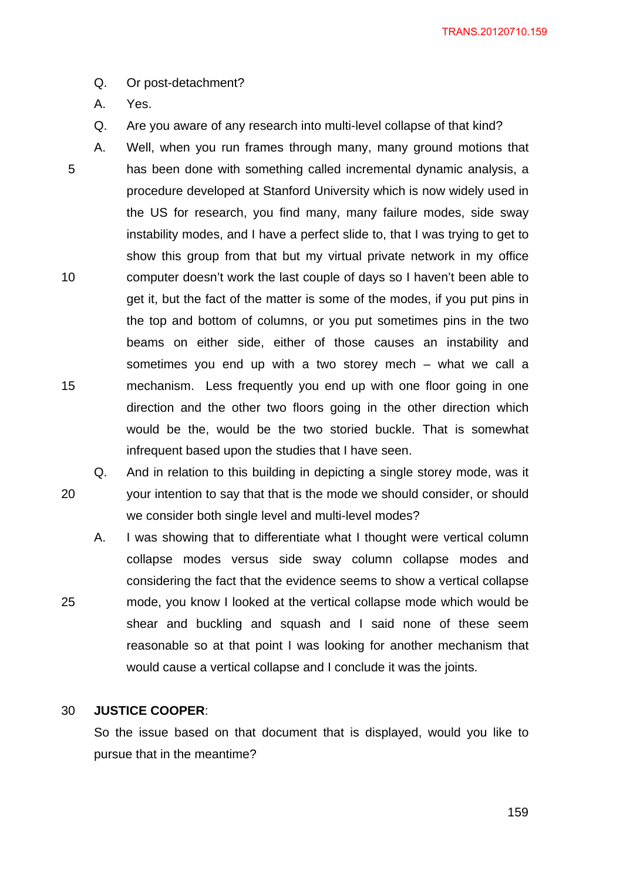Q. Or post-detachment?

A. Yes.

Q. Are you aware of any research into multi-level collapse of that kind?

A. Well, when you run frames through many, many ground motions that has been done with something called incremental dynamic analysis, a procedure developed at Stanford University which is now widely used in the US for research, you find many, many failure modes, side sway instability modes, and I have a perfect slide to, that I was trying to get to show this group from that but my virtual private network in my office computer doesn't work the last couple of days so I haven't been able to get it, but the fact of the matter is some of the modes, if you put pins in the top and bottom of columns, or you put sometimes pins in the two beams on either side, either of those causes an instability and sometimes you end up with a two storey mech – what we call a mechanism. Less frequently you end up with one floor going in one direction and the other two floors going in the other direction which would be the, would be the two storied buckle. That is somewhat infrequent based upon the studies that I have seen.

Q. And in relation to this building in depicting a single storey mode, was it your intention to say that that is the mode we should consider, or should we consider both single level and multi-level modes?

A. I was showing that to differentiate what I thought were vertical column collapse modes versus side sway column collapse modes and considering the fact that the evidence seems to show a vertical collapse mode, you know I looked at the vertical collapse mode which would be shear and buckling and squash and I said none of these seem reasonable so at that point I was looking for another mechanism that would cause a vertical collapse and I conclude it was the joints.

**JUSTICE COOPER**:

So the issue based on that document that is displayed, would you like to pursue that in the meantime?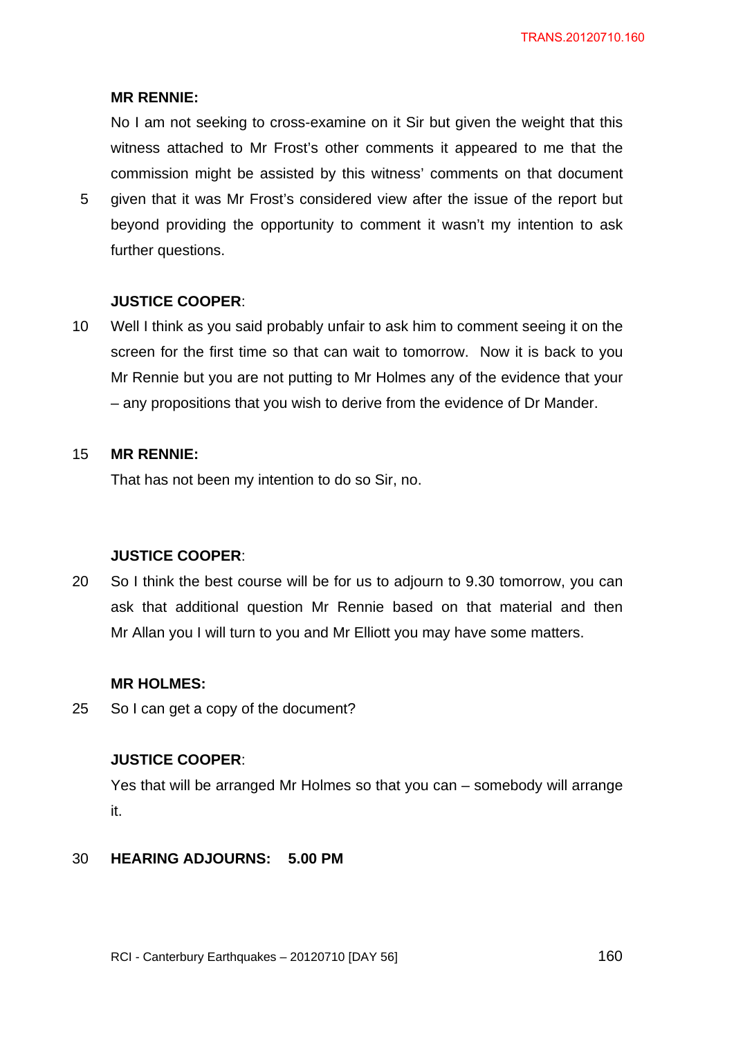**MR RENNIE:**

No I am not seeking to cross-examine on it Sir but given the weight that this witness attached to Mr Frost's other comments it appeared to me that the commission might be assisted by this witness' comments on that document given that it was Mr Frost's considered view after the issue of the report but beyond providing the opportunity to comment it wasn't my intention to ask further questions.

**JUSTICE COOPER**:

Well I think as you said probably unfair to ask him to comment seeing it on the screen for the first time so that can wait to tomorrow. Now it is back to you Mr Rennie but you are not putting to Mr Holmes any of the evidence that your – any propositions that you wish to derive from the evidence of Dr Mander.

**MR RENNIE:**

That has not been my intention to do so Sir, no.

**JUSTICE COOPER**:

So I think the best course will be for us to adjourn to 9.30 tomorrow, you can ask that additional question Mr Rennie based on that material and then Mr Allan you I will turn to you and Mr Elliott you may have some matters.

**MR HOLMES:**

So I can get a copy of the document?

**JUSTICE COOPER**:

Yes that will be arranged Mr Holmes so that you can – somebody will arrange it.

**HEARING ADJOURNS: 5.00 PM**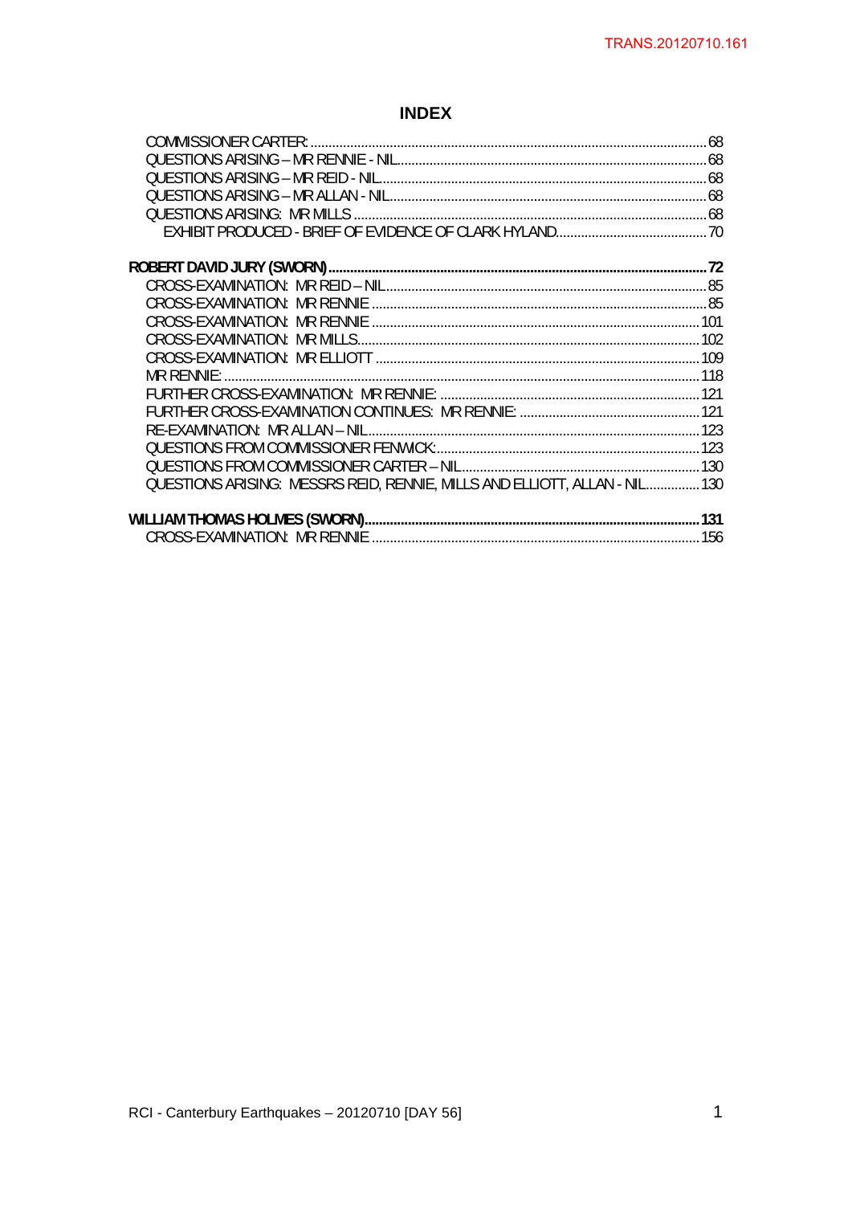# INDEX

COMMISSIONER CARTER: ............................................................................................................ 68
QUESTIONS ARISING – MR RENNIE - NIL...................................................................................... 68
QUESTIONS ARISING – MR REID - NIL.......................................................................................... 68
QUESTIONS ARISING – MR ALLAN - NIL....................................................................................... 68
QUESTIONS ARISING: MR MILLS ................................................................................................. 68
EXHIBIT PRODUCED - BRIEF OF EVIDENCE OF CLARK HYLAND........................................... 70

**ROBERT DAVID JURY (SWORN)........................................................................................................ 72**
CROSS-EXAMINATION: MR REID – NIL........................................................................................ 85
CROSS-EXAMINATION: MR RENNIE ............................................................................................. 85
CROSS-EXAMINATION: MR RENNIE ........................................................................................... 101
CROSS-EXAMINATION: MR MILLS............................................................................................... 102
CROSS-EXAMINATION: MR ELLIOTT .......................................................................................... 109
MR RENNIE: .................................................................................................................................... 118
FURTHER CROSS-EXAMINATION: MR RENNIE: ........................................................................ 121
FURTHER CROSS-EXAMINATION CONTINUES: MR RENNIE: .................................................. 121
RE-EXAMINATION: MR ALLAN – NIL............................................................................................ 123
QUESTIONS FROM COMMISSIONER FENWICK:......................................................................... 123
QUESTIONS FROM COMMISSIONER CARTER – NIL.................................................................. 130
QUESTIONS ARISING: MESSRS REID, RENNIE, MILLS AND ELLIOTT, ALLAN - NIL............... 130

**WILLIAM THOMAS HOLMES (SWORN)............................................................................................. 131**
CROSS-EXAMINATION: MR RENNIE ........................................................................................... 156